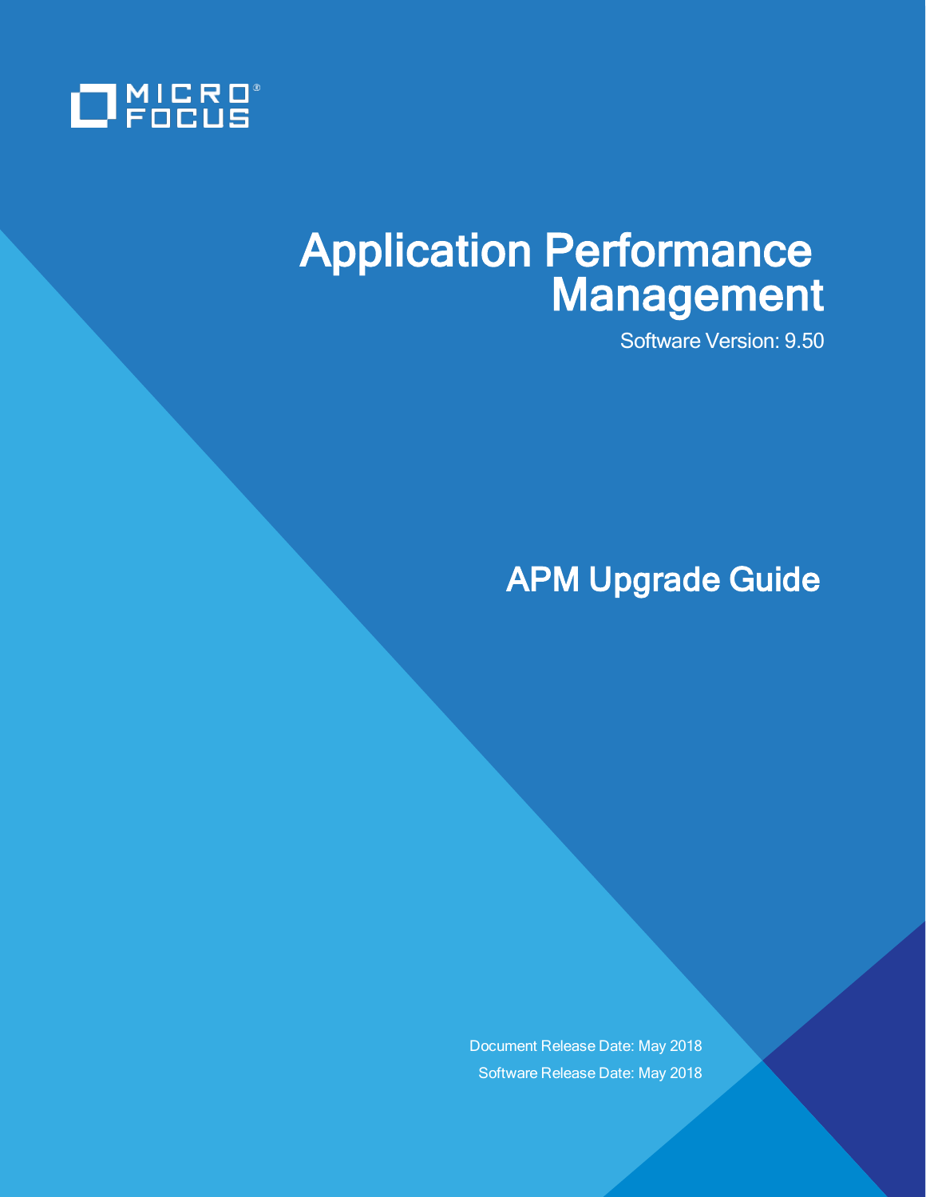MICRO FOCUS

# Application Performance Management

Software Version: 9.50

## APM Upgrade Guide

Document Release Date: May 2018

Software Release Date: May 2018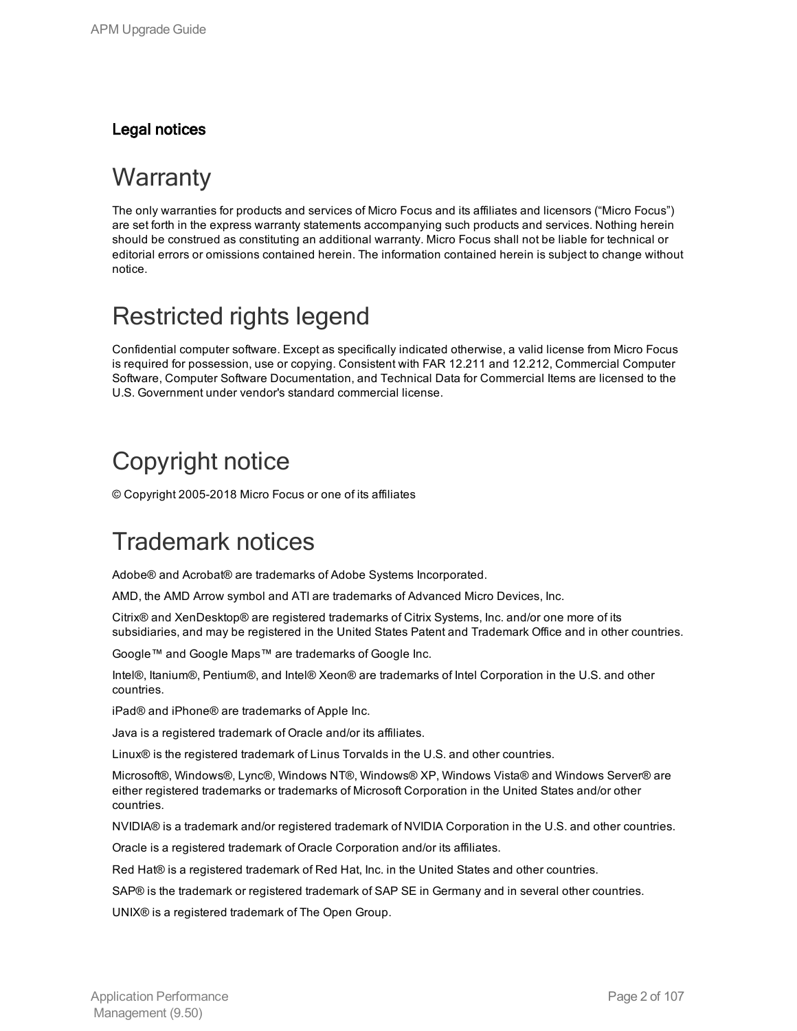### Legal notices

# Warranty

The only warranties for products and services of Micro Focus and its affiliates and licensors (“Micro Focus”) are set forth in the express warranty statements accompanying such products and services. Nothing herein should be construed as constituting an additional warranty. Micro Focus shall not be liable for technical or editorial errors or omissions contained herein. The information contained herein is subject to change without notice.

# Restricted rights legend

Confidential computer software. Except as specifically indicated otherwise, a valid license from Micro Focus is required for possession, use or copying. Consistent with FAR 12.211 and 12.212, Commercial Computer Software, Computer Software Documentation, and Technical Data for Commercial Items are licensed to the U.S. Government under vendor's standard commercial license.

# Copyright notice

© Copyright 2005-2018 Micro Focus or one of its affiliates

# Trademark notices

Adobe® and Acrobat® are trademarks of Adobe Systems Incorporated.

AMD, the AMD Arrow symbol and ATI are trademarks of Advanced Micro Devices, Inc.

Citrix® and XenDesktop® are registered trademarks of Citrix Systems, Inc. and/or one more of its subsidiaries, and may be registered in the United States Patent and Trademark Office and in other countries.

Google™ and Google Maps™ are trademarks of Google Inc.

Intel®, Itanium®, Pentium®, and Intel® Xeon® are trademarks of Intel Corporation in the U.S. and other countries.

iPad® and iPhone® are trademarks of Apple Inc.

Java is a registered trademark of Oracle and/or its affiliates.

Linux® is the registered trademark of Linus Torvalds in the U.S. and other countries.

Microsoft®, Windows®, Lync®, Windows NT®, Windows® XP, Windows Vista® and Windows Server® are either registered trademarks or trademarks of Microsoft Corporation in the United States and/or other countries.

NVIDIA® is a trademark and/or registered trademark of NVIDIA Corporation in the U.S. and other countries.

Oracle is a registered trademark of Oracle Corporation and/or its affiliates.

Red Hat® is a registered trademark of Red Hat, Inc. in the United States and other countries.

SAP® is the trademark or registered trademark of SAP SE in Germany and in several other countries.

UNIX® is a registered trademark of The Open Group.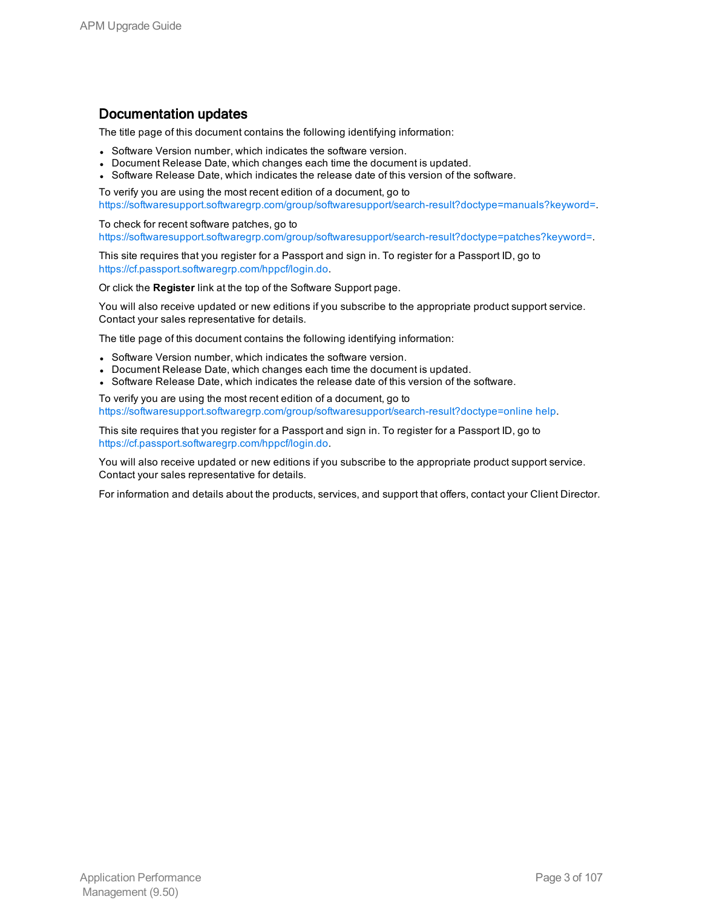## Documentation updates

The title page of this document contains the following identifying information:

- Software Version number, which indicates the software version.
- Document Release Date, which changes each time the document is updated.
- Software Release Date, which indicates the release date of this version of the software.

To verify you are using the most recent edition of a document, go to https://softwaresupport.softwaregrp.com/group/softwaresupport/search-result?doctype=manuals?keyword=.

To check for recent software patches, go to https://softwaresupport.softwaregrp.com/group/softwaresupport/search-result?doctype=patches?keyword=.

This site requires that you register for a Passport and sign in. To register for a Passport ID, go to https://cf.passport.softwaregrp.com/hppcf/login.do.

Or click the **Register** link at the top of the Software Support page.

You will also receive updated or new editions if you subscribe to the appropriate product support service. Contact your sales representative for details.

The title page of this document contains the following identifying information:

- Software Version number, which indicates the software version.
- Document Release Date, which changes each time the document is updated.
- Software Release Date, which indicates the release date of this version of the software.

To verify you are using the most recent edition of a document, go to https://softwaresupport.softwaregrp.com/group/softwaresupport/search-result?doctype=online help.

This site requires that you register for a Passport and sign in. To register for a Passport ID, go to https://cf.passport.softwaregrp.com/hppcf/login.do.

You will also receive updated or new editions if you subscribe to the appropriate product support service. Contact your sales representative for details.

For information and details about the products, services, and support that offers, contact your Client Director.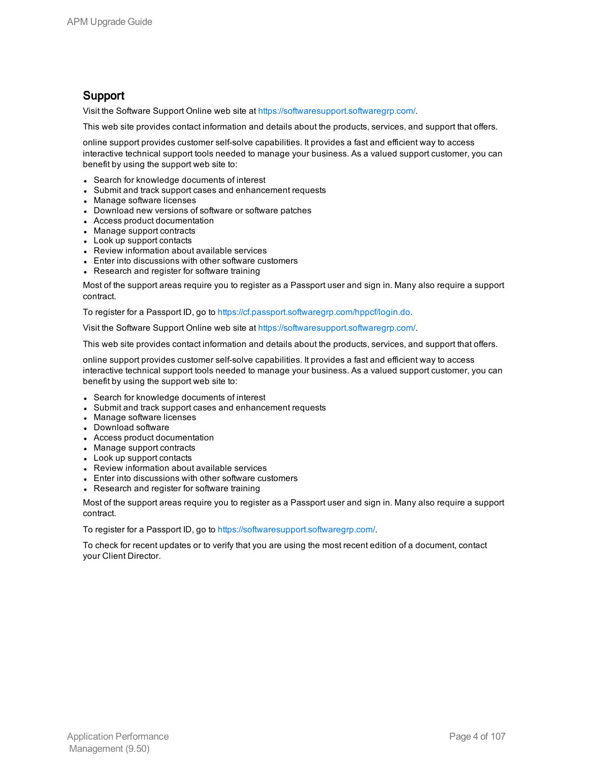## Support

Visit the Software Support Online web site at https://softwaresupport.softwaregrp.com/.

This web site provides contact information and details about the products, services, and support that offers.

online support provides customer self-solve capabilities. It provides a fast and efficient way to access interactive technical support tools needed to manage your business. As a valued support customer, you can benefit by using the support web site to:

- Search for knowledge documents of interest
- Submit and track support cases and enhancement requests
- Manage software licenses
- Download new versions of software or software patches
- Access product documentation
- Manage support contracts
- Look up support contacts
- Review information about available services
- Enter into discussions with other software customers
- Research and register for software training

Most of the support areas require you to register as a Passport user and sign in. Many also require a support contract.

To register for a Passport ID, go to https://cf.passport.softwaregrp.com/hppcf/login.do.

Visit the Software Support Online web site at https://softwaresupport.softwaregrp.com/.

This web site provides contact information and details about the products, services, and support that offers.

online support provides customer self-solve capabilities. It provides a fast and efficient way to access interactive technical support tools needed to manage your business. As a valued support customer, you can benefit by using the support web site to:

- Search for knowledge documents of interest
- Submit and track support cases and enhancement requests
- Manage software licenses
- Download software
- Access product documentation
- Manage support contracts
- Look up support contacts
- Review information about available services
- Enter into discussions with other software customers
- Research and register for software training

Most of the support areas require you to register as a Passport user and sign in. Many also require a support contract.

To register for a Passport ID, go to https://softwaresupport.softwaregrp.com/.

To check for recent updates or to verify that you are using the most recent edition of a document, contact your Client Director.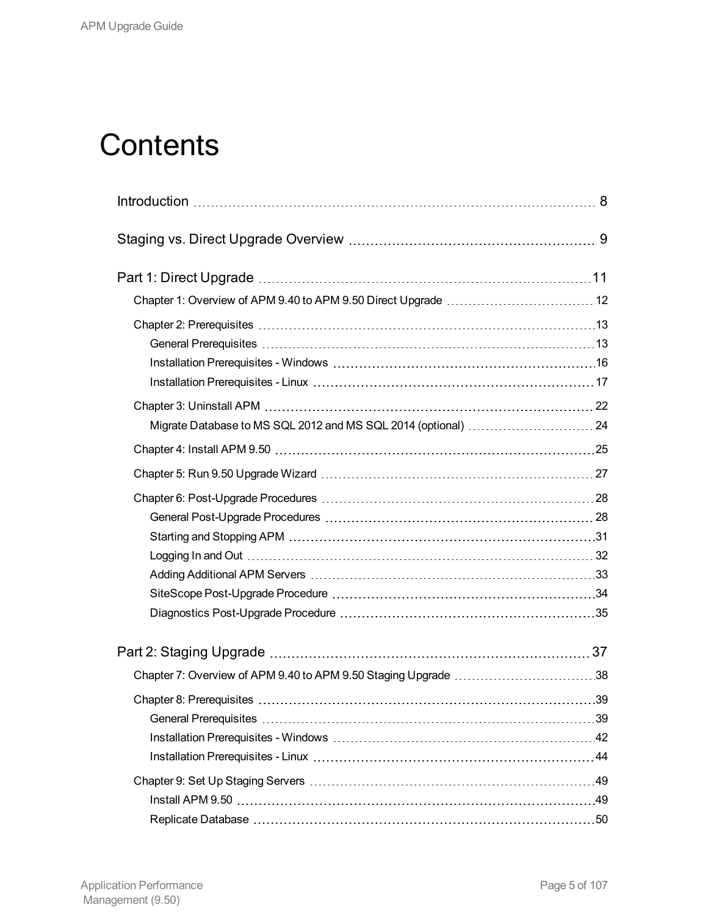# Contents

- Introduction ... 8
- Staging vs. Direct Upgrade Overview ... 9
- Part 1: Direct Upgrade ... 11
  - Chapter 1: Overview of APM 9.40 to APM 9.50 Direct Upgrade ... 12
  - Chapter 2: Prerequisites ... 13
    - General Prerequisites ... 13
    - Installation Prerequisites - Windows ... 16
    - Installation Prerequisites - Linux ... 17
  - Chapter 3: Uninstall APM ... 22
    - Migrate Database to MS SQL 2012 and MS SQL 2014 (optional) ... 24
  - Chapter 4: Install APM 9.50 ... 25
  - Chapter 5: Run 9.50 Upgrade Wizard ... 27
  - Chapter 6: Post-Upgrade Procedures ... 28
    - General Post-Upgrade Procedures ... 28
    - Starting and Stopping APM ... 31
    - Logging In and Out ... 32
    - Adding Additional APM Servers ... 33
    - SiteScope Post-Upgrade Procedure ... 34
    - Diagnostics Post-Upgrade Procedure ... 35
- Part 2: Staging Upgrade ... 37
  - Chapter 7: Overview of APM 9.40 to APM 9.50 Staging Upgrade ... 38
  - Chapter 8: Prerequisites ... 39
    - General Prerequisites ... 39
    - Installation Prerequisites - Windows ... 42
    - Installation Prerequisites - Linux ... 44
  - Chapter 9: Set Up Staging Servers ... 49
    - Install APM 9.50 ... 49
    - Replicate Database ... 50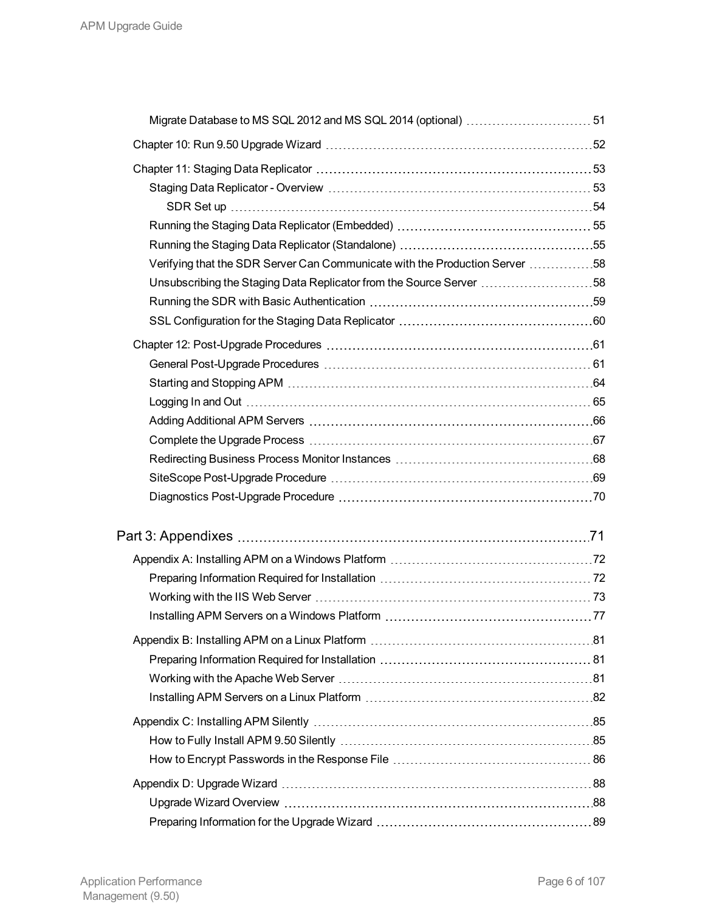Migrate Database to MS SQL 2012 and MS SQL 2014 (optional) 51

Chapter 10: Run 9.50 Upgrade Wizard 52

Chapter 11: Staging Data Replicator 53

Staging Data Replicator - Overview 53

SDR Set up 54

Running the Staging Data Replicator (Embedded) 55

Running the Staging Data Replicator (Standalone) 55

Verifying that the SDR Server Can Communicate with the Production Server 58

Unsubscribing the Staging Data Replicator from the Source Server 58

Running the SDR with Basic Authentication 59

SSL Configuration for the Staging Data Replicator 60

Chapter 12: Post-Upgrade Procedures 61

General Post-Upgrade Procedures 61

Starting and Stopping APM 64

Logging In and Out 65

Adding Additional APM Servers 66

Complete the Upgrade Process 67

Redirecting Business Process Monitor Instances 68

SiteScope Post-Upgrade Procedure 69

Diagnostics Post-Upgrade Procedure 70

Part 3: Appendixes 71

Appendix A: Installing APM on a Windows Platform 72

Preparing Information Required for Installation 72

Working with the IIS Web Server 73

Installing APM Servers on a Windows Platform 77

Appendix B: Installing APM on a Linux Platform 81

Preparing Information Required for Installation 81

Working with the Apache Web Server 81

Installing APM Servers on a Linux Platform 82

Appendix C: Installing APM Silently 85

How to Fully Install APM 9.50 Silently 85

How to Encrypt Passwords in the Response File 86

Appendix D: Upgrade Wizard 88

Upgrade Wizard Overview 88

Preparing Information for the Upgrade Wizard 89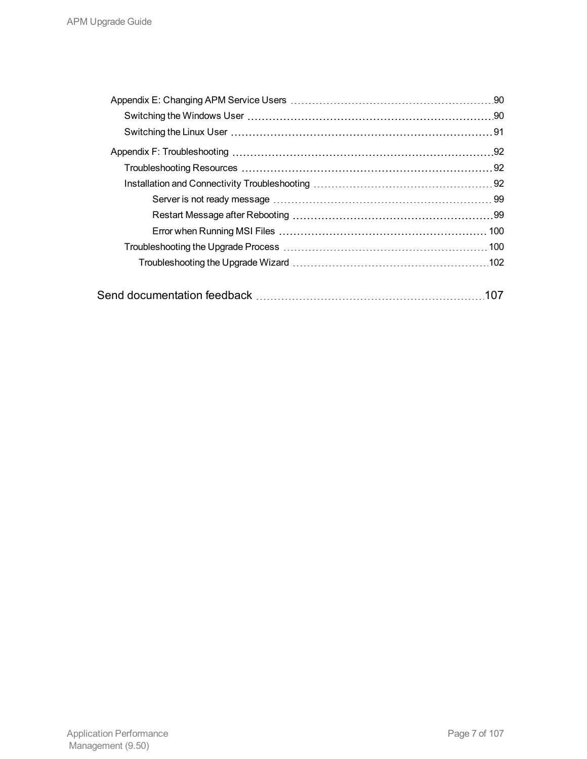- Appendix E: Changing APM Service Users ... 90
  - Switching the Windows User ... 90
  - Switching the Linux User ... 91
- Appendix F: Troubleshooting ... 92
  - Troubleshooting Resources ... 92
  - Installation and Connectivity Troubleshooting ... 92
    - Server is not ready message ... 99
    - Restart Message after Rebooting ... 99
    - Error when Running MSI Files ... 100
  - Troubleshooting the Upgrade Process ... 100
    - Troubleshooting the Upgrade Wizard ... 102

Send documentation feedback ... 107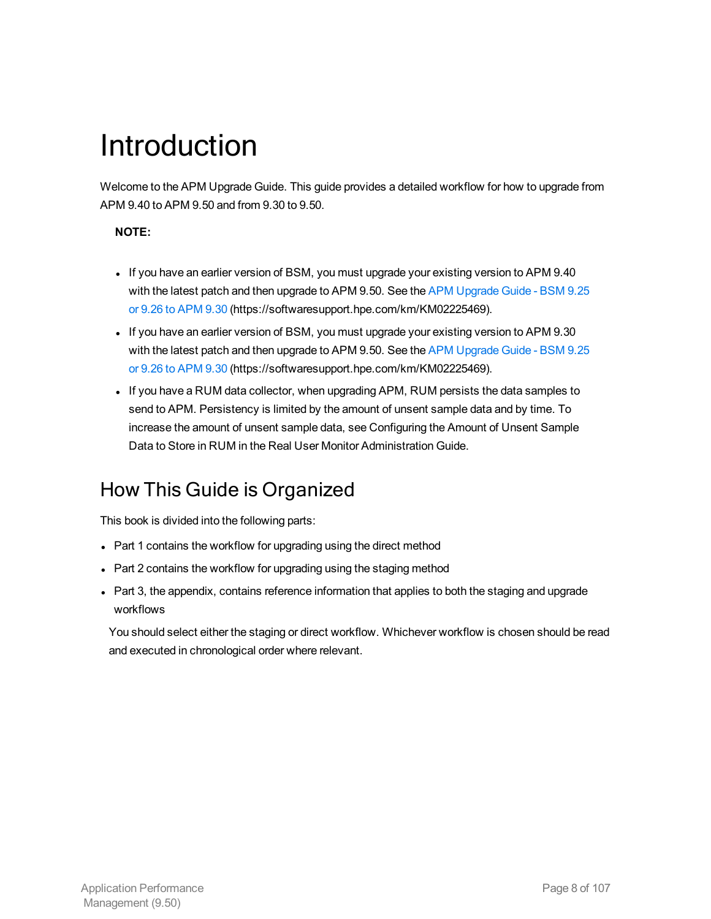# Introduction

Welcome to the APM Upgrade Guide. This guide provides a detailed workflow for how to upgrade from APM 9.40 to APM 9.50 and from 9.30 to 9.50.

**NOTE:**

- If you have an earlier version of BSM, you must upgrade your existing version to APM 9.40 with the latest patch and then upgrade to APM 9.50. See the APM Upgrade Guide - BSM 9.25 or 9.26 to APM 9.30 (https://softwaresupport.hpe.com/km/KM02225469).
- If you have an earlier version of BSM, you must upgrade your existing version to APM 9.30 with the latest patch and then upgrade to APM 9.50. See the APM Upgrade Guide - BSM 9.25 or 9.26 to APM 9.30 (https://softwaresupport.hpe.com/km/KM02225469).
- If you have a RUM data collector, when upgrading APM, RUM persists the data samples to send to APM. Persistency is limited by the amount of unsent sample data and by time. To increase the amount of unsent sample data, see Configuring the Amount of Unsent Sample Data to Store in RUM in the Real User Monitor Administration Guide.

## How This Guide is Organized

This book is divided into the following parts:

- Part 1 contains the workflow for upgrading using the direct method
- Part 2 contains the workflow for upgrading using the staging method
- Part 3, the appendix, contains reference information that applies to both the staging and upgrade workflows

You should select either the staging or direct workflow. Whichever workflow is chosen should be read and executed in chronological order where relevant.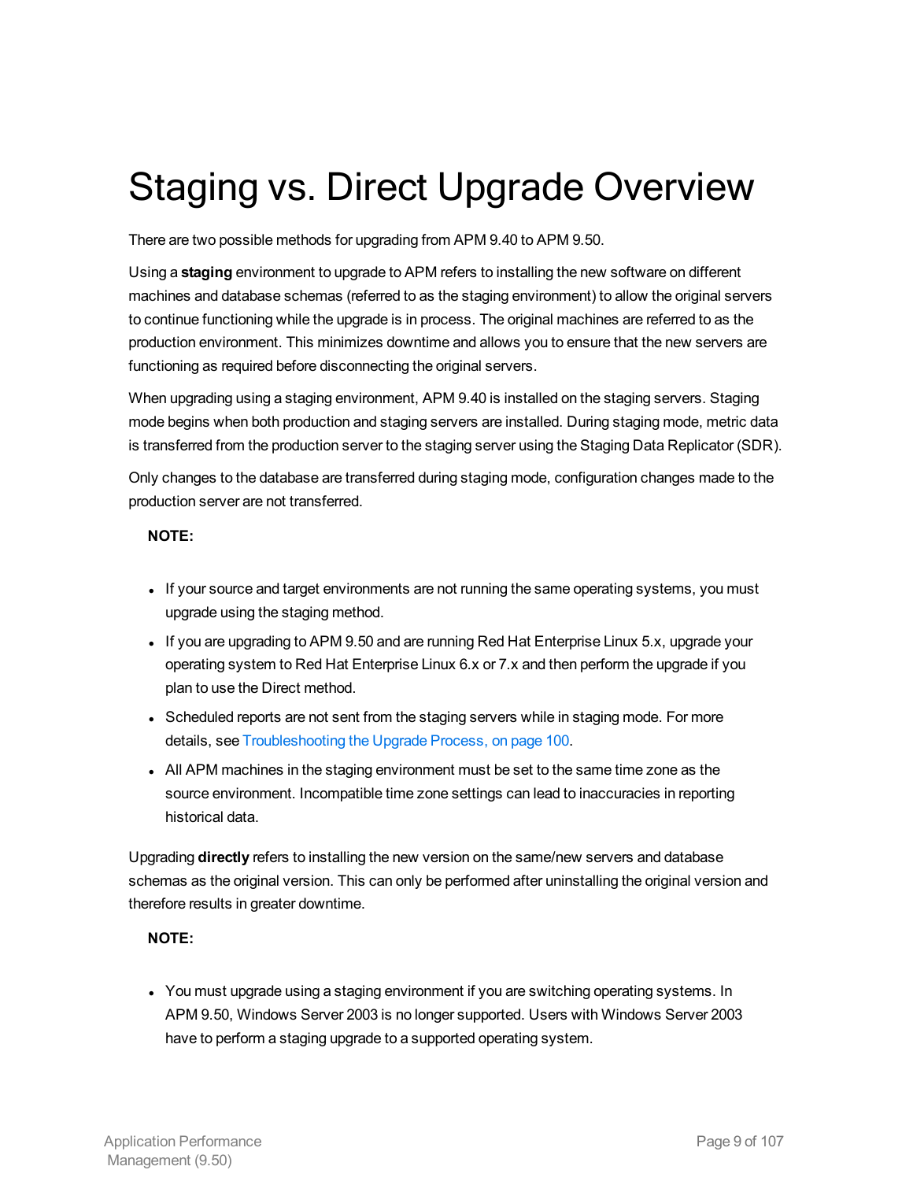# Staging vs. Direct Upgrade Overview

There are two possible methods for upgrading from APM 9.40 to APM 9.50.

Using a **staging** environment to upgrade to APM refers to installing the new software on different machines and database schemas (referred to as the staging environment) to allow the original servers to continue functioning while the upgrade is in process. The original machines are referred to as the production environment. This minimizes downtime and allows you to ensure that the new servers are functioning as required before disconnecting the original servers.

When upgrading using a staging environment, APM 9.40 is installed on the staging servers. Staging mode begins when both production and staging servers are installed. During staging mode, metric data is transferred from the production server to the staging server using the Staging Data Replicator (SDR).

Only changes to the database are transferred during staging mode, configuration changes made to the production server are not transferred.

**NOTE:**

- If your source and target environments are not running the same operating systems, you must upgrade using the staging method.
- If you are upgrading to APM 9.50 and are running Red Hat Enterprise Linux 5.x, upgrade your operating system to Red Hat Enterprise Linux 6.x or 7.x and then perform the upgrade if you plan to use the Direct method.
- Scheduled reports are not sent from the staging servers while in staging mode. For more details, see Troubleshooting the Upgrade Process, on page 100.
- All APM machines in the staging environment must be set to the same time zone as the source environment. Incompatible time zone settings can lead to inaccuracies in reporting historical data.

Upgrading **directly** refers to installing the new version on the same/new servers and database schemas as the original version. This can only be performed after uninstalling the original version and therefore results in greater downtime.

**NOTE:**

- You must upgrade using a staging environment if you are switching operating systems. In APM 9.50, Windows Server 2003 is no longer supported. Users with Windows Server 2003 have to perform a staging upgrade to a supported operating system.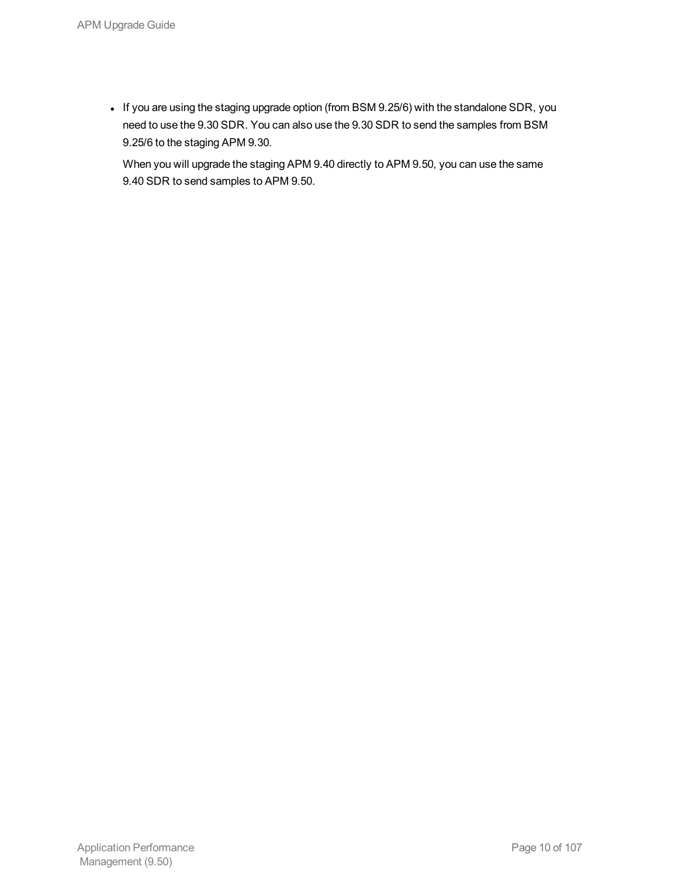- If you are using the staging upgrade option (from BSM 9.25/6) with the standalone SDR, you need to use the 9.30 SDR. You can also use the 9.30 SDR to send the samples from BSM 9.25/6 to the staging APM 9.30.

  When you will upgrade the staging APM 9.40 directly to APM 9.50, you can use the same 9.40 SDR to send samples to APM 9.50.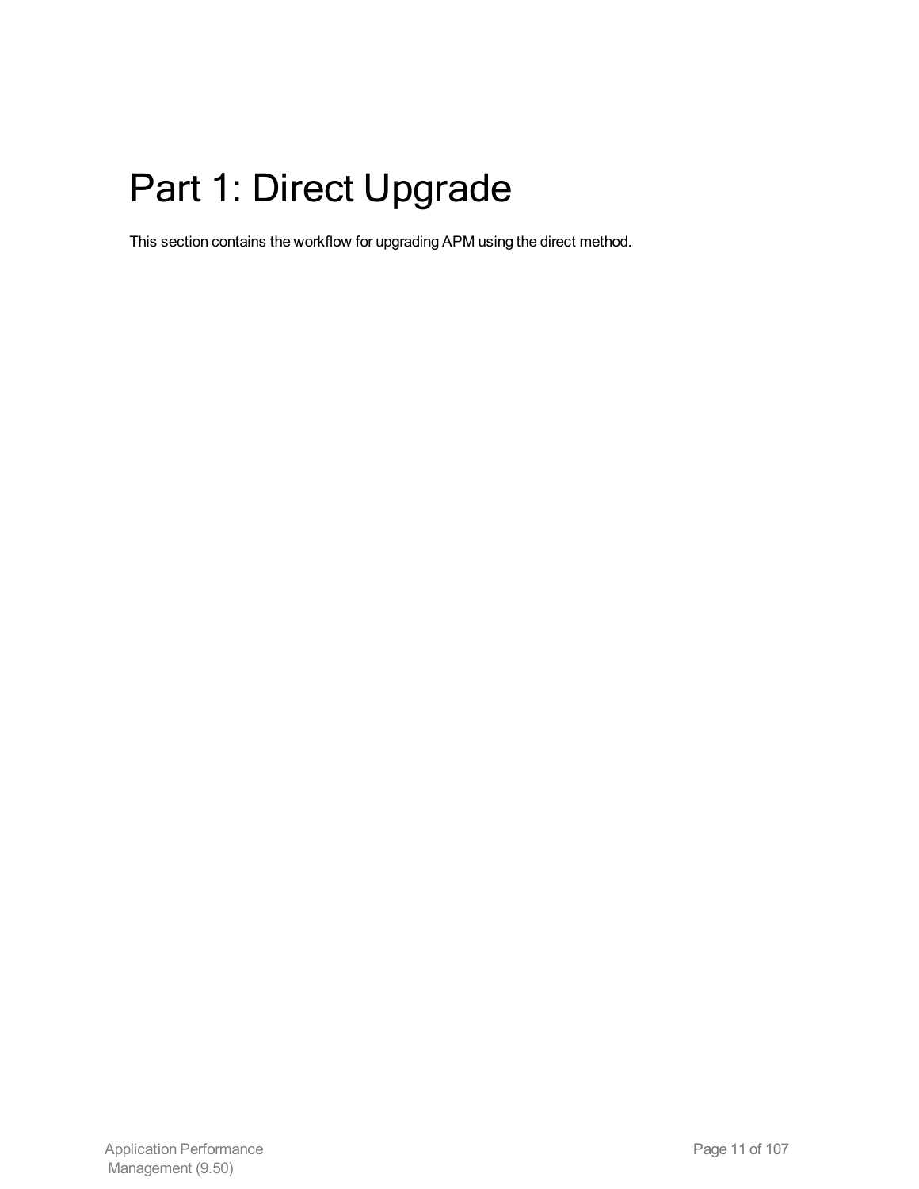# Part 1: Direct Upgrade

This section contains the workflow for upgrading APM using the direct method.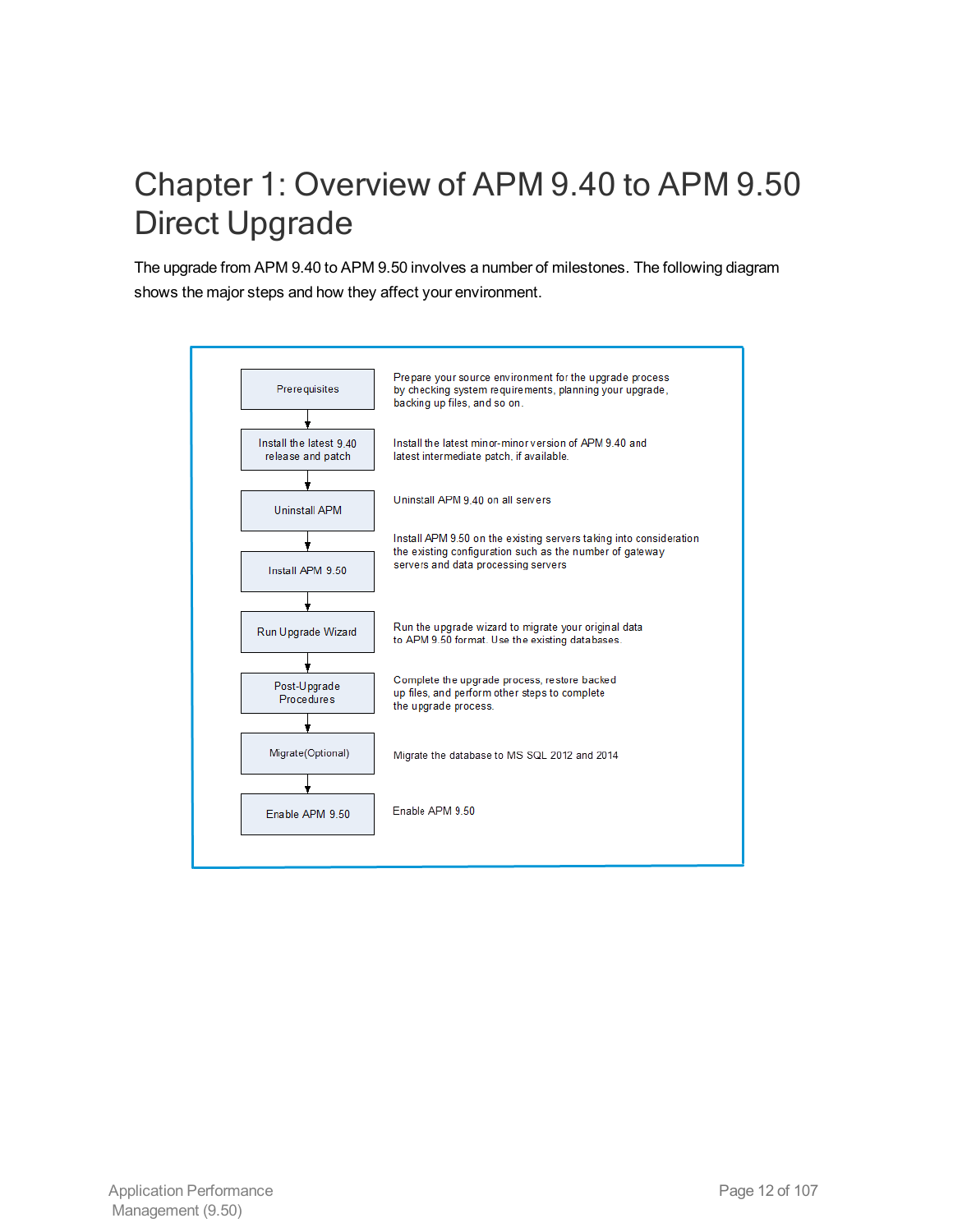# Chapter 1: Overview of APM 9.40 to APM 9.50 Direct Upgrade

The upgrade from APM 9.40 to APM 9.50 involves a number of milestones. The following diagram shows the major steps and how they affect your environment.

| Step | Description |
| --- | --- |
| Prerequisites | Prepare your source environment for the upgrade process by checking system requirements, planning your upgrade, backing up files, and so on. |
| Install the latest 9.40 release and patch | Install the latest minor-minor version of APM 9.40 and latest intermediate patch, if available. |
| Uninstall APM | Uninstall APM 9.40 on all servers |
| Install APM 9.50 | Install APM 9.50 on the existing servers taking into consideration the existing configuration such as the number of gateway servers and data processing servers |
| Run Upgrade Wizard | Run the upgrade wizard to migrate your original data to APM 9.50 format. Use the existing databases. |
| Post-Upgrade Procedures | Complete the upgrade process, restore backed up files, and perform other steps to complete the upgrade process. |
| Migrate(Optional) | Migrate the database to MS SQL 2012 and 2014 |
| Enable APM 9.50 | Enable APM 9.50 |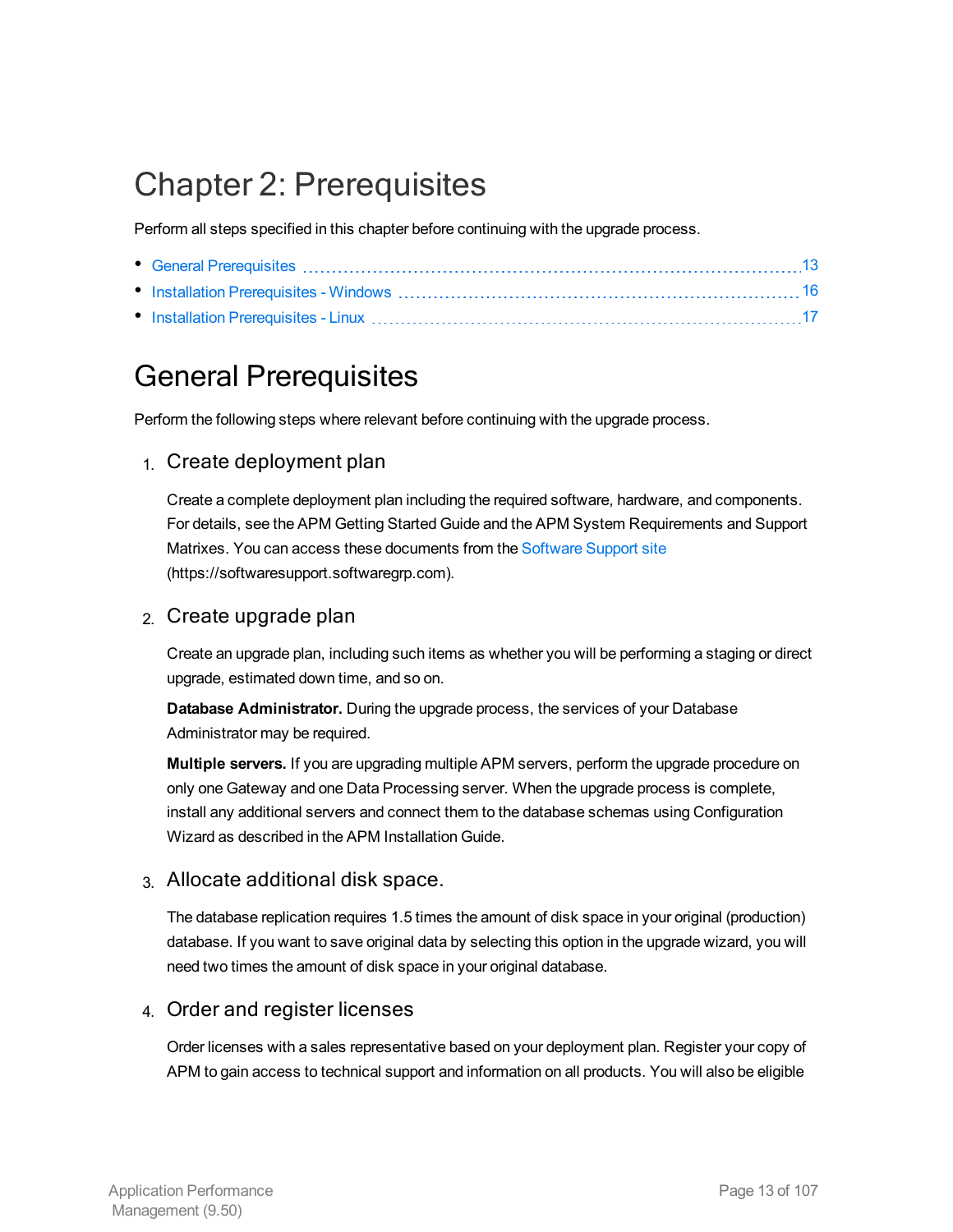# Chapter 2: Prerequisites

Perform all steps specified in this chapter before continuing with the upgrade process.

- General Prerequisites ........ 13
- Installation Prerequisites - Windows ........ 16
- Installation Prerequisites - Linux ........ 17

## General Prerequisites

Perform the following steps where relevant before continuing with the upgrade process.

### 1. Create deployment plan

Create a complete deployment plan including the required software, hardware, and components. For details, see the APM Getting Started Guide and the APM System Requirements and Support Matrixes. You can access these documents from the Software Support site (https://softwaresupport.softwaregrp.com).

### 2. Create upgrade plan

Create an upgrade plan, including such items as whether you will be performing a staging or direct upgrade, estimated down time, and so on.

**Database Administrator.** During the upgrade process, the services of your Database Administrator may be required.

**Multiple servers.** If you are upgrading multiple APM servers, perform the upgrade procedure on only one Gateway and one Data Processing server. When the upgrade process is complete, install any additional servers and connect them to the database schemas using Configuration Wizard as described in the APM Installation Guide.

### 3. Allocate additional disk space.

The database replication requires 1.5 times the amount of disk space in your original (production) database. If you want to save original data by selecting this option in the upgrade wizard, you will need two times the amount of disk space in your original database.

### 4. Order and register licenses

Order licenses with a sales representative based on your deployment plan. Register your copy of APM to gain access to technical support and information on all products. You will also be eligible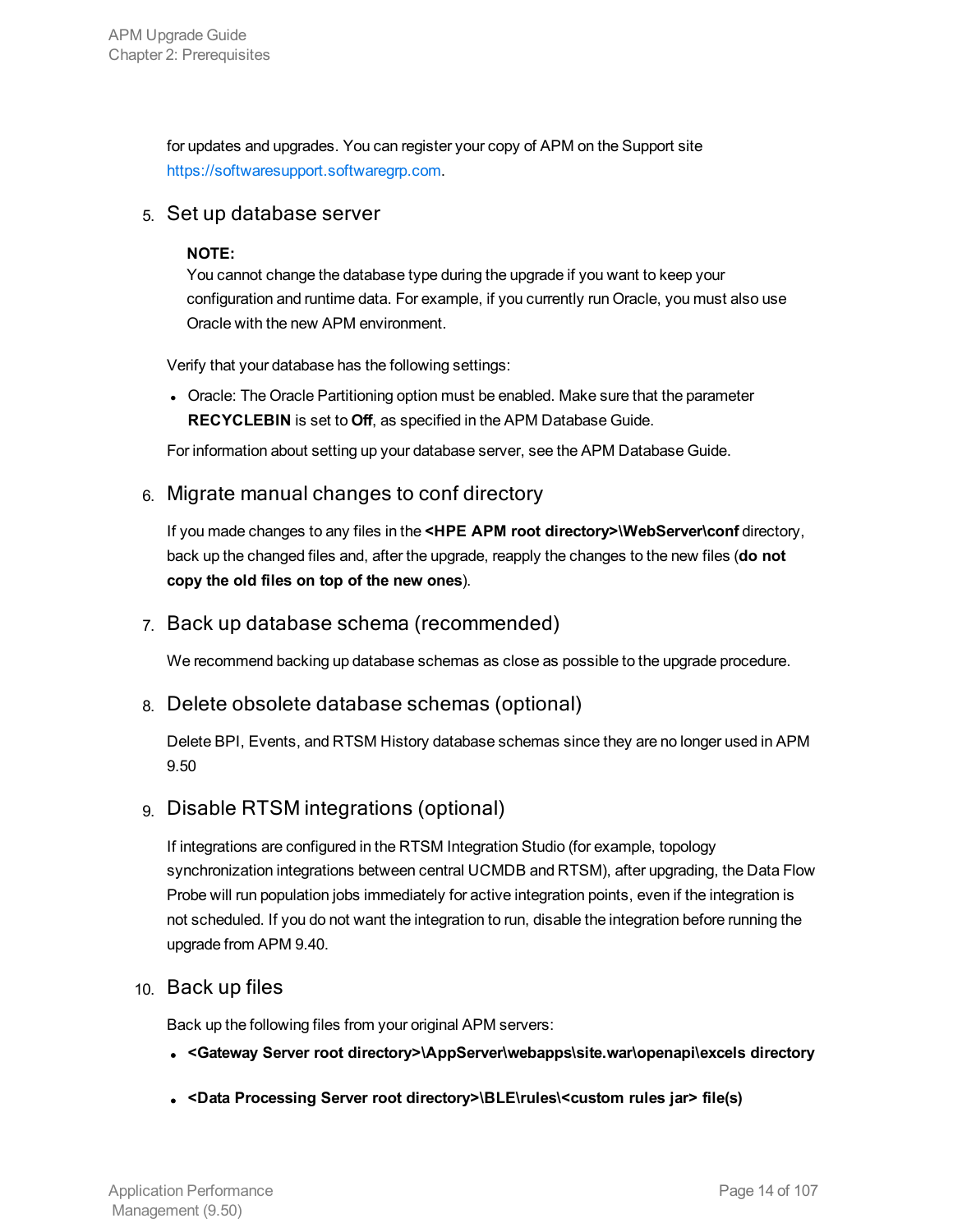for updates and upgrades. You can register your copy of APM on the Support site https://softwaresupport.softwaregrp.com.

5. Set up database server

   **NOTE:**
   You cannot change the database type during the upgrade if you want to keep your configuration and runtime data. For example, if you currently run Oracle, you must also use Oracle with the new APM environment.

   Verify that your database has the following settings:

   - Oracle: The Oracle Partitioning option must be enabled. Make sure that the parameter **RECYCLEBIN** is set to **Off**, as specified in the APM Database Guide.

   For information about setting up your database server, see the APM Database Guide.

6. Migrate manual changes to conf directory

   If you made changes to any files in the **<HPE APM root directory>\WebServer\conf** directory, back up the changed files and, after the upgrade, reapply the changes to the new files (**do not copy the old files on top of the new ones**).

7. Back up database schema (recommended)

   We recommend backing up database schemas as close as possible to the upgrade procedure.

8. Delete obsolete database schemas (optional)

   Delete BPI, Events, and RTSM History database schemas since they are no longer used in APM 9.50

9. Disable RTSM integrations (optional)

   If integrations are configured in the RTSM Integration Studio (for example, topology synchronization integrations between central UCMDB and RTSM), after upgrading, the Data Flow Probe will run population jobs immediately for active integration points, even if the integration is not scheduled. If you do not want the integration to run, disable the integration before running the upgrade from APM 9.40.

10. Back up files

    Back up the following files from your original APM servers:

    - **<Gateway Server root directory>\AppServer\webapps\site.war\openapi\excels directory**
    - **<Data Processing Server root directory>\BLE\rules\<custom rules jar> file(s)**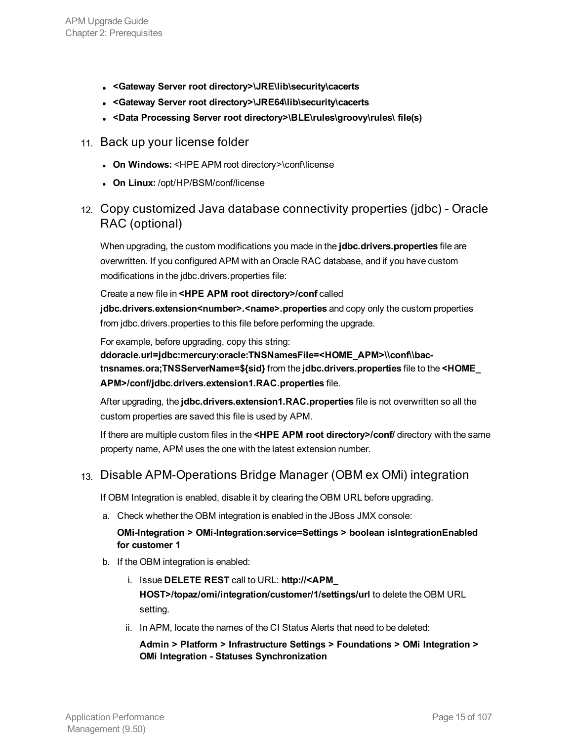- **<Gateway Server root directory>\JRE\lib\security\cacerts**
- **<Gateway Server root directory>\JRE64\lib\security\cacerts**
- **<Data Processing Server root directory>\BLE\rules\groovy\rules\ file(s)**

11. Back up your license folder

- **On Windows:** <HPE APM root directory>\conf\license
- **On Linux:** /opt/HP/BSM/conf/license

12. Copy customized Java database connectivity properties (jdbc) - Oracle RAC (optional)

When upgrading, the custom modifications you made in the **jdbc.drivers.properties** file are overwritten. If you configured APM with an Oracle RAC database, and if you have custom modifications in the jdbc.drivers.properties file:

Create a new file in **<HPE APM root directory>/conf** called **jdbc.drivers.extension<number>.<name>.properties** and copy only the custom properties from jdbc.drivers.properties to this file before performing the upgrade.

For example, before upgrading, copy this string: **ddoracle.url=jdbc:mercury:oracle:TNSNamesFile=<HOME_APM>\\conf\\bac-tnsnames.ora;TNSServerName=${sid}** from the **jdbc.drivers.properties** file to the **<HOME_APM>/conf/jdbc.drivers.extension1.RAC.properties** file.

After upgrading, the **jdbc.drivers.extension1.RAC.properties** file is not overwritten so all the custom properties are saved this file is used by APM.

If there are multiple custom files in the **<HPE APM root directory>/conf/** directory with the same property name, APM uses the one with the latest extension number.

13. Disable APM-Operations Bridge Manager (OBM ex OMi) integration

If OBM Integration is enabled, disable it by clearing the OBM URL before upgrading.

   a. Check whether the OBM integration is enabled in the JBoss JMX console:

      **OMi-Integration > OMi-Integration:service=Settings > boolean isIntegrationEnabled for customer 1**

   b. If the OBM integration is enabled:

      i. Issue **DELETE REST** call to URL: **http://<APM_HOST>/topaz/omi/integration/customer/1/settings/url** to delete the OBM URL setting.

      ii. In APM, locate the names of the CI Status Alerts that need to be deleted:

      **Admin > Platform > Infrastructure Settings > Foundations > OMi Integration > OMi Integration - Statuses Synchronization**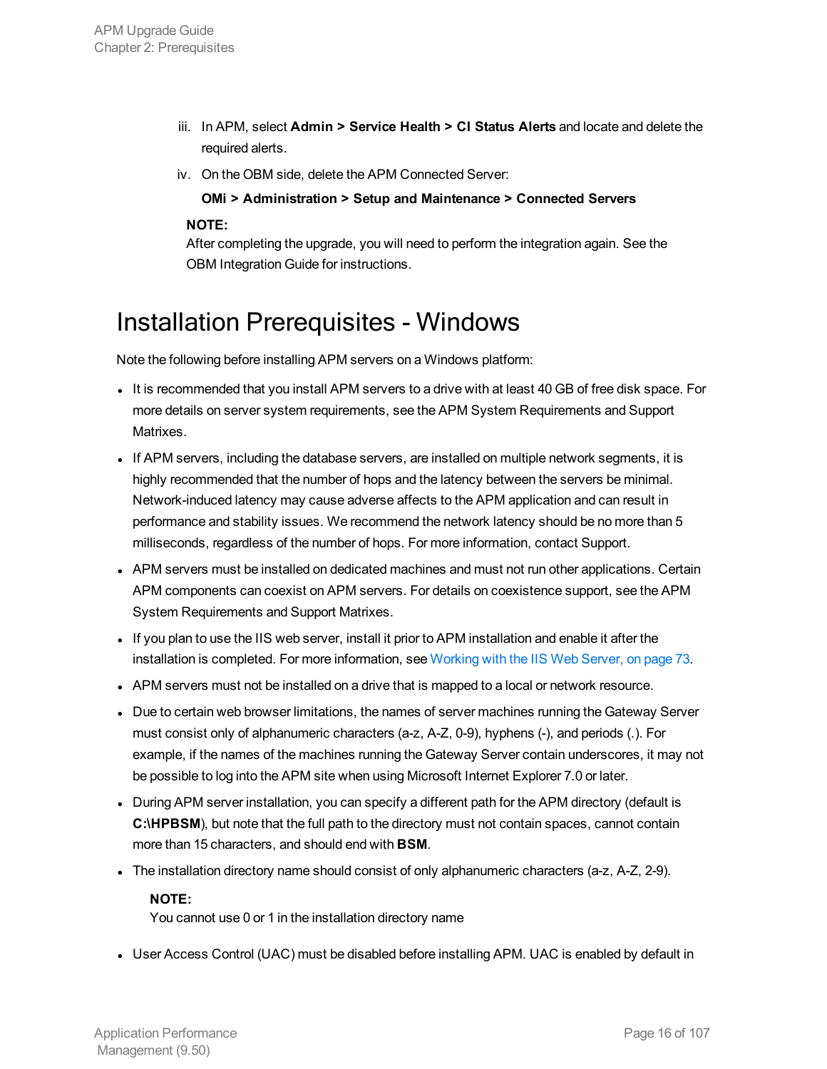iii. In APM, select **Admin > Service Health > CI Status Alerts** and locate and delete the required alerts.

iv. On the OBM side, delete the APM Connected Server:

   **OMi > Administration > Setup and Maintenance > Connected Servers**

**NOTE:**
After completing the upgrade, you will need to perform the integration again. See the OBM Integration Guide for instructions.

# Installation Prerequisites - Windows

Note the following before installing APM servers on a Windows platform:

- It is recommended that you install APM servers to a drive with at least 40 GB of free disk space. For more details on server system requirements, see the APM System Requirements and Support Matrixes.
- If APM servers, including the database servers, are installed on multiple network segments, it is highly recommended that the number of hops and the latency between the servers be minimal. Network-induced latency may cause adverse affects to the APM application and can result in performance and stability issues. We recommend the network latency should be no more than 5 milliseconds, regardless of the number of hops. For more information, contact Support.
- APM servers must be installed on dedicated machines and must not run other applications. Certain APM components can coexist on APM servers. For details on coexistence support, see the APM System Requirements and Support Matrixes.
- If you plan to use the IIS web server, install it prior to APM installation and enable it after the installation is completed. For more information, see Working with the IIS Web Server, on page 73.
- APM servers must not be installed on a drive that is mapped to a local or network resource.
- Due to certain web browser limitations, the names of server machines running the Gateway Server must consist only of alphanumeric characters (a-z, A-Z, 0-9), hyphens (-), and periods (.). For example, if the names of the machines running the Gateway Server contain underscores, it may not be possible to log into the APM site when using Microsoft Internet Explorer 7.0 or later.
- During APM server installation, you can specify a different path for the APM directory (default is **C:\HPBSM**), but note that the full path to the directory must not contain spaces, cannot contain more than 15 characters, and should end with **BSM**.
- The installation directory name should consist of only alphanumeric characters (a-z, A-Z, 2-9).

  **NOTE:**
  You cannot use 0 or 1 in the installation directory name

- User Access Control (UAC) must be disabled before installing APM. UAC is enabled by default in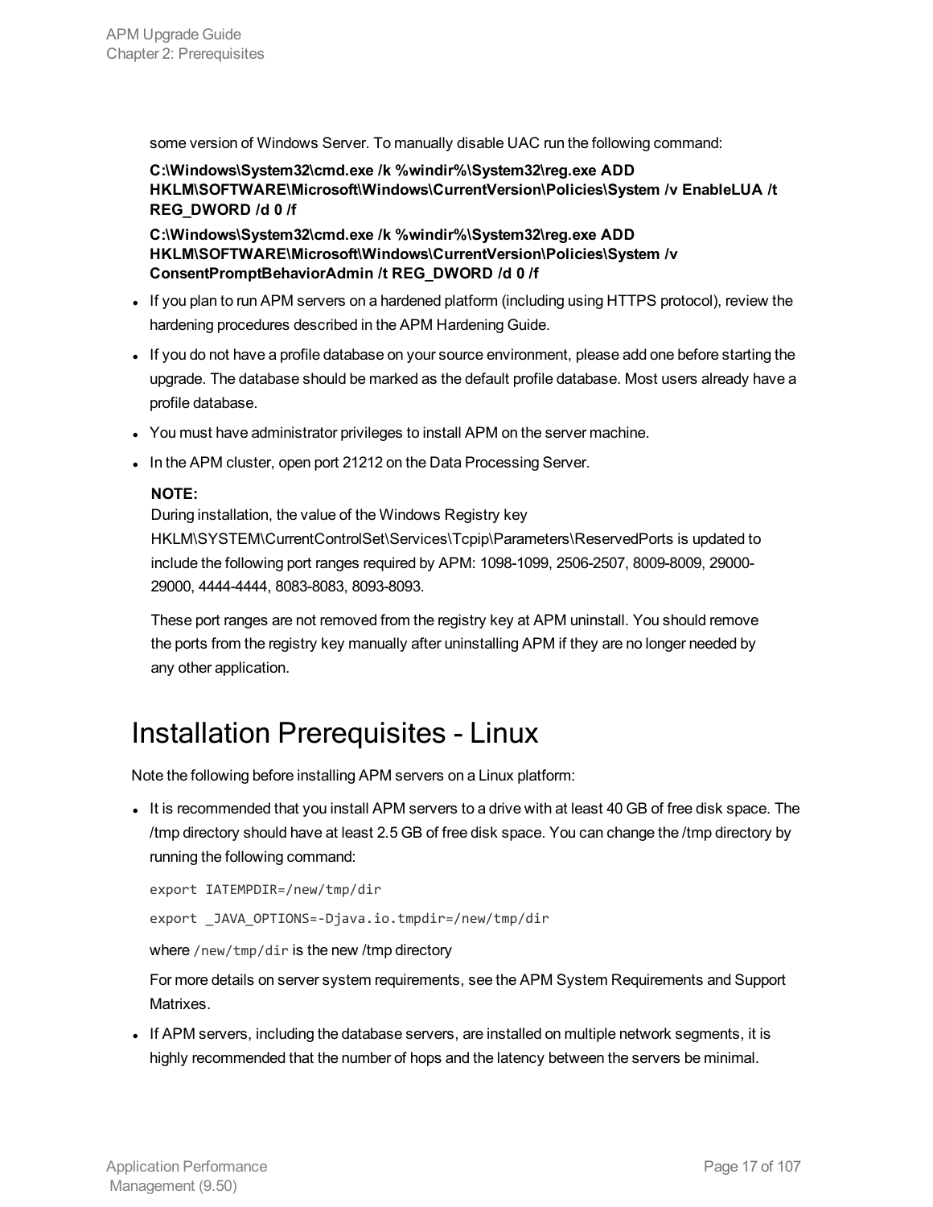some version of Windows Server. To manually disable UAC run the following command:

**C:\Windows\System32\cmd.exe /k %windir%\System32\reg.exe ADD HKLM\SOFTWARE\Microsoft\Windows\CurrentVersion\Policies\System /v EnableLUA /t REG_DWORD /d 0 /f**

**C:\Windows\System32\cmd.exe /k %windir%\System32\reg.exe ADD HKLM\SOFTWARE\Microsoft\Windows\CurrentVersion\Policies\System /v ConsentPromptBehaviorAdmin /t REG_DWORD /d 0 /f**

- If you plan to run APM servers on a hardened platform (including using HTTPS protocol), review the hardening procedures described in the APM Hardening Guide.
- If you do not have a profile database on your source environment, please add one before starting the upgrade. The database should be marked as the default profile database. Most users already have a profile database.
- You must have administrator privileges to install APM on the server machine.
- In the APM cluster, open port 21212 on the Data Processing Server.

**NOTE:**
During installation, the value of the Windows Registry key HKLM\SYSTEM\CurrentControlSet\Services\Tcpip\Parameters\ReservedPorts is updated to include the following port ranges required by APM: 1098-1099, 2506-2507, 8009-8009, 29000-29000, 4444-4444, 8083-8083, 8093-8093.

These port ranges are not removed from the registry key at APM uninstall. You should remove the ports from the registry key manually after uninstalling APM if they are no longer needed by any other application.

# Installation Prerequisites - Linux

Note the following before installing APM servers on a Linux platform:

- It is recommended that you install APM servers to a drive with at least 40 GB of free disk space. The /tmp directory should have at least 2.5 GB of free disk space. You can change the /tmp directory by running the following command:

  ```
  export IATEMPDIR=/new/tmp/dir
  export _JAVA_OPTIONS=-Djava.io.tmpdir=/new/tmp/dir
  ```

  where `/new/tmp/dir` is the new /tmp directory

  For more details on server system requirements, see the APM System Requirements and Support Matrixes.

- If APM servers, including the database servers, are installed on multiple network segments, it is highly recommended that the number of hops and the latency between the servers be minimal.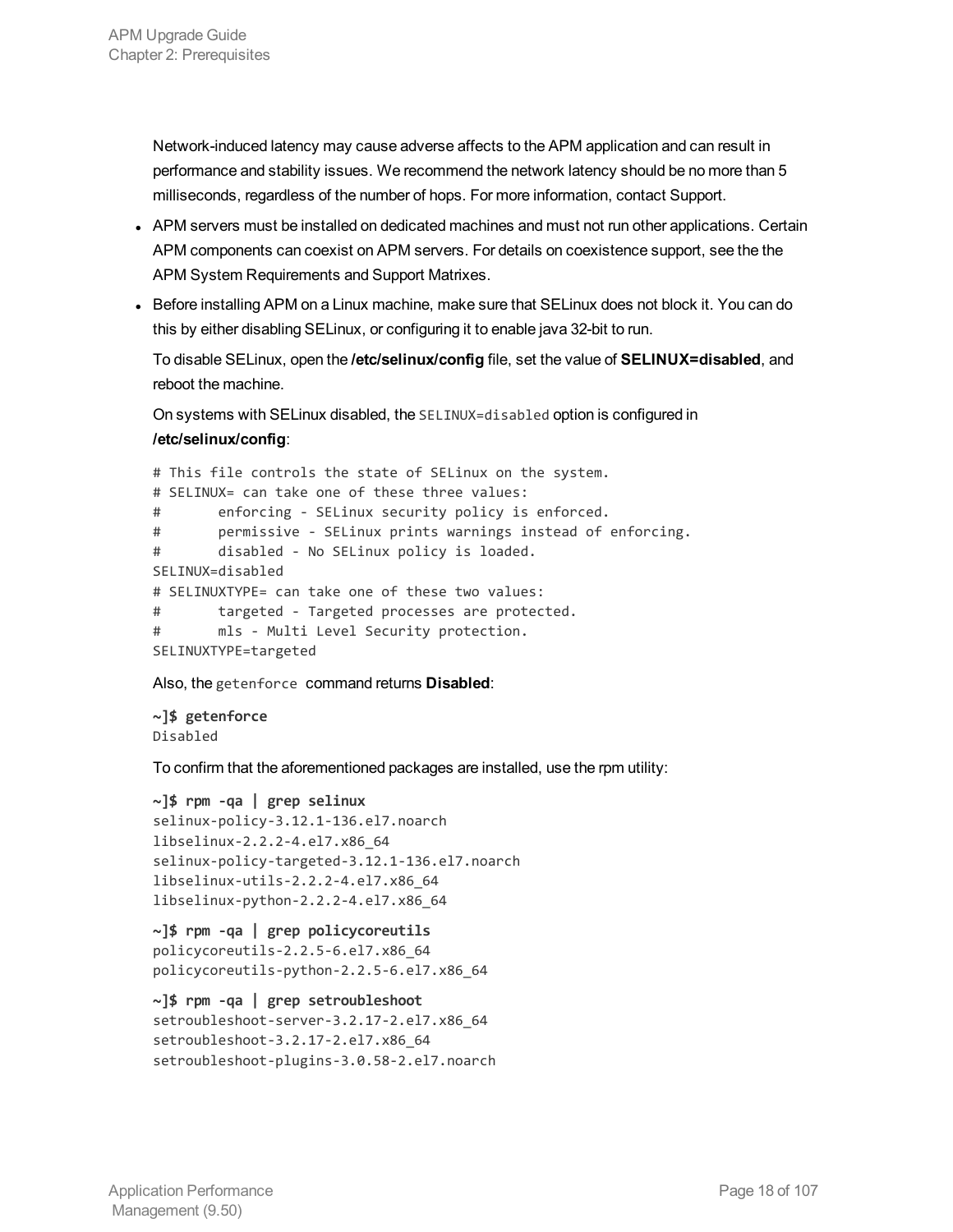Network-induced latency may cause adverse affects to the APM application and can result in performance and stability issues. We recommend the network latency should be no more than 5 milliseconds, regardless of the number of hops. For more information, contact Support.

- APM servers must be installed on dedicated machines and must not run other applications. Certain APM components can coexist on APM servers. For details on coexistence support, see the the APM System Requirements and Support Matrixes.
- Before installing APM on a Linux machine, make sure that SELinux does not block it. You can do this by either disabling SELinux, or configuring it to enable java 32-bit to run.

  To disable SELinux, open the **/etc/selinux/config** file, set the value of **SELINUX=disabled**, and reboot the machine.

  On systems with SELinux disabled, the `SELINUX=disabled` option is configured in **/etc/selinux/config**:

  ```
  # This file controls the state of SELinux on the system.
  # SELINUX= can take one of these three values:
  #       enforcing - SELinux security policy is enforced.
  #       permissive - SELinux prints warnings instead of enforcing.
  #       disabled - No SELinux policy is loaded.
  SELINUX=disabled
  # SELINUXTYPE= can take one of these two values:
  #       targeted - Targeted processes are protected.
  #       mls - Multi Level Security protection.
  SELINUXTYPE=targeted
  ```

  Also, the `getenforce` command returns **Disabled**:

  ```
  ~]$ getenforce
  Disabled
  ```

  To confirm that the aforementioned packages are installed, use the rpm utility:

  ```
  ~]$ rpm -qa | grep selinux
  selinux-policy-3.12.1-136.el7.noarch
  libselinux-2.2.2-4.el7.x86_64
  selinux-policy-targeted-3.12.1-136.el7.noarch
  libselinux-utils-2.2.2-4.el7.x86_64
  libselinux-python-2.2.2-4.el7.x86_64
  ```

  ```
  ~]$ rpm -qa | grep policycoreutils
  policycoreutils-2.2.5-6.el7.x86_64
  policycoreutils-python-2.2.5-6.el7.x86_64
  ```

  ```
  ~]$ rpm -qa | grep setroubleshoot
  setroubleshoot-server-3.2.17-2.el7.x86_64
  setroubleshoot-3.2.17-2.el7.x86_64
  setroubleshoot-plugins-3.0.58-2.el7.noarch
  ```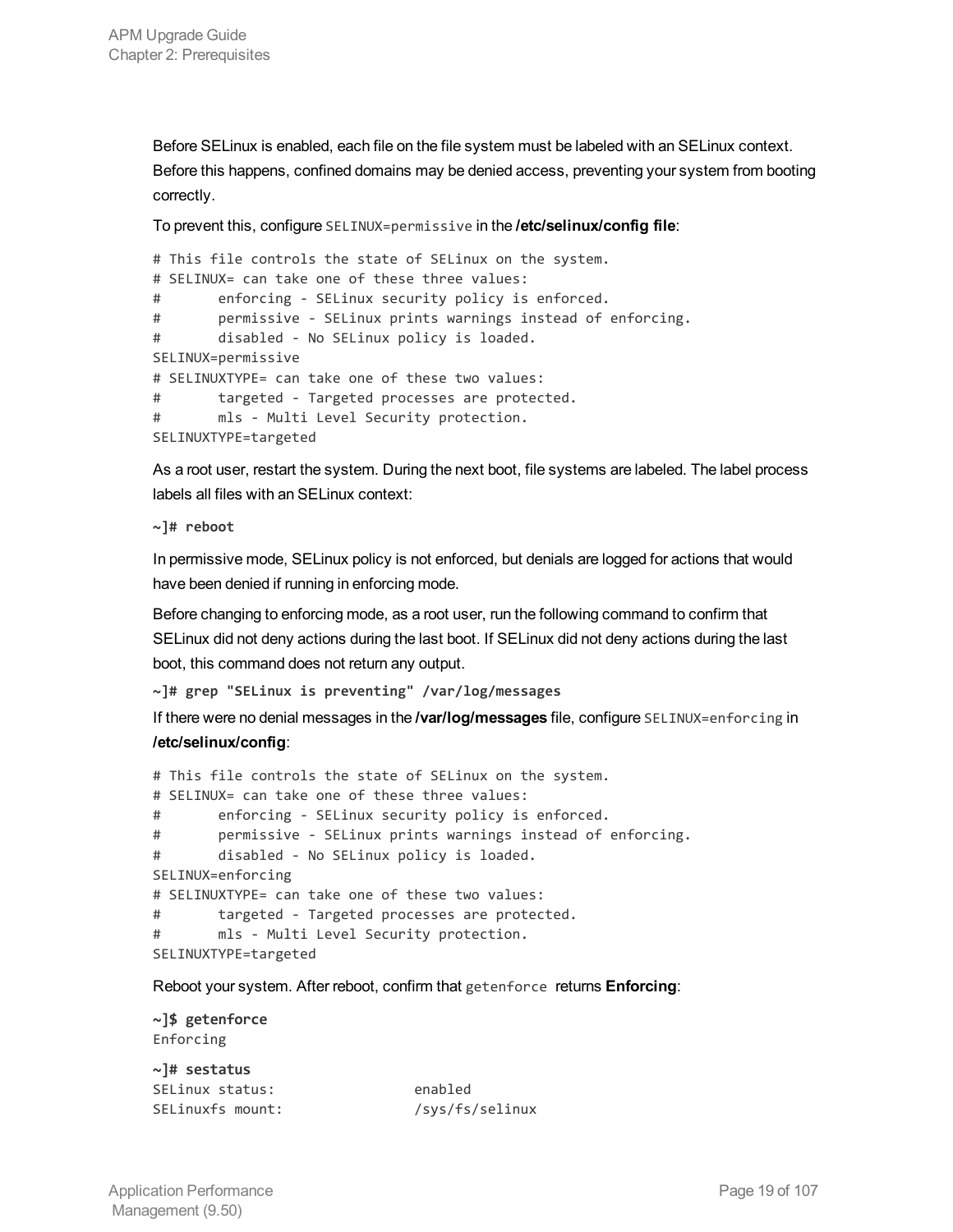Before SELinux is enabled, each file on the file system must be labeled with an SELinux context. Before this happens, confined domains may be denied access, preventing your system from booting correctly.

To prevent this, configure `SELINUX=permissive` in the **/etc/selinux/config file**:

```
# This file controls the state of SELinux on the system.
# SELINUX= can take one of these three values:
#       enforcing - SELinux security policy is enforced.
#       permissive - SELinux prints warnings instead of enforcing.
#       disabled - No SELinux policy is loaded.
SELINUX=permissive
# SELINUXTYPE= can take one of these two values:
#       targeted - Targeted processes are protected.
#       mls - Multi Level Security protection.
SELINUXTYPE=targeted
```

As a root user, restart the system. During the next boot, file systems are labeled. The label process labels all files with an SELinux context:

```
~]# reboot
```

In permissive mode, SELinux policy is not enforced, but denials are logged for actions that would have been denied if running in enforcing mode.

Before changing to enforcing mode, as a root user, run the following command to confirm that SELinux did not deny actions during the last boot. If SELinux did not deny actions during the last boot, this command does not return any output.

```
~]# grep "SELinux is preventing" /var/log/messages
```

If there were no denial messages in the **/var/log/messages** file, configure `SELINUX=enforcing` in **/etc/selinux/config**:

```
# This file controls the state of SELinux on the system.
# SELINUX= can take one of these three values:
#       enforcing - SELinux security policy is enforced.
#       permissive - SELinux prints warnings instead of enforcing.
#       disabled - No SELinux policy is loaded.
SELINUX=enforcing
# SELINUXTYPE= can take one of these two values:
#       targeted - Targeted processes are protected.
#       mls - Multi Level Security protection.
SELINUXTYPE=targeted
```

Reboot your system. After reboot, confirm that `getenforce` returns **Enforcing**:

```
~]$ getenforce
Enforcing
```

```
~]# sestatus
SELinux status:                 enabled
SELinuxfs mount:                /sys/fs/selinux
```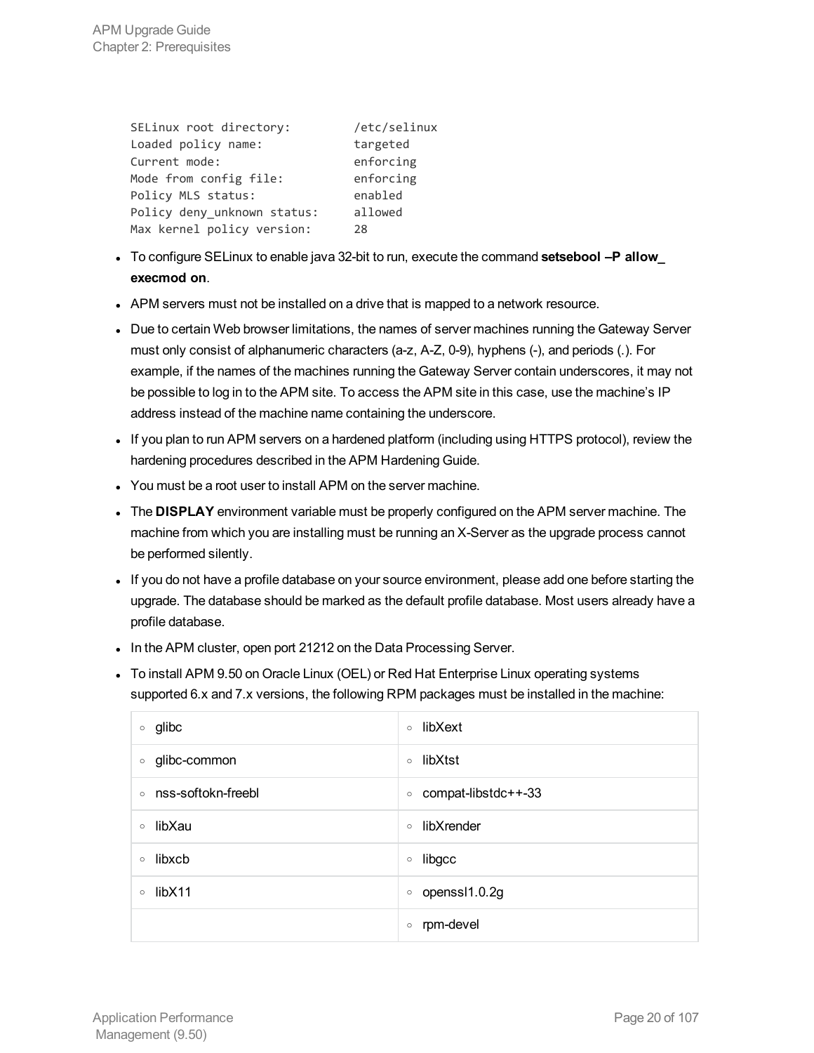```
SELinux root directory:         /etc/selinux
Loaded policy name:             targeted
Current mode:                   enforcing
Mode from config file:          enforcing
Policy MLS status:              enabled
Policy deny_unknown status:     allowed
Max kernel policy version:      28
```

- To configure SELinux to enable java 32-bit to run, execute the command **setsebool –P allow_execmod on**.
- APM servers must not be installed on a drive that is mapped to a network resource.
- Due to certain Web browser limitations, the names of server machines running the Gateway Server must only consist of alphanumeric characters (a-z, A-Z, 0-9), hyphens (-), and periods (.). For example, if the names of the machines running the Gateway Server contain underscores, it may not be possible to log in to the APM site. To access the APM site in this case, use the machine's IP address instead of the machine name containing the underscore.
- If you plan to run APM servers on a hardened platform (including using HTTPS protocol), review the hardening procedures described in the APM Hardening Guide.
- You must be a root user to install APM on the server machine.
- The **DISPLAY** environment variable must be properly configured on the APM server machine. The machine from which you are installing must be running an X-Server as the upgrade process cannot be performed silently.
- If you do not have a profile database on your source environment, please add one before starting the upgrade. The database should be marked as the default profile database. Most users already have a profile database.
- In the APM cluster, open port 21212 on the Data Processing Server.
- To install APM 9.50 on Oracle Linux (OEL) or Red Hat Enterprise Linux operating systems supported 6.x and 7.x versions, the following RPM packages must be installed in the machine:

| | |
|---|---|
| ◦ glibc | ◦ libXext |
| ◦ glibc-common | ◦ libXtst |
| ◦ nss-softokn-freebl | ◦ compat-libstdc++-33 |
| ◦ libXau | ◦ libXrender |
| ◦ libxcb | ◦ libgcc |
| ◦ libX11 | ◦ openssl1.0.2g |
| | ◦ rpm-devel |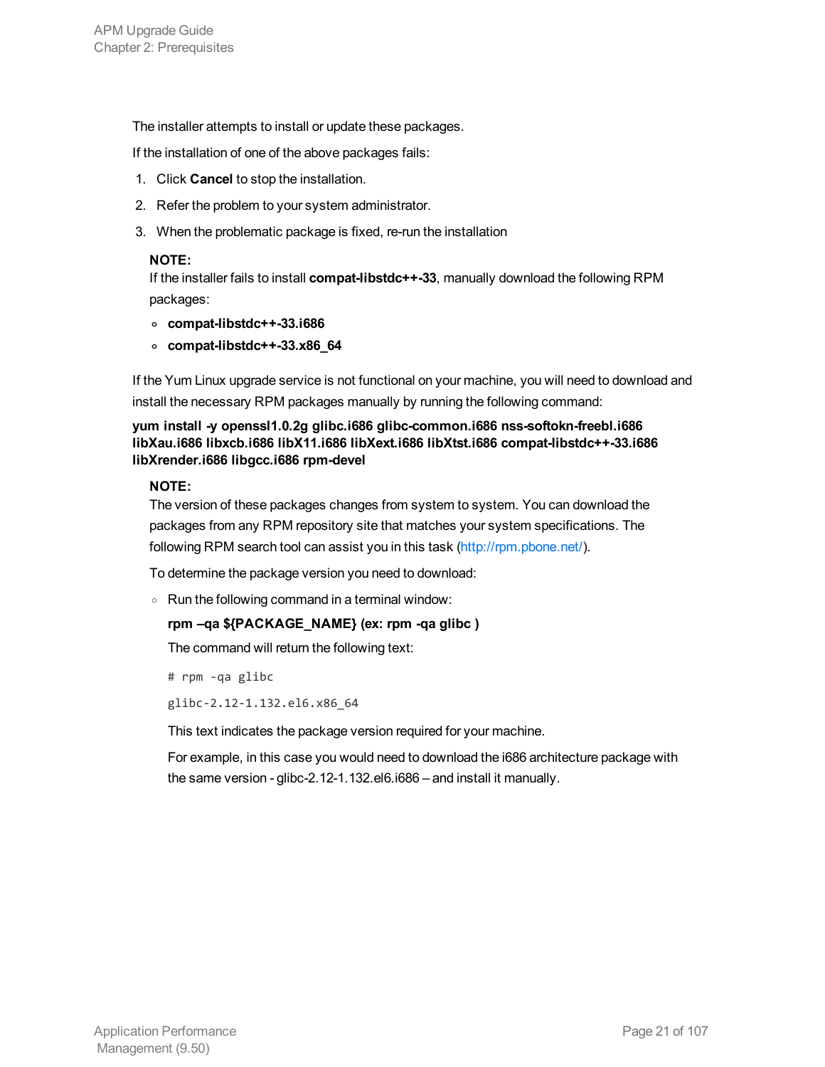The installer attempts to install or update these packages.

If the installation of one of the above packages fails:

1. Click **Cancel** to stop the installation.
2. Refer the problem to your system administrator.
3. When the problematic package is fixed, re-run the installation

**NOTE:**
If the installer fails to install **compat-libstdc++-33**, manually download the following RPM packages:

- **compat-libstdc++-33.i686**
- **compat-libstdc++-33.x86_64**

If the Yum Linux upgrade service is not functional on your machine, you will need to download and install the necessary RPM packages manually by running the following command:

**yum install -y openssl1.0.2g glibc.i686 glibc-common.i686 nss-softokn-freebl.i686 libXau.i686 libxcb.i686 libX11.i686 libXext.i686 libXtst.i686 compat-libstdc++-33.i686 libXrender.i686 libgcc.i686 rpm-devel**

**NOTE:**
The version of these packages changes from system to system. You can download the packages from any RPM repository site that matches your system specifications. The following RPM search tool can assist you in this task (http://rpm.pbone.net/).

To determine the package version you need to download:

- Run the following command in a terminal window:

  **rpm –qa ${PACKAGE_NAME} (ex: rpm -qa glibc )**

  The command will return the following text:

  ```
  # rpm -qa glibc
  
  glibc-2.12-1.132.el6.x86_64
  ```

  This text indicates the package version required for your machine.

  For example, in this case you would need to download the i686 architecture package with the same version - glibc-2.12-1.132.el6.i686 – and install it manually.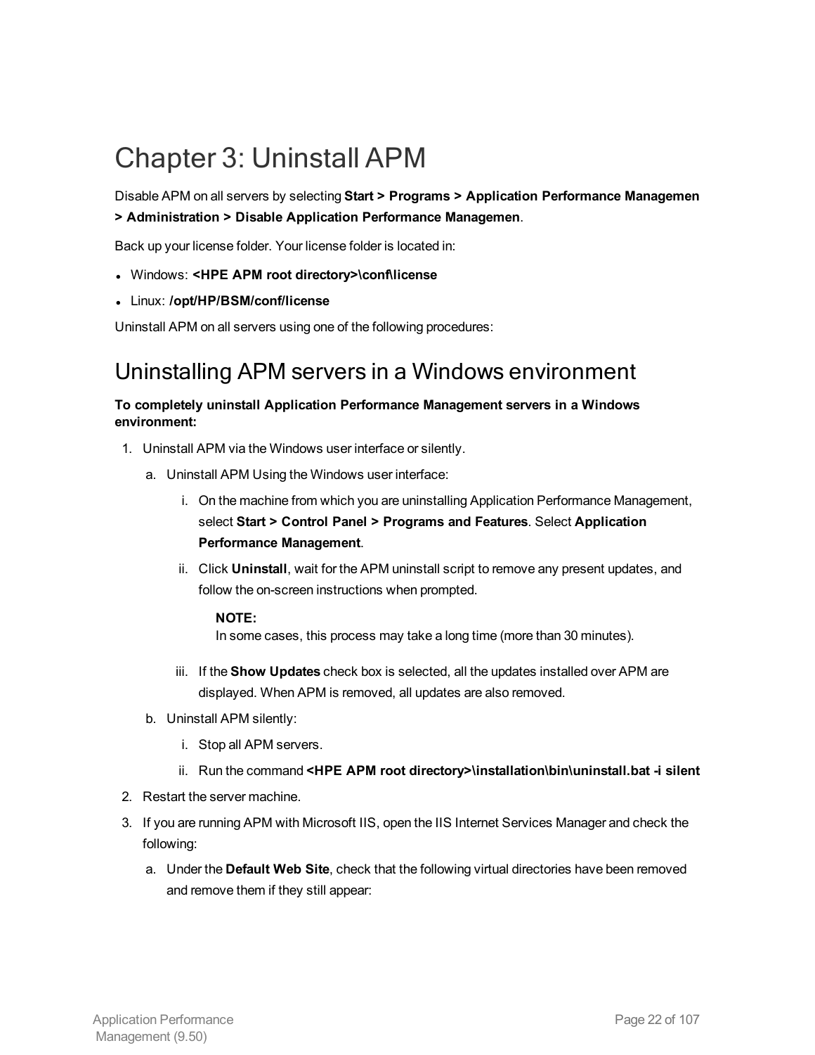# Chapter 3: Uninstall APM

Disable APM on all servers by selecting **Start > Programs > Application Performance Managemen > Administration > Disable Application Performance Managemen**.

Back up your license folder. Your license folder is located in:

- Windows: **<HPE APM root directory>\conf\license**
- Linux: **/opt/HP/BSM/conf/license**

Uninstall APM on all servers using one of the following procedures:

## Uninstalling APM servers in a Windows environment

**To completely uninstall Application Performance Management servers in a Windows environment:**

1. Uninstall APM via the Windows user interface or silently.
   a. Uninstall APM Using the Windows user interface:
      i. On the machine from which you are uninstalling Application Performance Management, select **Start > Control Panel > Programs and Features**. Select **Application Performance Management**.
      ii. Click **Uninstall**, wait for the APM uninstall script to remove any present updates, and follow the on-screen instructions when prompted.

         **NOTE:**
         In some cases, this process may take a long time (more than 30 minutes).

      iii. If the **Show Updates** check box is selected, all the updates installed over APM are displayed. When APM is removed, all updates are also removed.
   b. Uninstall APM silently:
      i. Stop all APM servers.
      ii. Run the command **<HPE APM root directory>\installation\bin\uninstall.bat -i silent**
2. Restart the server machine.
3. If you are running APM with Microsoft IIS, open the IIS Internet Services Manager and check the following:
   a. Under the **Default Web Site**, check that the following virtual directories have been removed and remove them if they still appear: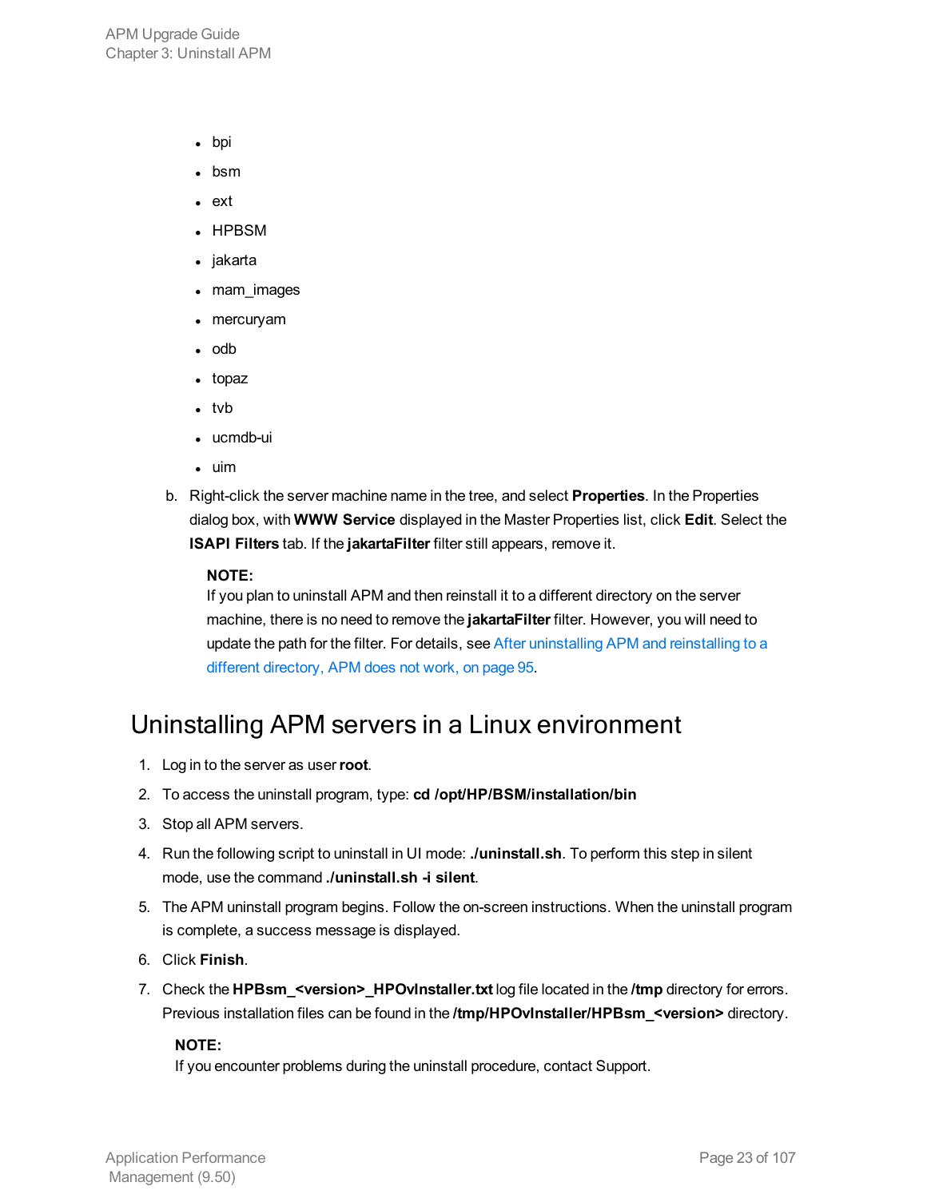- bpi
- bsm
- ext
- HPBSM
- jakarta
- mam_images
- mercuryam
- odb
- topaz
- tvb
- ucmdb-ui
- uim

b. Right-click the server machine name in the tree, and select **Properties**. In the Properties dialog box, with **WWW Service** displayed in the Master Properties list, click **Edit**. Select the **ISAPI Filters** tab. If the **jakartaFilter** filter still appears, remove it.

   **NOTE:**
   If you plan to uninstall APM and then reinstall it to a different directory on the server machine, there is no need to remove the **jakartaFilter** filter. However, you will need to update the path for the filter. For details, see After uninstalling APM and reinstalling to a different directory, APM does not work, on page 95.

## Uninstalling APM servers in a Linux environment

1. Log in to the server as user **root**.
2. To access the uninstall program, type: **cd /opt/HP/BSM/installation/bin**
3. Stop all APM servers.
4. Run the following script to uninstall in UI mode: **./uninstall.sh**. To perform this step in silent mode, use the command **./uninstall.sh -i silent**.
5. The APM uninstall program begins. Follow the on-screen instructions. When the uninstall program is complete, a success message is displayed.
6. Click **Finish**.
7. Check the **HPBsm_<version>_HPOvInstaller.txt** log file located in the **/tmp** directory for errors. Previous installation files can be found in the **/tmp/HPOvInstaller/HPBsm_<version>** directory.

   **NOTE:**
   If you encounter problems during the uninstall procedure, contact Support.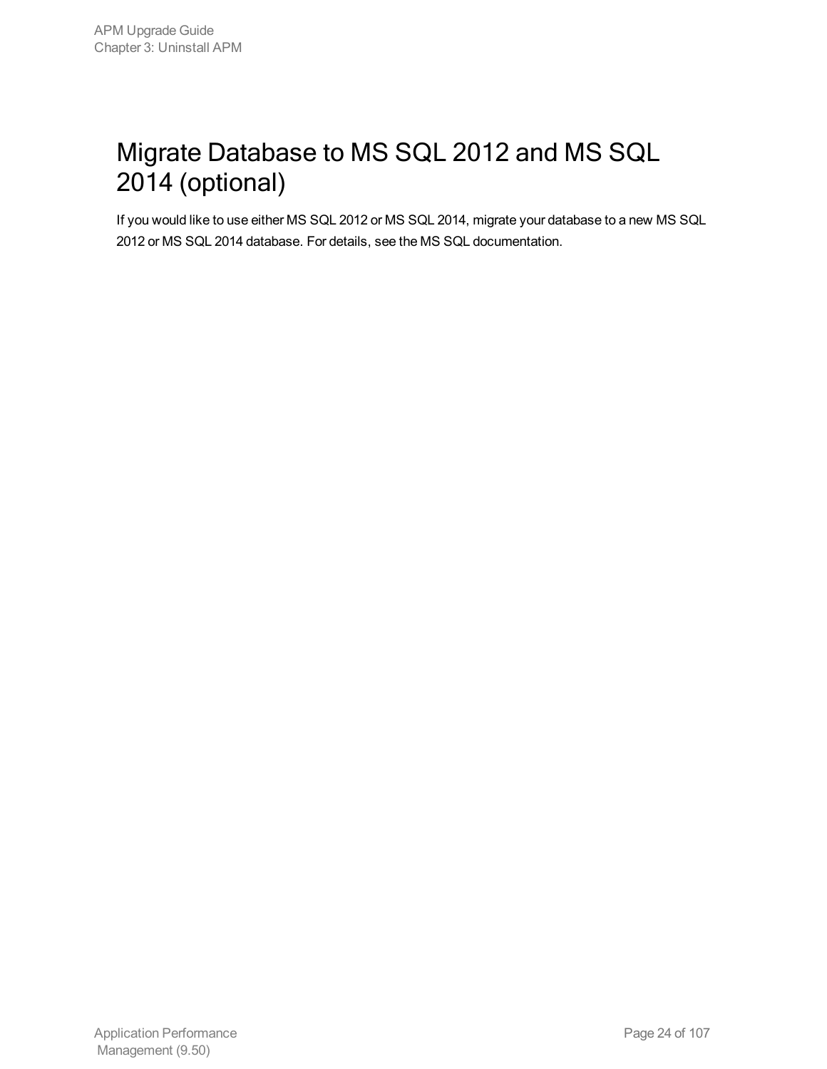# Migrate Database to MS SQL 2012 and MS SQL 2014 (optional)

If you would like to use either MS SQL 2012 or MS SQL 2014, migrate your database to a new MS SQL 2012 or MS SQL 2014 database. For details, see the MS SQL documentation.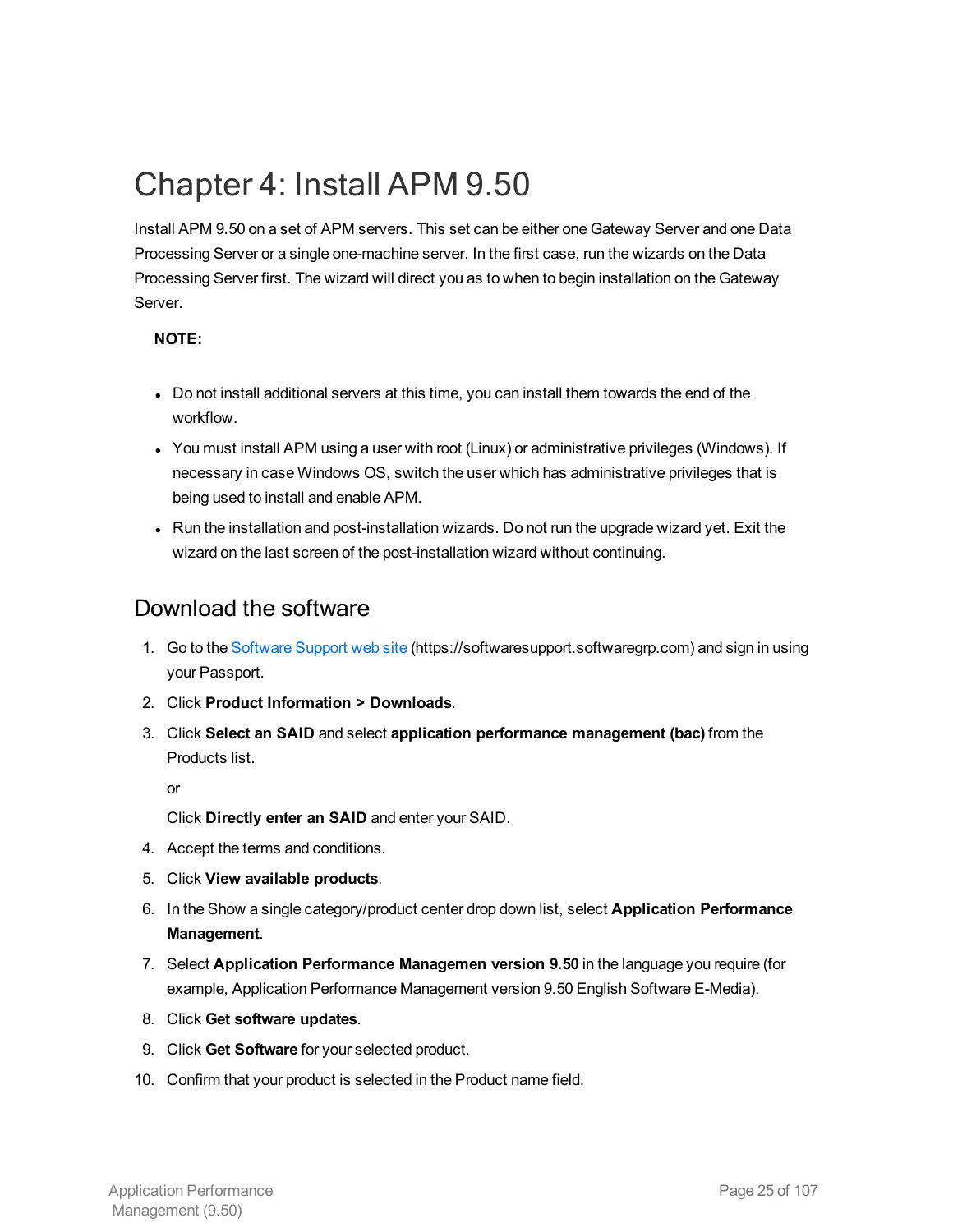# Chapter 4: Install APM 9.50

Install APM 9.50 on a set of APM servers. This set can be either one Gateway Server and one Data Processing Server or a single one-machine server. In the first case, run the wizards on the Data Processing Server first. The wizard will direct you as to when to begin installation on the Gateway Server.

**NOTE:**

- Do not install additional servers at this time, you can install them towards the end of the workflow.
- You must install APM using a user with root (Linux) or administrative privileges (Windows). If necessary in case Windows OS, switch the user which has administrative privileges that is being used to install and enable APM.
- Run the installation and post-installation wizards. Do not run the upgrade wizard yet. Exit the wizard on the last screen of the post-installation wizard without continuing.

## Download the software

1. Go to the Software Support web site (https://softwaresupport.softwaregrp.com) and sign in using your Passport.
2. Click **Product Information > Downloads**.
3. Click **Select an SAID** and select **application performance management (bac)** from the Products list.

   or

   Click **Directly enter an SAID** and enter your SAID.
4. Accept the terms and conditions.
5. Click **View available products**.
6. In the Show a single category/product center drop down list, select **Application Performance Management**.
7. Select **Application Performance Managemen version 9.50** in the language you require (for example, Application Performance Management version 9.50 English Software E-Media).
8. Click **Get software updates**.
9. Click **Get Software** for your selected product.
10. Confirm that your product is selected in the Product name field.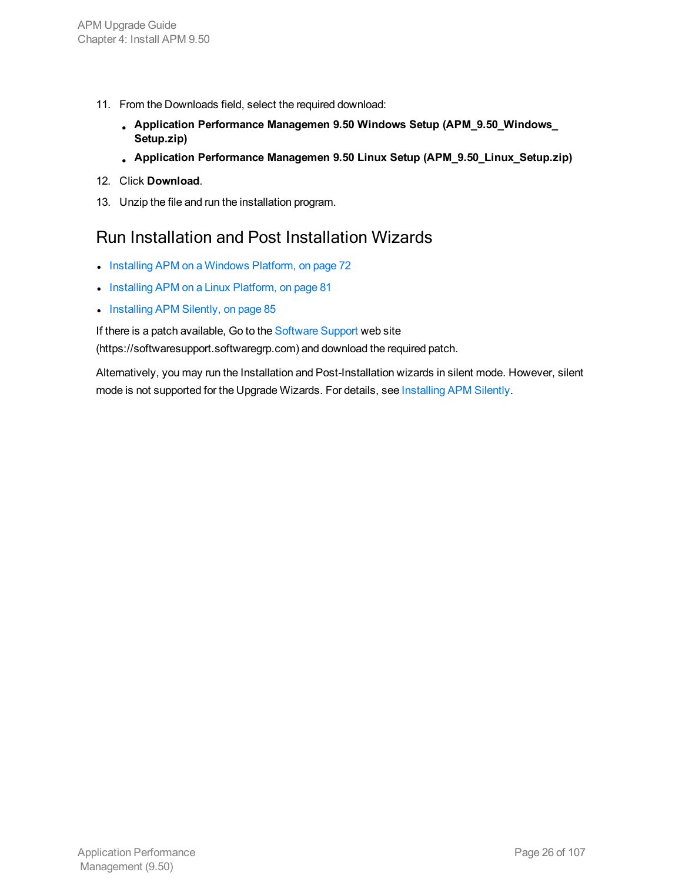11. From the Downloads field, select the required download:
    - **Application Performance Managemen 9.50 Windows Setup (APM_9.50_Windows_Setup.zip)**
    - **Application Performance Managemen 9.50 Linux Setup (APM_9.50_Linux_Setup.zip)**
12. Click **Download**.
13. Unzip the file and run the installation program.

## Run Installation and Post Installation Wizards

- Installing APM on a Windows Platform, on page 72
- Installing APM on a Linux Platform, on page 81
- Installing APM Silently, on page 85

If there is a patch available, Go to the Software Support web site (https://softwaresupport.softwaregrp.com) and download the required patch.

Alternatively, you may run the Installation and Post-Installation wizards in silent mode. However, silent mode is not supported for the Upgrade Wizards. For details, see Installing APM Silently.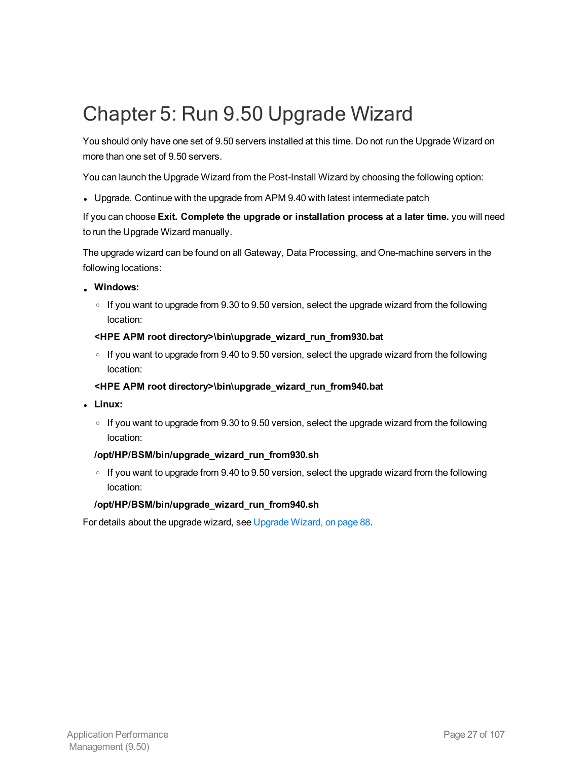# Chapter 5: Run 9.50 Upgrade Wizard

You should only have one set of 9.50 servers installed at this time. Do not run the Upgrade Wizard on more than one set of 9.50 servers.

You can launch the Upgrade Wizard from the Post-Install Wizard by choosing the following option:

- Upgrade. Continue with the upgrade from APM 9.40 with latest intermediate patch

If you can choose **Exit. Complete the upgrade or installation process at a later time.** you will need to run the Upgrade Wizard manually.

The upgrade wizard can be found on all Gateway, Data Processing, and One-machine servers in the following locations:

- **Windows:**
  - If you want to upgrade from 9.30 to 9.50 version, select the upgrade wizard from the following location:

  **<HPE APM root directory>\bin\upgrade_wizard_run_from930.bat**

  - If you want to upgrade from 9.40 to 9.50 version, select the upgrade wizard from the following location:

  **<HPE APM root directory>\bin\upgrade_wizard_run_from940.bat**

- **Linux:**
  - If you want to upgrade from 9.30 to 9.50 version, select the upgrade wizard from the following location:

  **/opt/HP/BSM/bin/upgrade_wizard_run_from930.sh**

  - If you want to upgrade from 9.40 to 9.50 version, select the upgrade wizard from the following location:

  **/opt/HP/BSM/bin/upgrade_wizard_run_from940.sh**

For details about the upgrade wizard, see Upgrade Wizard, on page 88.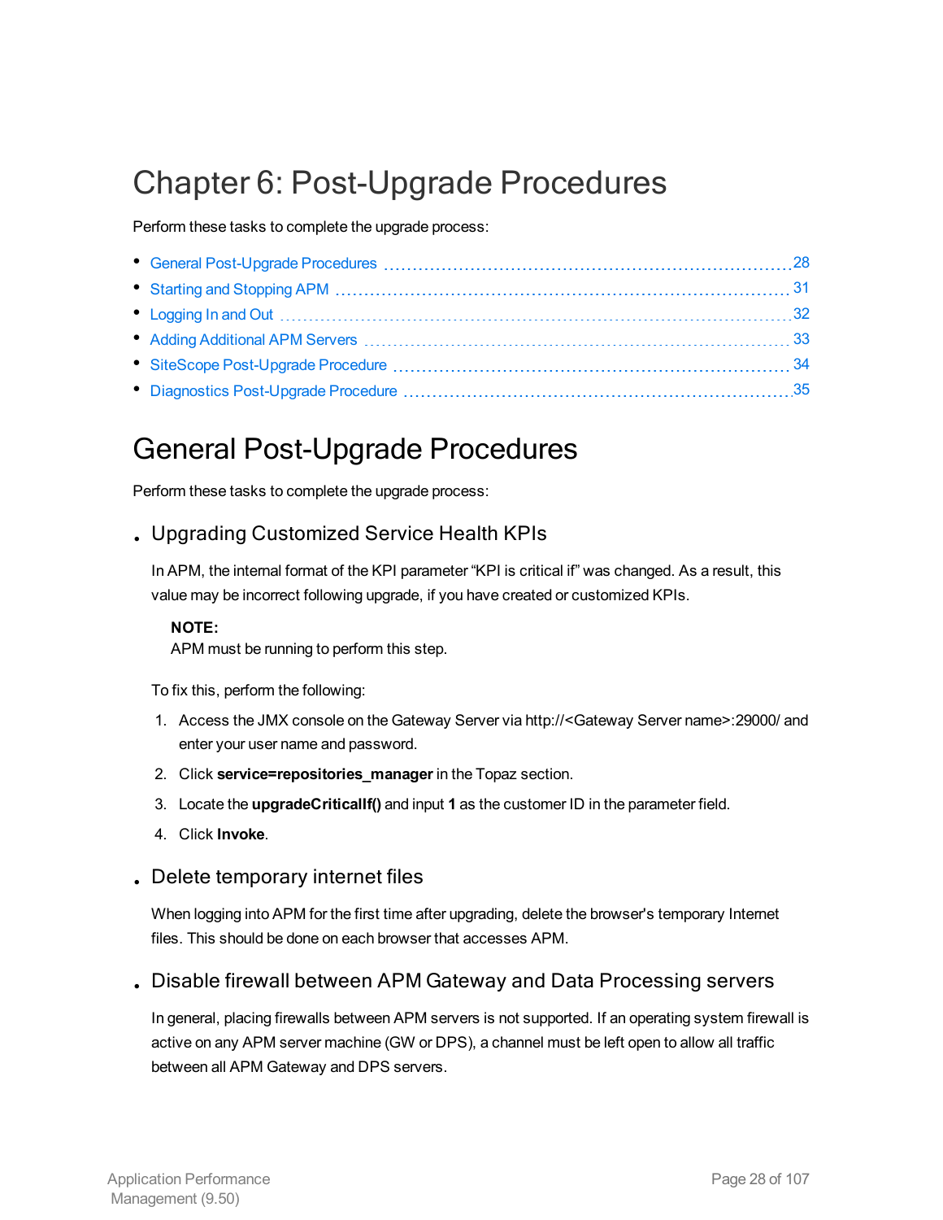# Chapter 6: Post-Upgrade Procedures

Perform these tasks to complete the upgrade process:

- General Post-Upgrade Procedures ........ 28
- Starting and Stopping APM ........ 31
- Logging In and Out ........ 32
- Adding Additional APM Servers ........ 33
- SiteScope Post-Upgrade Procedure ........ 34
- Diagnostics Post-Upgrade Procedure ........ 35

# General Post-Upgrade Procedures

Perform these tasks to complete the upgrade process:

- ## Upgrading Customized Service Health KPIs

  In APM, the internal format of the KPI parameter "KPI is critical if" was changed. As a result, this value may be incorrect following upgrade, if you have created or customized KPIs.

  **NOTE:**
  APM must be running to perform this step.

  To fix this, perform the following:

  1. Access the JMX console on the Gateway Server via http://<Gateway Server name>:29000/ and enter your user name and password.
  2. Click **service=repositories_manager** in the Topaz section.
  3. Locate the **upgradeCriticalIf()** and input **1** as the customer ID in the parameter field.
  4. Click **Invoke**.

- ## Delete temporary internet files

  When logging into APM for the first time after upgrading, delete the browser's temporary Internet files. This should be done on each browser that accesses APM.

- ## Disable firewall between APM Gateway and Data Processing servers

  In general, placing firewalls between APM servers is not supported. If an operating system firewall is active on any APM server machine (GW or DPS), a channel must be left open to allow all traffic between all APM Gateway and DPS servers.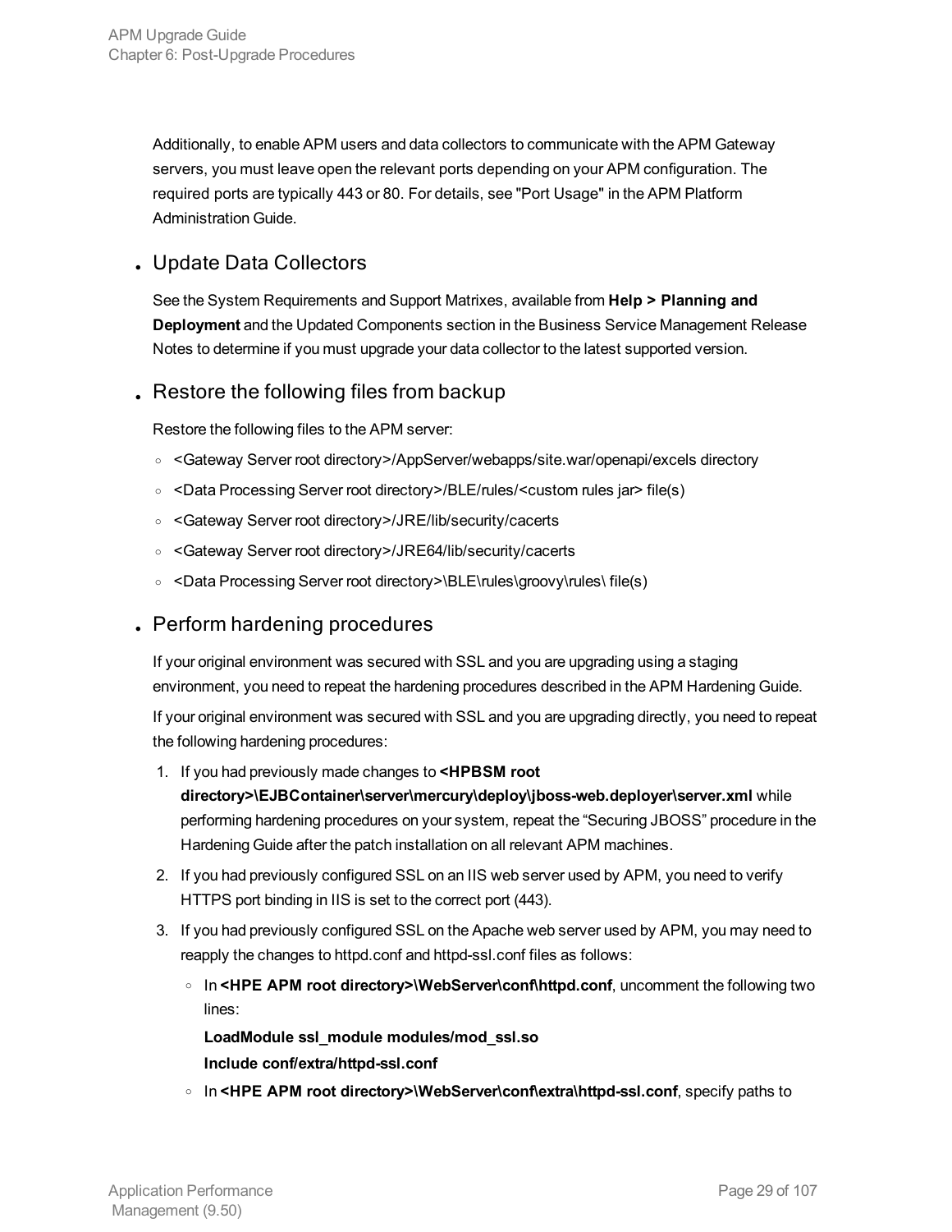Additionally, to enable APM users and data collectors to communicate with the APM Gateway servers, you must leave open the relevant ports depending on your APM configuration. The required ports are typically 443 or 80. For details, see "Port Usage" in the APM Platform Administration Guide.

- ## Update Data Collectors

  See the System Requirements and Support Matrixes, available from **Help > Planning and Deployment** and the Updated Components section in the Business Service Management Release Notes to determine if you must upgrade your data collector to the latest supported version.

- ## Restore the following files from backup

  Restore the following files to the APM server:

  - <Gateway Server root directory>/AppServer/webapps/site.war/openapi/excels directory
  - <Data Processing Server root directory>/BLE/rules/<custom rules jar> file(s)
  - <Gateway Server root directory>/JRE/lib/security/cacerts
  - <Gateway Server root directory>/JRE64/lib/security/cacerts
  - <Data Processing Server root directory>\BLE\rules\groovy\rules\ file(s)

- ## Perform hardening procedures

  If your original environment was secured with SSL and you are upgrading using a staging environment, you need to repeat the hardening procedures described in the APM Hardening Guide.

  If your original environment was secured with SSL and you are upgrading directly, you need to repeat the following hardening procedures:

  1. If you had previously made changes to **<HPBSM root directory>\EJBContainer\server\mercury\deploy\jboss-web.deployer\server.xml** while performing hardening procedures on your system, repeat the “Securing JBOSS” procedure in the Hardening Guide after the patch installation on all relevant APM machines.
  2. If you had previously configured SSL on an IIS web server used by APM, you need to verify HTTPS port binding in IIS is set to the correct port (443).
  3. If you had previously configured SSL on the Apache web server used by APM, you may need to reapply the changes to httpd.conf and httpd-ssl.conf files as follows:
     - In **<HPE APM root directory>\WebServer\conf\httpd.conf**, uncomment the following two lines:

       **LoadModule ssl_module modules/mod_ssl.so**

       **Include conf/extra/httpd-ssl.conf**
     - In **<HPE APM root directory>\WebServer\conf\extra\httpd-ssl.conf**, specify paths to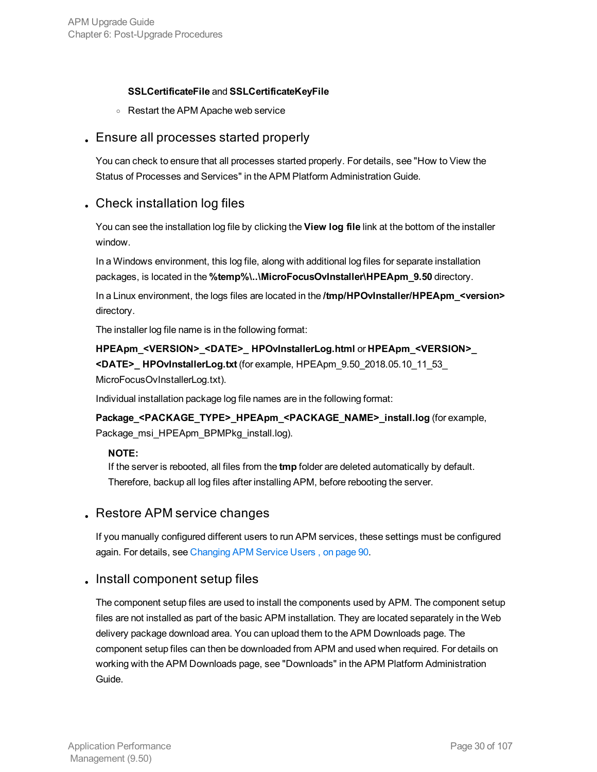**SSLCertificateFile** and **SSLCertificateKeyFile**

   - Restart the APM Apache web service

- ## Ensure all processes started properly

  You can check to ensure that all processes started properly. For details, see "How to View the Status of Processes and Services" in the APM Platform Administration Guide.

- ## Check installation log files

  You can see the installation log file by clicking the **View log file** link at the bottom of the installer window.

  In a Windows environment, this log file, along with additional log files for separate installation packages, is located in the **%temp%\..\MicroFocusOvInstaller\HPEApm_9.50** directory.

  In a Linux environment, the logs files are located in the **/tmp/HPOvInstaller/HPEApm_<version>** directory.

  The installer log file name is in the following format:

  **HPEApm_<VERSION>_<DATE>_ HPOvInstallerLog.html** or **HPEApm_<VERSION>_<DATE>_ HPOvInstallerLog.txt** (for example, HPEApm_9.50_2018.05.10_11_53_ MicroFocusOvInstallerLog.txt).

  Individual installation package log file names are in the following format:

  **Package_<PACKAGE_TYPE>_HPEApm_<PACKAGE_NAME>_install.log** (for example, Package_msi_HPEApm_BPMPkg_install.log).

  > **NOTE:**
  > If the server is rebooted, all files from the **tmp** folder are deleted automatically by default. Therefore, backup all log files after installing APM, before rebooting the server.

- ## Restore APM service changes

  If you manually configured different users to run APM services, these settings must be configured again. For details, see Changing APM Service Users , on page 90.

- ## Install component setup files

  The component setup files are used to install the components used by APM. The component setup files are not installed as part of the basic APM installation. They are located separately in the Web delivery package download area. You can upload them to the APM Downloads page. The component setup files can then be downloaded from APM and used when required. For details on working with the APM Downloads page, see "Downloads" in the APM Platform Administration Guide.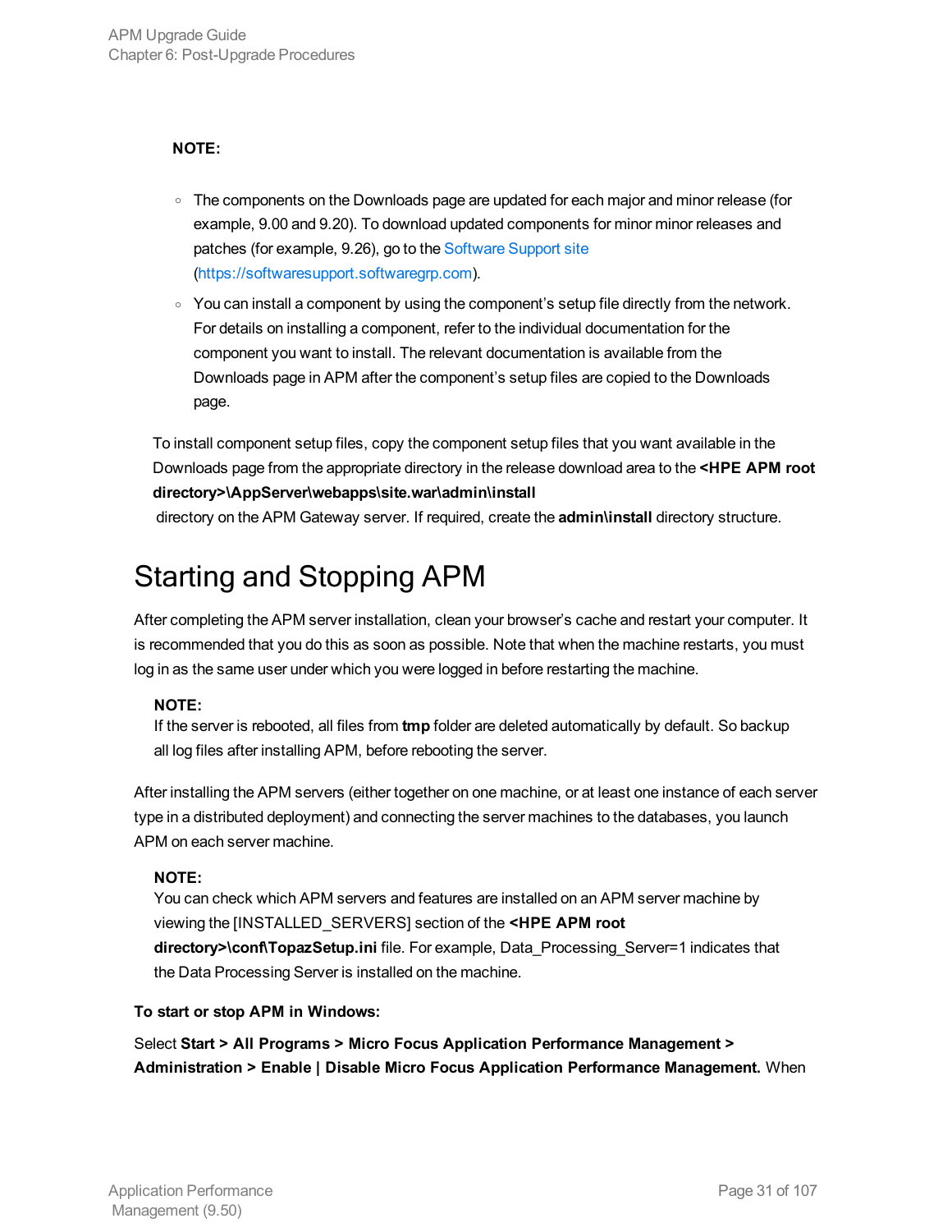**NOTE:**

- The components on the Downloads page are updated for each major and minor release (for example, 9.00 and 9.20). To download updated components for minor minor releases and patches (for example, 9.26), go to the Software Support site (https://softwaresupport.softwaregrp.com).
- You can install a component by using the component's setup file directly from the network. For details on installing a component, refer to the individual documentation for the component you want to install. The relevant documentation is available from the Downloads page in APM after the component's setup files are copied to the Downloads page.

To install component setup files, copy the component setup files that you want available in the Downloads page from the appropriate directory in the release download area to the **<HPE APM root directory>\AppServer\webapps\site.war\admin\install** directory on the APM Gateway server. If required, create the **admin\install** directory structure.

# Starting and Stopping APM

After completing the APM server installation, clean your browser's cache and restart your computer. It is recommended that you do this as soon as possible. Note that when the machine restarts, you must log in as the same user under which you were logged in before restarting the machine.

**NOTE:**
If the server is rebooted, all files from **tmp** folder are deleted automatically by default. So backup all log files after installing APM, before rebooting the server.

After installing the APM servers (either together on one machine, or at least one instance of each server type in a distributed deployment) and connecting the server machines to the databases, you launch APM on each server machine.

**NOTE:**
You can check which APM servers and features are installed on an APM server machine by viewing the [INSTALLED_SERVERS] section of the **<HPE APM root directory>\conf\TopazSetup.ini** file. For example, Data_Processing_Server=1 indicates that the Data Processing Server is installed on the machine.

**To start or stop APM in Windows:**

Select **Start > All Programs > Micro Focus Application Performance Management > Administration > Enable | Disable Micro Focus Application Performance Management.** When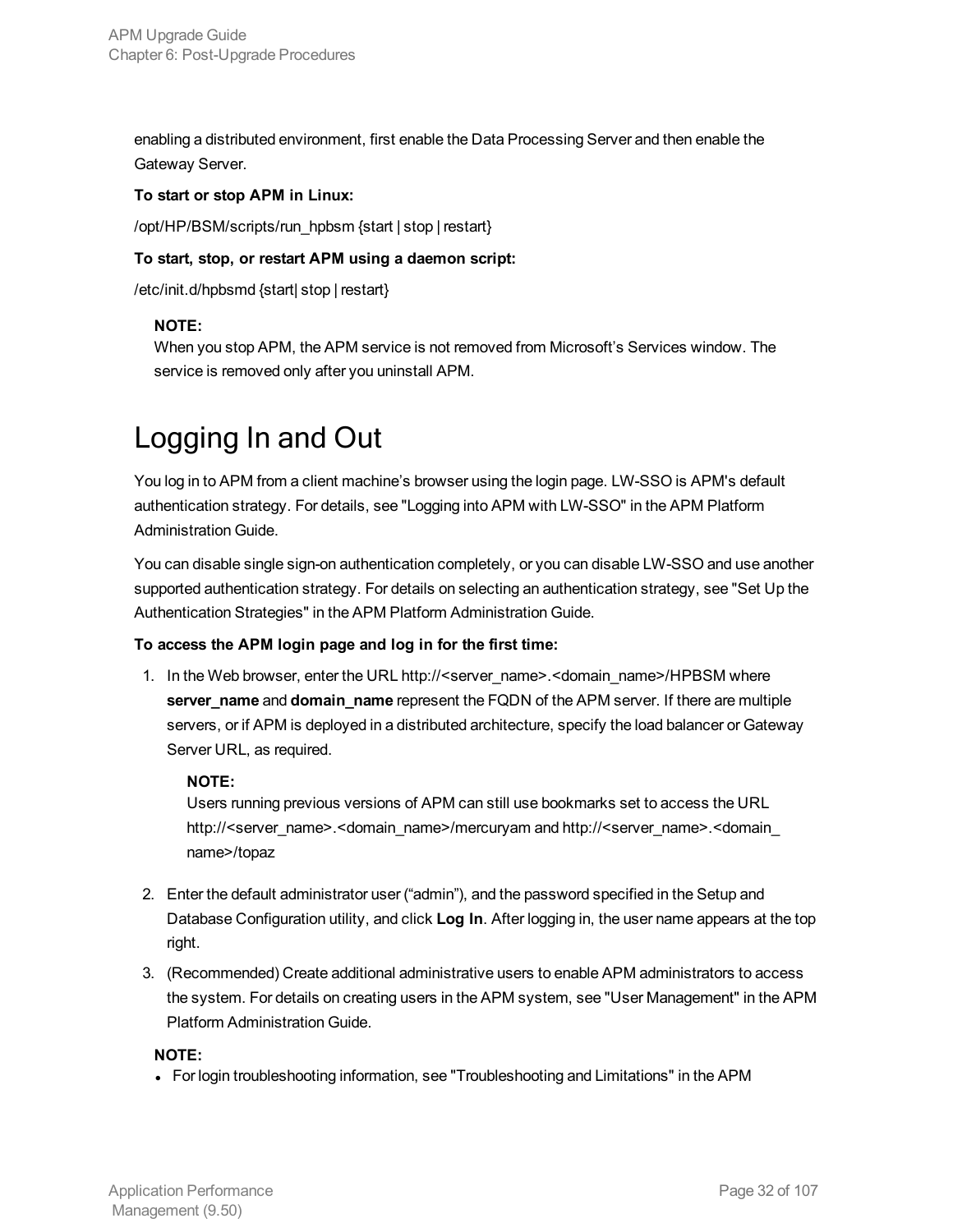enabling a distributed environment, first enable the Data Processing Server and then enable the Gateway Server.

**To start or stop APM in Linux:**

/opt/HP/BSM/scripts/run_hpbsm {start | stop | restart}

**To start, stop, or restart APM using a daemon script:**

/etc/init.d/hpbsmd {start| stop | restart}

> **NOTE:**
> When you stop APM, the APM service is not removed from Microsoft's Services window. The service is removed only after you uninstall APM.

# Logging In and Out

You log in to APM from a client machine's browser using the login page. LW-SSO is APM's default authentication strategy. For details, see "Logging into APM with LW-SSO" in the APM Platform Administration Guide.

You can disable single sign-on authentication completely, or you can disable LW-SSO and use another supported authentication strategy. For details on selecting an authentication strategy, see "Set Up the Authentication Strategies" in the APM Platform Administration Guide.

**To access the APM login page and log in for the first time:**

1. In the Web browser, enter the URL http://<server_name>.<domain_name>/HPBSM where **server_name** and **domain_name** represent the FQDN of the APM server. If there are multiple servers, or if APM is deployed in a distributed architecture, specify the load balancer or Gateway Server URL, as required.

   > **NOTE:**
   > Users running previous versions of APM can still use bookmarks set to access the URL http://<server_name>.<domain_name>/mercuryam and http://<server_name>.<domain_name>/topaz

2. Enter the default administrator user ("admin"), and the password specified in the Setup and Database Configuration utility, and click **Log In**. After logging in, the user name appears at the top right.
3. (Recommended) Create additional administrative users to enable APM administrators to access the system. For details on creating users in the APM system, see "User Management" in the APM Platform Administration Guide.

**NOTE:**

- For login troubleshooting information, see "Troubleshooting and Limitations" in the APM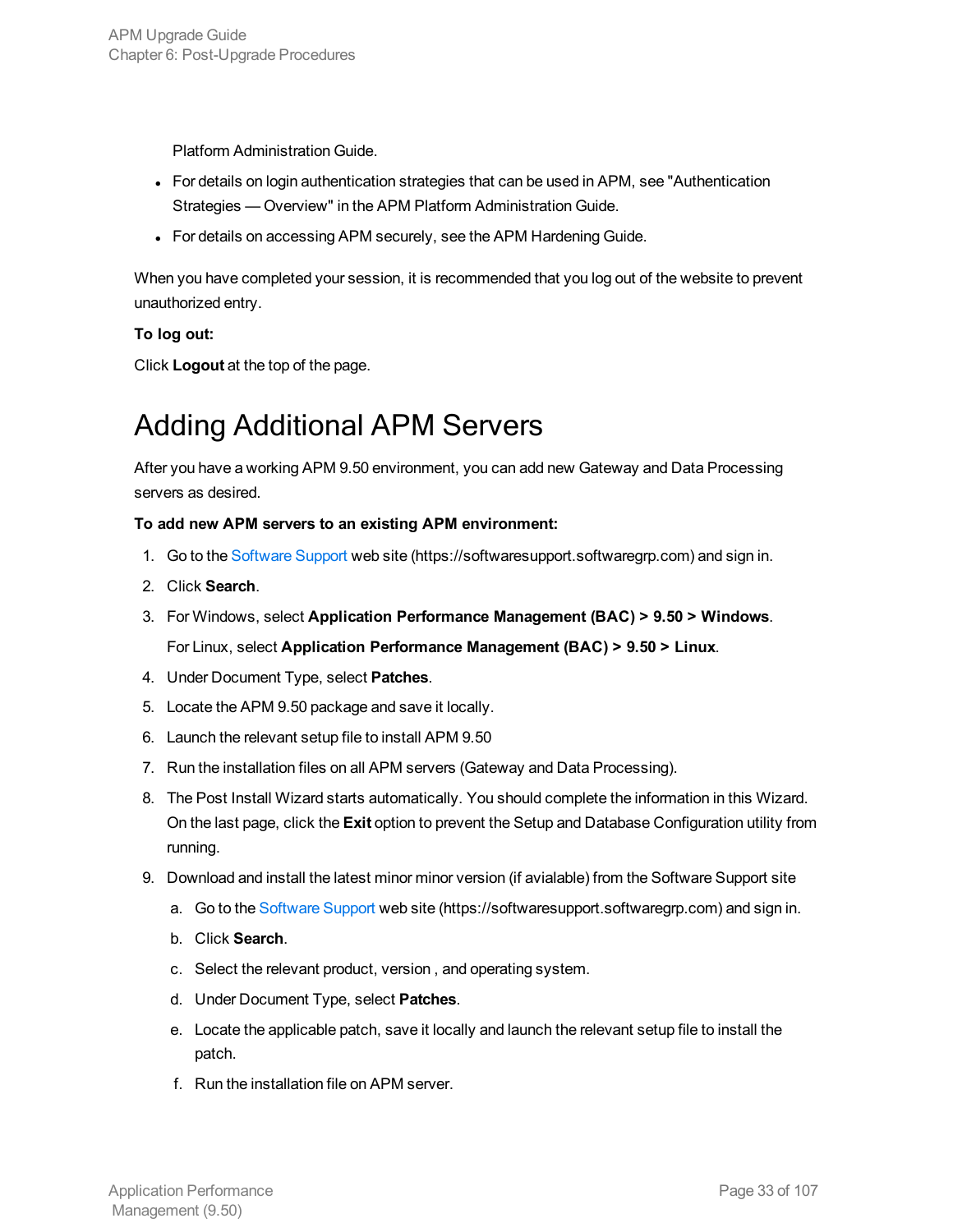Platform Administration Guide.

- For details on login authentication strategies that can be used in APM, see "Authentication Strategies — Overview" in the APM Platform Administration Guide.
- For details on accessing APM securely, see the APM Hardening Guide.

When you have completed your session, it is recommended that you log out of the website to prevent unauthorized entry.

**To log out:**

Click **Logout** at the top of the page.

# Adding Additional APM Servers

After you have a working APM 9.50 environment, you can add new Gateway and Data Processing servers as desired.

**To add new APM servers to an existing APM environment:**

1. Go to the Software Support web site (https://softwaresupport.softwaregrp.com) and sign in.
2. Click **Search**.
3. For Windows, select **Application Performance Management (BAC) > 9.50 > Windows**.

   For Linux, select **Application Performance Management (BAC) > 9.50 > Linux**.
4. Under Document Type, select **Patches**.
5. Locate the APM 9.50 package and save it locally.
6. Launch the relevant setup file to install APM 9.50
7. Run the installation files on all APM servers (Gateway and Data Processing).
8. The Post Install Wizard starts automatically. You should complete the information in this Wizard. On the last page, click the **Exit** option to prevent the Setup and Database Configuration utility from running.
9. Download and install the latest minor minor version (if avialable) from the Software Support site
   1. Go to the Software Support web site (https://softwaresupport.softwaregrp.com) and sign in.
   2. Click **Search**.
   3. Select the relevant product, version , and operating system.
   4. Under Document Type, select **Patches**.
   5. Locate the applicable patch, save it locally and launch the relevant setup file to install the patch.
   6. Run the installation file on APM server.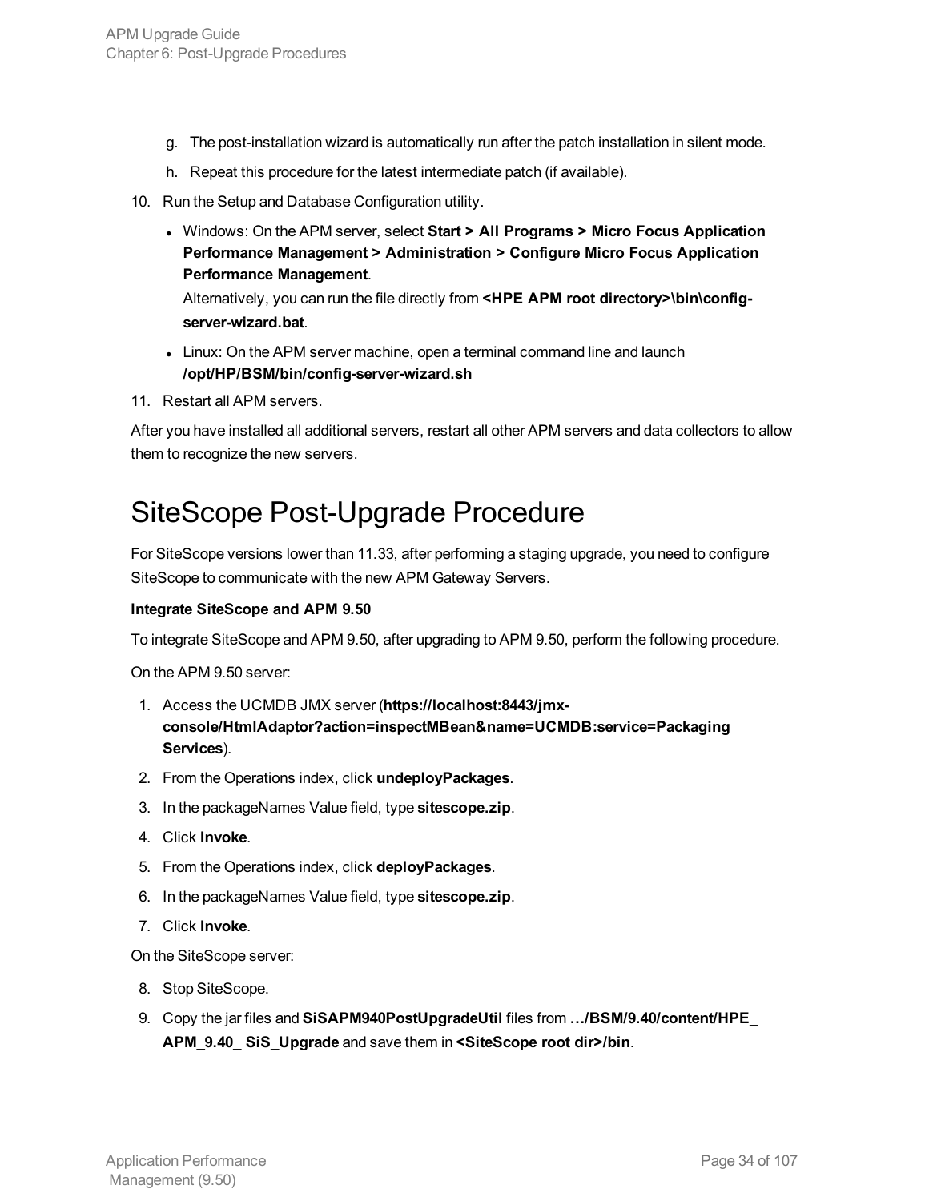g. The post-installation wizard is automatically run after the patch installation in silent mode.

h. Repeat this procedure for the latest intermediate patch (if available).

10. Run the Setup and Database Configuration utility.

    - Windows: On the APM server, select **Start > All Programs > Micro Focus Application Performance Management > Administration > Configure Micro Focus Application Performance Management**.
      Alternatively, you can run the file directly from **<HPE APM root directory>\bin\config-server-wizard.bat**.
    - Linux: On the APM server machine, open a terminal command line and launch **/opt/HP/BSM/bin/config-server-wizard.sh**

11. Restart all APM servers.

After you have installed all additional servers, restart all other APM servers and data collectors to allow them to recognize the new servers.

# SiteScope Post-Upgrade Procedure

For SiteScope versions lower than 11.33, after performing a staging upgrade, you need to configure SiteScope to communicate with the new APM Gateway Servers.

**Integrate SiteScope and APM 9.50**

To integrate SiteScope and APM 9.50, after upgrading to APM 9.50, perform the following procedure.

On the APM 9.50 server:

1. Access the UCMDB JMX server (**https://localhost:8443/jmx-console/HtmlAdaptor?action=inspectMBean&name=UCMDB:service=Packaging Services**).
2. From the Operations index, click **undeployPackages**.
3. In the packageNames Value field, type **sitescope.zip**.
4. Click **Invoke**.
5. From the Operations index, click **deployPackages**.
6. In the packageNames Value field, type **sitescope.zip**.
7. Click **Invoke**.

On the SiteScope server:

8. Stop SiteScope.
9. Copy the jar files and **SiSAPM940PostUpgradeUtil** files from **…/BSM/9.40/content/HPE_APM_9.40_ SiS_Upgrade** and save them in **<SiteScope root dir>/bin**.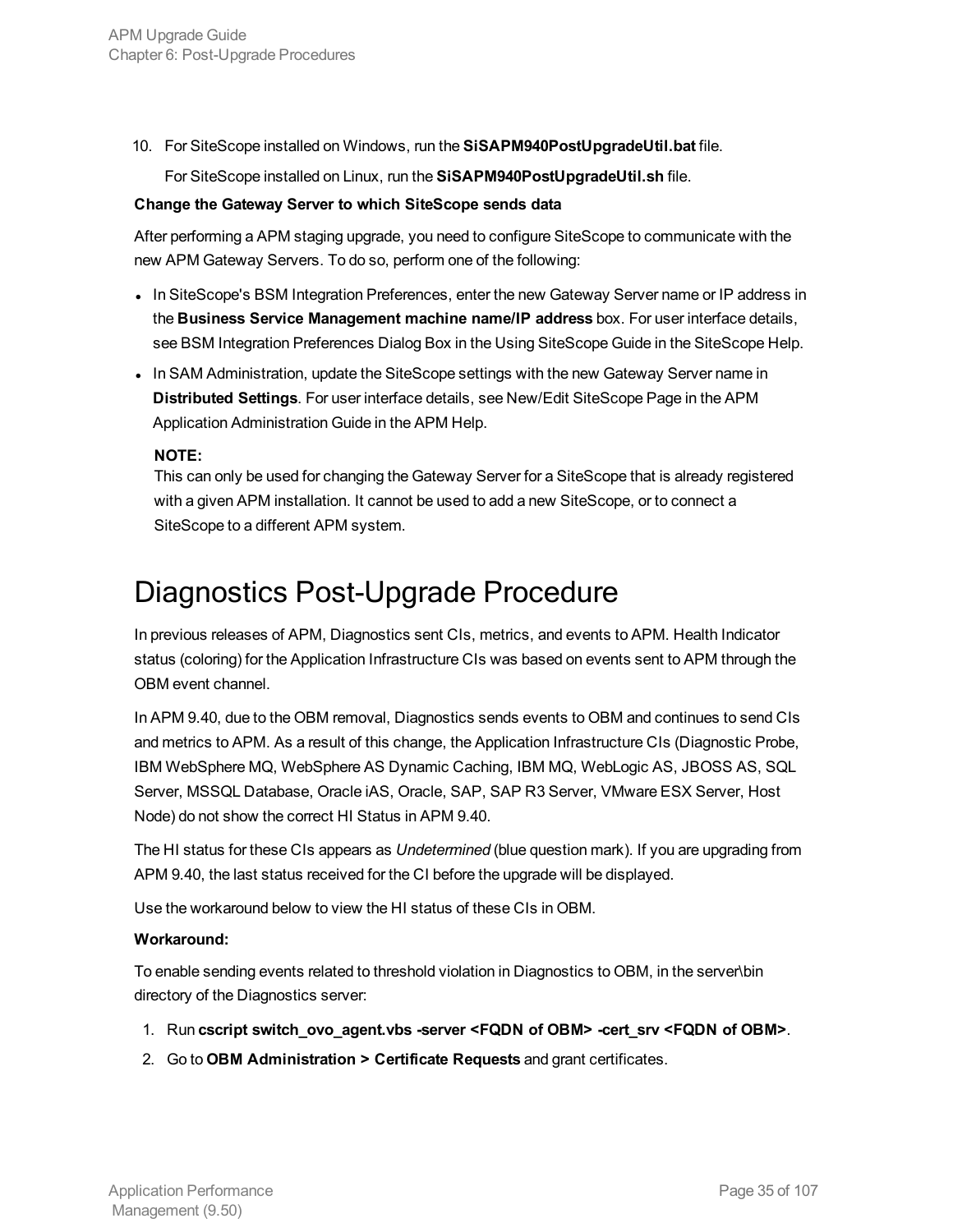10. For SiteScope installed on Windows, run the **SiSAPM940PostUpgradeUtil.bat** file.

    For SiteScope installed on Linux, run the **SiSAPM940PostUpgradeUtil.sh** file.

**Change the Gateway Server to which SiteScope sends data**

After performing a APM staging upgrade, you need to configure SiteScope to communicate with the new APM Gateway Servers. To do so, perform one of the following:

- In SiteScope's BSM Integration Preferences, enter the new Gateway Server name or IP address in the **Business Service Management machine name/IP address** box. For user interface details, see BSM Integration Preferences Dialog Box in the Using SiteScope Guide in the SiteScope Help.
- In SAM Administration, update the SiteScope settings with the new Gateway Server name in **Distributed Settings**. For user interface details, see New/Edit SiteScope Page in the APM Application Administration Guide in the APM Help.

  **NOTE:**
  This can only be used for changing the Gateway Server for a SiteScope that is already registered with a given APM installation. It cannot be used to add a new SiteScope, or to connect a SiteScope to a different APM system.

# Diagnostics Post-Upgrade Procedure

In previous releases of APM, Diagnostics sent CIs, metrics, and events to APM. Health Indicator status (coloring) for the Application Infrastructure CIs was based on events sent to APM through the OBM event channel.

In APM 9.40, due to the OBM removal, Diagnostics sends events to OBM and continues to send CIs and metrics to APM. As a result of this change, the Application Infrastructure CIs (Diagnostic Probe, IBM WebSphere MQ, WebSphere AS Dynamic Caching, IBM MQ, WebLogic AS, JBOSS AS, SQL Server, MSSQL Database, Oracle iAS, Oracle, SAP, SAP R3 Server, VMware ESX Server, Host Node) do not show the correct HI Status in APM 9.40.

The HI status for these CIs appears as *Undetermined* (blue question mark). If you are upgrading from APM 9.40, the last status received for the CI before the upgrade will be displayed.

Use the workaround below to view the HI status of these CIs in OBM.

**Workaround:**

To enable sending events related to threshold violation in Diagnostics to OBM, in the server\bin directory of the Diagnostics server:

1. Run **cscript switch_ovo_agent.vbs -server <FQDN of OBM> -cert_srv <FQDN of OBM>**.
2. Go to **OBM Administration > Certificate Requests** and grant certificates.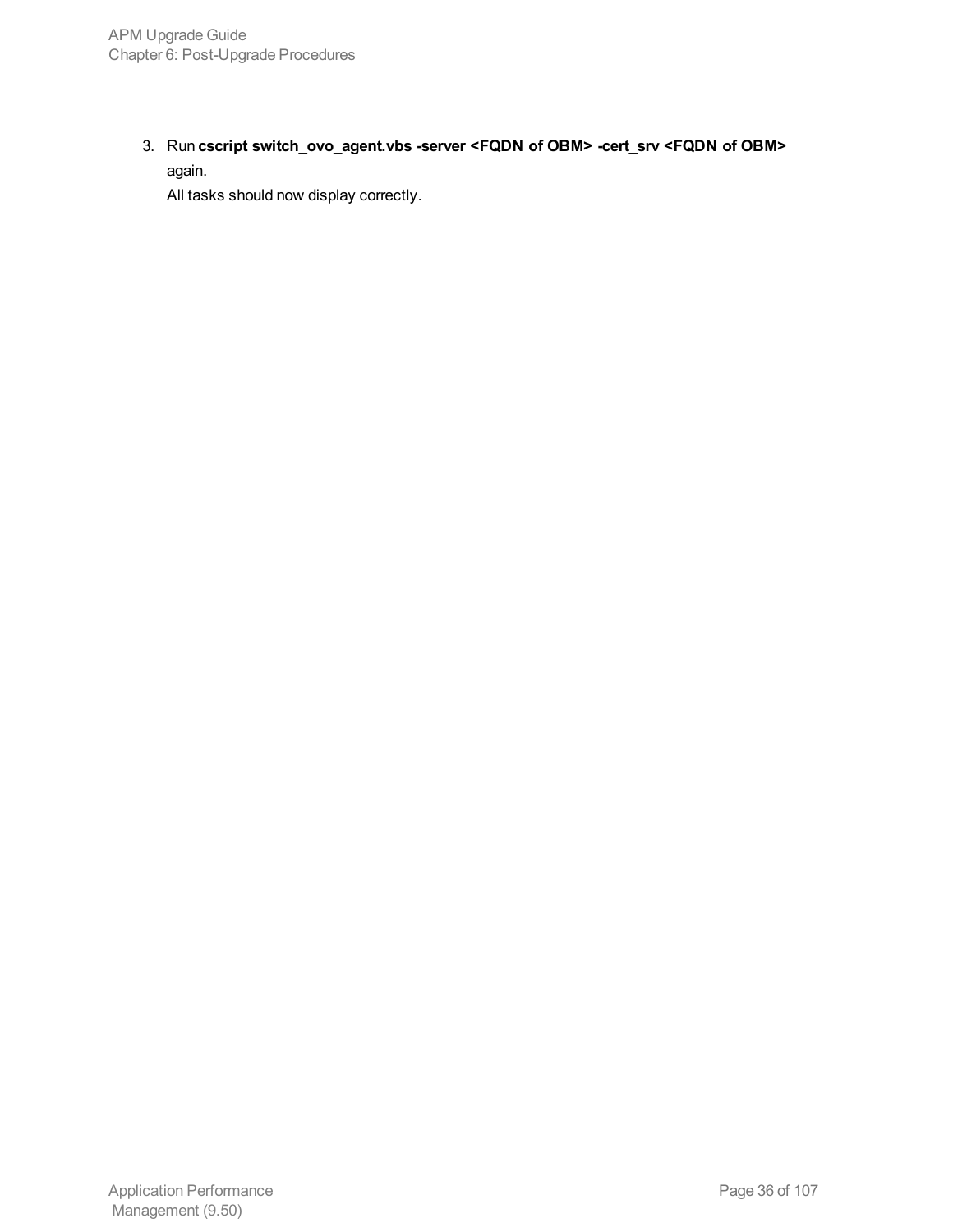3. Run **cscript switch_ovo_agent.vbs -server <FQDN of OBM> -cert_srv <FQDN of OBM>** again.
   All tasks should now display correctly.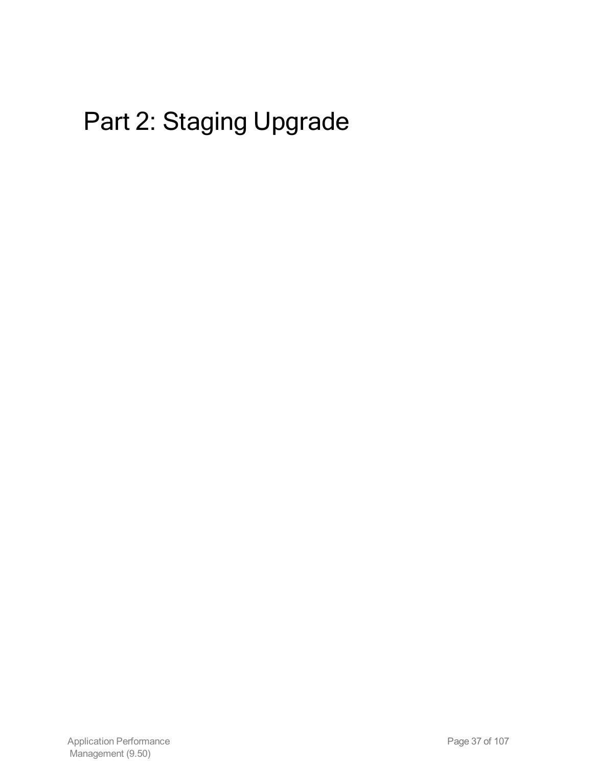# Part 2: Staging Upgrade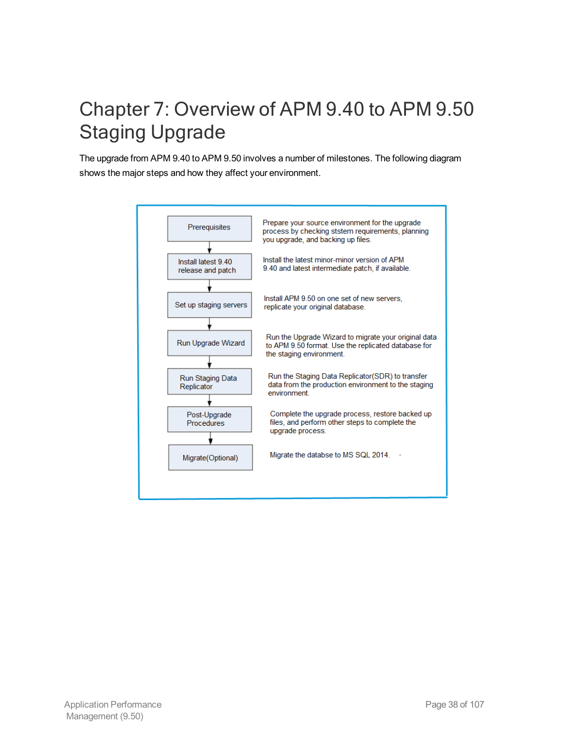# Chapter 7: Overview of APM 9.40 to APM 9.50 Staging Upgrade

The upgrade from APM 9.40 to APM 9.50 involves a number of milestones. The following diagram shows the major steps and how they affect your environment.

| Step | Description |
| --- | --- |
| Prerequisites | Prepare your source environment for the upgrade process by checking ststem requirements, planning you upgrade, and backing up files. |
| Install latest 9.40 release and patch | Install the latest minor-minor version of APM 9.40 and latest intermediate patch, if available. |
| Set up staging servers | Install APM 9.50 on one set of new servers, replicate your original database. |
| Run Upgrade Wizard | Run the Upgrade Wizard to migrate your original data to APM 9.50 format. Use the replicated database for the staging environment. |
| Run Staging Data Replicator | Run the Staging Data Replicator(SDR) to transfer data from the production environment to the staging environment. |
| Post-Upgrade Procedures | Complete the upgrade process, restore backed up files, and perform other steps to complete the upgrade process. |
| Migrate(Optional) | Migrate the databse to MS SQL 2014. |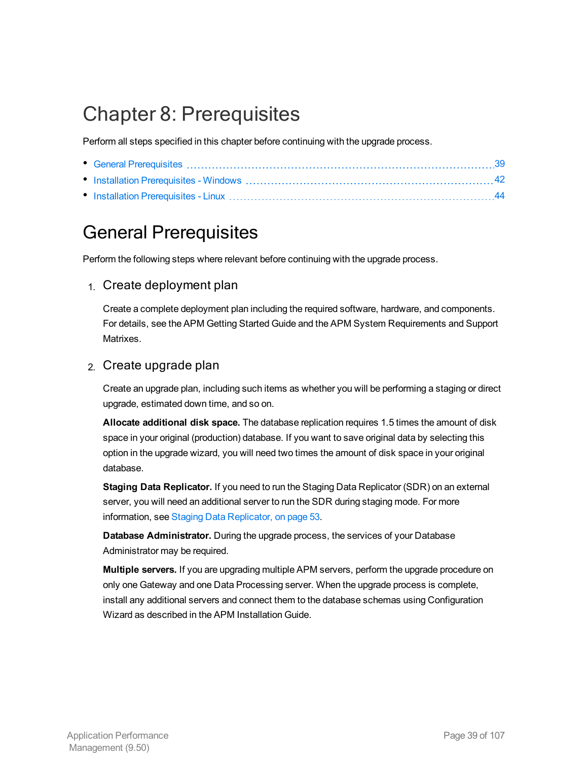# Chapter 8: Prerequisites

Perform all steps specified in this chapter before continuing with the upgrade process.

- General Prerequisites 39
- Installation Prerequisites - Windows 42
- Installation Prerequisites - Linux 44

## General Prerequisites

Perform the following steps where relevant before continuing with the upgrade process.

### 1. Create deployment plan

Create a complete deployment plan including the required software, hardware, and components. For details, see the APM Getting Started Guide and the APM System Requirements and Support Matrixes.

### 2. Create upgrade plan

Create an upgrade plan, including such items as whether you will be performing a staging or direct upgrade, estimated down time, and so on.

**Allocate additional disk space.** The database replication requires 1.5 times the amount of disk space in your original (production) database. If you want to save original data by selecting this option in the upgrade wizard, you will need two times the amount of disk space in your original database.

**Staging Data Replicator.** If you need to run the Staging Data Replicator (SDR) on an external server, you will need an additional server to run the SDR during staging mode. For more information, see Staging Data Replicator, on page 53.

**Database Administrator.** During the upgrade process, the services of your Database Administrator may be required.

**Multiple servers.** If you are upgrading multiple APM servers, perform the upgrade procedure on only one Gateway and one Data Processing server. When the upgrade process is complete, install any additional servers and connect them to the database schemas using Configuration Wizard as described in the APM Installation Guide.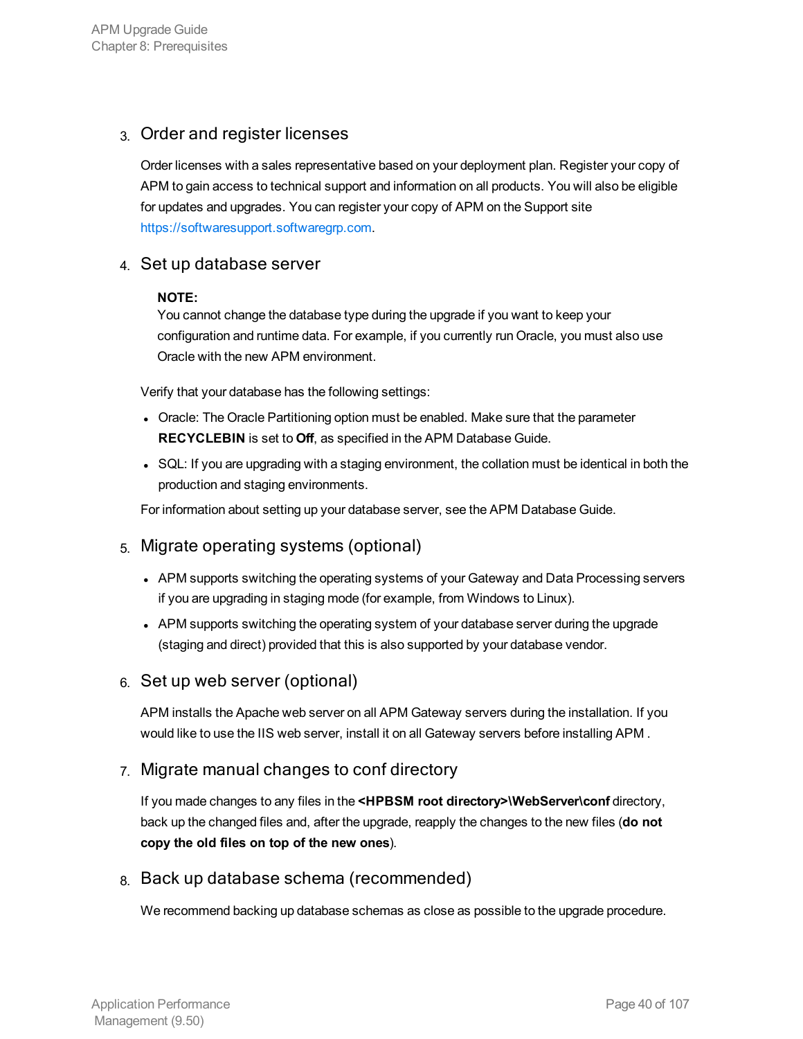3. Order and register licenses

   Order licenses with a sales representative based on your deployment plan. Register your copy of APM to gain access to technical support and information on all products. You will also be eligible for updates and upgrades. You can register your copy of APM on the Support site https://softwaresupport.softwaregrp.com.

4. Set up database server

   **NOTE:**
   You cannot change the database type during the upgrade if you want to keep your configuration and runtime data. For example, if you currently run Oracle, you must also use Oracle with the new APM environment.

   Verify that your database has the following settings:

   - Oracle: The Oracle Partitioning option must be enabled. Make sure that the parameter **RECYCLEBIN** is set to **Off**, as specified in the APM Database Guide.
   - SQL: If you are upgrading with a staging environment, the collation must be identical in both the production and staging environments.

   For information about setting up your database server, see the APM Database Guide.

5. Migrate operating systems (optional)

   - APM supports switching the operating systems of your Gateway and Data Processing servers if you are upgrading in staging mode (for example, from Windows to Linux).
   - APM supports switching the operating system of your database server during the upgrade (staging and direct) provided that this is also supported by your database vendor.

6. Set up web server (optional)

   APM installs the Apache web server on all APM Gateway servers during the installation. If you would like to use the IIS web server, install it on all Gateway servers before installing APM .

7. Migrate manual changes to conf directory

   If you made changes to any files in the **<HPBSM root directory>\WebServer\conf** directory, back up the changed files and, after the upgrade, reapply the changes to the new files (**do not copy the old files on top of the new ones**).

8. Back up database schema (recommended)

   We recommend backing up database schemas as close as possible to the upgrade procedure.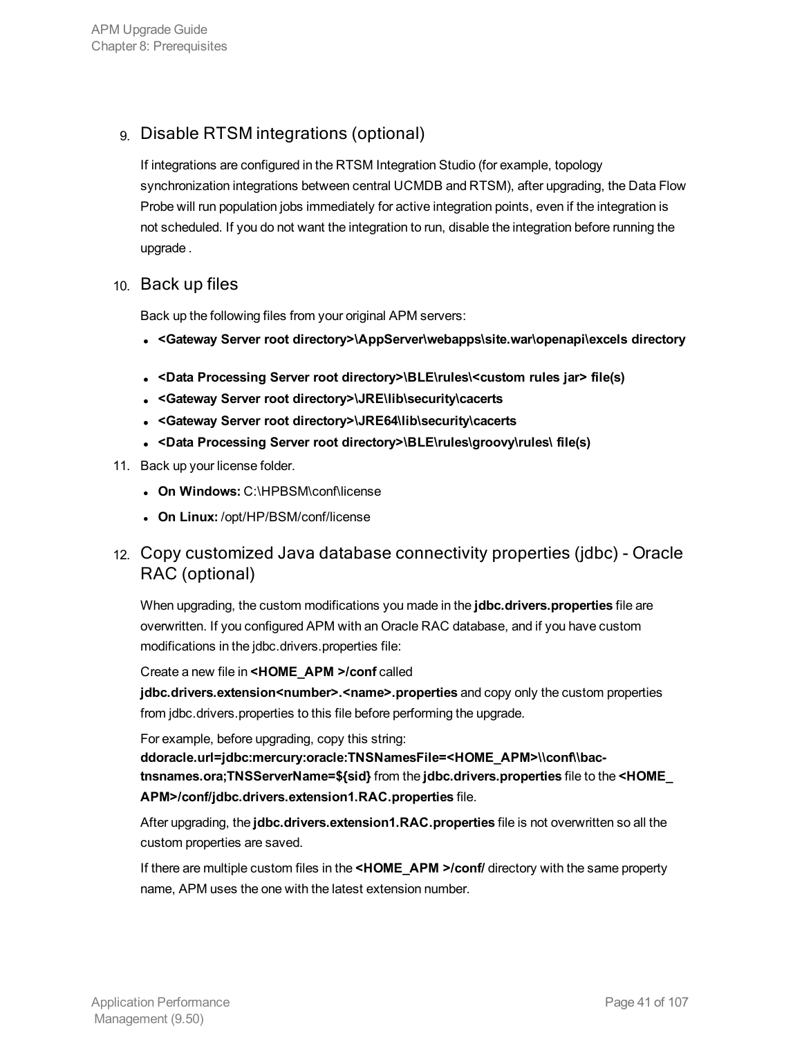9. Disable RTSM integrations (optional)

   If integrations are configured in the RTSM Integration Studio (for example, topology synchronization integrations between central UCMDB and RTSM), after upgrading, the Data Flow Probe will run population jobs immediately for active integration points, even if the integration is not scheduled. If you do not want the integration to run, disable the integration before running the upgrade .

10. Back up files

    Back up the following files from your original APM servers:

    - **<Gateway Server root directory>\AppServer\webapps\site.war\openapi\excels directory**
    - **<Data Processing Server root directory>\BLE\rules\<custom rules jar> file(s)**
    - **<Gateway Server root directory>\JRE\lib\security\cacerts**
    - **<Gateway Server root directory>\JRE64\lib\security\cacerts**
    - **<Data Processing Server root directory>\BLE\rules\groovy\rules\ file(s)**

11. Back up your license folder.

    - **On Windows:** C:\HPBSM\conf\license
    - **On Linux:** /opt/HP/BSM/conf/license

12. Copy customized Java database connectivity properties (jdbc) - Oracle RAC (optional)

    When upgrading, the custom modifications you made in the **jdbc.drivers.properties** file are overwritten. If you configured APM with an Oracle RAC database, and if you have custom modifications in the jdbc.drivers.properties file:

    Create a new file in **<HOME_APM >/conf** called **jdbc.drivers.extension<number>.<name>.properties** and copy only the custom properties from jdbc.drivers.properties to this file before performing the upgrade.

    For example, before upgrading, copy this string: **ddoracle.url=jdbc:mercury:oracle:TNSNamesFile=<HOME_APM>\\conf\\bac-tnsnames.ora;TNSServerName=${sid}** from the **jdbc.drivers.properties** file to the **<HOME_APM>/conf/jdbc.drivers.extension1.RAC.properties** file.

    After upgrading, the **jdbc.drivers.extension1.RAC.properties** file is not overwritten so all the custom properties are saved.

    If there are multiple custom files in the **<HOME_APM >/conf/** directory with the same property name, APM uses the one with the latest extension number.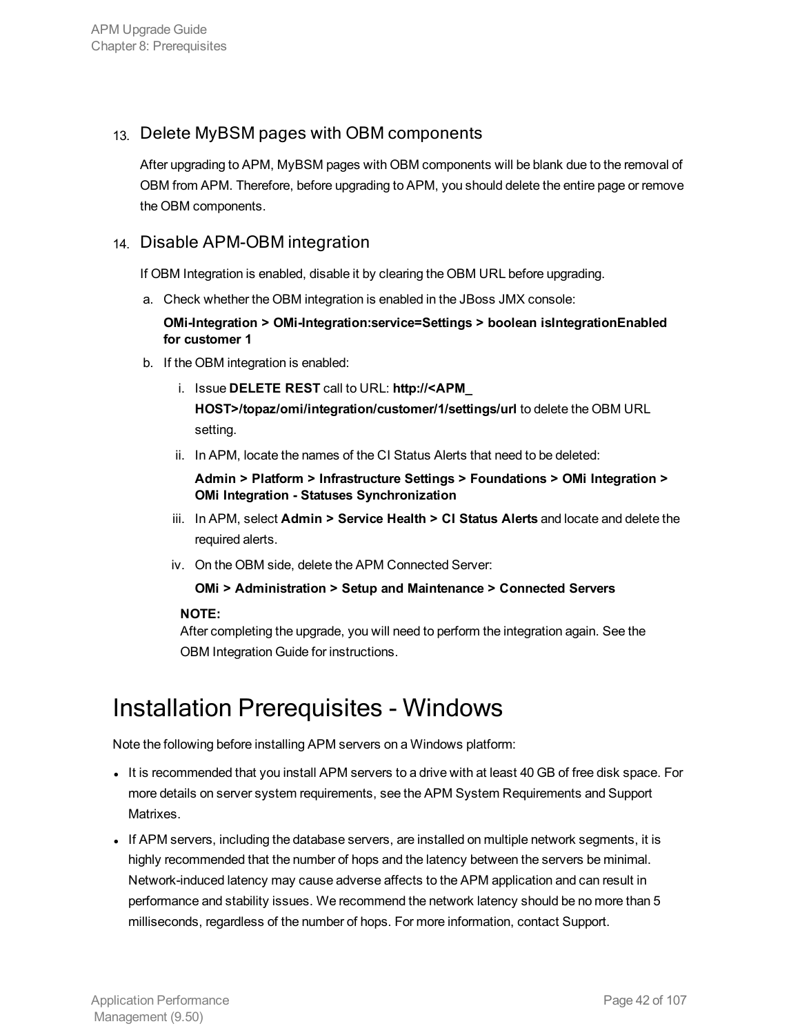13. Delete MyBSM pages with OBM components

    After upgrading to APM, MyBSM pages with OBM components will be blank due to the removal of OBM from APM. Therefore, before upgrading to APM, you should delete the entire page or remove the OBM components.

14. Disable APM-OBM integration

    If OBM Integration is enabled, disable it by clearing the OBM URL before upgrading.

    a. Check whether the OBM integration is enabled in the JBoss JMX console:

       **OMi-Integration > OMi-Integration:service=Settings > boolean isIntegrationEnabled for customer 1**

    b. If the OBM integration is enabled:

       i. Issue **DELETE REST** call to URL: **http://<APM_HOST>/topaz/omi/integration/customer/1/settings/url** to delete the OBM URL setting.

       ii. In APM, locate the names of the CI Status Alerts that need to be deleted:

           **Admin > Platform > Infrastructure Settings > Foundations > OMi Integration > OMi Integration - Statuses Synchronization**

       iii. In APM, select **Admin > Service Health > CI Status Alerts** and locate and delete the required alerts.

       iv. On the OBM side, delete the APM Connected Server:

           **OMi > Administration > Setup and Maintenance > Connected Servers**

       **NOTE:**
       After completing the upgrade, you will need to perform the integration again. See the OBM Integration Guide for instructions.

# Installation Prerequisites - Windows

Note the following before installing APM servers on a Windows platform:

- It is recommended that you install APM servers to a drive with at least 40 GB of free disk space. For more details on server system requirements, see the APM System Requirements and Support Matrixes.
- If APM servers, including the database servers, are installed on multiple network segments, it is highly recommended that the number of hops and the latency between the servers be minimal. Network-induced latency may cause adverse affects to the APM application and can result in performance and stability issues. We recommend the network latency should be no more than 5 milliseconds, regardless of the number of hops. For more information, contact Support.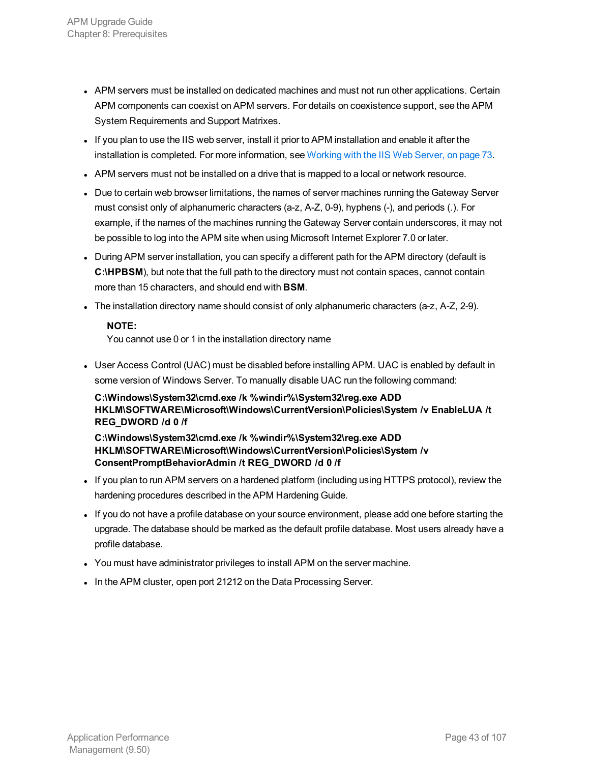- APM servers must be installed on dedicated machines and must not run other applications. Certain APM components can coexist on APM servers. For details on coexistence support, see the APM System Requirements and Support Matrixes.
- If you plan to use the IIS web server, install it prior to APM installation and enable it after the installation is completed. For more information, see Working with the IIS Web Server, on page 73.
- APM servers must not be installed on a drive that is mapped to a local or network resource.
- Due to certain web browser limitations, the names of server machines running the Gateway Server must consist only of alphanumeric characters (a-z, A-Z, 0-9), hyphens (-), and periods (.). For example, if the names of the machines running the Gateway Server contain underscores, it may not be possible to log into the APM site when using Microsoft Internet Explorer 7.0 or later.
- During APM server installation, you can specify a different path for the APM directory (default is **C:\HPBSM**), but note that the full path to the directory must not contain spaces, cannot contain more than 15 characters, and should end with **BSM**.
- The installation directory name should consist of only alphanumeric characters (a-z, A-Z, 2-9).

  **NOTE:**
  You cannot use 0 or 1 in the installation directory name

- User Access Control (UAC) must be disabled before installing APM. UAC is enabled by default in some version of Windows Server. To manually disable UAC run the following command:

  **C:\Windows\System32\cmd.exe /k %windir%\System32\reg.exe ADD HKLM\SOFTWARE\Microsoft\Windows\CurrentVersion\Policies\System /v EnableLUA /t REG_DWORD /d 0 /f**

  **C:\Windows\System32\cmd.exe /k %windir%\System32\reg.exe ADD HKLM\SOFTWARE\Microsoft\Windows\CurrentVersion\Policies\System /v ConsentPromptBehaviorAdmin /t REG_DWORD /d 0 /f**

- If you plan to run APM servers on a hardened platform (including using HTTPS protocol), review the hardening procedures described in the APM Hardening Guide.
- If you do not have a profile database on your source environment, please add one before starting the upgrade. The database should be marked as the default profile database. Most users already have a profile database.
- You must have administrator privileges to install APM on the server machine.
- In the APM cluster, open port 21212 on the Data Processing Server.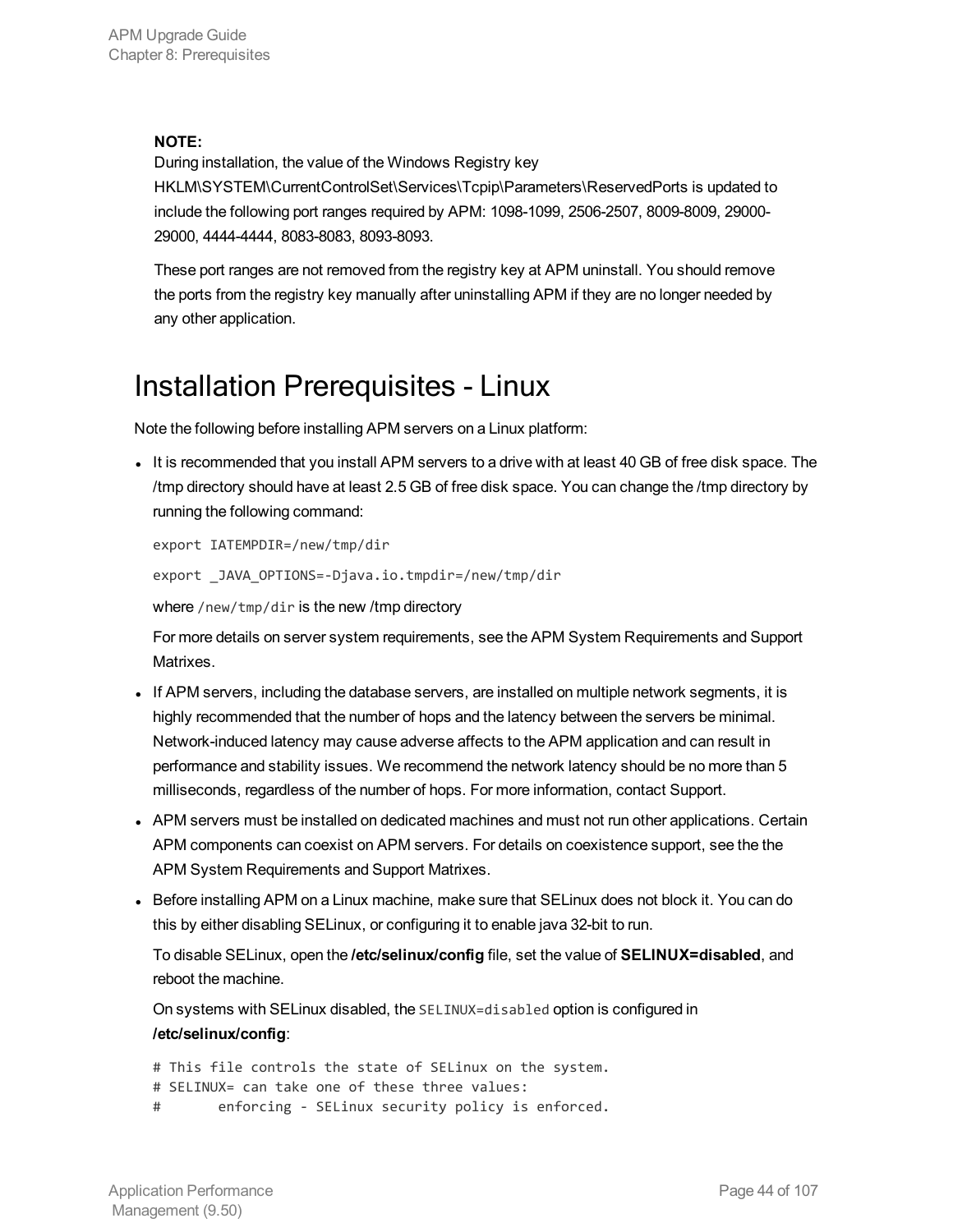**NOTE:**
During installation, the value of the Windows Registry key HKLM\SYSTEM\CurrentControlSet\Services\Tcpip\Parameters\ReservedPorts is updated to include the following port ranges required by APM: 1098-1099, 2506-2507, 8009-8009, 29000-29000, 4444-4444, 8083-8083, 8093-8093.

These port ranges are not removed from the registry key at APM uninstall. You should remove the ports from the registry key manually after uninstalling APM if they are no longer needed by any other application.

# Installation Prerequisites - Linux

Note the following before installing APM servers on a Linux platform:

- It is recommended that you install APM servers to a drive with at least 40 GB of free disk space. The /tmp directory should have at least 2.5 GB of free disk space. You can change the /tmp directory by running the following command:

  ```
  export IATEMPDIR=/new/tmp/dir
  ```

  ```
  export _JAVA_OPTIONS=-Djava.io.tmpdir=/new/tmp/dir
  ```

  where `/new/tmp/dir` is the new /tmp directory

  For more details on server system requirements, see the APM System Requirements and Support Matrixes.

- If APM servers, including the database servers, are installed on multiple network segments, it is highly recommended that the number of hops and the latency between the servers be minimal. Network-induced latency may cause adverse affects to the APM application and can result in performance and stability issues. We recommend the network latency should be no more than 5 milliseconds, regardless of the number of hops. For more information, contact Support.

- APM servers must be installed on dedicated machines and must not run other applications. Certain APM components can coexist on APM servers. For details on coexistence support, see the the APM System Requirements and Support Matrixes.

- Before installing APM on a Linux machine, make sure that SELinux does not block it. You can do this by either disabling SELinux, or configuring it to enable java 32-bit to run.

  To disable SELinux, open the **/etc/selinux/config** file, set the value of **SELINUX=disabled**, and reboot the machine.

  On systems with SELinux disabled, the `SELINUX=disabled` option is configured in **/etc/selinux/config**:

  ```
  # This file controls the state of SELinux on the system.
  # SELINUX= can take one of these three values:
  #       enforcing - SELinux security policy is enforced.
  ```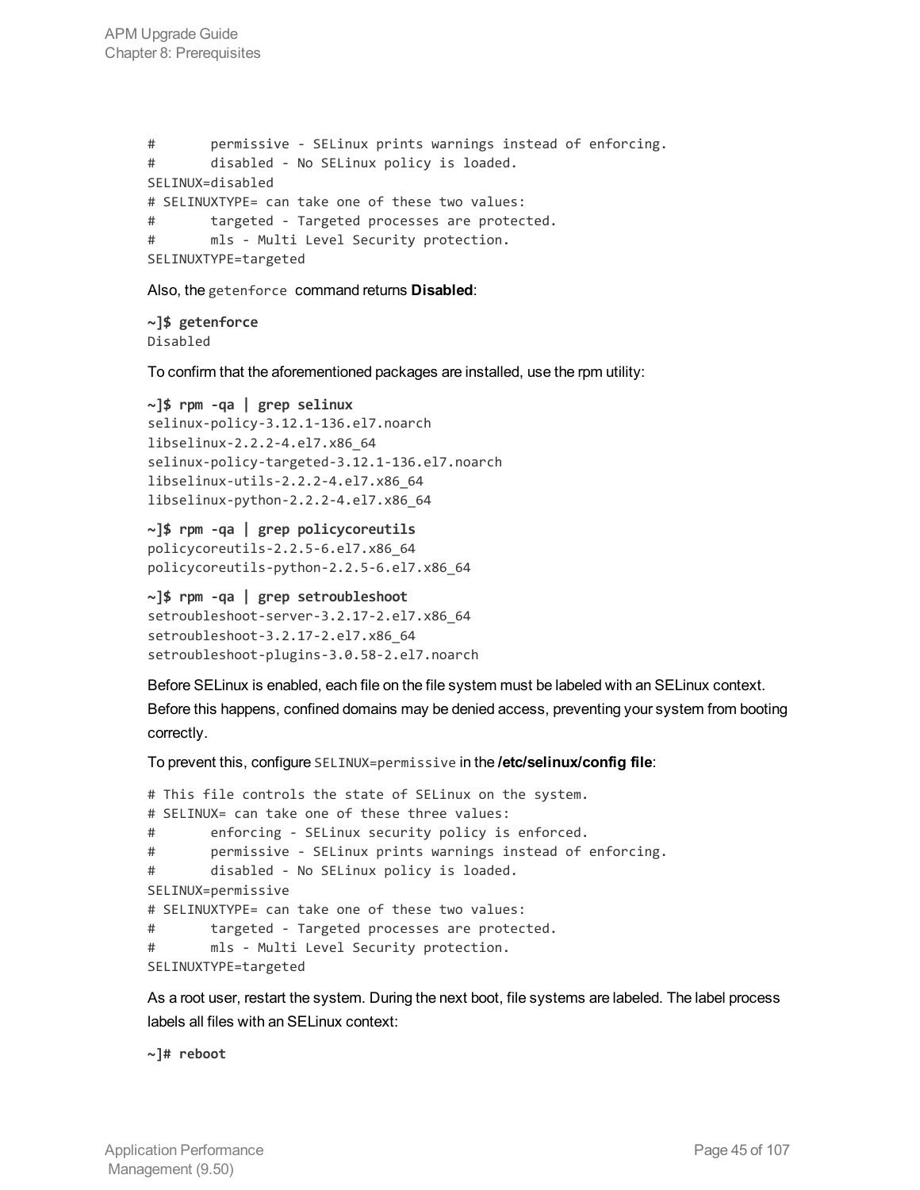```
#       permissive - SELinux prints warnings instead of enforcing.
#       disabled - No SELinux policy is loaded.
SELINUX=disabled
# SELINUXTYPE= can take one of these two values:
#       targeted - Targeted processes are protected.
#       mls - Multi Level Security protection.
SELINUXTYPE=targeted
```

Also, the `getenforce` command returns **Disabled**:

```
~]$ getenforce
Disabled
```

To confirm that the aforementioned packages are installed, use the rpm utility:

```
~]$ rpm -qa | grep selinux
selinux-policy-3.12.1-136.el7.noarch
libselinux-2.2.2-4.el7.x86_64
selinux-policy-targeted-3.12.1-136.el7.noarch
libselinux-utils-2.2.2-4.el7.x86_64
libselinux-python-2.2.2-4.el7.x86_64
```

```
~]$ rpm -qa | grep policycoreutils
policycoreutils-2.2.5-6.el7.x86_64
policycoreutils-python-2.2.5-6.el7.x86_64
```

```
~]$ rpm -qa | grep setroubleshoot
setroubleshoot-server-3.2.17-2.el7.x86_64
setroubleshoot-3.2.17-2.el7.x86_64
setroubleshoot-plugins-3.0.58-2.el7.noarch
```

Before SELinux is enabled, each file on the file system must be labeled with an SELinux context. Before this happens, confined domains may be denied access, preventing your system from booting correctly.

To prevent this, configure `SELINUX=permissive` in the **/etc/selinux/config file**:

```
# This file controls the state of SELinux on the system.
# SELINUX= can take one of these three values:
#       enforcing - SELinux security policy is enforced.
#       permissive - SELinux prints warnings instead of enforcing.
#       disabled - No SELinux policy is loaded.
SELINUX=permissive
# SELINUXTYPE= can take one of these two values:
#       targeted - Targeted processes are protected.
#       mls - Multi Level Security protection.
SELINUXTYPE=targeted
```

As a root user, restart the system. During the next boot, file systems are labeled. The label process labels all files with an SELinux context:

```
~]# reboot
```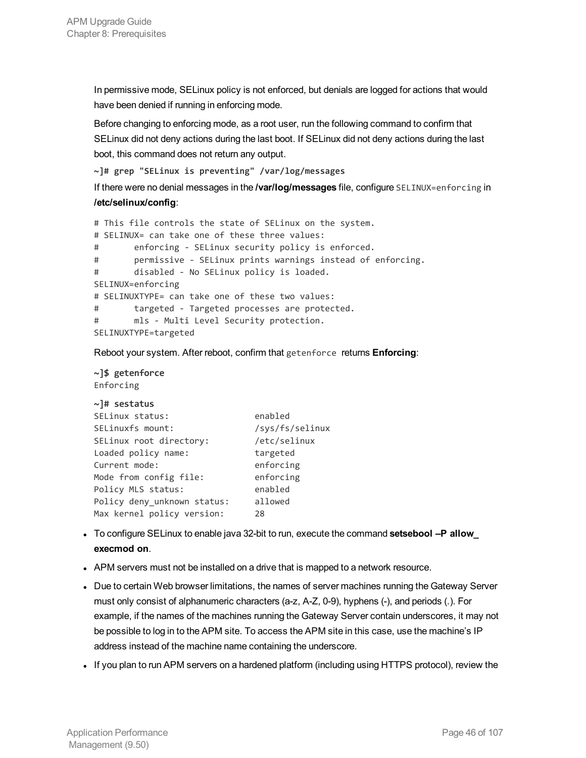In permissive mode, SELinux policy is not enforced, but denials are logged for actions that would have been denied if running in enforcing mode.

Before changing to enforcing mode, as a root user, run the following command to confirm that SELinux did not deny actions during the last boot. If SELinux did not deny actions during the last boot, this command does not return any output.

```
~]# grep "SELinux is preventing" /var/log/messages
```

If there were no denial messages in the **/var/log/messages** file, configure `SELINUX=enforcing` in **/etc/selinux/config**:

```
# This file controls the state of SELinux on the system.
# SELINUX= can take one of these three values:
#       enforcing - SELinux security policy is enforced.
#       permissive - SELinux prints warnings instead of enforcing.
#       disabled - No SELinux policy is loaded.
SELINUX=enforcing
# SELINUXTYPE= can take one of these two values:
#       targeted - Targeted processes are protected.
#       mls - Multi Level Security protection.
SELINUXTYPE=targeted
```

Reboot your system. After reboot, confirm that `getenforce` returns **Enforcing**:

```
~]$ getenforce
Enforcing
```

```
~]# sestatus
SELinux status:                 enabled
SELinuxfs mount:                /sys/fs/selinux
SELinux root directory:         /etc/selinux
Loaded policy name:             targeted
Current mode:                   enforcing
Mode from config file:          enforcing
Policy MLS status:              enabled
Policy deny_unknown status:     allowed
Max kernel policy version:      28
```

- To configure SELinux to enable java 32-bit to run, execute the command **setsebool –P allow_execmod on**.
- APM servers must not be installed on a drive that is mapped to a network resource.
- Due to certain Web browser limitations, the names of server machines running the Gateway Server must only consist of alphanumeric characters (a-z, A-Z, 0-9), hyphens (-), and periods (.). For example, if the names of the machines running the Gateway Server contain underscores, it may not be possible to log in to the APM site. To access the APM site in this case, use the machine's IP address instead of the machine name containing the underscore.
- If you plan to run APM servers on a hardened platform (including using HTTPS protocol), review the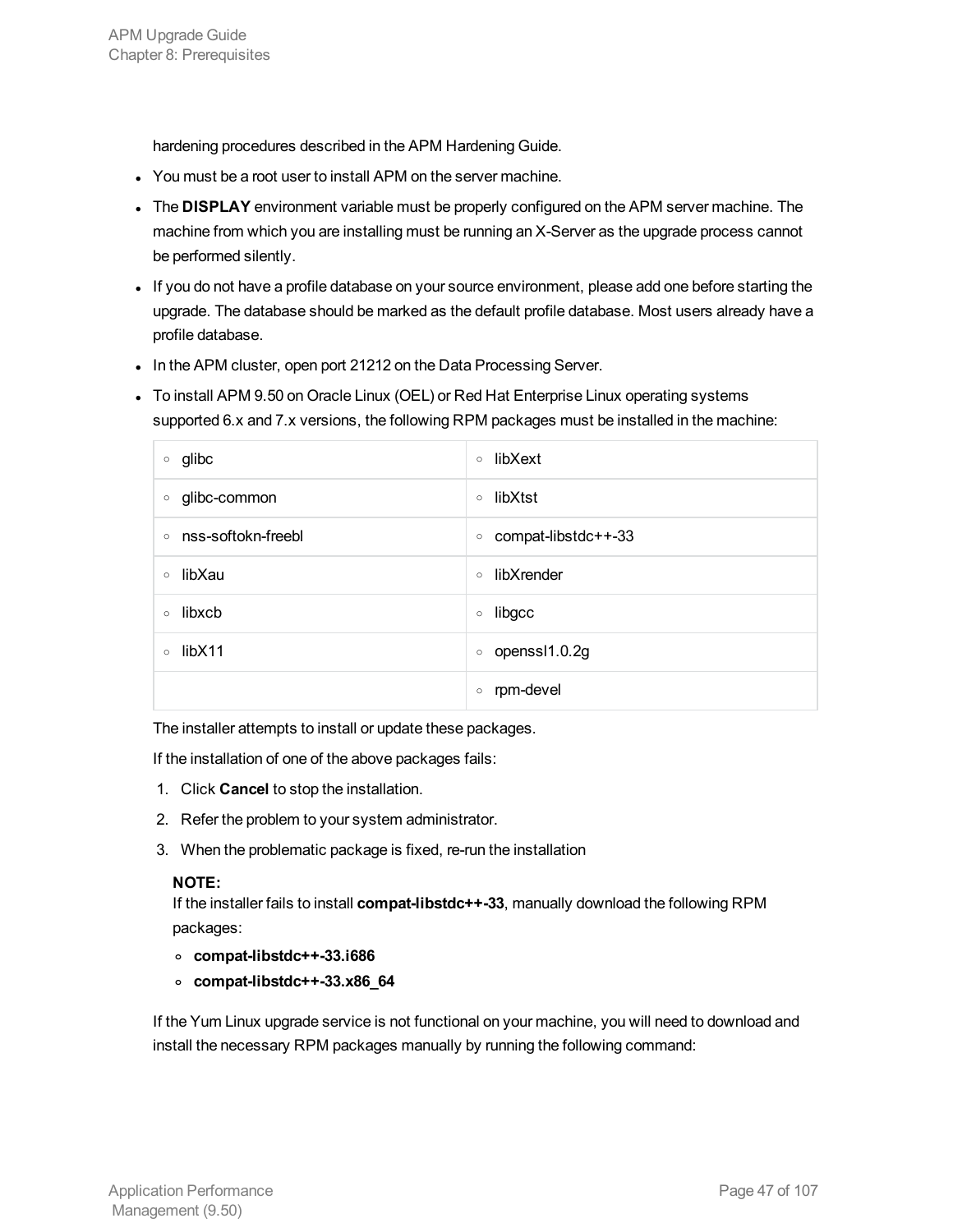hardening procedures described in the APM Hardening Guide.

- You must be a root user to install APM on the server machine.
- The **DISPLAY** environment variable must be properly configured on the APM server machine. The machine from which you are installing must be running an X-Server as the upgrade process cannot be performed silently.
- If you do not have a profile database on your source environment, please add one before starting the upgrade. The database should be marked as the default profile database. Most users already have a profile database.
- In the APM cluster, open port 21212 on the Data Processing Server.
- To install APM 9.50 on Oracle Linux (OEL) or Red Hat Enterprise Linux operating systems supported 6.x and 7.x versions, the following RPM packages must be installed in the machine:

| | |
|---|---|
| ◦ glibc | ◦ libXext |
| ◦ glibc-common | ◦ libXtst |
| ◦ nss-softokn-freebl | ◦ compat-libstdc++-33 |
| ◦ libXau | ◦ libXrender |
| ◦ libxcb | ◦ libgcc |
| ◦ libX11 | ◦ openssl1.0.2g |
| | ◦ rpm-devel |

The installer attempts to install or update these packages.

If the installation of one of the above packages fails:

1. Click **Cancel** to stop the installation.
2. Refer the problem to your system administrator.
3. When the problematic package is fixed, re-run the installation

**NOTE:**
If the installer fails to install **compat-libstdc++-33**, manually download the following RPM packages:

- **compat-libstdc++-33.i686**
- **compat-libstdc++-33.x86_64**

If the Yum Linux upgrade service is not functional on your machine, you will need to download and install the necessary RPM packages manually by running the following command: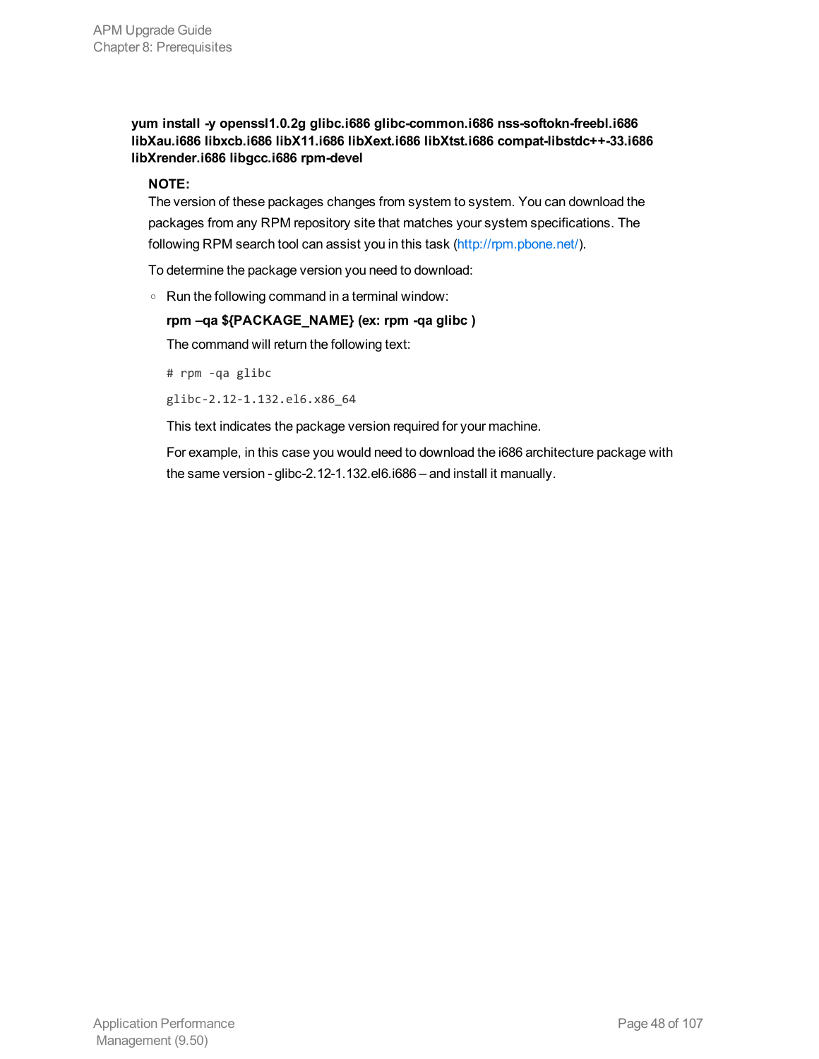**yum install -y openssl1.0.2g glibc.i686 glibc-common.i686 nss-softokn-freebl.i686 libXau.i686 libxcb.i686 libX11.i686 libXext.i686 libXtst.i686 compat-libstdc++-33.i686 libXrender.i686 libgcc.i686 rpm-devel**

**NOTE:**

The version of these packages changes from system to system. You can download the packages from any RPM repository site that matches your system specifications. The following RPM search tool can assist you in this task (http://rpm.pbone.net/).

To determine the package version you need to download:

- Run the following command in a terminal window:

  **rpm –qa ${PACKAGE_NAME} (ex: rpm -qa glibc )**

  The command will return the following text:

  ```
  # rpm -qa glibc
  ```

  ```
  glibc-2.12-1.132.el6.x86_64
  ```

  This text indicates the package version required for your machine.

  For example, in this case you would need to download the i686 architecture package with the same version - glibc-2.12-1.132.el6.i686 – and install it manually.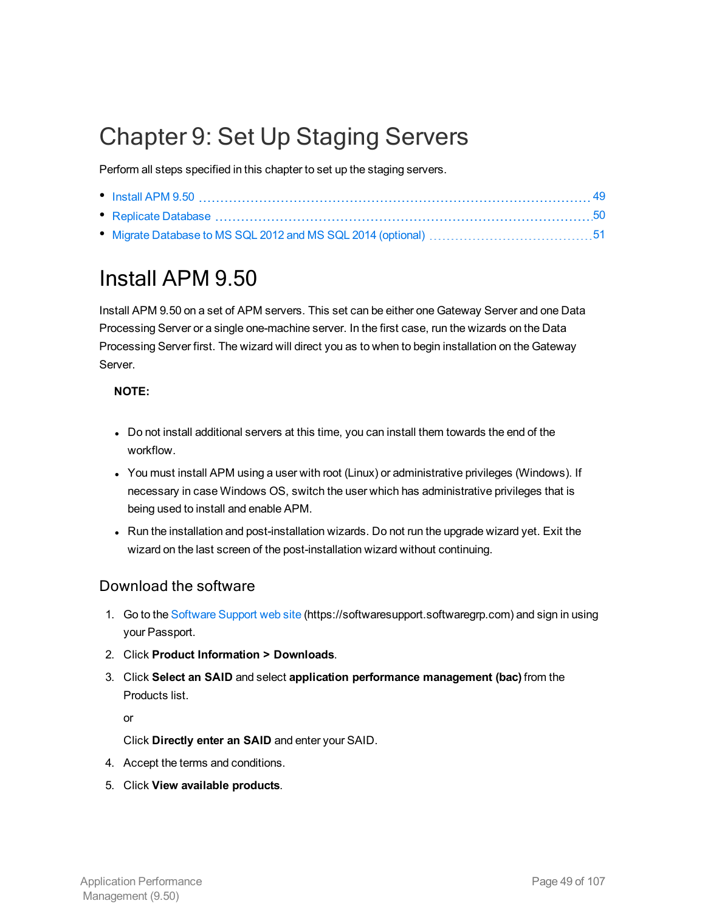# Chapter 9: Set Up Staging Servers

Perform all steps specified in this chapter to set up the staging servers.

- Install APM 9.50 ..... 49
- Replicate Database ..... 50
- Migrate Database to MS SQL 2012 and MS SQL 2014 (optional) ..... 51

# Install APM 9.50

Install APM 9.50 on a set of APM servers. This set can be either one Gateway Server and one Data Processing Server or a single one-machine server. In the first case, run the wizards on the Data Processing Server first. The wizard will direct you as to when to begin installation on the Gateway Server.

**NOTE:**

- Do not install additional servers at this time, you can install them towards the end of the workflow.
- You must install APM using a user with root (Linux) or administrative privileges (Windows). If necessary in case Windows OS, switch the user which has administrative privileges that is being used to install and enable APM.
- Run the installation and post-installation wizards. Do not run the upgrade wizard yet. Exit the wizard on the last screen of the post-installation wizard without continuing.

## Download the software

1. Go to the Software Support web site (https://softwaresupport.softwaregrp.com) and sign in using your Passport.
2. Click **Product Information > Downloads**.
3. Click **Select an SAID** and select **application performance management (bac)** from the Products list.

   or

   Click **Directly enter an SAID** and enter your SAID.
4. Accept the terms and conditions.
5. Click **View available products**.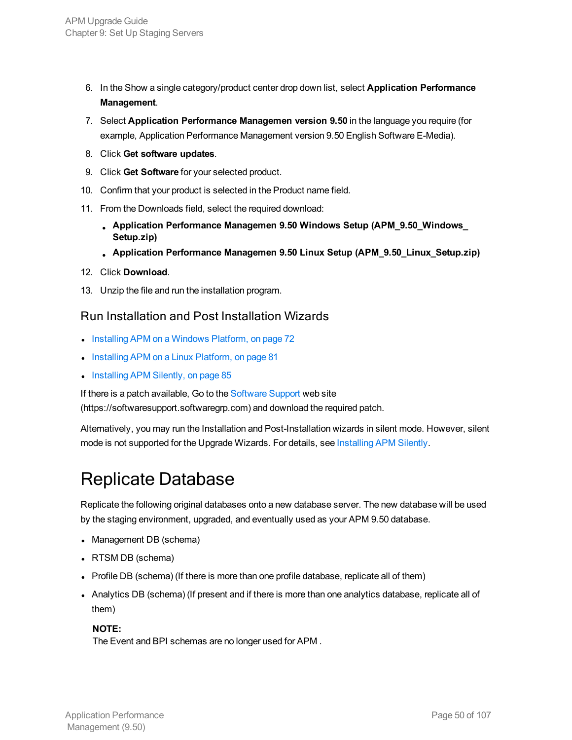6. In the Show a single category/product center drop down list, select **Application Performance Management**.
7. Select **Application Performance Managemen version 9.50** in the language you require (for example, Application Performance Management version 9.50 English Software E-Media).
8. Click **Get software updates**.
9. Click **Get Software** for your selected product.
10. Confirm that your product is selected in the Product name field.
11. From the Downloads field, select the required download:
    - **Application Performance Managemen 9.50 Windows Setup (APM_9.50_Windows_Setup.zip)**
    - **Application Performance Managemen 9.50 Linux Setup (APM_9.50_Linux_Setup.zip)**
12. Click **Download**.
13. Unzip the file and run the installation program.

## Run Installation and Post Installation Wizards

- Installing APM on a Windows Platform, on page 72
- Installing APM on a Linux Platform, on page 81
- Installing APM Silently, on page 85

If there is a patch available, Go to the Software Support web site (https://softwaresupport.softwaregrp.com) and download the required patch.

Alternatively, you may run the Installation and Post-Installation wizards in silent mode. However, silent mode is not supported for the Upgrade Wizards. For details, see Installing APM Silently.

# Replicate Database

Replicate the following original databases onto a new database server. The new database will be used by the staging environment, upgraded, and eventually used as your APM 9.50 database.

- Management DB (schema)
- RTSM DB (schema)
- Profile DB (schema) (If there is more than one profile database, replicate all of them)
- Analytics DB (schema) (If present and if there is more than one analytics database, replicate all of them)

  **NOTE:**
  The Event and BPI schemas are no longer used for APM .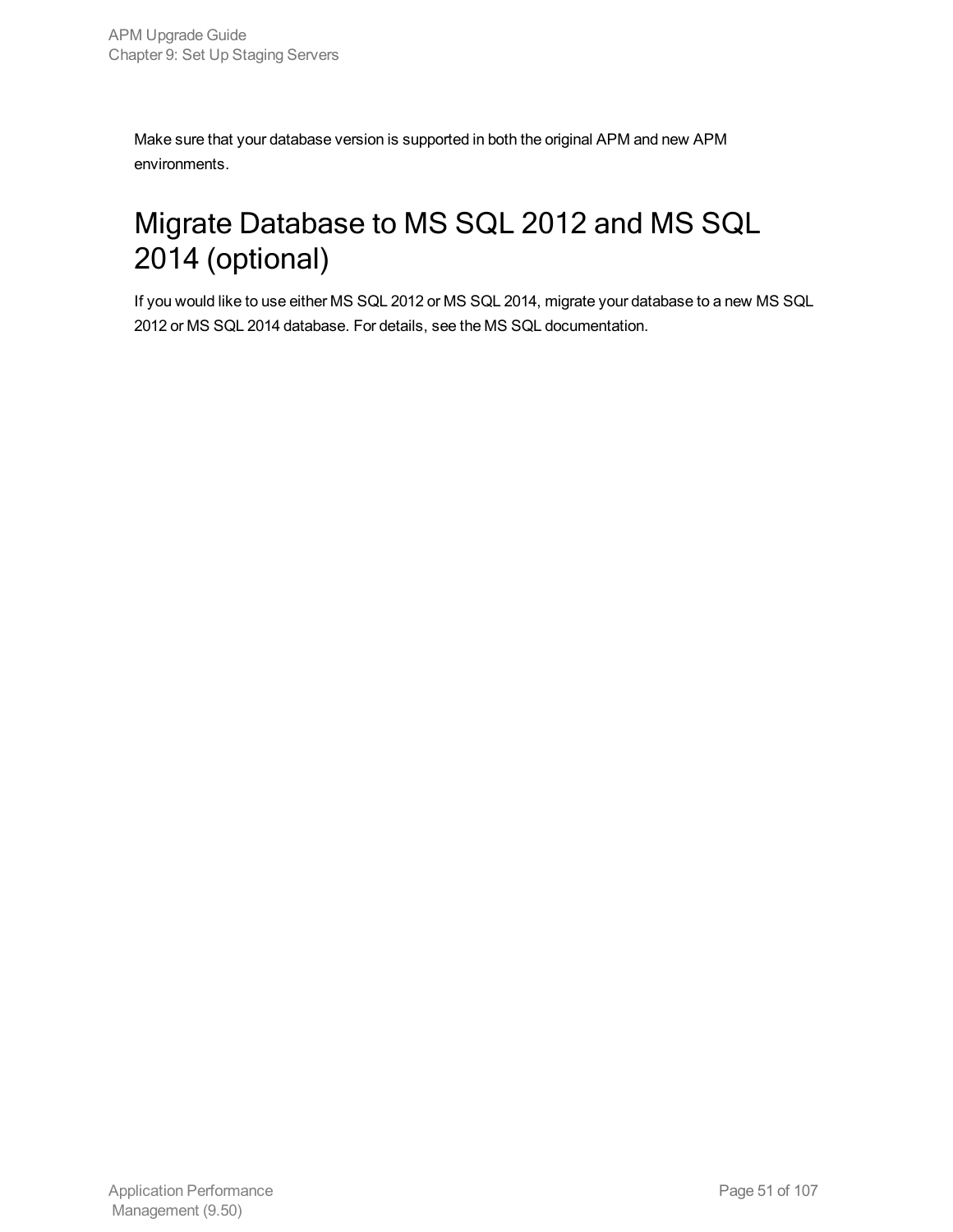Make sure that your database version is supported in both the original APM and new APM environments.

# Migrate Database to MS SQL 2012 and MS SQL 2014 (optional)

If you would like to use either MS SQL 2012 or MS SQL 2014, migrate your database to a new MS SQL 2012 or MS SQL 2014 database. For details, see the MS SQL documentation.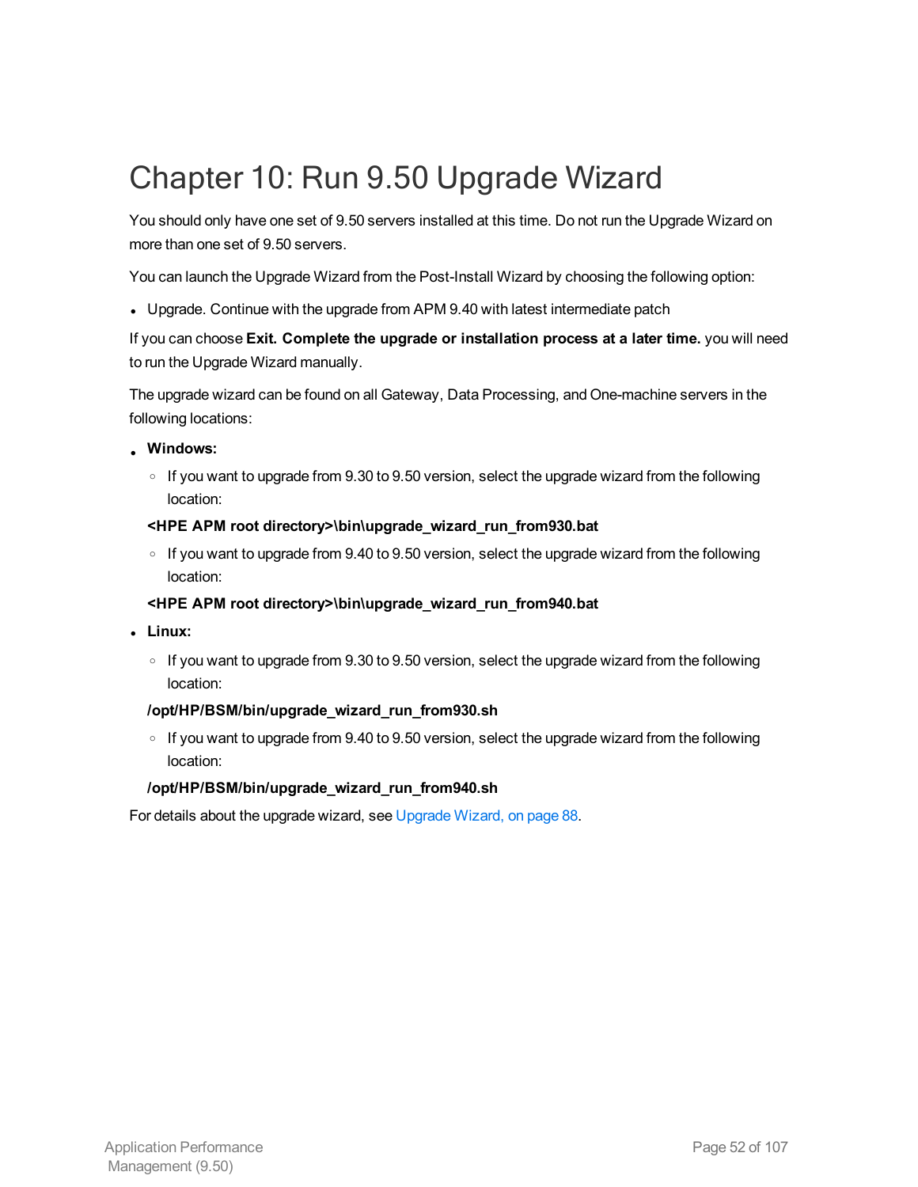# Chapter 10: Run 9.50 Upgrade Wizard

You should only have one set of 9.50 servers installed at this time. Do not run the Upgrade Wizard on more than one set of 9.50 servers.

You can launch the Upgrade Wizard from the Post-Install Wizard by choosing the following option:

- Upgrade. Continue with the upgrade from APM 9.40 with latest intermediate patch

If you can choose **Exit. Complete the upgrade or installation process at a later time.** you will need to run the Upgrade Wizard manually.

The upgrade wizard can be found on all Gateway, Data Processing, and One-machine servers in the following locations:

- **Windows:**
  - If you want to upgrade from 9.30 to 9.50 version, select the upgrade wizard from the following location:

  **<HPE APM root directory>\bin\upgrade_wizard_run_from930.bat**

  - If you want to upgrade from 9.40 to 9.50 version, select the upgrade wizard from the following location:

  **<HPE APM root directory>\bin\upgrade_wizard_run_from940.bat**

- **Linux:**
  - If you want to upgrade from 9.30 to 9.50 version, select the upgrade wizard from the following location:

  **/opt/HP/BSM/bin/upgrade_wizard_run_from930.sh**

  - If you want to upgrade from 9.40 to 9.50 version, select the upgrade wizard from the following location:

  **/opt/HP/BSM/bin/upgrade_wizard_run_from940.sh**

For details about the upgrade wizard, see Upgrade Wizard, on page 88.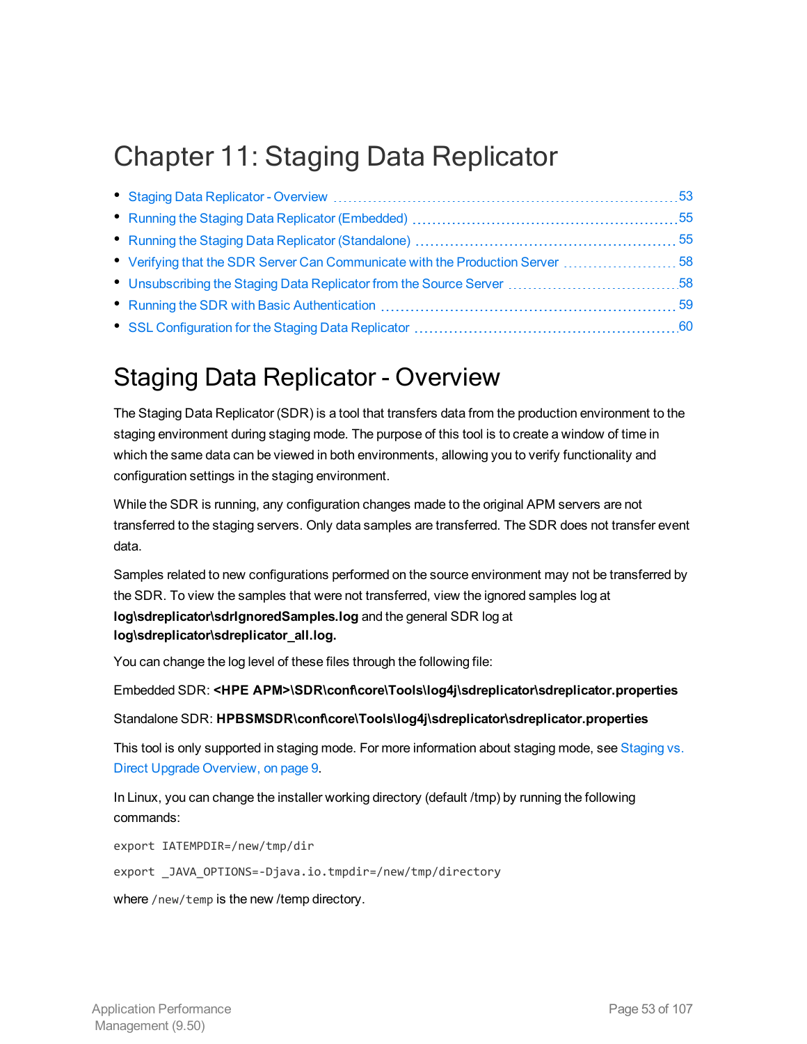# Chapter 11: Staging Data Replicator

- Staging Data Replicator - Overview ... 53
- Running the Staging Data Replicator (Embedded) ... 55
- Running the Staging Data Replicator (Standalone) ... 55
- Verifying that the SDR Server Can Communicate with the Production Server ... 58
- Unsubscribing the Staging Data Replicator from the Source Server ... 58
- Running the SDR with Basic Authentication ... 59
- SSL Configuration for the Staging Data Replicator ... 60

## Staging Data Replicator - Overview

The Staging Data Replicator (SDR) is a tool that transfers data from the production environment to the staging environment during staging mode. The purpose of this tool is to create a window of time in which the same data can be viewed in both environments, allowing you to verify functionality and configuration settings in the staging environment.

While the SDR is running, any configuration changes made to the original APM servers are not transferred to the staging servers. Only data samples are transferred. The SDR does not transfer event data.

Samples related to new configurations performed on the source environment may not be transferred by the SDR. To view the samples that were not transferred, view the ignored samples log at **log\sdreplicator\sdrIgnoredSamples.log** and the general SDR log at **log\sdreplicator\sdreplicator_all.log.**

You can change the log level of these files through the following file:

Embedded SDR: **<HPE APM>\SDR\conf\core\Tools\log4j\sdreplicator\sdreplicator.properties**

Standalone SDR: **HPBSMSDR\conf\core\Tools\log4j\sdreplicator\sdreplicator.properties**

This tool is only supported in staging mode. For more information about staging mode, see Staging vs. Direct Upgrade Overview, on page 9.

In Linux, you can change the installer working directory (default /tmp) by running the following commands:

```
export IATEMPDIR=/new/tmp/dir
```

```
export _JAVA_OPTIONS=-Djava.io.tmpdir=/new/tmp/directory
```

where `/new/temp` is the new /temp directory.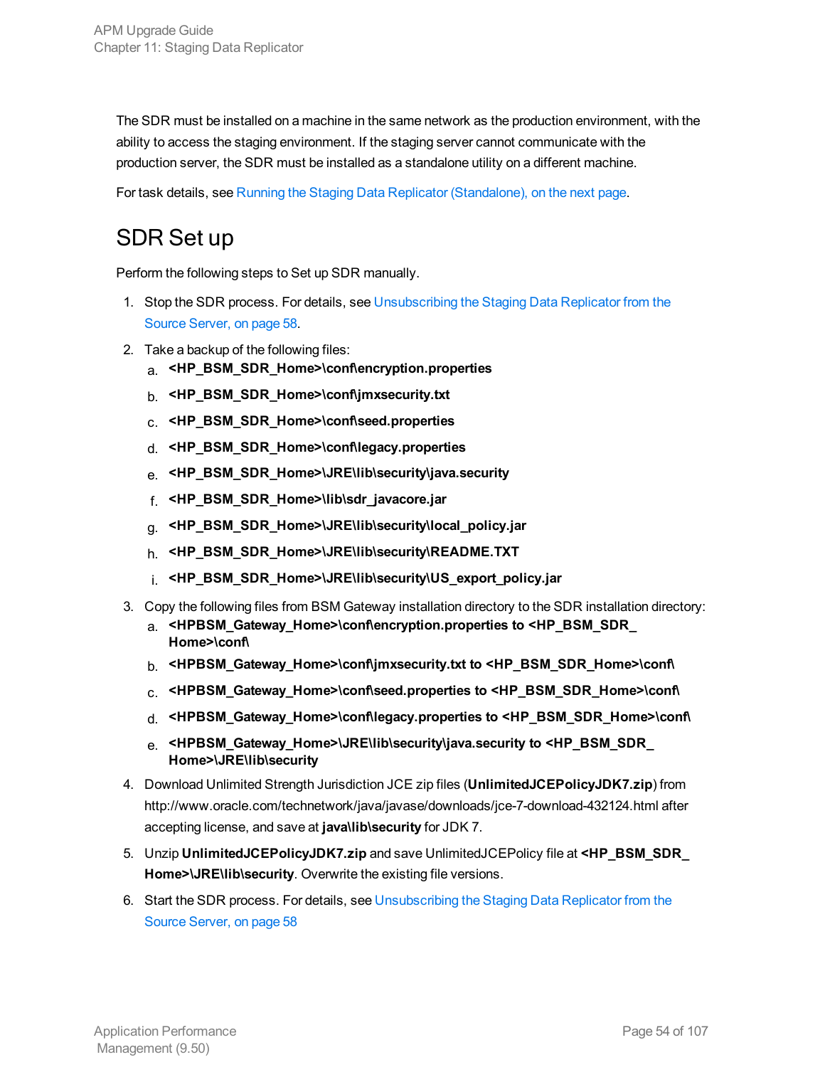The SDR must be installed on a machine in the same network as the production environment, with the ability to access the staging environment. If the staging server cannot communicate with the production server, the SDR must be installed as a standalone utility on a different machine.

For task details, see Running the Staging Data Replicator (Standalone), on the next page.

# SDR Set up

Perform the following steps to Set up SDR manually.

1. Stop the SDR process. For details, see Unsubscribing the Staging Data Replicator from the Source Server, on page 58.
2. Take a backup of the following files:
   a. **<HP_BSM_SDR_Home>\conf\encryption.properties**
   b. **<HP_BSM_SDR_Home>\conf\jmxsecurity.txt**
   c. **<HP_BSM_SDR_Home>\conf\seed.properties**
   d. **<HP_BSM_SDR_Home>\conf\legacy.properties**
   e. **<HP_BSM_SDR_Home>\JRE\lib\security\java.security**
   f. **<HP_BSM_SDR_Home>\lib\sdr_javacore.jar**
   g. **<HP_BSM_SDR_Home>\JRE\lib\security\local_policy.jar**
   h. **<HP_BSM_SDR_Home>\JRE\lib\security\README.TXT**
   i. **<HP_BSM_SDR_Home>\JRE\lib\security\US_export_policy.jar**
3. Copy the following files from BSM Gateway installation directory to the SDR installation directory:
   a. **<HPBSM_Gateway_Home>\conf\encryption.properties to <HP_BSM_SDR_Home>\conf\**
   b. **<HPBSM_Gateway_Home>\conf\jmxsecurity.txt to <HP_BSM_SDR_Home>\conf\**
   c. **<HPBSM_Gateway_Home>\conf\seed.properties to <HP_BSM_SDR_Home>\conf\**
   d. **<HPBSM_Gateway_Home>\conf\legacy.properties to <HP_BSM_SDR_Home>\conf\**
   e. **<HPBSM_Gateway_Home>\JRE\lib\security\java.security to <HP_BSM_SDR_Home>\JRE\lib\security**
4. Download Unlimited Strength Jurisdiction JCE zip files (**UnlimitedJCEPolicyJDK7.zip**) from http://www.oracle.com/technetwork/java/javase/downloads/jce-7-download-432124.html after accepting license, and save at **java\lib\security** for JDK 7.
5. Unzip **UnlimitedJCEPolicyJDK7.zip** and save UnlimitedJCEPolicy file at **<HP_BSM_SDR_Home>\JRE\lib\security**. Overwrite the existing file versions.
6. Start the SDR process. For details, see Unsubscribing the Staging Data Replicator from the Source Server, on page 58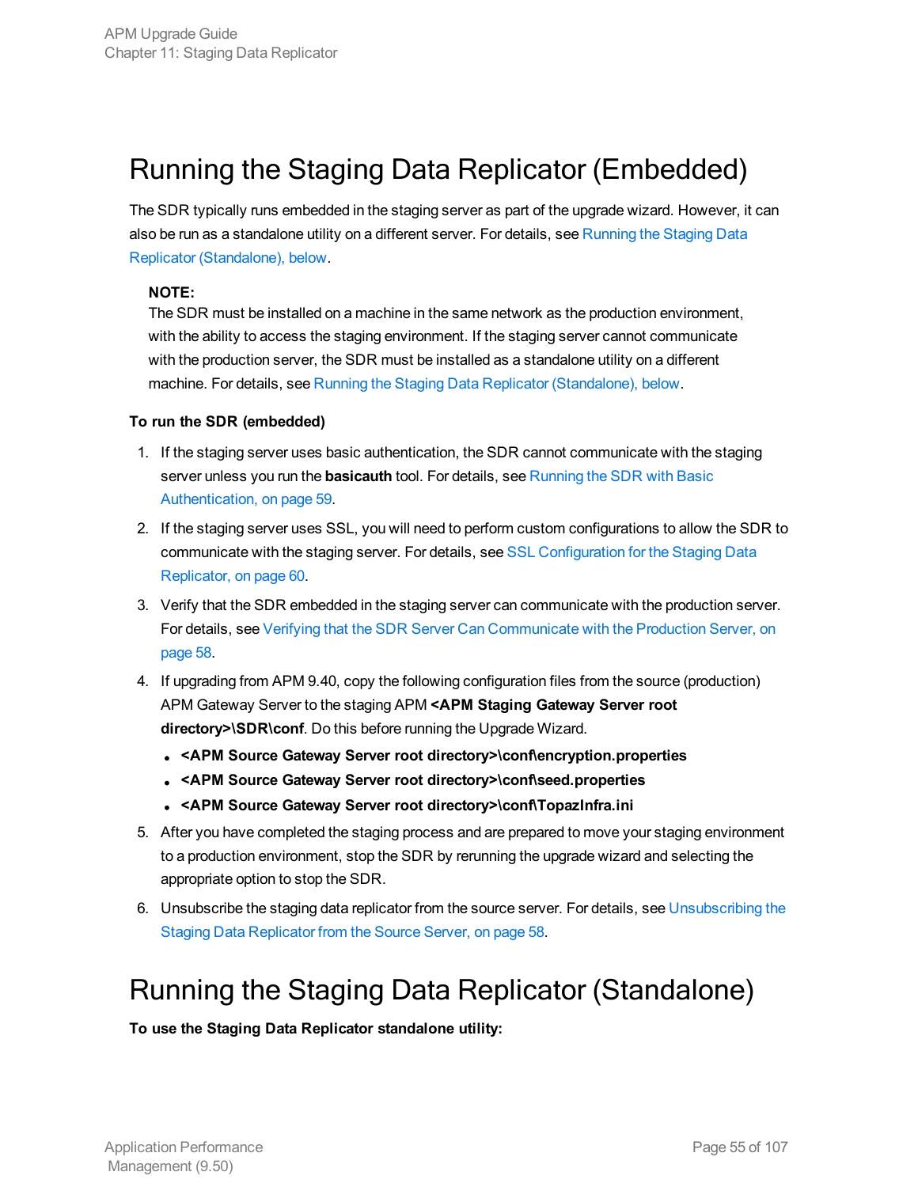# Running the Staging Data Replicator (Embedded)

The SDR typically runs embedded in the staging server as part of the upgrade wizard. However, it can also be run as a standalone utility on a different server. For details, see Running the Staging Data Replicator (Standalone), below.

> **NOTE:**
> The SDR must be installed on a machine in the same network as the production environment, with the ability to access the staging environment. If the staging server cannot communicate with the production server, the SDR must be installed as a standalone utility on a different machine. For details, see Running the Staging Data Replicator (Standalone), below.

**To run the SDR (embedded)**

1. If the staging server uses basic authentication, the SDR cannot communicate with the staging server unless you run the **basicauth** tool. For details, see Running the SDR with Basic Authentication, on page 59.
2. If the staging server uses SSL, you will need to perform custom configurations to allow the SDR to communicate with the staging server. For details, see SSL Configuration for the Staging Data Replicator, on page 60.
3. Verify that the SDR embedded in the staging server can communicate with the production server. For details, see Verifying that the SDR Server Can Communicate with the Production Server, on page 58.
4. If upgrading from APM 9.40, copy the following configuration files from the source (production) APM Gateway Server to the staging APM **<APM Staging Gateway Server root directory>\SDR\conf**. Do this before running the Upgrade Wizard.
   - **<APM Source Gateway Server root directory>\conf\encryption.properties**
   - **<APM Source Gateway Server root directory>\conf\seed.properties**
   - **<APM Source Gateway Server root directory>\conf\TopazInfra.ini**
5. After you have completed the staging process and are prepared to move your staging environment to a production environment, stop the SDR by rerunning the upgrade wizard and selecting the appropriate option to stop the SDR.
6. Unsubscribe the staging data replicator from the source server. For details, see Unsubscribing the Staging Data Replicator from the Source Server, on page 58.

# Running the Staging Data Replicator (Standalone)

**To use the Staging Data Replicator standalone utility:**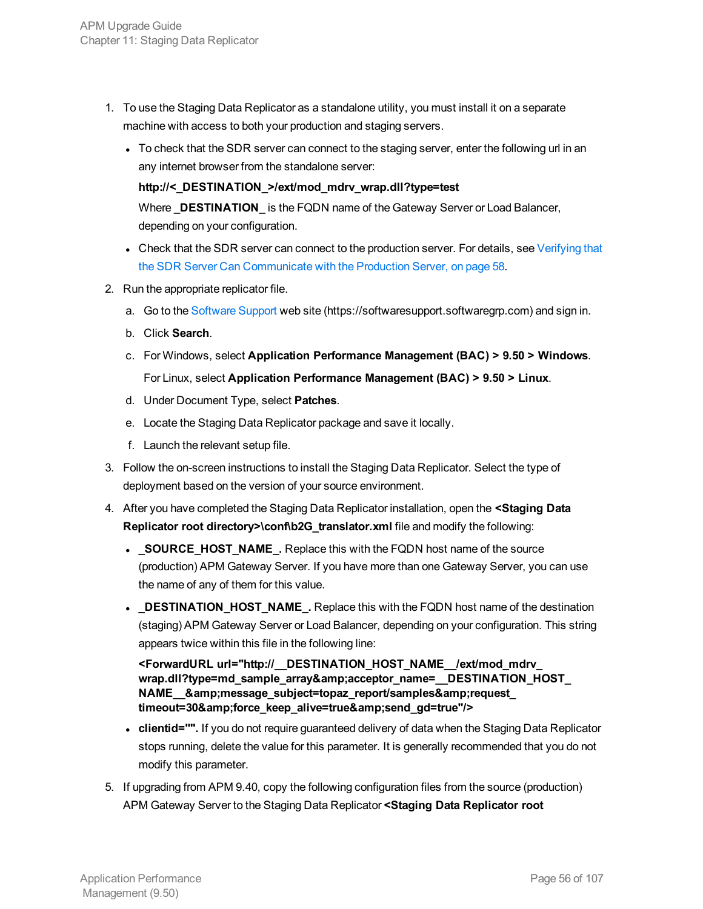1. To use the Staging Data Replicator as a standalone utility, you must install it on a separate machine with access to both your production and staging servers.

   - To check that the SDR server can connect to the staging server, enter the following url in an any internet browser from the standalone server:

     **http://<_DESTINATION_>/ext/mod_mdrv_wrap.dll?type=test**

     Where **_DESTINATION_** is the FQDN name of the Gateway Server or Load Balancer, depending on your configuration.

   - Check that the SDR server can connect to the production server. For details, see Verifying that the SDR Server Can Communicate with the Production Server, on page 58.

2. Run the appropriate replicator file.

   a. Go to the Software Support web site (https://softwaresupport.softwaregrp.com) and sign in.

   b. Click **Search**.

   c. For Windows, select **Application Performance Management (BAC) > 9.50 > Windows**.

      For Linux, select **Application Performance Management (BAC) > 9.50 > Linux**.

   d. Under Document Type, select **Patches**.

   e. Locate the Staging Data Replicator package and save it locally.

   f. Launch the relevant setup file.

3. Follow the on-screen instructions to install the Staging Data Replicator. Select the type of deployment based on the version of your source environment.

4. After you have completed the Staging Data Replicator installation, open the **<Staging Data Replicator root directory>\conf\b2G_translator.xml** file and modify the following:

   - **_SOURCE_HOST_NAME_.** Replace this with the FQDN host name of the source (production) APM Gateway Server. If you have more than one Gateway Server, you can use the name of any of them for this value.

   - **_DESTINATION_HOST_NAME_.** Replace this with the FQDN host name of the destination (staging) APM Gateway Server or Load Balancer, depending on your configuration. This string appears twice within this file in the following line:

     **<ForwardURL url="http://__DESTINATION_HOST_NAME__/ext/mod_mdrv_wrap.dll?type=md_sample_array&amp;acceptor_name=__DESTINATION_HOST_NAME__&amp;message_subject=topaz_report/samples&amp;request_timeout=30&amp;force_keep_alive=true&amp;send_gd=true"/>**

   - **clientid="".** If you do not require guaranteed delivery of data when the Staging Data Replicator stops running, delete the value for this parameter. It is generally recommended that you do not modify this parameter.

5. If upgrading from APM 9.40, copy the following configuration files from the source (production) APM Gateway Server to the Staging Data Replicator **<Staging Data Replicator root**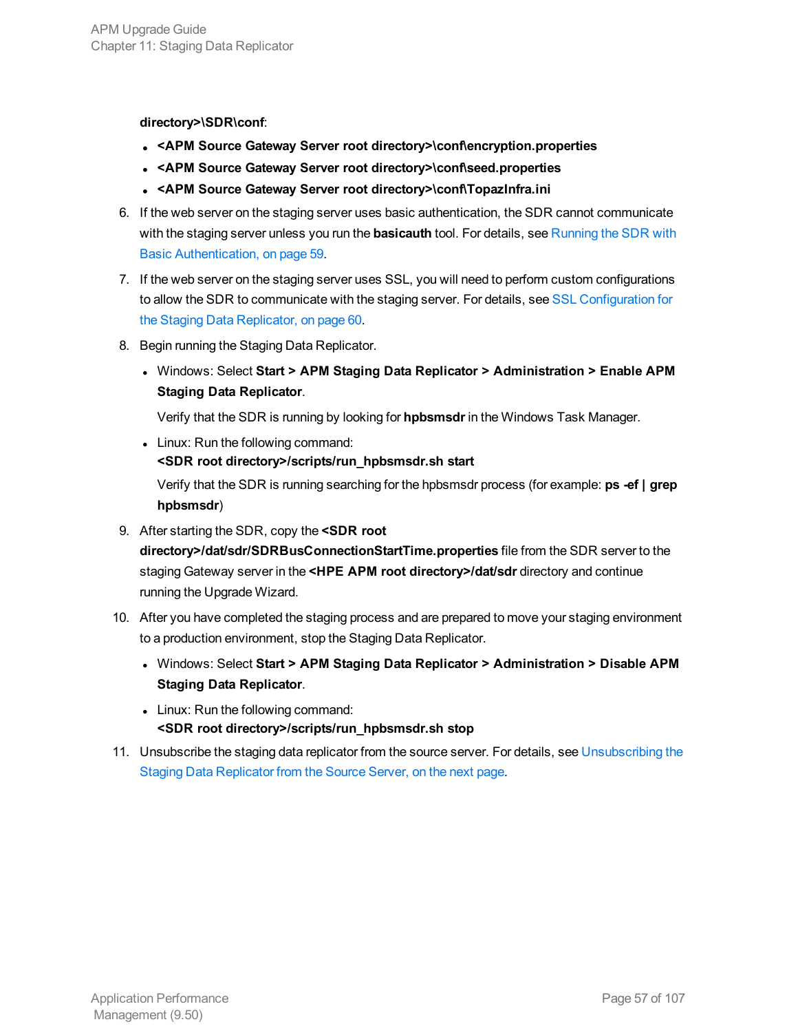**directory>\SDR\conf**:

- **<APM Source Gateway Server root directory>\conf\encryption.properties**
- **<APM Source Gateway Server root directory>\conf\seed.properties**
- **<APM Source Gateway Server root directory>\conf\TopazInfra.ini**

6. If the web server on the staging server uses basic authentication, the SDR cannot communicate with the staging server unless you run the **basicauth** tool. For details, see Running the SDR with Basic Authentication, on page 59.

7. If the web server on the staging server uses SSL, you will need to perform custom configurations to allow the SDR to communicate with the staging server. For details, see SSL Configuration for the Staging Data Replicator, on page 60.

8. Begin running the Staging Data Replicator.

   - Windows: Select **Start > APM Staging Data Replicator > Administration > Enable APM Staging Data Replicator**.

     Verify that the SDR is running by looking for **hpbsmsdr** in the Windows Task Manager.

   - Linux: Run the following command:
     **<SDR root directory>/scripts/run_hpbsmsdr.sh start**

     Verify that the SDR is running searching for the hpbsmsdr process (for example: **ps -ef | grep hpbsmsdr**)

9. After starting the SDR, copy the **<SDR root directory>/dat/sdr/SDRBusConnectionStartTime.properties** file from the SDR server to the staging Gateway server in the **<HPE APM root directory>/dat/sdr** directory and continue running the Upgrade Wizard.

10. After you have completed the staging process and are prepared to move your staging environment to a production environment, stop the Staging Data Replicator.

    - Windows: Select **Start > APM Staging Data Replicator > Administration > Disable APM Staging Data Replicator**.

    - Linux: Run the following command:
      **<SDR root directory>/scripts/run_hpbsmsdr.sh stop**

11. Unsubscribe the staging data replicator from the source server. For details, see Unsubscribing the Staging Data Replicator from the Source Server, on the next page.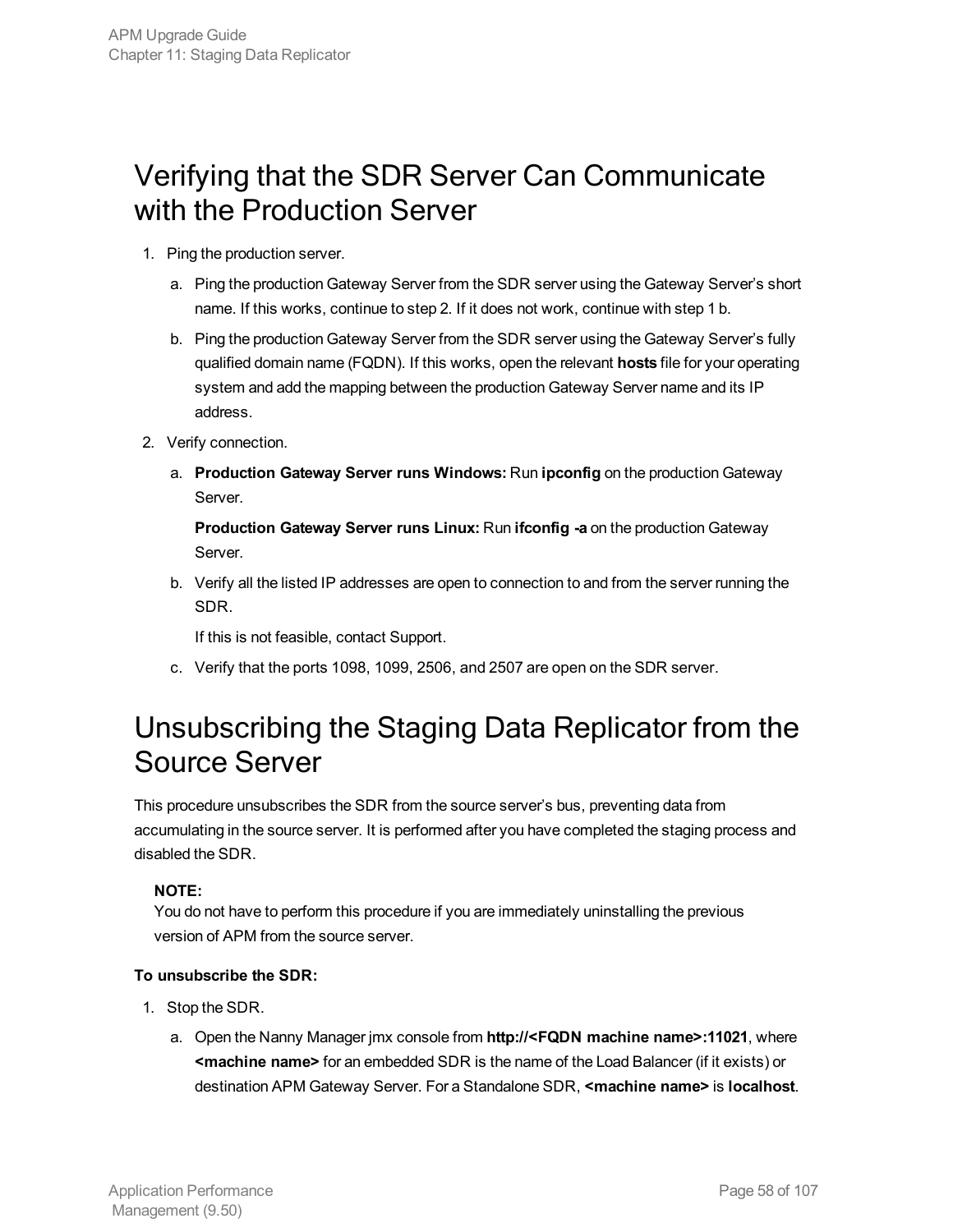# Verifying that the SDR Server Can Communicate with the Production Server

1. Ping the production server.

   a. Ping the production Gateway Server from the SDR server using the Gateway Server's short name. If this works, continue to step 2. If it does not work, continue with step 1 b.

   b. Ping the production Gateway Server from the SDR server using the Gateway Server's fully qualified domain name (FQDN). If this works, open the relevant **hosts** file for your operating system and add the mapping between the production Gateway Server name and its IP address.

2. Verify connection.

   a. **Production Gateway Server runs Windows:** Run **ipconfig** on the production Gateway Server.

      **Production Gateway Server runs Linux:** Run **ifconfig -a** on the production Gateway Server.

   b. Verify all the listed IP addresses are open to connection to and from the server running the SDR.

      If this is not feasible, contact Support.

   c. Verify that the ports 1098, 1099, 2506, and 2507 are open on the SDR server.

# Unsubscribing the Staging Data Replicator from the Source Server

This procedure unsubscribes the SDR from the source server's bus, preventing data from accumulating in the source server. It is performed after you have completed the staging process and disabled the SDR.

> **NOTE:**
> You do not have to perform this procedure if you are immediately uninstalling the previous version of APM from the source server.

**To unsubscribe the SDR:**

1. Stop the SDR.

   a. Open the Nanny Manager jmx console from **http://<FQDN machine name>:11021**, where **<machine name>** for an embedded SDR is the name of the Load Balancer (if it exists) or destination APM Gateway Server. For a Standalone SDR, **<machine name>** is **localhost**.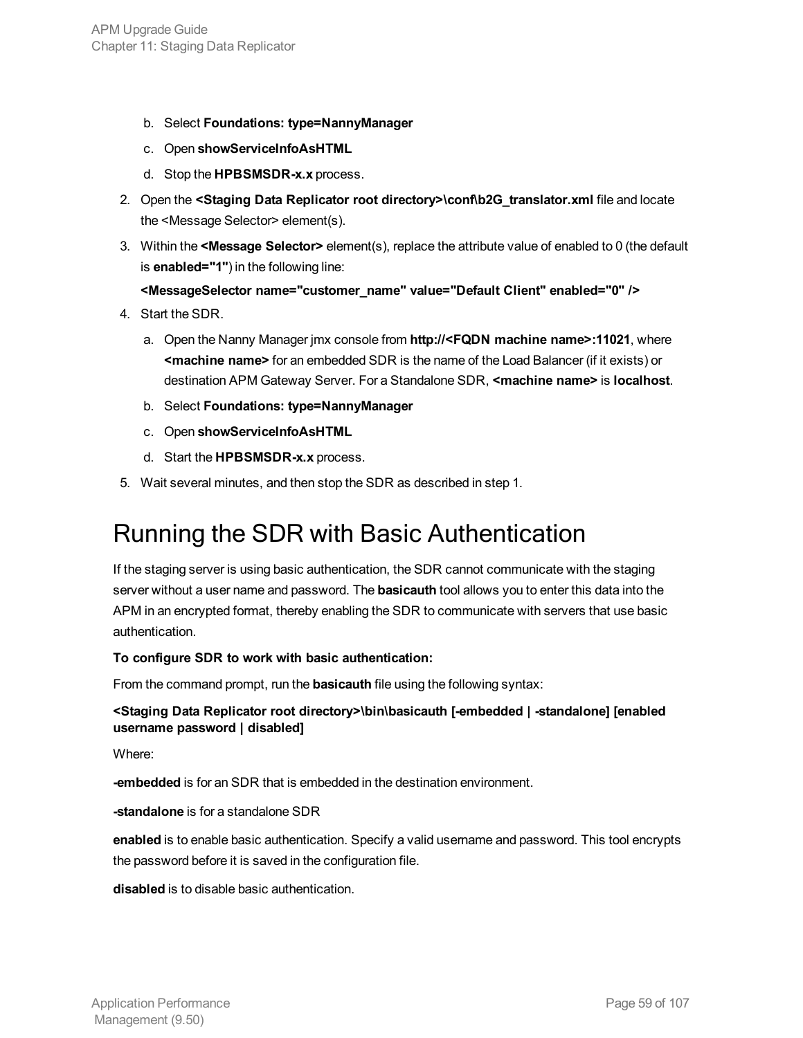b. Select **Foundations: type=NannyManager**

c. Open **showServiceInfoAsHTML**

d. Stop the **HPBSMSDR-x.x** process.

2. Open the **<Staging Data Replicator root directory>\conf\b2G_translator.xml** file and locate the <Message Selector> element(s).

3. Within the **<Message Selector>** element(s), replace the attribute value of enabled to 0 (the default is **enabled="1"**) in the following line:

   **<MessageSelector name="customer_name" value="Default Client" enabled="0" />**

4. Start the SDR.

   a. Open the Nanny Manager jmx console from **http://<FQDN machine name>:11021**, where **<machine name>** for an embedded SDR is the name of the Load Balancer (if it exists) or destination APM Gateway Server. For a Standalone SDR, **<machine name>** is **localhost**.

   b. Select **Foundations: type=NannyManager**

   c. Open **showServiceInfoAsHTML**

   d. Start the **HPBSMSDR-x.x** process.

5. Wait several minutes, and then stop the SDR as described in step 1.

# Running the SDR with Basic Authentication

If the staging server is using basic authentication, the SDR cannot communicate with the staging server without a user name and password. The **basicauth** tool allows you to enter this data into the APM in an encrypted format, thereby enabling the SDR to communicate with servers that use basic authentication.

**To configure SDR to work with basic authentication:**

From the command prompt, run the **basicauth** file using the following syntax:

**<Staging Data Replicator root directory>\bin\basicauth [-embedded | -standalone] [enabled username password | disabled]**

Where:

**-embedded** is for an SDR that is embedded in the destination environment.

**-standalone** is for a standalone SDR

**enabled** is to enable basic authentication. Specify a valid username and password. This tool encrypts the password before it is saved in the configuration file.

**disabled** is to disable basic authentication.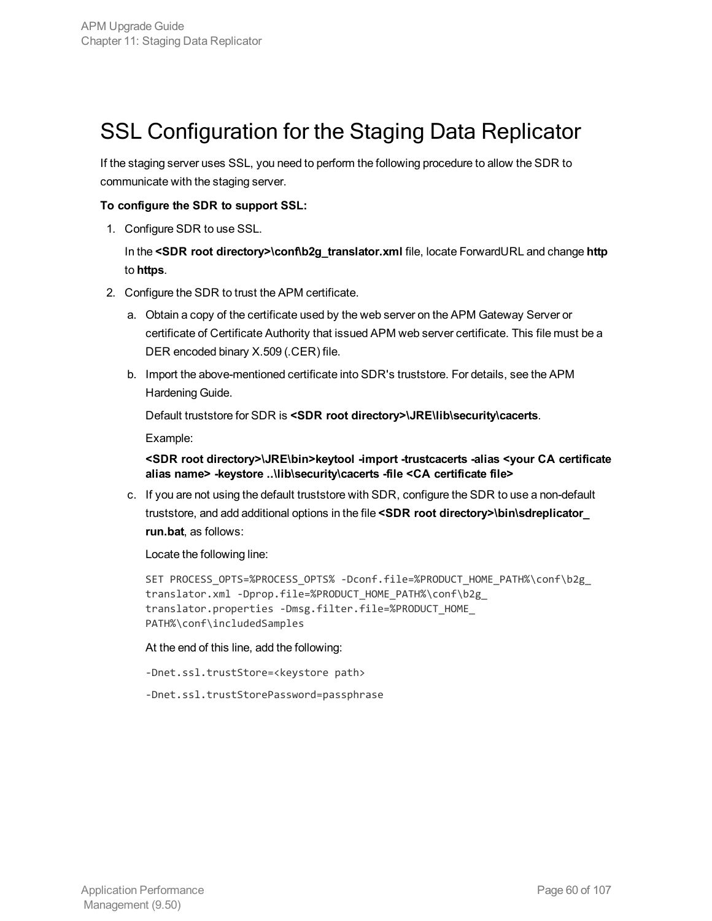# SSL Configuration for the Staging Data Replicator

If the staging server uses SSL, you need to perform the following procedure to allow the SDR to communicate with the staging server.

**To configure the SDR to support SSL:**

1. Configure SDR to use SSL.

   In the **<SDR root directory>\conf\b2g_translator.xml** file, locate ForwardURL and change **http** to **https**.

2. Configure the SDR to trust the APM certificate.

   a. Obtain a copy of the certificate used by the web server on the APM Gateway Server or certificate of Certificate Authority that issued APM web server certificate. This file must be a DER encoded binary X.509 (.CER) file.

   b. Import the above-mentioned certificate into SDR's truststore. For details, see the APM Hardening Guide.

      Default truststore for SDR is **<SDR root directory>\JRE\lib\security\cacerts**.

      Example:

      **<SDR root directory>\JRE\bin>keytool -import -trustcacerts -alias <your CA certificate alias name> -keystore ..\lib\security\cacerts -file <CA certificate file>**

   c. If you are not using the default truststore with SDR, configure the SDR to use a non-default truststore, and add additional options in the file **<SDR root directory>\bin\sdreplicator_run.bat**, as follows:

      Locate the following line:

      ```
      SET PROCESS_OPTS=%PROCESS_OPTS% -Dconf.file=%PRODUCT_HOME_PATH%\conf\b2g_
      translator.xml -Dprop.file=%PRODUCT_HOME_PATH%\conf\b2g_
      translator.properties -Dmsg.filter.file=%PRODUCT_HOME_
      PATH%\conf\includedSamples
      ```

      At the end of this line, add the following:

      ```
      -Dnet.ssl.trustStore=<keystore path>
      ```

      ```
      -Dnet.ssl.trustStorePassword=passphrase
      ```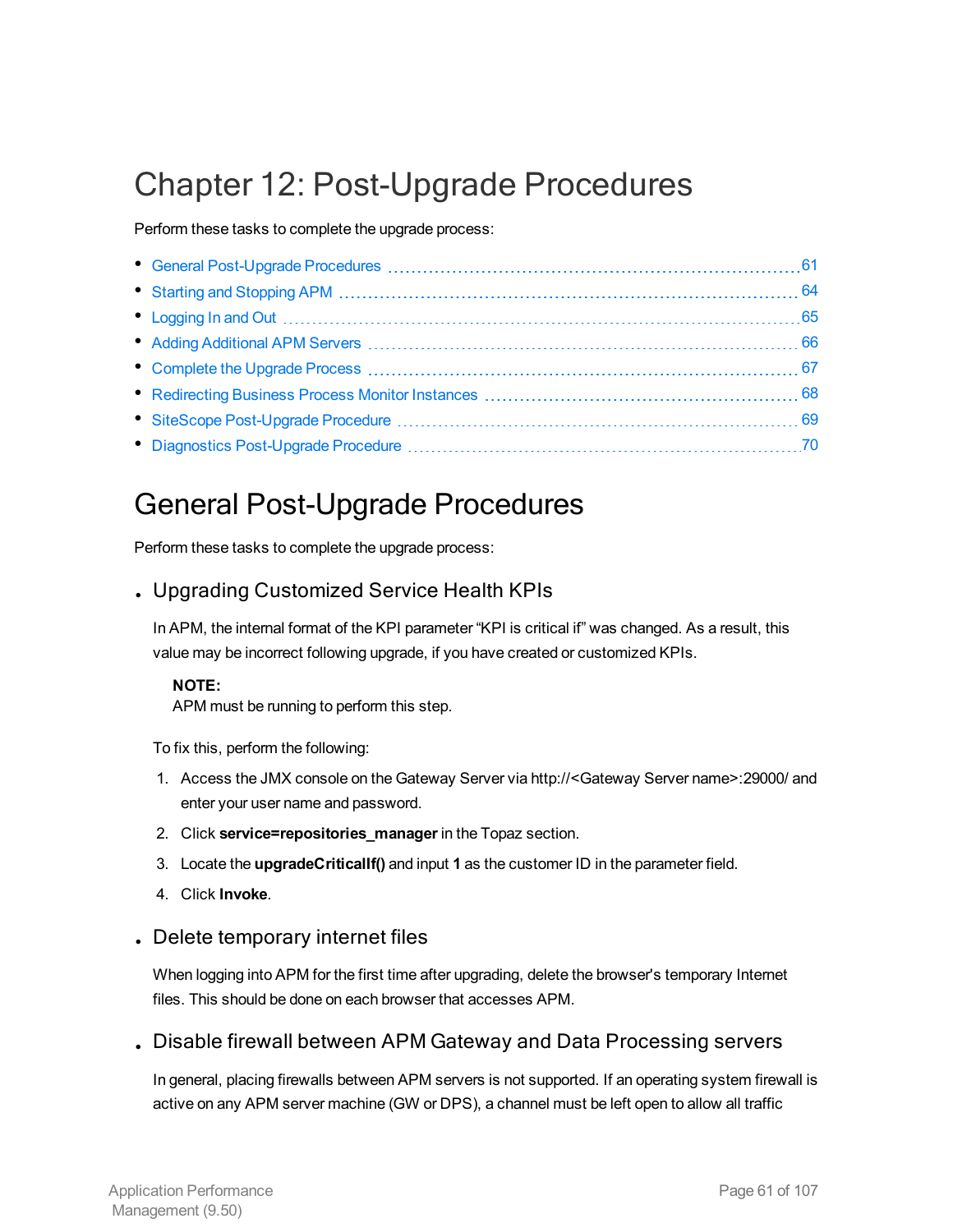# Chapter 12: Post-Upgrade Procedures

Perform these tasks to complete the upgrade process:

- General Post-Upgrade Procedures ........ 61
- Starting and Stopping APM ........ 64
- Logging In and Out ........ 65
- Adding Additional APM Servers ........ 66
- Complete the Upgrade Process ........ 67
- Redirecting Business Process Monitor Instances ........ 68
- SiteScope Post-Upgrade Procedure ........ 69
- Diagnostics Post-Upgrade Procedure ........ 70

# General Post-Upgrade Procedures

Perform these tasks to complete the upgrade process:

- ### Upgrading Customized Service Health KPIs

  In APM, the internal format of the KPI parameter “KPI is critical if” was changed. As a result, this value may be incorrect following upgrade, if you have created or customized KPIs.

  **NOTE:**
  APM must be running to perform this step.

  To fix this, perform the following:

  1. Access the JMX console on the Gateway Server via http://<Gateway Server name>:29000/ and enter your user name and password.
  2. Click **service=repositories_manager** in the Topaz section.
  3. Locate the **upgradeCriticalIf()** and input **1** as the customer ID in the parameter field.
  4. Click **Invoke**.

- ### Delete temporary internet files

  When logging into APM for the first time after upgrading, delete the browser's temporary Internet files. This should be done on each browser that accesses APM.

- ### Disable firewall between APM Gateway and Data Processing servers

  In general, placing firewalls between APM servers is not supported. If an operating system firewall is active on any APM server machine (GW or DPS), a channel must be left open to allow all traffic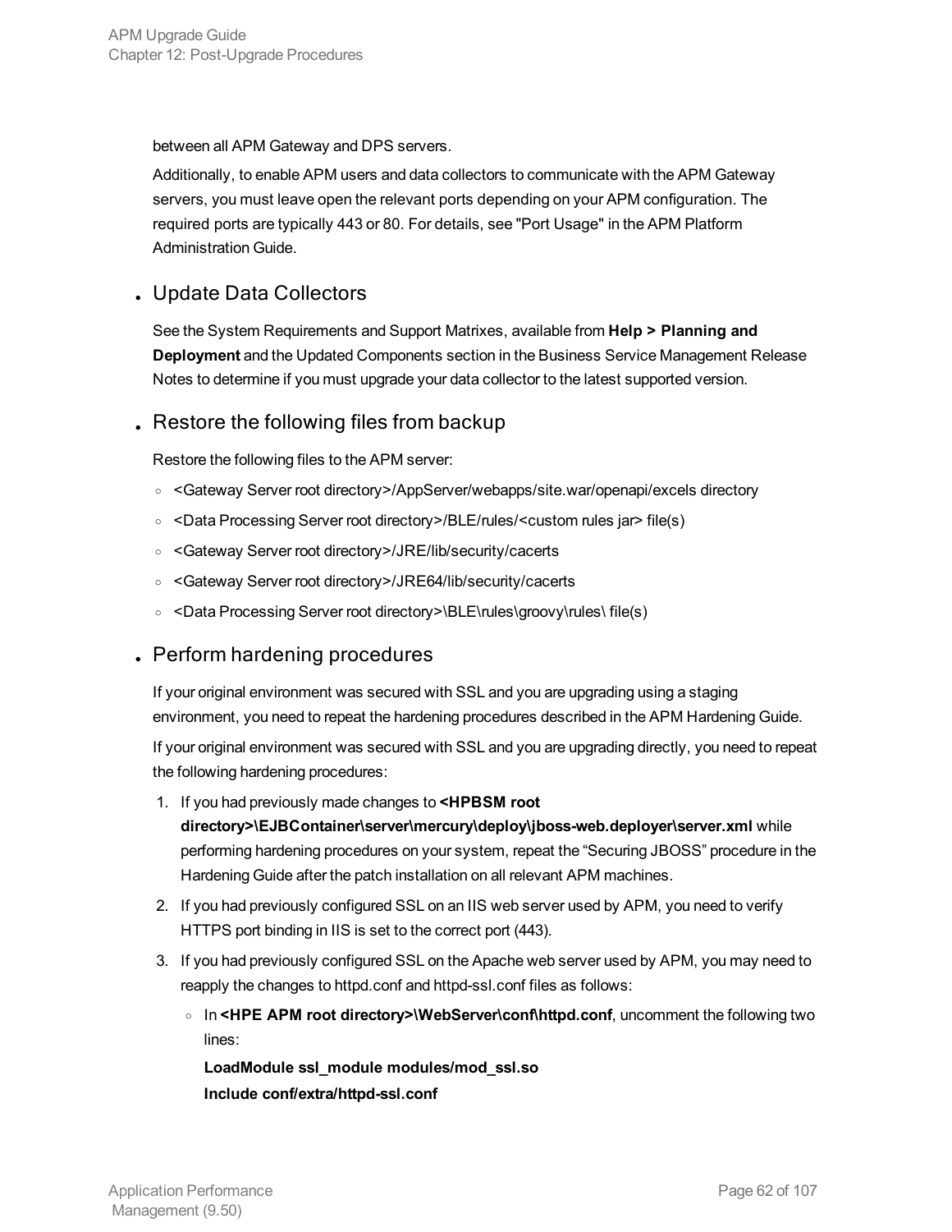between all APM Gateway and DPS servers.

Additionally, to enable APM users and data collectors to communicate with the APM Gateway servers, you must leave open the relevant ports depending on your APM configuration. The required ports are typically 443 or 80. For details, see "Port Usage" in the APM Platform Administration Guide.

- ## Update Data Collectors

  See the System Requirements and Support Matrixes, available from **Help > Planning and Deployment** and the Updated Components section in the Business Service Management Release Notes to determine if you must upgrade your data collector to the latest supported version.

- ## Restore the following files from backup

  Restore the following files to the APM server:

  - <Gateway Server root directory>/AppServer/webapps/site.war/openapi/excels directory
  - <Data Processing Server root directory>/BLE/rules/<custom rules jar> file(s)
  - <Gateway Server root directory>/JRE/lib/security/cacerts
  - <Gateway Server root directory>/JRE64/lib/security/cacerts
  - <Data Processing Server root directory>\BLE\rules\groovy\rules\ file(s)

- ## Perform hardening procedures

  If your original environment was secured with SSL and you are upgrading using a staging environment, you need to repeat the hardening procedures described in the APM Hardening Guide.

  If your original environment was secured with SSL and you are upgrading directly, you need to repeat the following hardening procedures:

  1. If you had previously made changes to **<HPBSM root directory>\EJBContainer\server\mercury\deploy\jboss-web.deployer\server.xml** while performing hardening procedures on your system, repeat the "Securing JBOSS" procedure in the Hardening Guide after the patch installation on all relevant APM machines.
  2. If you had previously configured SSL on an IIS web server used by APM, you need to verify HTTPS port binding in IIS is set to the correct port (443).
  3. If you had previously configured SSL on the Apache web server used by APM, you may need to reapply the changes to httpd.conf and httpd-ssl.conf files as follows:
     - In **<HPE APM root directory>\WebServer\conf\httpd.conf**, uncomment the following two lines:

       **LoadModule ssl_module modules/mod_ssl.so**
       **Include conf/extra/httpd-ssl.conf**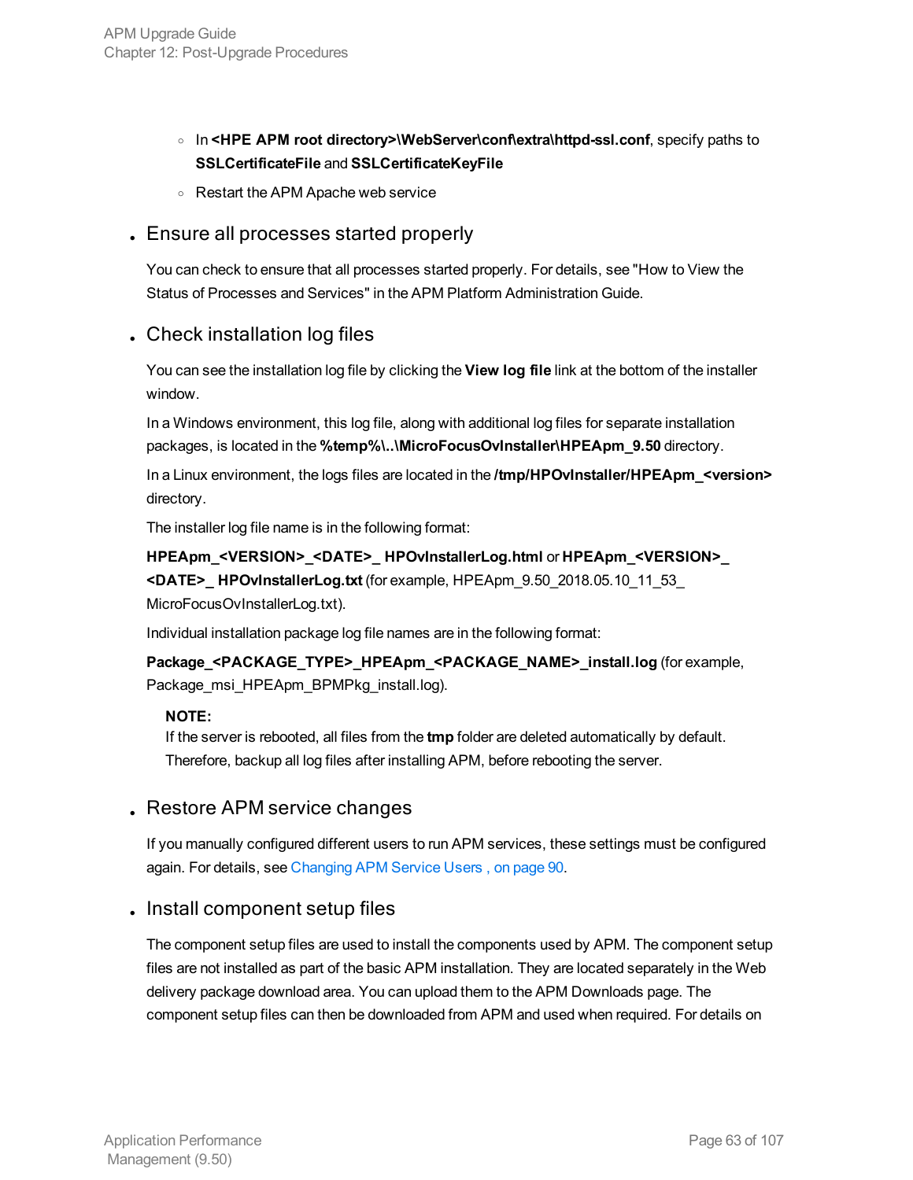- In **<HPE APM root directory>\WebServer\conf\extra\httpd-ssl.conf**, specify paths to **SSLCertificateFile** and **SSLCertificateKeyFile**
- Restart the APM Apache web service

- ## Ensure all processes started properly

  You can check to ensure that all processes started properly. For details, see "How to View the Status of Processes and Services" in the APM Platform Administration Guide.

- ## Check installation log files

  You can see the installation log file by clicking the **View log file** link at the bottom of the installer window.

  In a Windows environment, this log file, along with additional log files for separate installation packages, is located in the **%temp%\..\MicroFocusOvInstaller\HPEApm_9.50** directory.

  In a Linux environment, the logs files are located in the **/tmp/HPOvInstaller/HPEApm_<version>** directory.

  The installer log file name is in the following format:

  **HPEApm_<VERSION>_<DATE>_ HPOvInstallerLog.html** or **HPEApm_<VERSION>_<DATE>_ HPOvInstallerLog.txt** (for example, HPEApm_9.50_2018.05.10_11_53_MicroFocusOvInstallerLog.txt).

  Individual installation package log file names are in the following format:

  **Package_<PACKAGE_TYPE>_HPEApm_<PACKAGE_NAME>_install.log** (for example, Package_msi_HPEApm_BPMPkg_install.log).

  **NOTE:**
  If the server is rebooted, all files from the **tmp** folder are deleted automatically by default. Therefore, backup all log files after installing APM, before rebooting the server.

- ## Restore APM service changes

  If you manually configured different users to run APM services, these settings must be configured again. For details, see Changing APM Service Users , on page 90.

- ## Install component setup files

  The component setup files are used to install the components used by APM. The component setup files are not installed as part of the basic APM installation. They are located separately in the Web delivery package download area. You can upload them to the APM Downloads page. The component setup files can then be downloaded from APM and used when required. For details on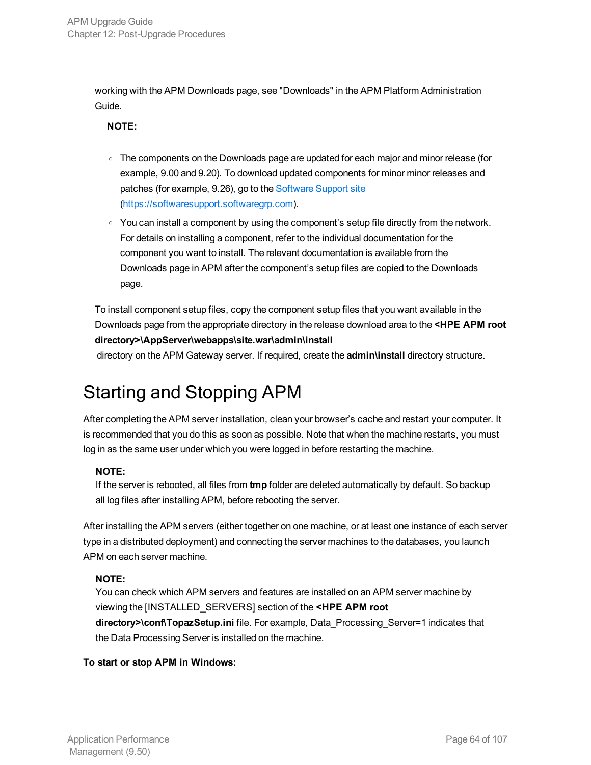working with the APM Downloads page, see "Downloads" in the APM Platform Administration Guide.

**NOTE:**

- The components on the Downloads page are updated for each major and minor release (for example, 9.00 and 9.20). To download updated components for minor minor releases and patches (for example, 9.26), go to the Software Support site (https://softwaresupport.softwaregrp.com).
- You can install a component by using the component's setup file directly from the network. For details on installing a component, refer to the individual documentation for the component you want to install. The relevant documentation is available from the Downloads page in APM after the component's setup files are copied to the Downloads page.

To install component setup files, copy the component setup files that you want available in the Downloads page from the appropriate directory in the release download area to the **<HPE APM root directory>\AppServer\webapps\site.war\admin\install** directory on the APM Gateway server. If required, create the **admin\install** directory structure.

# Starting and Stopping APM

After completing the APM server installation, clean your browser's cache and restart your computer. It is recommended that you do this as soon as possible. Note that when the machine restarts, you must log in as the same user under which you were logged in before restarting the machine.

**NOTE:**
If the server is rebooted, all files from **tmp** folder are deleted automatically by default. So backup all log files after installing APM, before rebooting the server.

After installing the APM servers (either together on one machine, or at least one instance of each server type in a distributed deployment) and connecting the server machines to the databases, you launch APM on each server machine.

**NOTE:**
You can check which APM servers and features are installed on an APM server machine by viewing the [INSTALLED_SERVERS] section of the **<HPE APM root directory>\conf\TopazSetup.ini** file. For example, Data_Processing_Server=1 indicates that the Data Processing Server is installed on the machine.

**To start or stop APM in Windows:**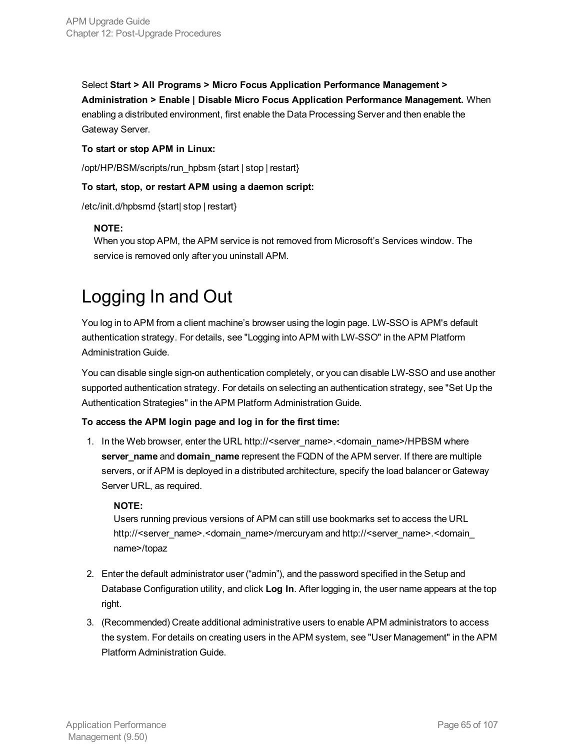Select **Start > All Programs > Micro Focus Application Performance Management > Administration > Enable | Disable Micro Focus Application Performance Management.** When enabling a distributed environment, first enable the Data Processing Server and then enable the Gateway Server.

**To start or stop APM in Linux:**

/opt/HP/BSM/scripts/run_hpbsm {start | stop | restart}

**To start, stop, or restart APM using a daemon script:**

/etc/init.d/hpbsmd {start| stop | restart}

> **NOTE:**
> When you stop APM, the APM service is not removed from Microsoft's Services window. The service is removed only after you uninstall APM.

# Logging In and Out

You log in to APM from a client machine's browser using the login page. LW-SSO is APM's default authentication strategy. For details, see "Logging into APM with LW-SSO" in the APM Platform Administration Guide.

You can disable single sign-on authentication completely, or you can disable LW-SSO and use another supported authentication strategy. For details on selecting an authentication strategy, see "Set Up the Authentication Strategies" in the APM Platform Administration Guide.

**To access the APM login page and log in for the first time:**

1. In the Web browser, enter the URL http://<server_name>.<domain_name>/HPBSM where **server_name** and **domain_name** represent the FQDN of the APM server. If there are multiple servers, or if APM is deployed in a distributed architecture, specify the load balancer or Gateway Server URL, as required.

   > **NOTE:**
   > Users running previous versions of APM can still use bookmarks set to access the URL http://<server_name>.<domain_name>/mercuryam and http://<server_name>.<domain_name>/topaz

2. Enter the default administrator user ("admin"), and the password specified in the Setup and Database Configuration utility, and click **Log In**. After logging in, the user name appears at the top right.

3. (Recommended) Create additional administrative users to enable APM administrators to access the system. For details on creating users in the APM system, see "User Management" in the APM Platform Administration Guide.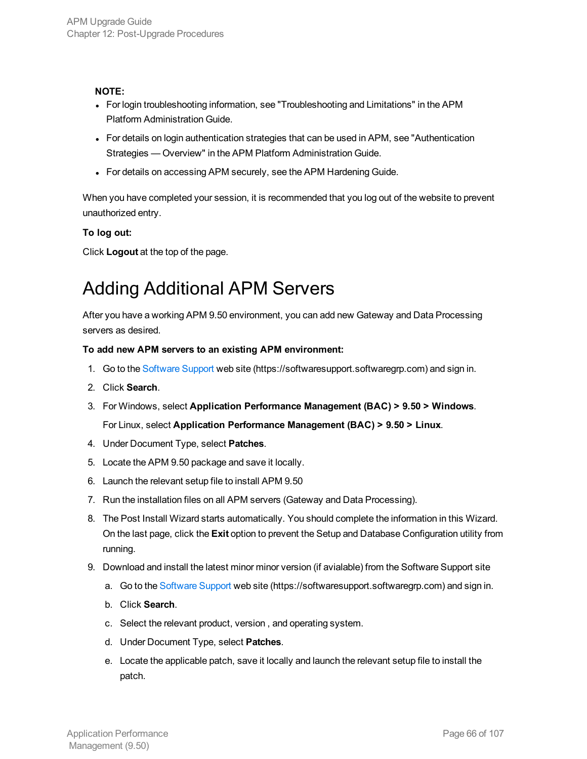**NOTE:**

- For login troubleshooting information, see "Troubleshooting and Limitations" in the APM Platform Administration Guide.
- For details on login authentication strategies that can be used in APM, see "Authentication Strategies — Overview" in the APM Platform Administration Guide.
- For details on accessing APM securely, see the APM Hardening Guide.

When you have completed your session, it is recommended that you log out of the website to prevent unauthorized entry.

**To log out:**

Click **Logout** at the top of the page.

# Adding Additional APM Servers

After you have a working APM 9.50 environment, you can add new Gateway and Data Processing servers as desired.

**To add new APM servers to an existing APM environment:**

1. Go to the Software Support web site (https://softwaresupport.softwaregrp.com) and sign in.
2. Click **Search**.
3. For Windows, select **Application Performance Management (BAC) > 9.50 > Windows**.

   For Linux, select **Application Performance Management (BAC) > 9.50 > Linux**.
4. Under Document Type, select **Patches**.
5. Locate the APM 9.50 package and save it locally.
6. Launch the relevant setup file to install APM 9.50
7. Run the installation files on all APM servers (Gateway and Data Processing).
8. The Post Install Wizard starts automatically. You should complete the information in this Wizard. On the last page, click the **Exit** option to prevent the Setup and Database Configuration utility from running.
9. Download and install the latest minor minor version (if avialable) from the Software Support site
   1. Go to the Software Support web site (https://softwaresupport.softwaregrp.com) and sign in.
   2. Click **Search**.
   3. Select the relevant product, version , and operating system.
   4. Under Document Type, select **Patches**.
   5. Locate the applicable patch, save it locally and launch the relevant setup file to install the patch.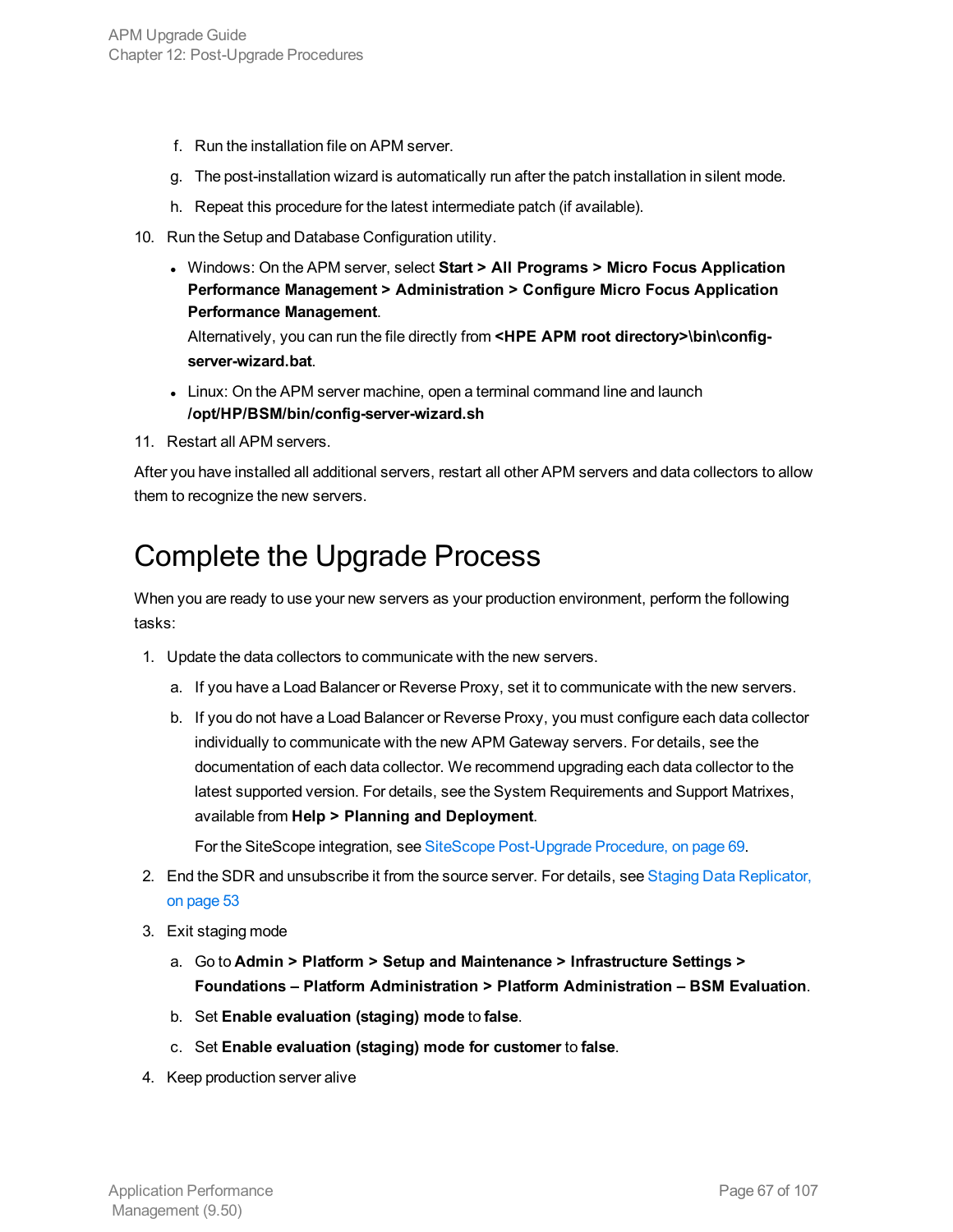f. Run the installation file on APM server.

   g. The post-installation wizard is automatically run after the patch installation in silent mode.

   h. Repeat this procedure for the latest intermediate patch (if available).

10. Run the Setup and Database Configuration utility.

    - Windows: On the APM server, select **Start > All Programs > Micro Focus Application Performance Management > Administration > Configure Micro Focus Application Performance Management**.

      Alternatively, you can run the file directly from **<HPE APM root directory>\bin\config-server-wizard.bat**.

    - Linux: On the APM server machine, open a terminal command line and launch **/opt/HP/BSM/bin/config-server-wizard.sh**

11. Restart all APM servers.

After you have installed all additional servers, restart all other APM servers and data collectors to allow them to recognize the new servers.

# Complete the Upgrade Process

When you are ready to use your new servers as your production environment, perform the following tasks:

1. Update the data collectors to communicate with the new servers.

   a. If you have a Load Balancer or Reverse Proxy, set it to communicate with the new servers.

   b. If you do not have a Load Balancer or Reverse Proxy, you must configure each data collector individually to communicate with the new APM Gateway servers. For details, see the documentation of each data collector. We recommend upgrading each data collector to the latest supported version. For details, see the System Requirements and Support Matrixes, available from **Help > Planning and Deployment**.

      For the SiteScope integration, see SiteScope Post-Upgrade Procedure, on page 69.

2. End the SDR and unsubscribe it from the source server. For details, see Staging Data Replicator, on page 53

3. Exit staging mode

   a. Go to **Admin > Platform > Setup and Maintenance > Infrastructure Settings > Foundations – Platform Administration > Platform Administration – BSM Evaluation**.

   b. Set **Enable evaluation (staging) mode** to **false**.

   c. Set **Enable evaluation (staging) mode for customer** to **false**.

4. Keep production server alive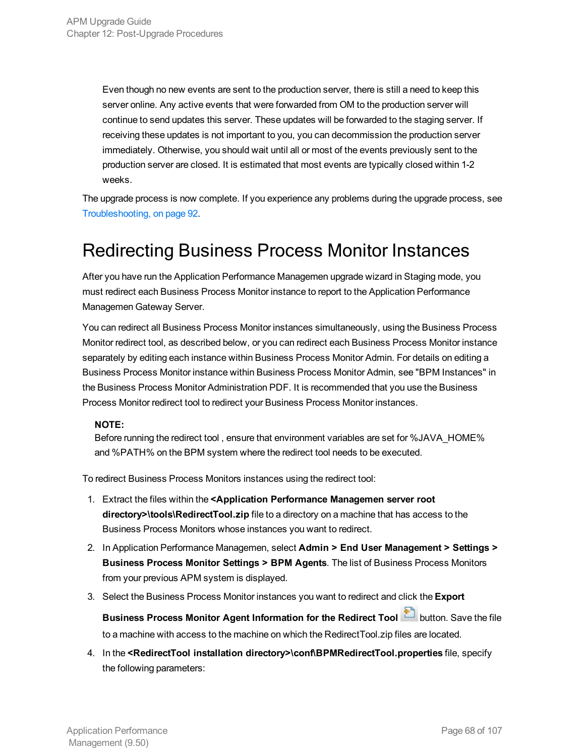Even though no new events are sent to the production server, there is still a need to keep this server online. Any active events that were forwarded from OM to the production server will continue to send updates this server. These updates will be forwarded to the staging server. If receiving these updates is not important to you, you can decommission the production server immediately. Otherwise, you should wait until all or most of the events previously sent to the production server are closed. It is estimated that most events are typically closed within 1-2 weeks.

The upgrade process is now complete. If you experience any problems during the upgrade process, see Troubleshooting, on page 92.

# Redirecting Business Process Monitor Instances

After you have run the Application Performance Managemen upgrade wizard in Staging mode, you must redirect each Business Process Monitor instance to report to the Application Performance Managemen Gateway Server.

You can redirect all Business Process Monitor instances simultaneously, using the Business Process Monitor redirect tool, as described below, or you can redirect each Business Process Monitor instance separately by editing each instance within Business Process Monitor Admin. For details on editing a Business Process Monitor instance within Business Process Monitor Admin, see "BPM Instances" in the Business Process Monitor Administration PDF. It is recommended that you use the Business Process Monitor redirect tool to redirect your Business Process Monitor instances.

**NOTE:**
Before running the redirect tool , ensure that environment variables are set for %JAVA_HOME% and %PATH% on the BPM system where the redirect tool needs to be executed.

To redirect Business Process Monitors instances using the redirect tool:

1. Extract the files within the **<Application Performance Managemen server root directory>\tools\RedirectTool.zip** file to a directory on a machine that has access to the Business Process Monitors whose instances you want to redirect.
2. In Application Performance Managemen, select **Admin > End User Management > Settings > Business Process Monitor Settings > BPM Agents**. The list of Business Process Monitors from your previous APM system is displayed.
3. Select the Business Process Monitor instances you want to redirect and click the **Export Business Process Monitor Agent Information for the Redirect Tool** button. Save the file to a machine with access to the machine on which the RedirectTool.zip files are located.
4. In the **<RedirectTool installation directory>\conf\BPMRedirectTool.properties** file, specify the following parameters: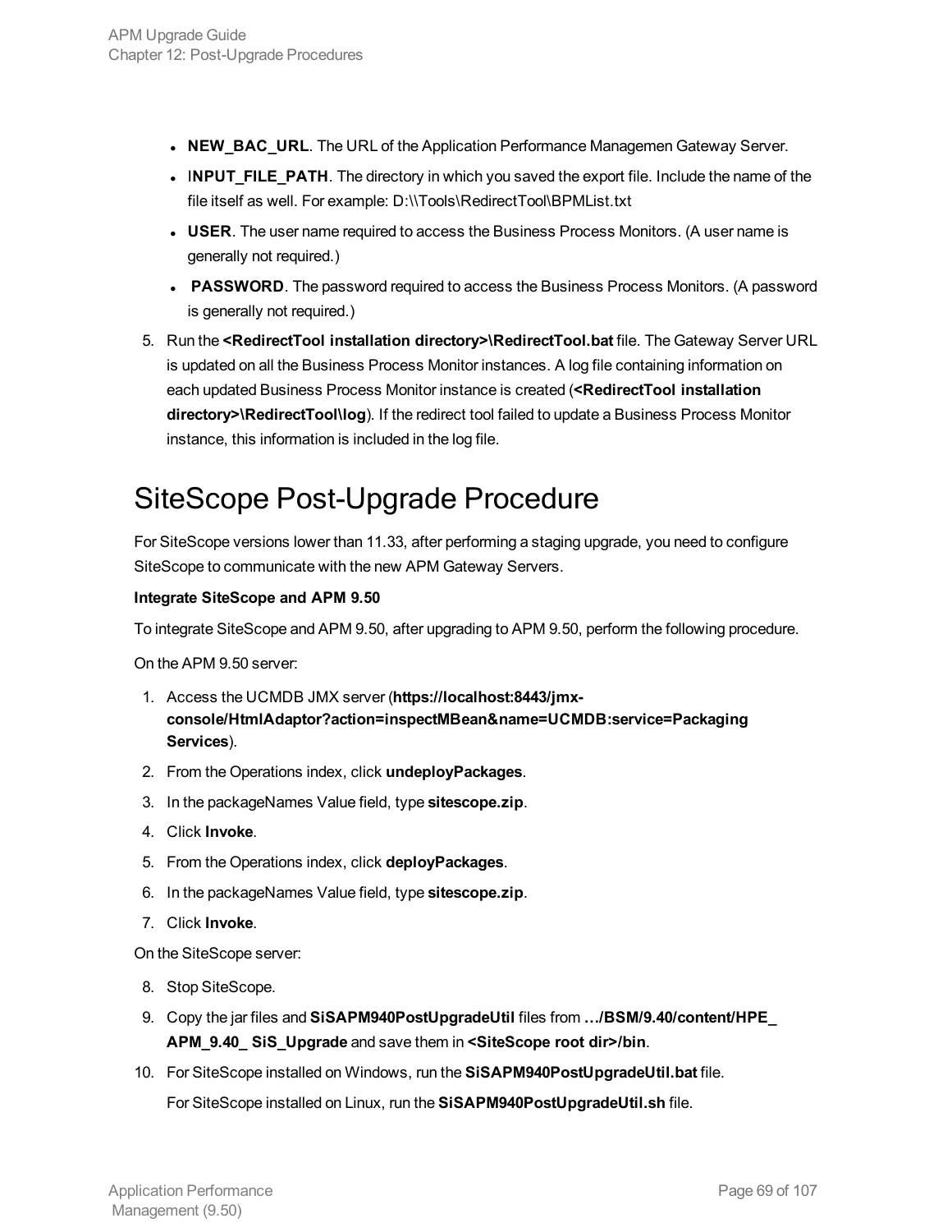- **NEW_BAC_URL**. The URL of the Application Performance Managemen Gateway Server.
- I**NPUT_FILE_PATH**. The directory in which you saved the export file. Include the name of the file itself as well. For example: D:\\Tools\RedirectTool\BPMList.txt
- **USER**. The user name required to access the Business Process Monitors. (A user name is generally not required.)
- **PASSWORD**. The password required to access the Business Process Monitors. (A password is generally not required.)

5. Run the **<RedirectTool installation directory>\RedirectTool.bat** file. The Gateway Server URL is updated on all the Business Process Monitor instances. A log file containing information on each updated Business Process Monitor instance is created (**<RedirectTool installation directory>\RedirectTool\log**). If the redirect tool failed to update a Business Process Monitor instance, this information is included in the log file.

# SiteScope Post-Upgrade Procedure

For SiteScope versions lower than 11.33, after performing a staging upgrade, you need to configure SiteScope to communicate with the new APM Gateway Servers.

**Integrate SiteScope and APM 9.50**

To integrate SiteScope and APM 9.50, after upgrading to APM 9.50, perform the following procedure.

On the APM 9.50 server:

1. Access the UCMDB JMX server (**https://localhost:8443/jmx-console/HtmlAdaptor?action=inspectMBean&name=UCMDB:service=Packaging Services**).
2. From the Operations index, click **undeployPackages**.
3. In the packageNames Value field, type **sitescope.zip**.
4. Click **Invoke**.
5. From the Operations index, click **deployPackages**.
6. In the packageNames Value field, type **sitescope.zip**.
7. Click **Invoke**.

On the SiteScope server:

8. Stop SiteScope.
9. Copy the jar files and **SiSAPM940PostUpgradeUtil** files from **…/BSM/9.40/content/HPE_ APM_9.40_ SiS_Upgrade** and save them in **<SiteScope root dir>/bin**.
10. For SiteScope installed on Windows, run the **SiSAPM940PostUpgradeUtil.bat** file.

    For SiteScope installed on Linux, run the **SiSAPM940PostUpgradeUtil.sh** file.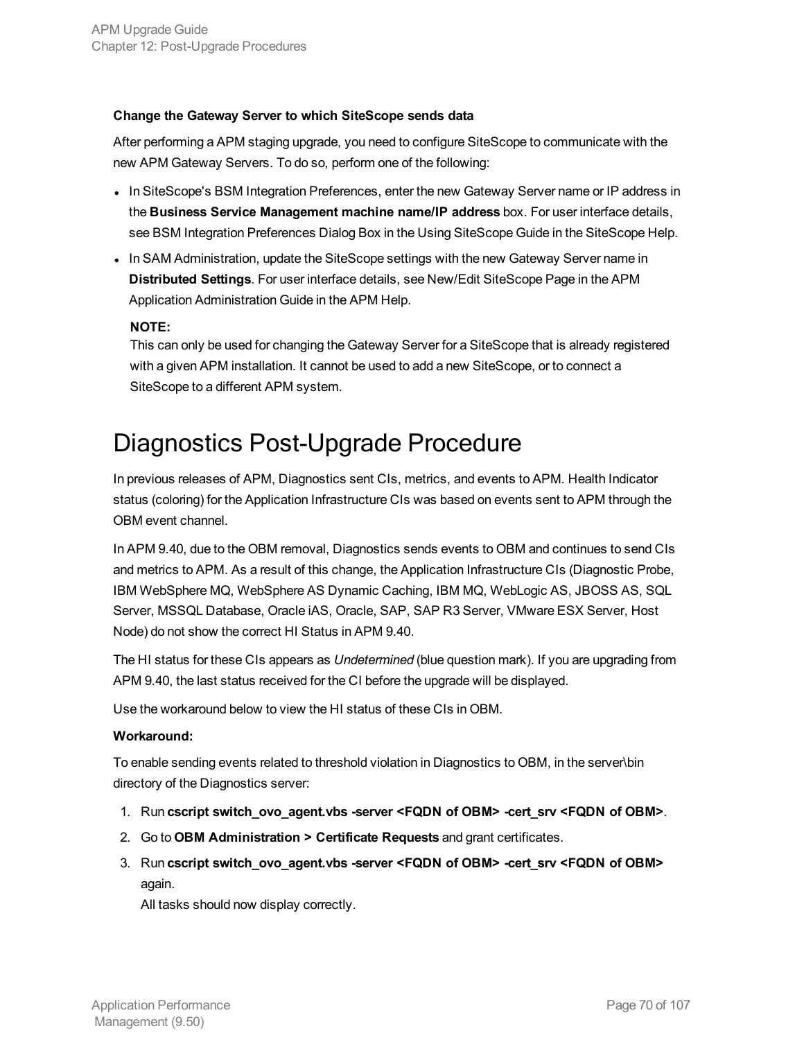**Change the Gateway Server to which SiteScope sends data**

After performing a APM staging upgrade, you need to configure SiteScope to communicate with the new APM Gateway Servers. To do so, perform one of the following:

- In SiteScope's BSM Integration Preferences, enter the new Gateway Server name or IP address in the **Business Service Management machine name/IP address** box. For user interface details, see BSM Integration Preferences Dialog Box in the Using SiteScope Guide in the SiteScope Help.
- In SAM Administration, update the SiteScope settings with the new Gateway Server name in **Distributed Settings**. For user interface details, see New/Edit SiteScope Page in the APM Application Administration Guide in the APM Help.

  **NOTE:**
  This can only be used for changing the Gateway Server for a SiteScope that is already registered with a given APM installation. It cannot be used to add a new SiteScope, or to connect a SiteScope to a different APM system.

# Diagnostics Post-Upgrade Procedure

In previous releases of APM, Diagnostics sent CIs, metrics, and events to APM. Health Indicator status (coloring) for the Application Infrastructure CIs was based on events sent to APM through the OBM event channel.

In APM 9.40, due to the OBM removal, Diagnostics sends events to OBM and continues to send CIs and metrics to APM. As a result of this change, the Application Infrastructure CIs (Diagnostic Probe, IBM WebSphere MQ, WebSphere AS Dynamic Caching, IBM MQ, WebLogic AS, JBOSS AS, SQL Server, MSSQL Database, Oracle iAS, Oracle, SAP, SAP R3 Server, VMware ESX Server, Host Node) do not show the correct HI Status in APM 9.40.

The HI status for these CIs appears as *Undetermined* (blue question mark). If you are upgrading from APM 9.40, the last status received for the CI before the upgrade will be displayed.

Use the workaround below to view the HI status of these CIs in OBM.

**Workaround:**

To enable sending events related to threshold violation in Diagnostics to OBM, in the server\bin directory of the Diagnostics server:

1. Run **cscript switch_ovo_agent.vbs -server <FQDN of OBM> -cert_srv <FQDN of OBM>**.
2. Go to **OBM Administration > Certificate Requests** and grant certificates.
3. Run **cscript switch_ovo_agent.vbs -server <FQDN of OBM> -cert_srv <FQDN of OBM>** again.
   All tasks should now display correctly.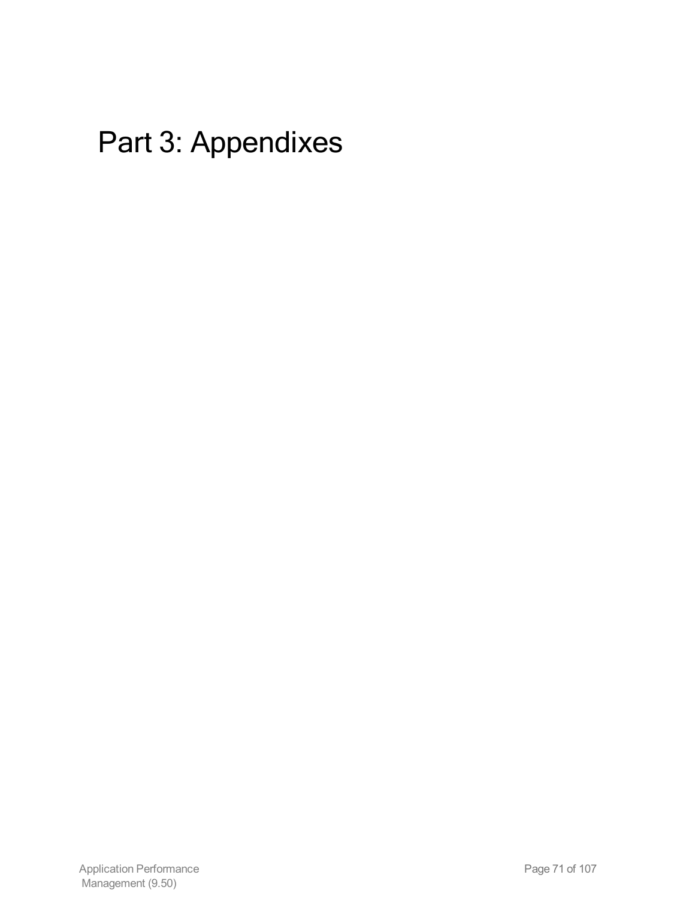# Part 3: Appendixes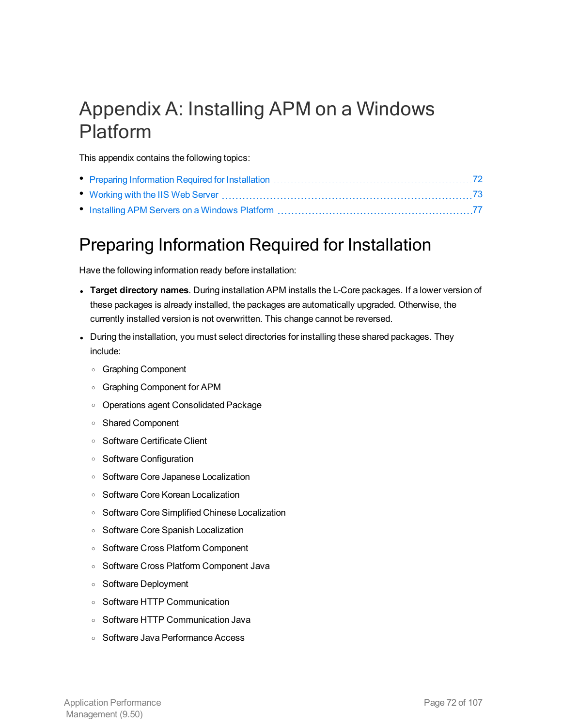# Appendix A: Installing APM on a Windows Platform

This appendix contains the following topics:

- Preparing Information Required for Installation 72
- Working with the IIS Web Server 73
- Installing APM Servers on a Windows Platform 77

## Preparing Information Required for Installation

Have the following information ready before installation:

- **Target directory names**. During installation APM installs the L-Core packages. If a lower version of these packages is already installed, the packages are automatically upgraded. Otherwise, the currently installed version is not overwritten. This change cannot be reversed.
- During the installation, you must select directories for installing these shared packages. They include:
  - Graphing Component
  - Graphing Component for APM
  - Operations agent Consolidated Package
  - Shared Component
  - Software Certificate Client
  - Software Configuration
  - Software Core Japanese Localization
  - Software Core Korean Localization
  - Software Core Simplified Chinese Localization
  - Software Core Spanish Localization
  - Software Cross Platform Component
  - Software Cross Platform Component Java
  - Software Deployment
  - Software HTTP Communication
  - Software HTTP Communication Java
  - Software Java Performance Access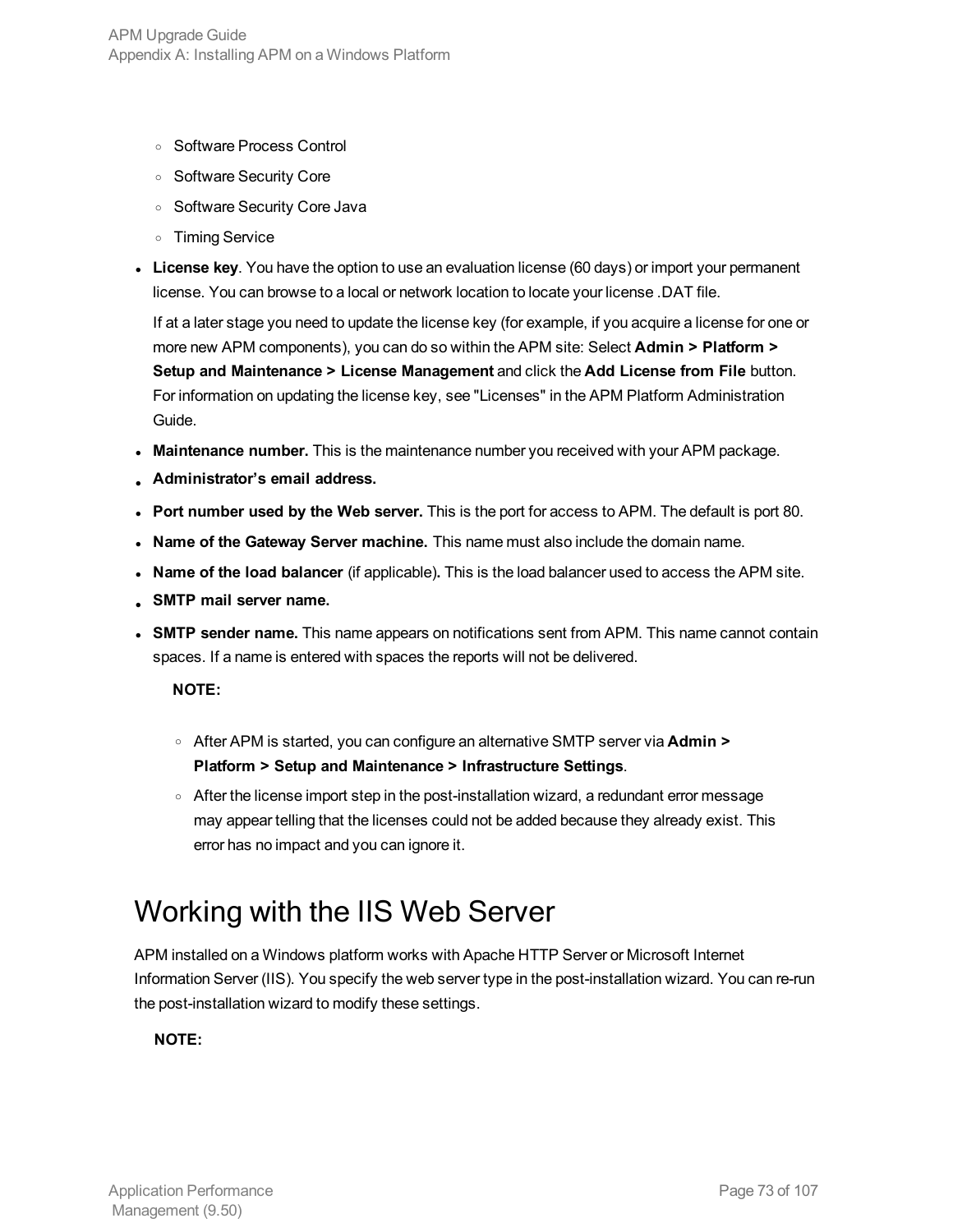- Software Process Control
  - Software Security Core
  - Software Security Core Java
  - Timing Service
- **License key**. You have the option to use an evaluation license (60 days) or import your permanent license. You can browse to a local or network location to locate your license .DAT file.

  If at a later stage you need to update the license key (for example, if you acquire a license for one or more new APM components), you can do so within the APM site: Select **Admin > Platform > Setup and Maintenance > License Management** and click the **Add License from File** button. For information on updating the license key, see "Licenses" in the APM Platform Administration Guide.
- **Maintenance number.** This is the maintenance number you received with your APM package.
- **Administrator's email address.**
- **Port number used by the Web server.** This is the port for access to APM. The default is port 80.
- **Name of the Gateway Server machine.** This name must also include the domain name.
- **Name of the load balancer** (if applicable)**.** This is the load balancer used to access the APM site.
- **SMTP mail server name.**
- **SMTP sender name.** This name appears on notifications sent from APM. This name cannot contain spaces. If a name is entered with spaces the reports will not be delivered.

  **NOTE:**

  - After APM is started, you can configure an alternative SMTP server via **Admin > Platform > Setup and Maintenance > Infrastructure Settings**.
  - After the license import step in the post-installation wizard, a redundant error message may appear telling that the licenses could not be added because they already exist. This error has no impact and you can ignore it.

# Working with the IIS Web Server

APM installed on a Windows platform works with Apache HTTP Server or Microsoft Internet Information Server (IIS). You specify the web server type in the post-installation wizard. You can re-run the post-installation wizard to modify these settings.

**NOTE:**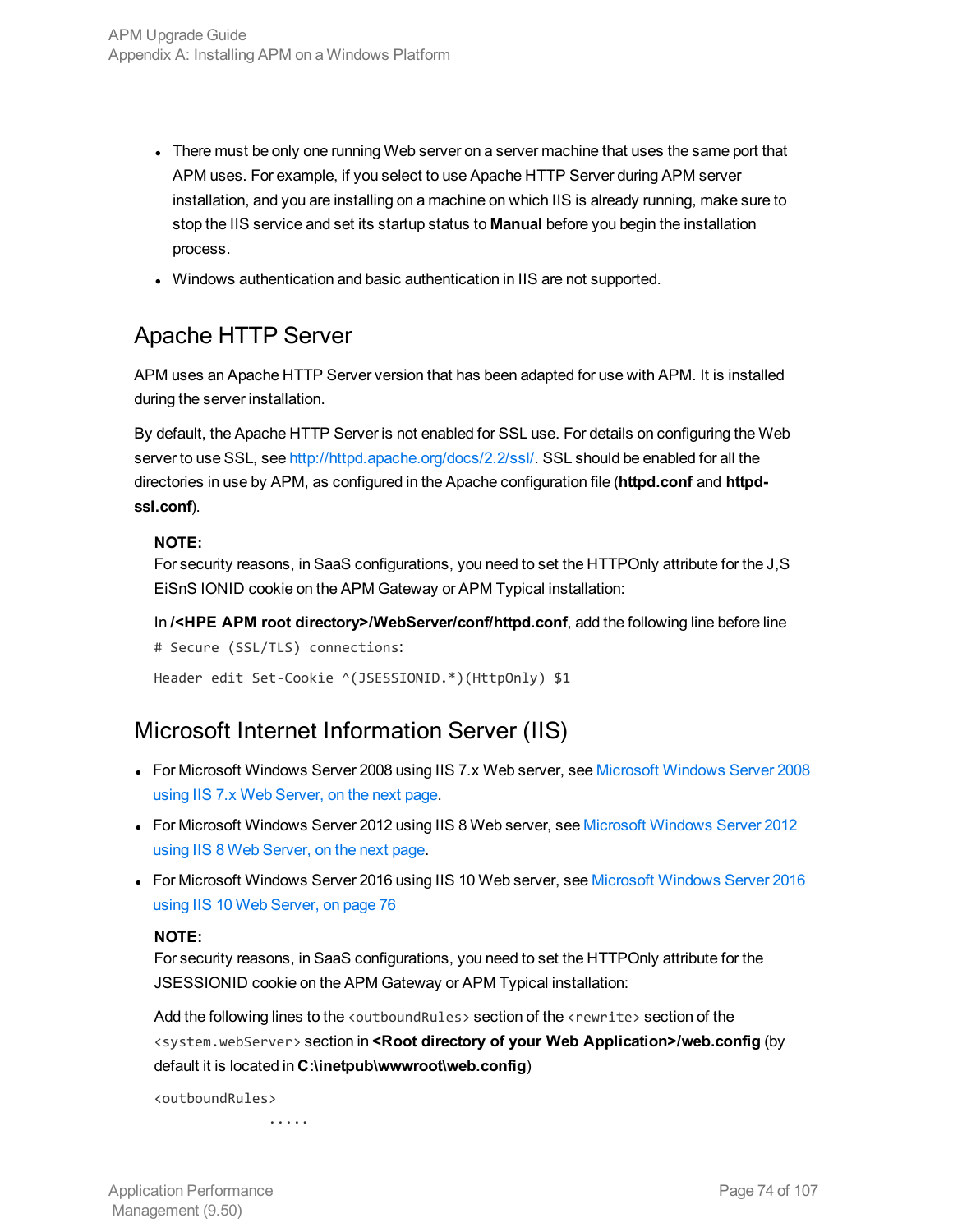- There must be only one running Web server on a server machine that uses the same port that APM uses. For example, if you select to use Apache HTTP Server during APM server installation, and you are installing on a machine on which IIS is already running, make sure to stop the IIS service and set its startup status to **Manual** before you begin the installation process.
- Windows authentication and basic authentication in IIS are not supported.

## Apache HTTP Server

APM uses an Apache HTTP Server version that has been adapted for use with APM. It is installed during the server installation.

By default, the Apache HTTP Server is not enabled for SSL use. For details on configuring the Web server to use SSL, see http://httpd.apache.org/docs/2.2/ssl/. SSL should be enabled for all the directories in use by APM, as configured in the Apache configuration file (**httpd.conf** and **httpd-ssl.conf**).

**NOTE:**
For security reasons, in SaaS configurations, you need to set the HTTPOnly attribute for the J,S EiSnS IONID cookie on the APM Gateway or APM Typical installation:

In **/<HPE APM root directory>/WebServer/conf/httpd.conf**, add the following line before line `# Secure (SSL/TLS) connections`:

```
Header edit Set-Cookie ^(JSESSIONID.*)(HttpOnly) $1
```

## Microsoft Internet Information Server (IIS)

- For Microsoft Windows Server 2008 using IIS 7.x Web server, see Microsoft Windows Server 2008 using IIS 7.x Web Server, on the next page.
- For Microsoft Windows Server 2012 using IIS 8 Web server, see Microsoft Windows Server 2012 using IIS 8 Web Server, on the next page.
- For Microsoft Windows Server 2016 using IIS 10 Web server, see Microsoft Windows Server 2016 using IIS 10 Web Server, on page 76

**NOTE:**
For security reasons, in SaaS configurations, you need to set the HTTPOnly attribute for the JSESSIONID cookie on the APM Gateway or APM Typical installation:

Add the following lines to the `<outboundRules>` section of the `<rewrite>` section of the `<system.webServer>` section in **<Root directory of your Web Application>/web.config** (by default it is located in **C:\inetpub\wwwroot\web.config**)

```
<outboundRules>
               .....
```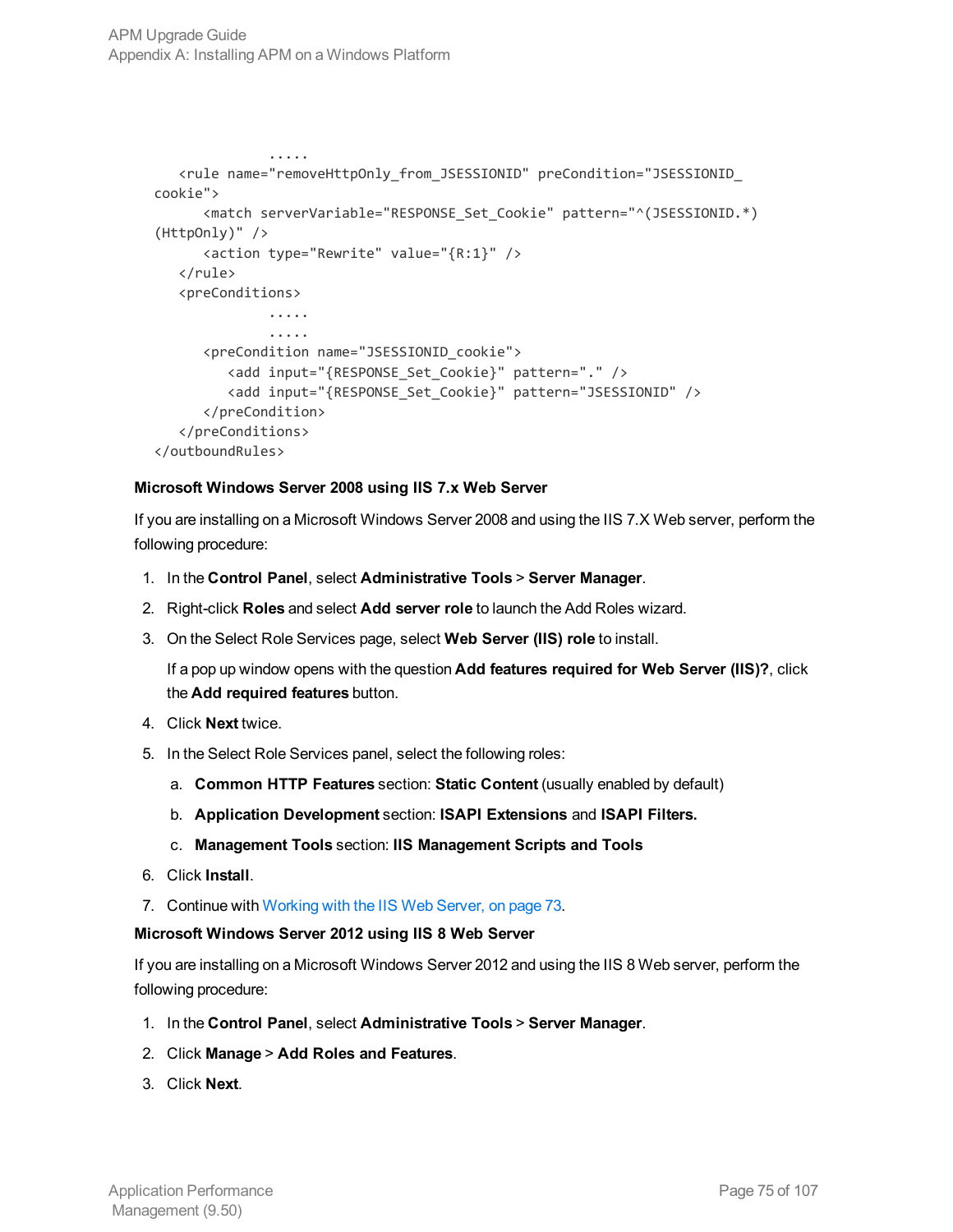```
            .....
    <rule name="removeHttpOnly_from_JSESSIONID" preCondition="JSESSIONID_
  cookie">
        <match serverVariable="RESPONSE_Set_Cookie" pattern="^(JSESSIONID.*)
  (HttpOnly)" />
        <action type="Rewrite" value="{R:1}" />
    </rule>
    <preConditions>
            .....
            .....
        <preCondition name="JSESSIONID_cookie">
            <add input="{RESPONSE_Set_Cookie}" pattern="." />
            <add input="{RESPONSE_Set_Cookie}" pattern="JSESSIONID" />
        </preCondition>
    </preConditions>
</outboundRules>
```

#### Microsoft Windows Server 2008 using IIS 7.x Web Server

If you are installing on a Microsoft Windows Server 2008 and using the IIS 7.X Web server, perform the following procedure:

1. In the **Control Panel**, select **Administrative Tools** > **Server Manager**.
2. Right-click **Roles** and select **Add server role** to launch the Add Roles wizard.
3. On the Select Role Services page, select **Web Server (IIS) role** to install.

   If a pop up window opens with the question **Add features required for Web Server (IIS)?**, click the **Add required features** button.
4. Click **Next** twice.
5. In the Select Role Services panel, select the following roles:
   a. **Common HTTP Features** section: **Static Content** (usually enabled by default)
   b. **Application Development** section: **ISAPI Extensions** and **ISAPI Filters.**
   c. **Management Tools** section: **IIS Management Scripts and Tools**
6. Click **Install**.
7. Continue with Working with the IIS Web Server, on page 73.

#### Microsoft Windows Server 2012 using IIS 8 Web Server

If you are installing on a Microsoft Windows Server 2012 and using the IIS 8 Web server, perform the following procedure:

1. In the **Control Panel**, select **Administrative Tools** > **Server Manager**.
2. Click **Manage** > **Add Roles and Features**.
3. Click **Next**.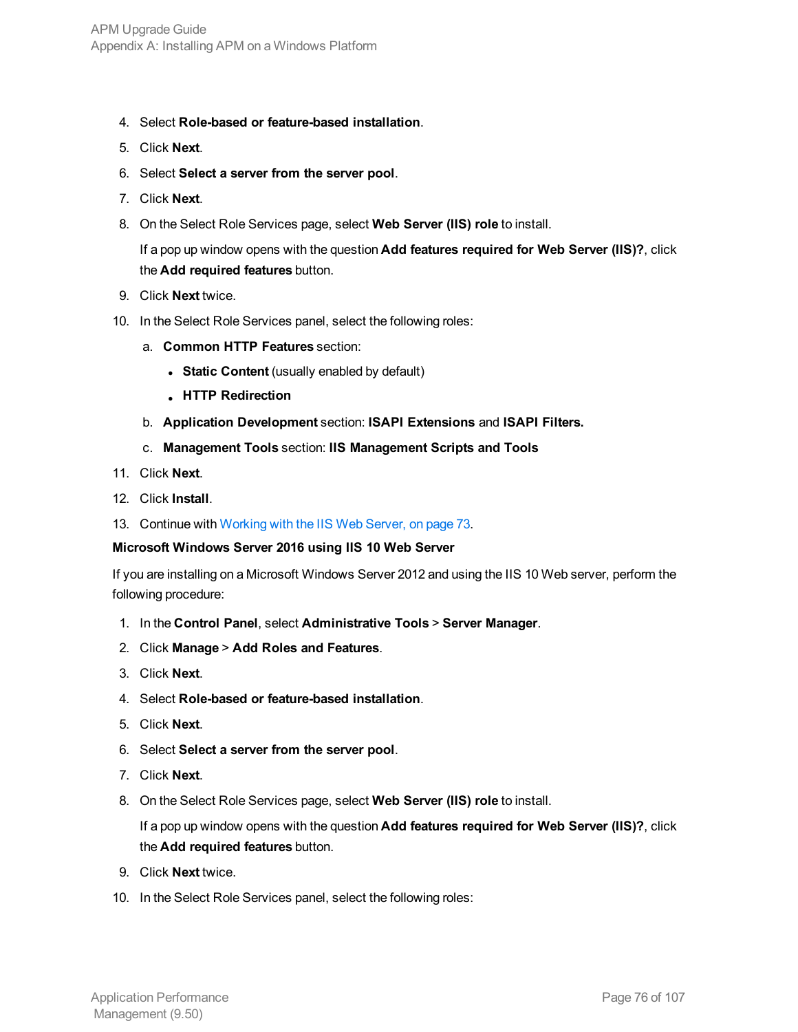4. Select **Role-based or feature-based installation**.
5. Click **Next**.
6. Select **Select a server from the server pool**.
7. Click **Next**.
8. On the Select Role Services page, select **Web Server (IIS) role** to install.

   If a pop up window opens with the question **Add features required for Web Server (IIS)?**, click the **Add required features** button.
9. Click **Next** twice.
10. In the Select Role Services panel, select the following roles:
    a. **Common HTTP Features** section:
       - **Static Content** (usually enabled by default)
       - **HTTP Redirection**

    b. **Application Development** section: **ISAPI Extensions** and **ISAPI Filters.**

    c. **Management Tools** section: **IIS Management Scripts and Tools**
11. Click **Next**.
12. Click **Install**.
13. Continue with Working with the IIS Web Server, on page 73.

**Microsoft Windows Server 2016 using IIS 10 Web Server**

If you are installing on a Microsoft Windows Server 2012 and using the IIS 10 Web server, perform the following procedure:

1. In the **Control Panel**, select **Administrative Tools** > **Server Manager**.
2. Click **Manage** > **Add Roles and Features**.
3. Click **Next**.
4. Select **Role-based or feature-based installation**.
5. Click **Next**.
6. Select **Select a server from the server pool**.
7. Click **Next**.
8. On the Select Role Services page, select **Web Server (IIS) role** to install.

   If a pop up window opens with the question **Add features required for Web Server (IIS)?**, click the **Add required features** button.
9. Click **Next** twice.
10. In the Select Role Services panel, select the following roles: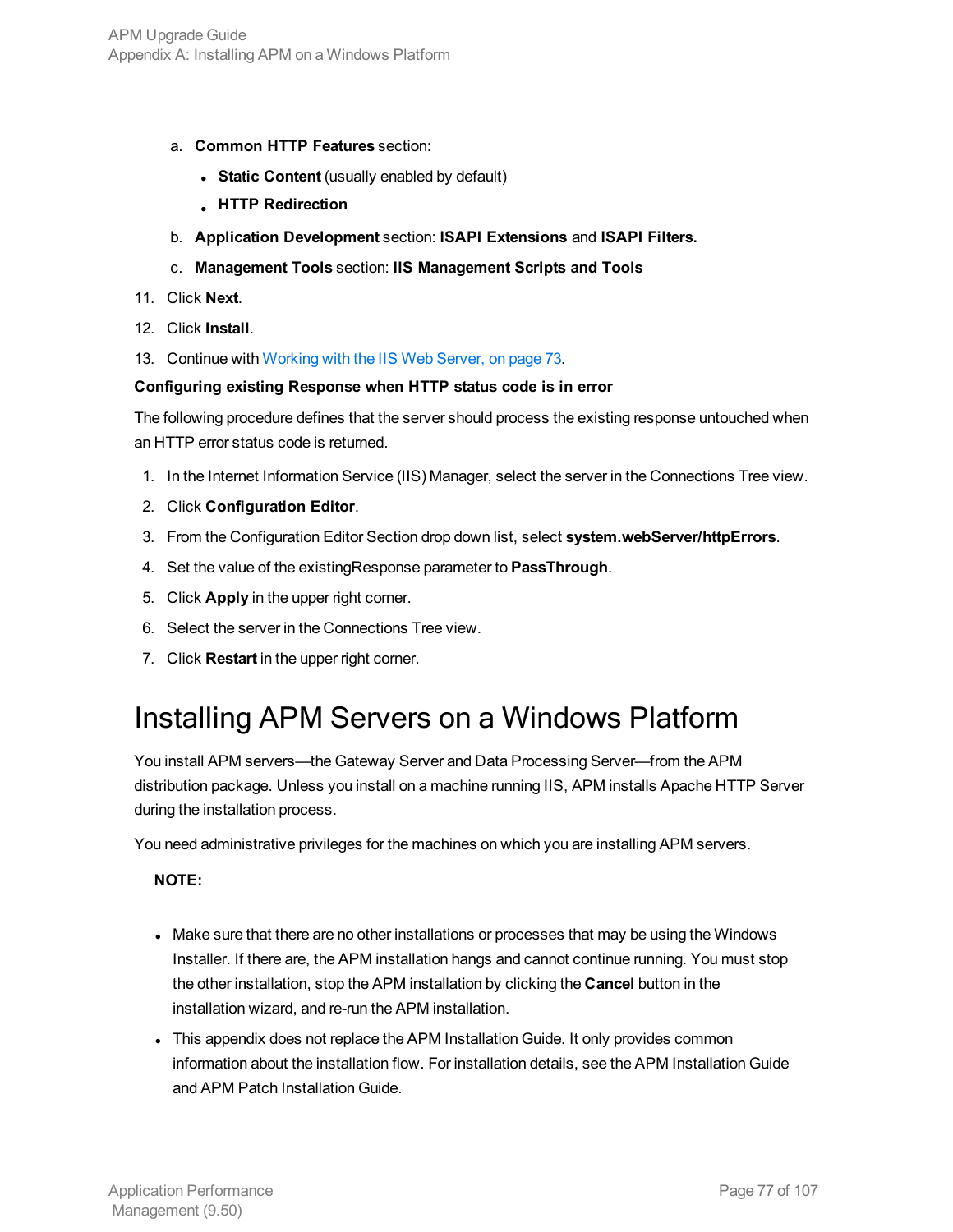a. **Common HTTP Features** section:

   - **Static Content** (usually enabled by default)
   - **HTTP Redirection**

b. **Application Development** section: **ISAPI Extensions** and **ISAPI Filters.**

c. **Management Tools** section: **IIS Management Scripts and Tools**

11. Click **Next**.
12. Click **Install**.
13. Continue with Working with the IIS Web Server, on page 73.

**Configuring existing Response when HTTP status code is in error**

The following procedure defines that the server should process the existing response untouched when an HTTP error status code is returned.

1. In the Internet Information Service (IIS) Manager, select the server in the Connections Tree view.
2. Click **Configuration Editor**.
3. From the Configuration Editor Section drop down list, select **system.webServer/httpErrors**.
4. Set the value of the existingResponse parameter to **PassThrough**.
5. Click **Apply** in the upper right corner.
6. Select the server in the Connections Tree view.
7. Click **Restart** in the upper right corner.

# Installing APM Servers on a Windows Platform

You install APM servers—the Gateway Server and Data Processing Server—from the APM distribution package. Unless you install on a machine running IIS, APM installs Apache HTTP Server during the installation process.

You need administrative privileges for the machines on which you are installing APM servers.

**NOTE:**

- Make sure that there are no other installations or processes that may be using the Windows Installer. If there are, the APM installation hangs and cannot continue running. You must stop the other installation, stop the APM installation by clicking the **Cancel** button in the installation wizard, and re-run the APM installation.
- This appendix does not replace the APM Installation Guide. It only provides common information about the installation flow. For installation details, see the APM Installation Guide and APM Patch Installation Guide.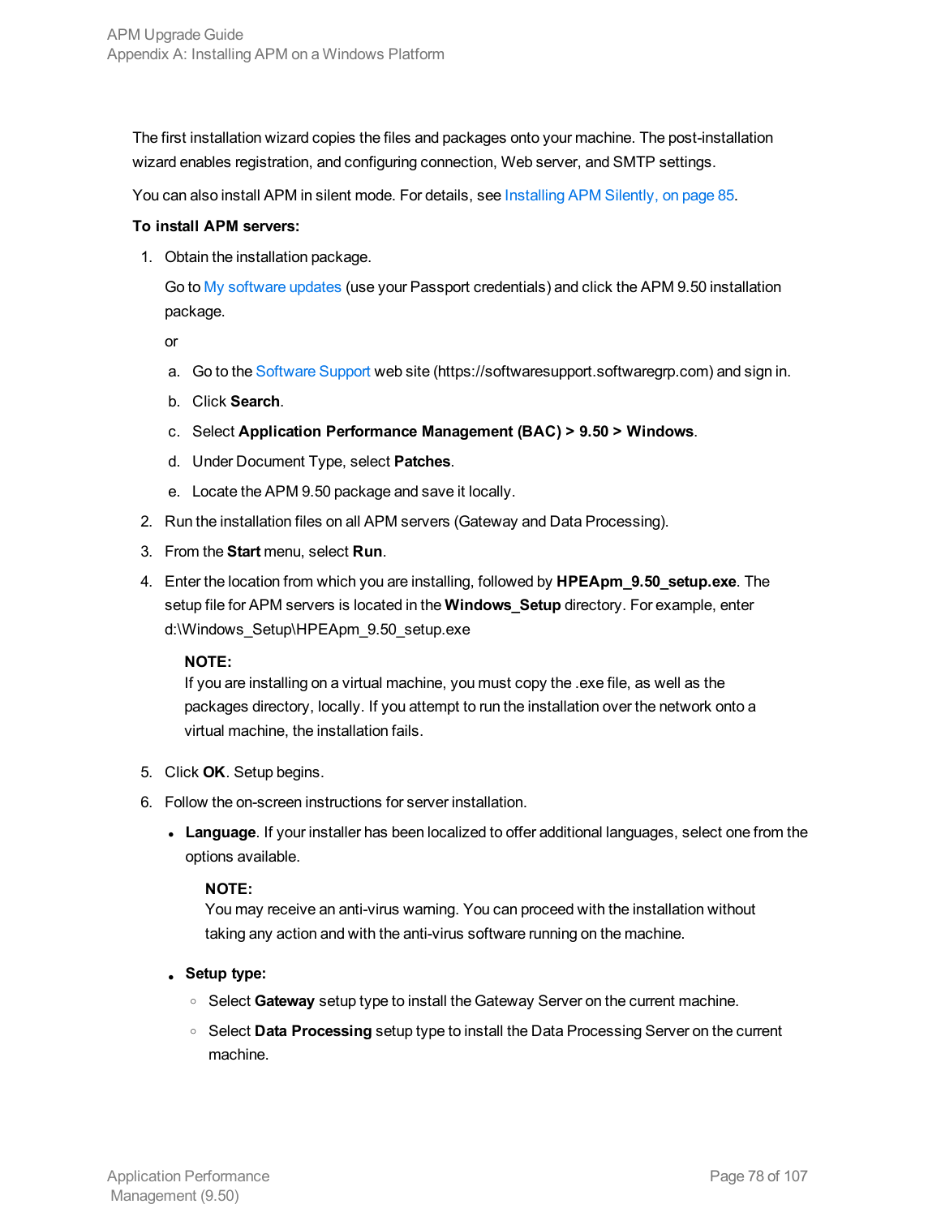The first installation wizard copies the files and packages onto your machine. The post-installation wizard enables registration, and configuring connection, Web server, and SMTP settings.

You can also install APM in silent mode. For details, see Installing APM Silently, on page 85.

**To install APM servers:**

1. Obtain the installation package.

   Go to My software updates (use your Passport credentials) and click the APM 9.50 installation package.

   or

   a. Go to the Software Support web site (https://softwaresupport.softwaregrp.com) and sign in.

   b. Click **Search**.

   c. Select **Application Performance Management (BAC) > 9.50 > Windows**.

   d. Under Document Type, select **Patches**.

   e. Locate the APM 9.50 package and save it locally.

2. Run the installation files on all APM servers (Gateway and Data Processing).

3. From the **Start** menu, select **Run**.

4. Enter the location from which you are installing, followed by **HPEApm_9.50_setup.exe**. The setup file for APM servers is located in the **Windows_Setup** directory. For example, enter d:\Windows_Setup\HPEApm_9.50_setup.exe

   **NOTE:**
   If you are installing on a virtual machine, you must copy the .exe file, as well as the packages directory, locally. If you attempt to run the installation over the network onto a virtual machine, the installation fails.

5. Click **OK**. Setup begins.

6. Follow the on-screen instructions for server installation.

   - **Language**. If your installer has been localized to offer additional languages, select one from the options available.

     **NOTE:**
     You may receive an anti-virus warning. You can proceed with the installation without taking any action and with the anti-virus software running on the machine.

   - **Setup type:**
     - Select **Gateway** setup type to install the Gateway Server on the current machine.
     - Select **Data Processing** setup type to install the Data Processing Server on the current machine.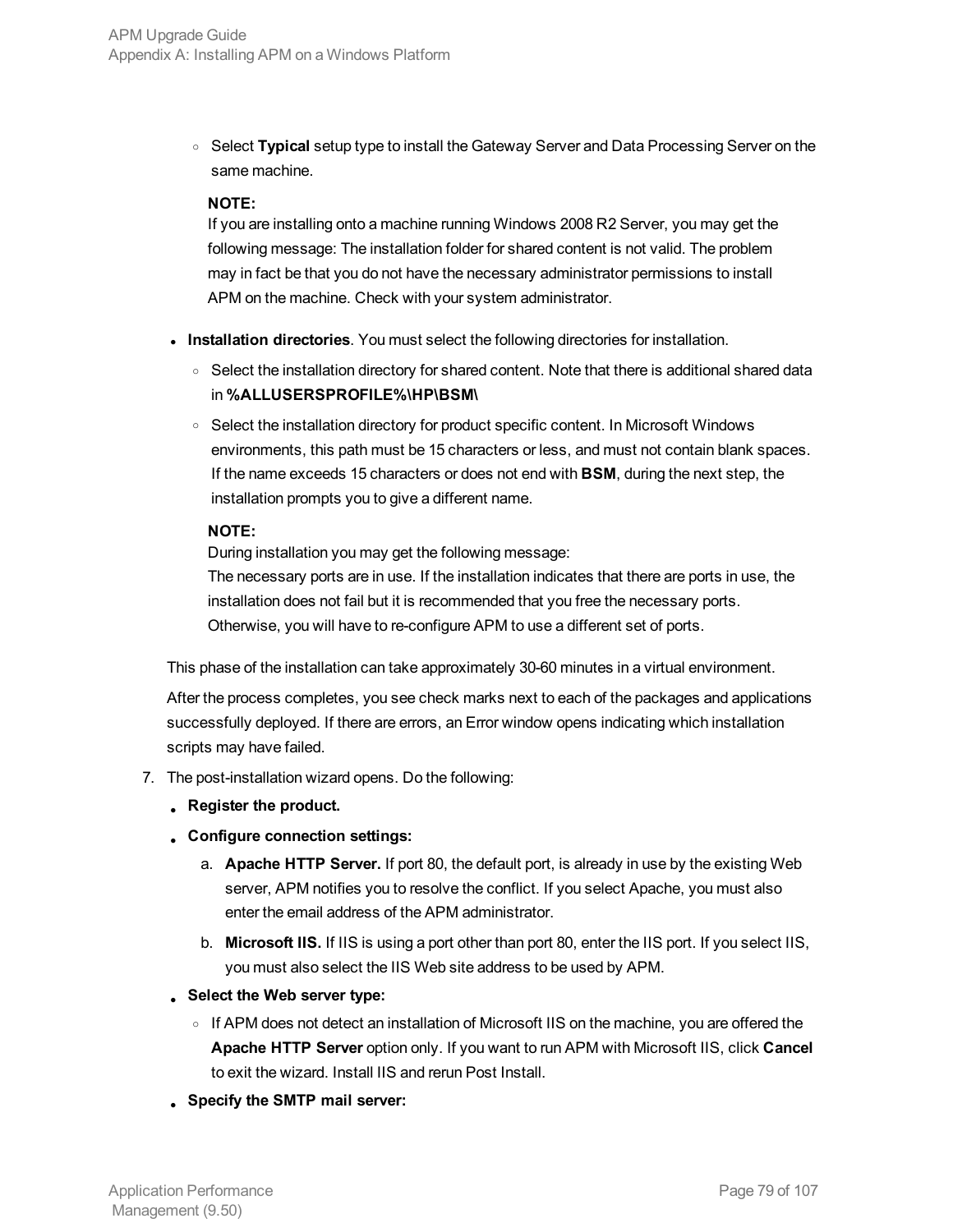- Select **Typical** setup type to install the Gateway Server and Data Processing Server on the same machine.

  **NOTE:**
  If you are installing onto a machine running Windows 2008 R2 Server, you may get the following message: The installation folder for shared content is not valid. The problem may in fact be that you do not have the necessary administrator permissions to install APM on the machine. Check with your system administrator.

- **Installation directories**. You must select the following directories for installation.
  - Select the installation directory for shared content. Note that there is additional shared data in **%ALLUSERSPROFILE%\HP\BSM\**
  - Select the installation directory for product specific content. In Microsoft Windows environments, this path must be 15 characters or less, and must not contain blank spaces. If the name exceeds 15 characters or does not end with **BSM**, during the next step, the installation prompts you to give a different name.

  **NOTE:**
  During installation you may get the following message:
  The necessary ports are in use. If the installation indicates that there are ports in use, the installation does not fail but it is recommended that you free the necessary ports. Otherwise, you will have to re-configure APM to use a different set of ports.

This phase of the installation can take approximately 30-60 minutes in a virtual environment.

After the process completes, you see check marks next to each of the packages and applications successfully deployed. If there are errors, an Error window opens indicating which installation scripts may have failed.

7. The post-installation wizard opens. Do the following:
   - **Register the product.**
   - **Configure connection settings:**
     a. **Apache HTTP Server.** If port 80, the default port, is already in use by the existing Web server, APM notifies you to resolve the conflict. If you select Apache, you must also enter the email address of the APM administrator.
     b. **Microsoft IIS.** If IIS is using a port other than port 80, enter the IIS port. If you select IIS, you must also select the IIS Web site address to be used by APM.
   - **Select the Web server type:**
     - If APM does not detect an installation of Microsoft IIS on the machine, you are offered the **Apache HTTP Server** option only. If you want to run APM with Microsoft IIS, click **Cancel** to exit the wizard. Install IIS and rerun Post Install.
   - **Specify the SMTP mail server:**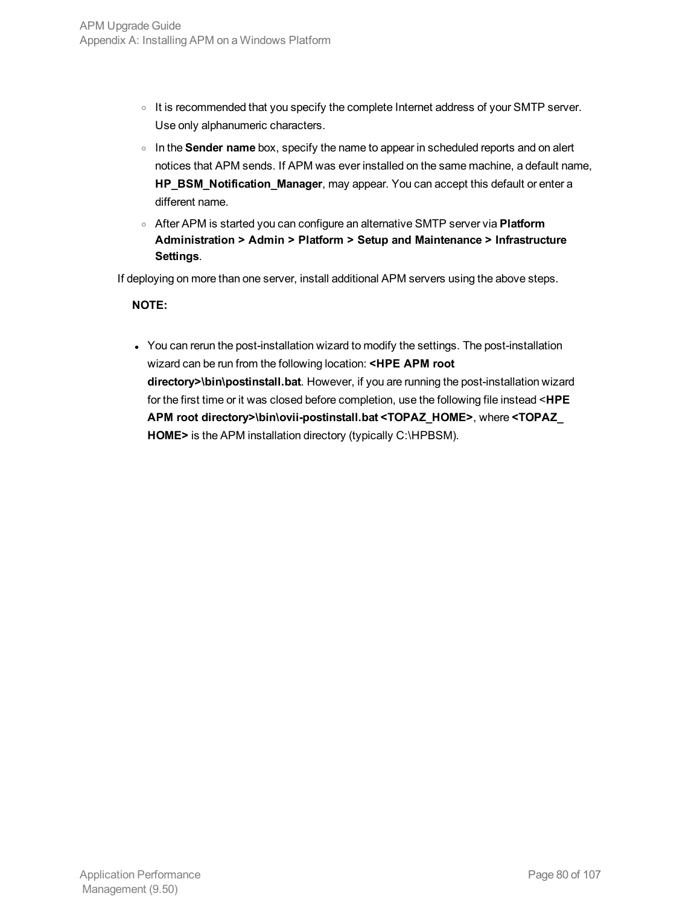- It is recommended that you specify the complete Internet address of your SMTP server. Use only alphanumeric characters.
   - In the **Sender name** box, specify the name to appear in scheduled reports and on alert notices that APM sends. If APM was ever installed on the same machine, a default name, **HP_BSM_Notification_Manager**, may appear. You can accept this default or enter a different name.
   - After APM is started you can configure an alternative SMTP server via **Platform Administration > Admin > Platform > Setup and Maintenance > Infrastructure Settings**.

If deploying on more than one server, install additional APM servers using the above steps.

**NOTE:**

- You can rerun the post-installation wizard to modify the settings. The post-installation wizard can be run from the following location: **<HPE APM root directory>\bin\postinstall.bat**. However, if you are running the post-installation wizard for the first time or it was closed before completion, use the following file instead <**HPE APM root directory>\bin\ovii-postinstall.bat <TOPAZ_HOME>**, where **<TOPAZ_HOME>** is the APM installation directory (typically C:\HPBSM).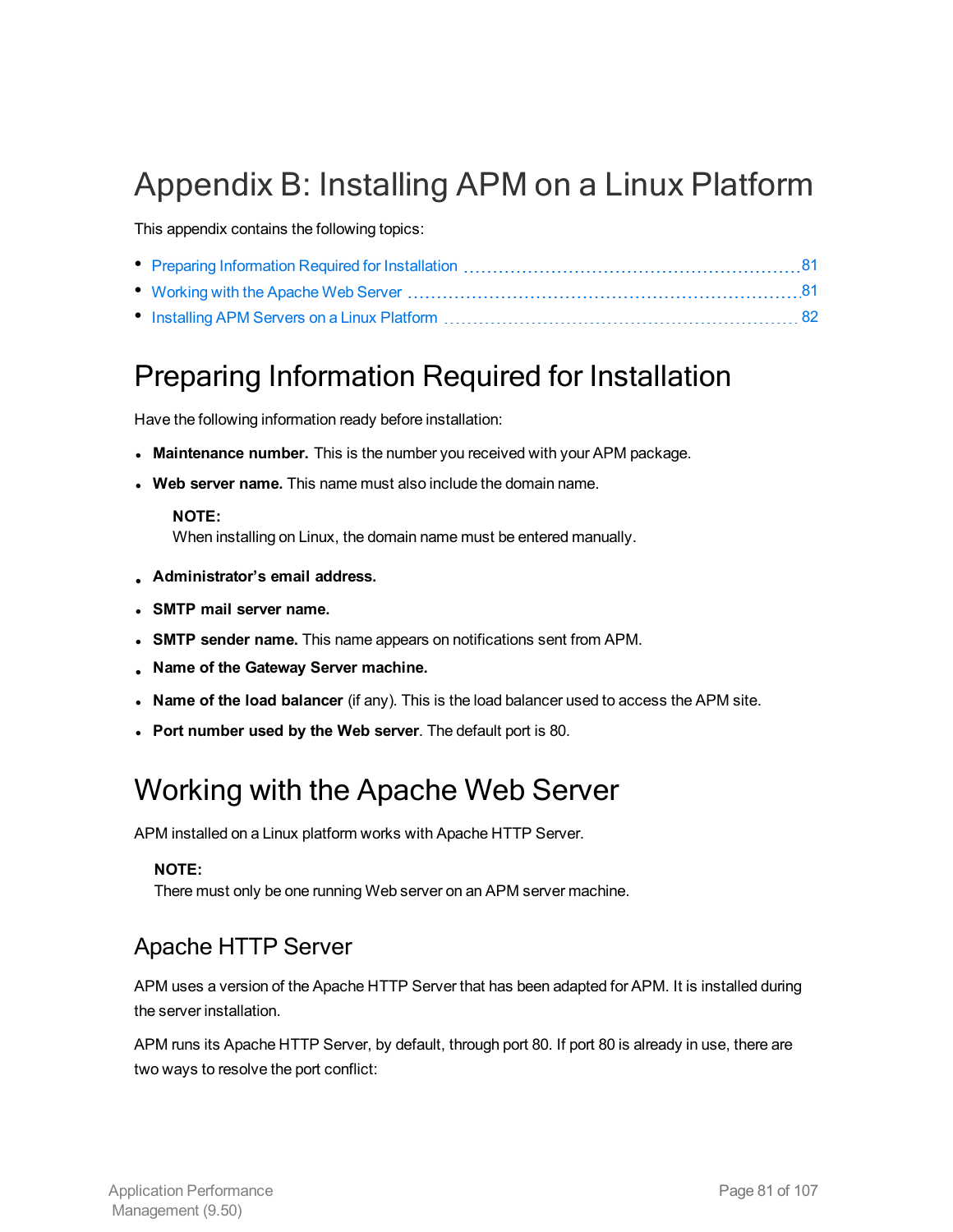# Appendix B: Installing APM on a Linux Platform

This appendix contains the following topics:

- Preparing Information Required for Installation ............ 81
- Working with the Apache Web Server ............ 81
- Installing APM Servers on a Linux Platform ............ 82

## Preparing Information Required for Installation

Have the following information ready before installation:

- **Maintenance number.** This is the number you received with your APM package.
- **Web server name.** This name must also include the domain name.

  **NOTE:**
  When installing on Linux, the domain name must be entered manually.

- **Administrator's email address.**
- **SMTP mail server name.**
- **SMTP sender name.** This name appears on notifications sent from APM.
- **Name of the Gateway Server machine.**
- **Name of the load balancer** (if any). This is the load balancer used to access the APM site.
- **Port number used by the Web server**. The default port is 80.

## Working with the Apache Web Server

APM installed on a Linux platform works with Apache HTTP Server.

**NOTE:**
There must only be one running Web server on an APM server machine.

### Apache HTTP Server

APM uses a version of the Apache HTTP Server that has been adapted for APM. It is installed during the server installation.

APM runs its Apache HTTP Server, by default, through port 80. If port 80 is already in use, there are two ways to resolve the port conflict: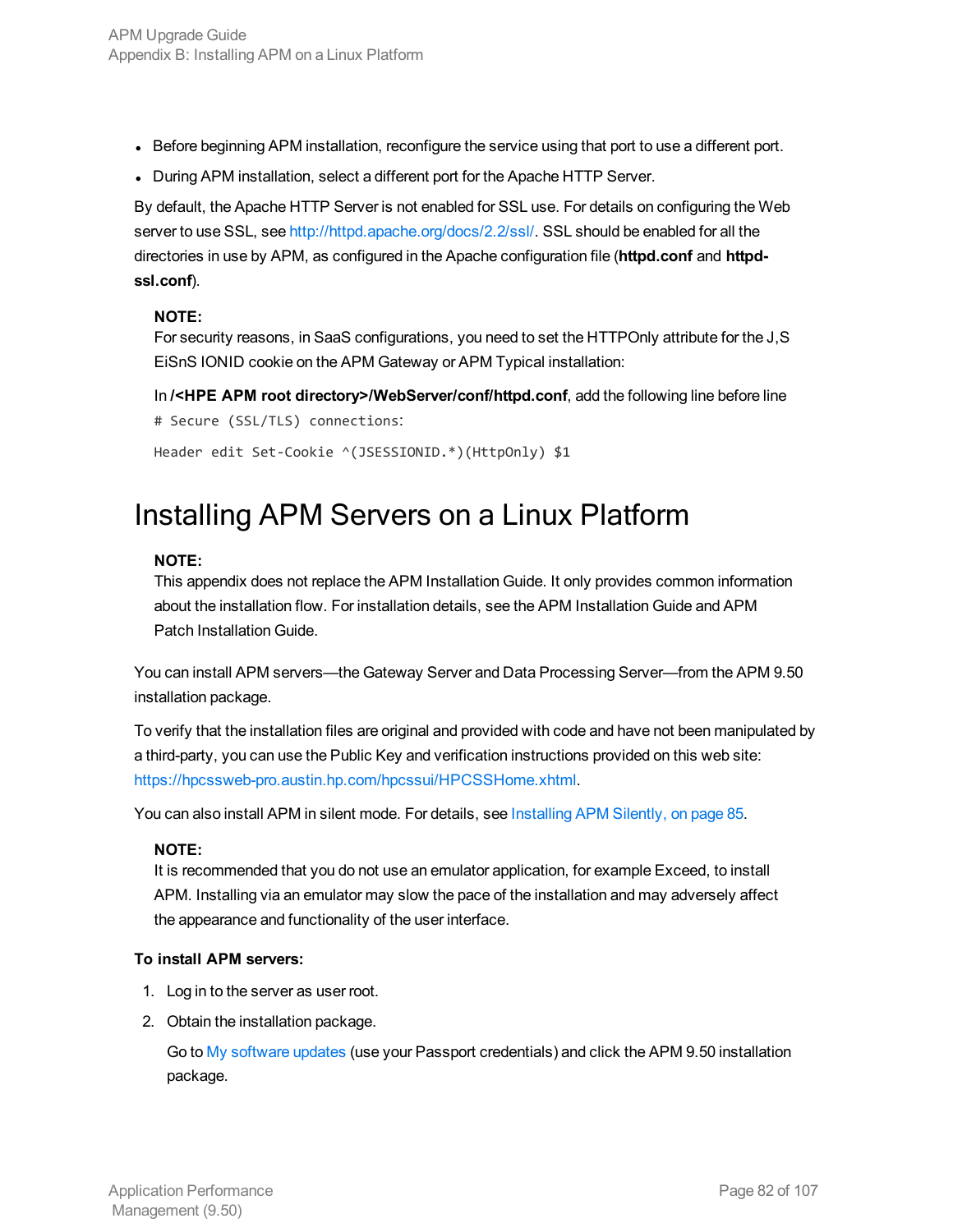- Before beginning APM installation, reconfigure the service using that port to use a different port.
- During APM installation, select a different port for the Apache HTTP Server.

By default, the Apache HTTP Server is not enabled for SSL use. For details on configuring the Web server to use SSL, see http://httpd.apache.org/docs/2.2/ssl/. SSL should be enabled for all the directories in use by APM, as configured in the Apache configuration file (**httpd.conf** and **httpd-ssl.conf**).

> **NOTE:**
> For security reasons, in SaaS configurations, you need to set the HTTPOnly attribute for the J,S EiSnS IONID cookie on the APM Gateway or APM Typical installation:
>
> In **/<HPE APM root directory>/WebServer/conf/httpd.conf**, add the following line before line
>
> ```
> # Secure (SSL/TLS) connections:
> ```
>
> ```
> Header edit Set-Cookie ^(JSESSIONID.*)(HttpOnly) $1
> ```

# Installing APM Servers on a Linux Platform

> **NOTE:**
> This appendix does not replace the APM Installation Guide. It only provides common information about the installation flow. For installation details, see the APM Installation Guide and APM Patch Installation Guide.

You can install APM servers—the Gateway Server and Data Processing Server—from the APM 9.50 installation package.

To verify that the installation files are original and provided with code and have not been manipulated by a third-party, you can use the Public Key and verification instructions provided on this web site: https://hpcssweb-pro.austin.hp.com/hpcssui/HPCSSHome.xhtml.

You can also install APM in silent mode. For details, see Installing APM Silently, on page 85.

> **NOTE:**
> It is recommended that you do not use an emulator application, for example Exceed, to install APM. Installing via an emulator may slow the pace of the installation and may adversely affect the appearance and functionality of the user interface.

**To install APM servers:**

1. Log in to the server as user root.
2. Obtain the installation package.

   Go to My software updates (use your Passport credentials) and click the APM 9.50 installation package.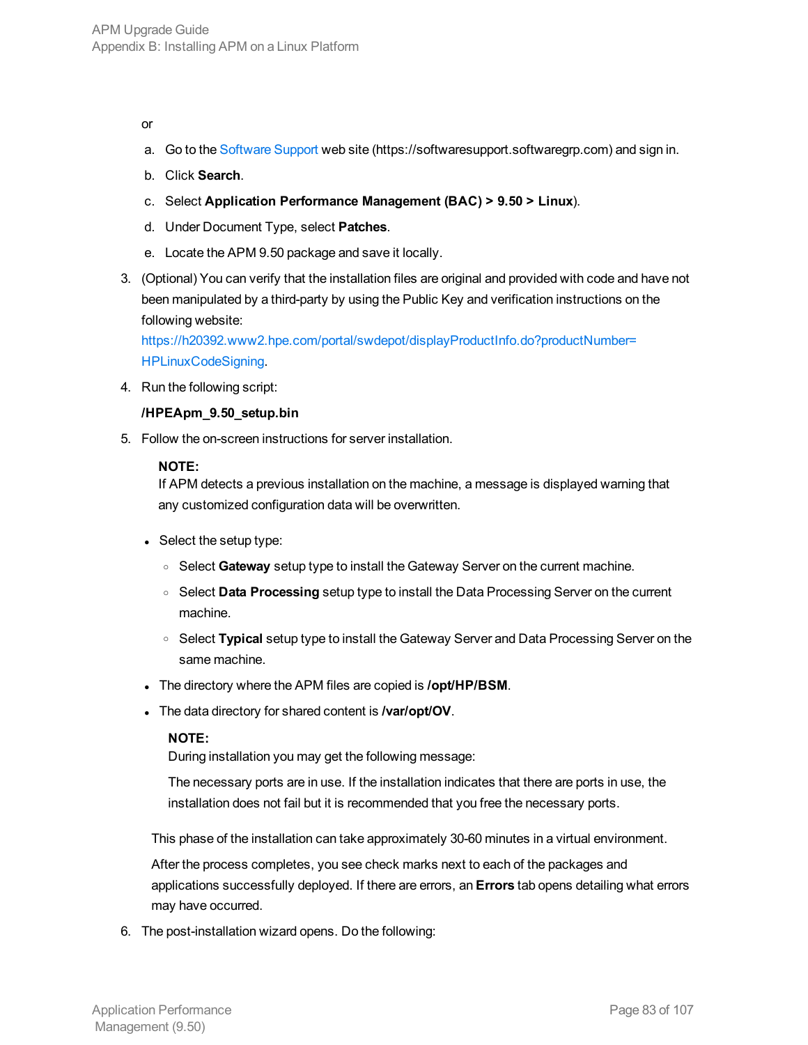or

a. Go to the Software Support web site (https://softwaresupport.softwaregrp.com) and sign in.

b. Click **Search**.

c. Select **Application Performance Management (BAC) > 9.50 > Linux**).

d. Under Document Type, select **Patches**.

e. Locate the APM 9.50 package and save it locally.

3. (Optional) You can verify that the installation files are original and provided with code and have not been manipulated by a third-party by using the Public Key and verification instructions on the following website: https://h20392.www2.hpe.com/portal/swdepot/displayProductInfo.do?productNumber=HPLinuxCodeSigning.

4. Run the following script:

   **/HPEApm_9.50_setup.bin**

5. Follow the on-screen instructions for server installation.

   > **NOTE:**
   > If APM detects a previous installation on the machine, a message is displayed warning that any customized configuration data will be overwritten.

   - Select the setup type:
     - Select **Gateway** setup type to install the Gateway Server on the current machine.
     - Select **Data Processing** setup type to install the Data Processing Server on the current machine.
     - Select **Typical** setup type to install the Gateway Server and Data Processing Server on the same machine.
   - The directory where the APM files are copied is **/opt/HP/BSM**.
   - The data directory for shared content is **/var/opt/OV**.

     > **NOTE:**
     > During installation you may get the following message:
     >
     > The necessary ports are in use. If the installation indicates that there are ports in use, the installation does not fail but it is recommended that you free the necessary ports.

   This phase of the installation can take approximately 30-60 minutes in a virtual environment.

   After the process completes, you see check marks next to each of the packages and applications successfully deployed. If there are errors, an **Errors** tab opens detailing what errors may have occurred.

6. The post-installation wizard opens. Do the following: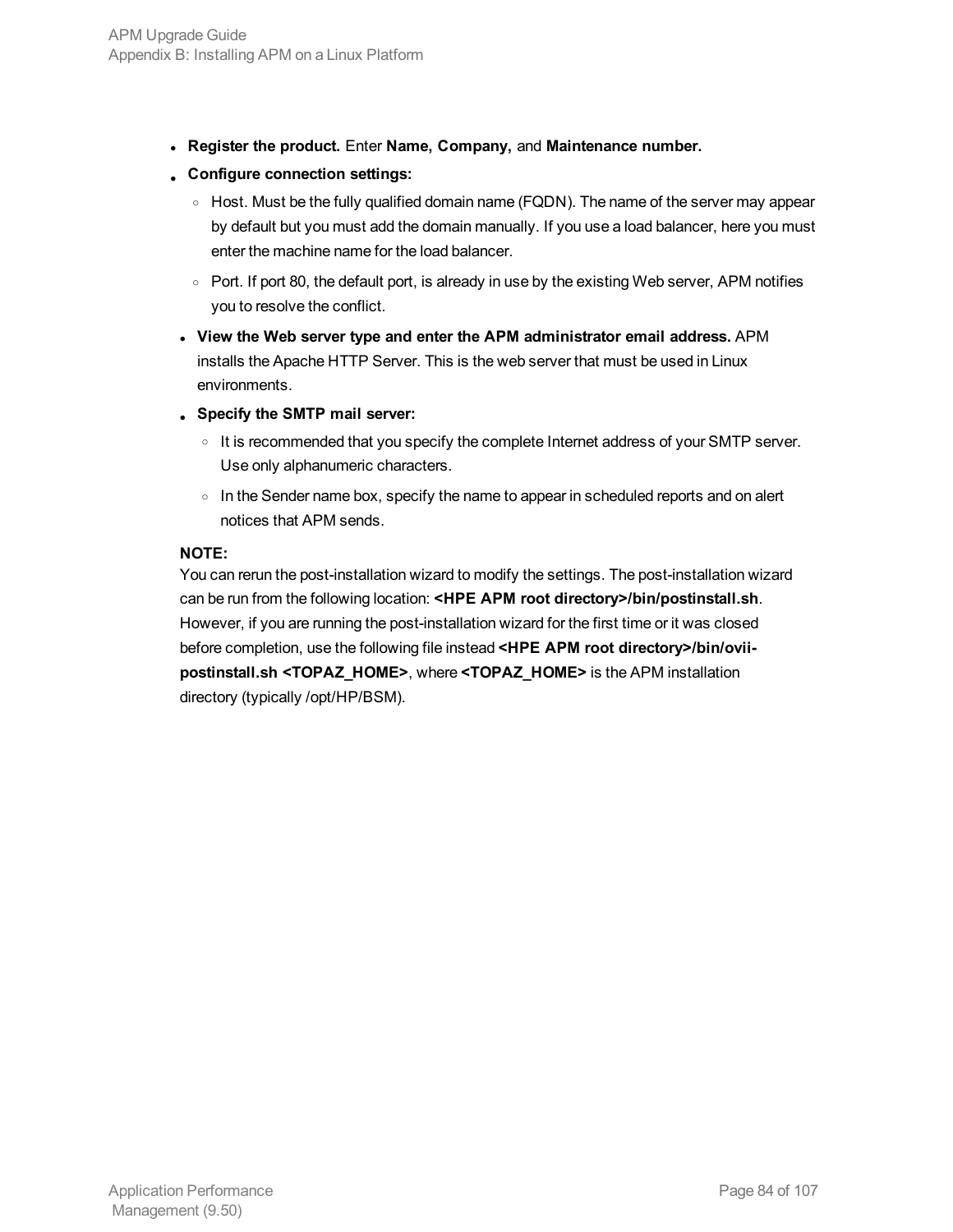- **Register the product.** Enter **Name, Company,** and **Maintenance number.**
- **Configure connection settings:**
  - Host. Must be the fully qualified domain name (FQDN). The name of the server may appear by default but you must add the domain manually. If you use a load balancer, here you must enter the machine name for the load balancer.
  - Port. If port 80, the default port, is already in use by the existing Web server, APM notifies you to resolve the conflict.
- **View the Web server type and enter the APM administrator email address.** APM installs the Apache HTTP Server. This is the web server that must be used in Linux environments.
- **Specify the SMTP mail server:**
  - It is recommended that you specify the complete Internet address of your SMTP server. Use only alphanumeric characters.
  - In the Sender name box, specify the name to appear in scheduled reports and on alert notices that APM sends.

**NOTE:**
You can rerun the post-installation wizard to modify the settings. The post-installation wizard can be run from the following location: **<HPE APM root directory>/bin/postinstall.sh**. However, if you are running the post-installation wizard for the first time or it was closed before completion, use the following file instead **<HPE APM root directory>/bin/ovii-postinstall.sh <TOPAZ_HOME>**, where **<TOPAZ_HOME>** is the APM installation directory (typically /opt/HP/BSM).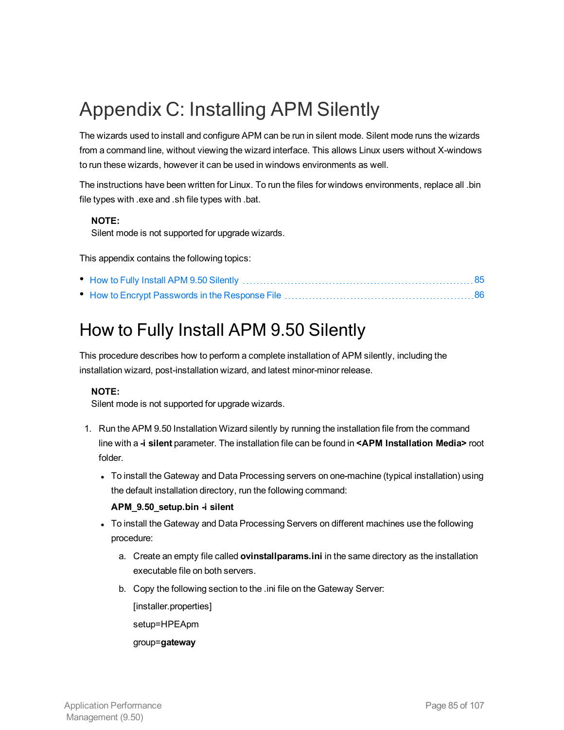# Appendix C: Installing APM Silently

The wizards used to install and configure APM can be run in silent mode. Silent mode runs the wizards from a command line, without viewing the wizard interface. This allows Linux users without X-windows to run these wizards, however it can be used in windows environments as well.

The instructions have been written for Linux. To run the files for windows environments, replace all .bin file types with .exe and .sh file types with .bat.

> **NOTE:**
> Silent mode is not supported for upgrade wizards.

This appendix contains the following topics:

- How to Fully Install APM 9.50 Silently ........ 85
- How to Encrypt Passwords in the Response File ........ 86

## How to Fully Install APM 9.50 Silently

This procedure describes how to perform a complete installation of APM silently, including the installation wizard, post-installation wizard, and latest minor-minor release.

> **NOTE:**
> Silent mode is not supported for upgrade wizards.

1. Run the APM 9.50 Installation Wizard silently by running the installation file from the command line with a **-i silent** parameter. The installation file can be found in **<APM Installation Media>** root folder.
   - To install the Gateway and Data Processing servers on one-machine (typical installation) using the default installation directory, run the following command:

     **APM_9.50_setup.bin -i silent**

   - To install the Gateway and Data Processing Servers on different machines use the following procedure:
     a. Create an empty file called **ovinstallparams.ini** in the same directory as the installation executable file on both servers.
     b. Copy the following section to the .ini file on the Gateway Server:

        [installer.properties]

        setup=HPEApm

        group=**gateway**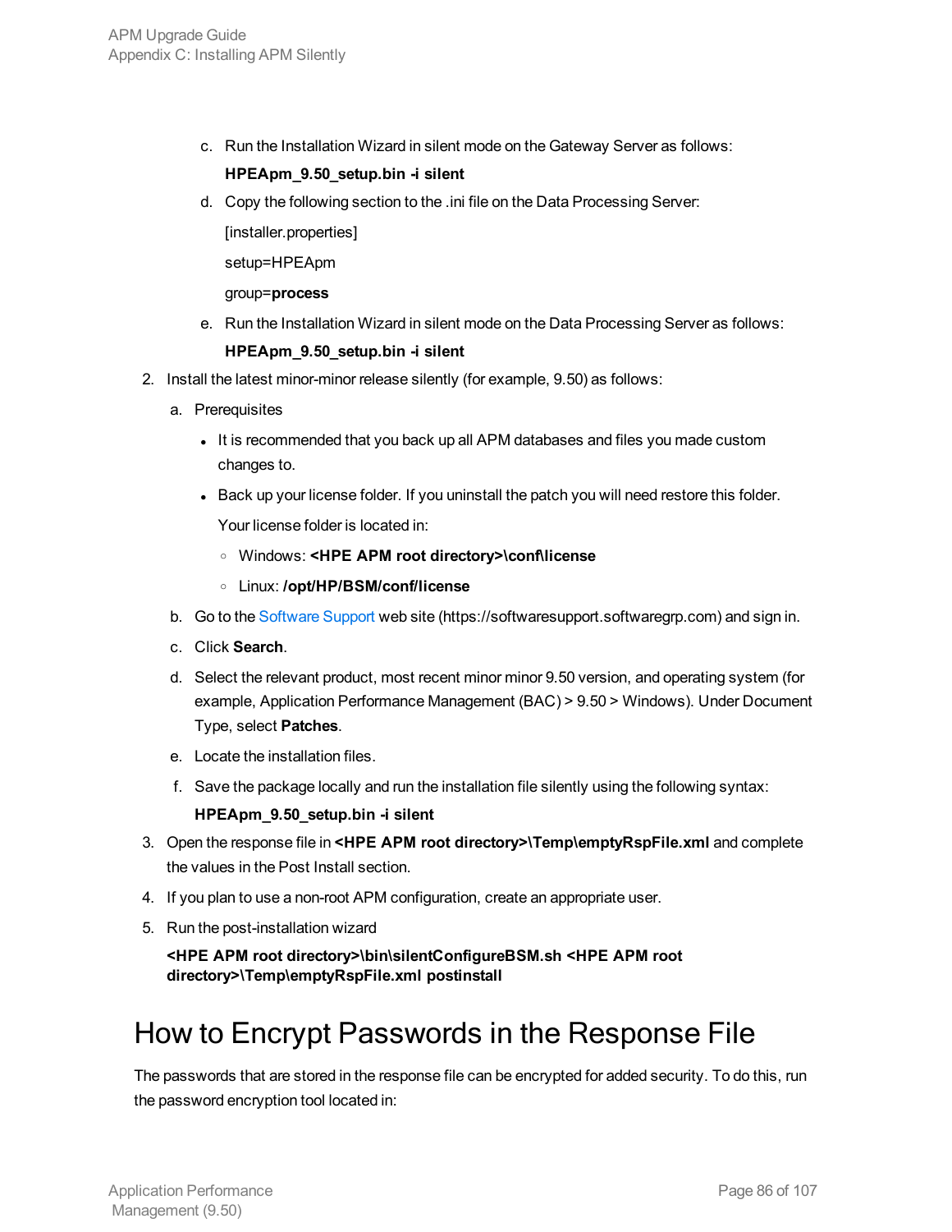c. Run the Installation Wizard in silent mode on the Gateway Server as follows:

   **HPEApm_9.50_setup.bin -i silent**

d. Copy the following section to the .ini file on the Data Processing Server:

   [installer.properties]

   setup=HPEApm

   group=**process**

e. Run the Installation Wizard in silent mode on the Data Processing Server as follows:

   **HPEApm_9.50_setup.bin -i silent**

2. Install the latest minor-minor release silently (for example, 9.50) as follows:

   a. Prerequisites

      - It is recommended that you back up all APM databases and files you made custom changes to.
      - Back up your license folder. If you uninstall the patch you will need restore this folder.

        Your license folder is located in:

        - Windows: **<HPE APM root directory>\conf\license**
        - Linux: **/opt/HP/BSM/conf/license**

   b. Go to the Software Support web site (https://softwaresupport.softwaregrp.com) and sign in.

   c. Click **Search**.

   d. Select the relevant product, most recent minor minor 9.50 version, and operating system (for example, Application Performance Management (BAC) > 9.50 > Windows). Under Document Type, select **Patches**.

   e. Locate the installation files.

   f. Save the package locally and run the installation file silently using the following syntax:

      **HPEApm_9.50_setup.bin -i silent**

3. Open the response file in **<HPE APM root directory>\Temp\emptyRspFile.xml** and complete the values in the Post Install section.

4. If you plan to use a non-root APM configuration, create an appropriate user.

5. Run the post-installation wizard

   **<HPE APM root directory>\bin\silentConfigureBSM.sh <HPE APM root directory>\Temp\emptyRspFile.xml postinstall**

# How to Encrypt Passwords in the Response File

The passwords that are stored in the response file can be encrypted for added security. To do this, run the password encryption tool located in: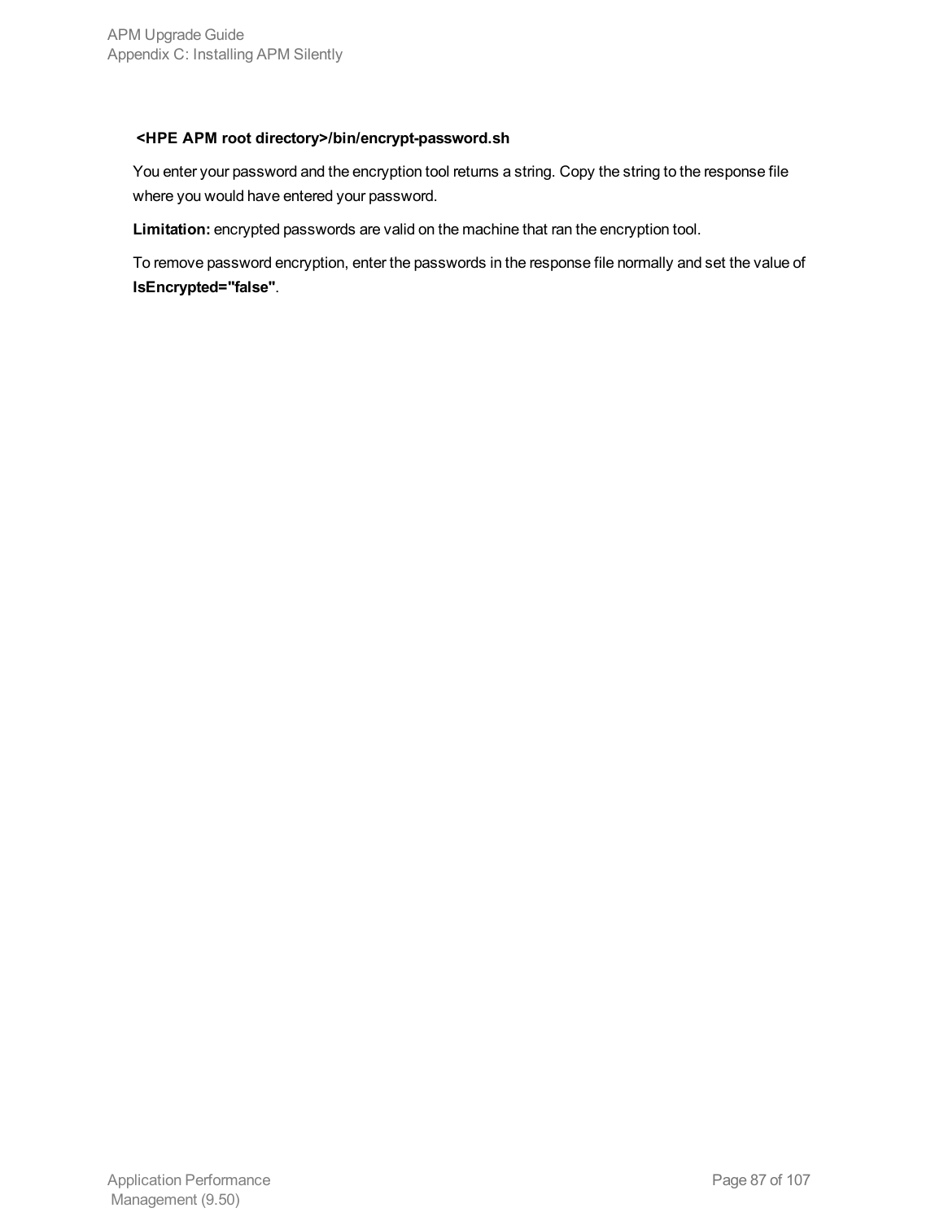**<HPE APM root directory>/bin/encrypt-password.sh**

You enter your password and the encryption tool returns a string. Copy the string to the response file where you would have entered your password.

**Limitation:** encrypted passwords are valid on the machine that ran the encryption tool.

To remove password encryption, enter the passwords in the response file normally and set the value of **IsEncrypted="false"**.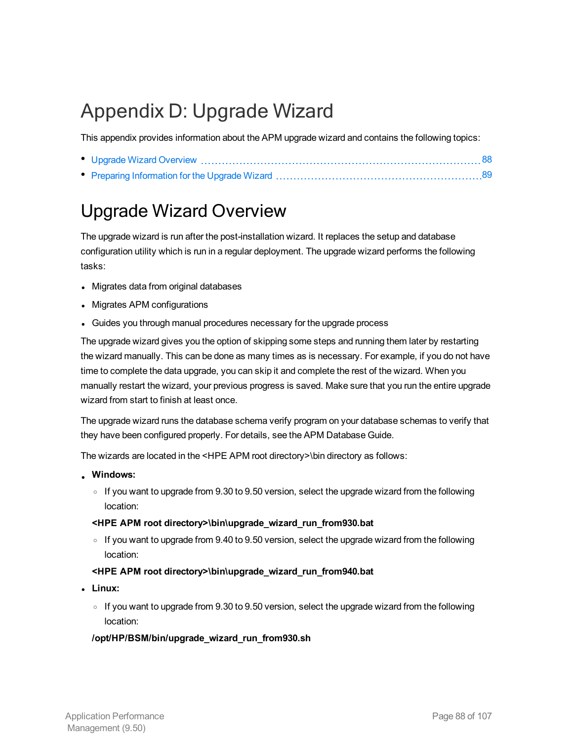# Appendix D: Upgrade Wizard

This appendix provides information about the APM upgrade wizard and contains the following topics:

- Upgrade Wizard Overview 88
- Preparing Information for the Upgrade Wizard 89

## Upgrade Wizard Overview

The upgrade wizard is run after the post-installation wizard. It replaces the setup and database configuration utility which is run in a regular deployment. The upgrade wizard performs the following tasks:

- Migrates data from original databases
- Migrates APM configurations
- Guides you through manual procedures necessary for the upgrade process

The upgrade wizard gives you the option of skipping some steps and running them later by restarting the wizard manually. This can be done as many times as is necessary. For example, if you do not have time to complete the data upgrade, you can skip it and complete the rest of the wizard. When you manually restart the wizard, your previous progress is saved. Make sure that you run the entire upgrade wizard from start to finish at least once.

The upgrade wizard runs the database schema verify program on your database schemas to verify that they have been configured properly. For details, see the APM Database Guide.

The wizards are located in the <HPE APM root directory>\bin directory as follows:

- **Windows:**
  - If you want to upgrade from 9.30 to 9.50 version, select the upgrade wizard from the following location:

    **<HPE APM root directory>\bin\upgrade_wizard_run_from930.bat**

  - If you want to upgrade from 9.40 to 9.50 version, select the upgrade wizard from the following location:

    **<HPE APM root directory>\bin\upgrade_wizard_run_from940.bat**

- **Linux:**
  - If you want to upgrade from 9.30 to 9.50 version, select the upgrade wizard from the following location:

    **/opt/HP/BSM/bin/upgrade_wizard_run_from930.sh**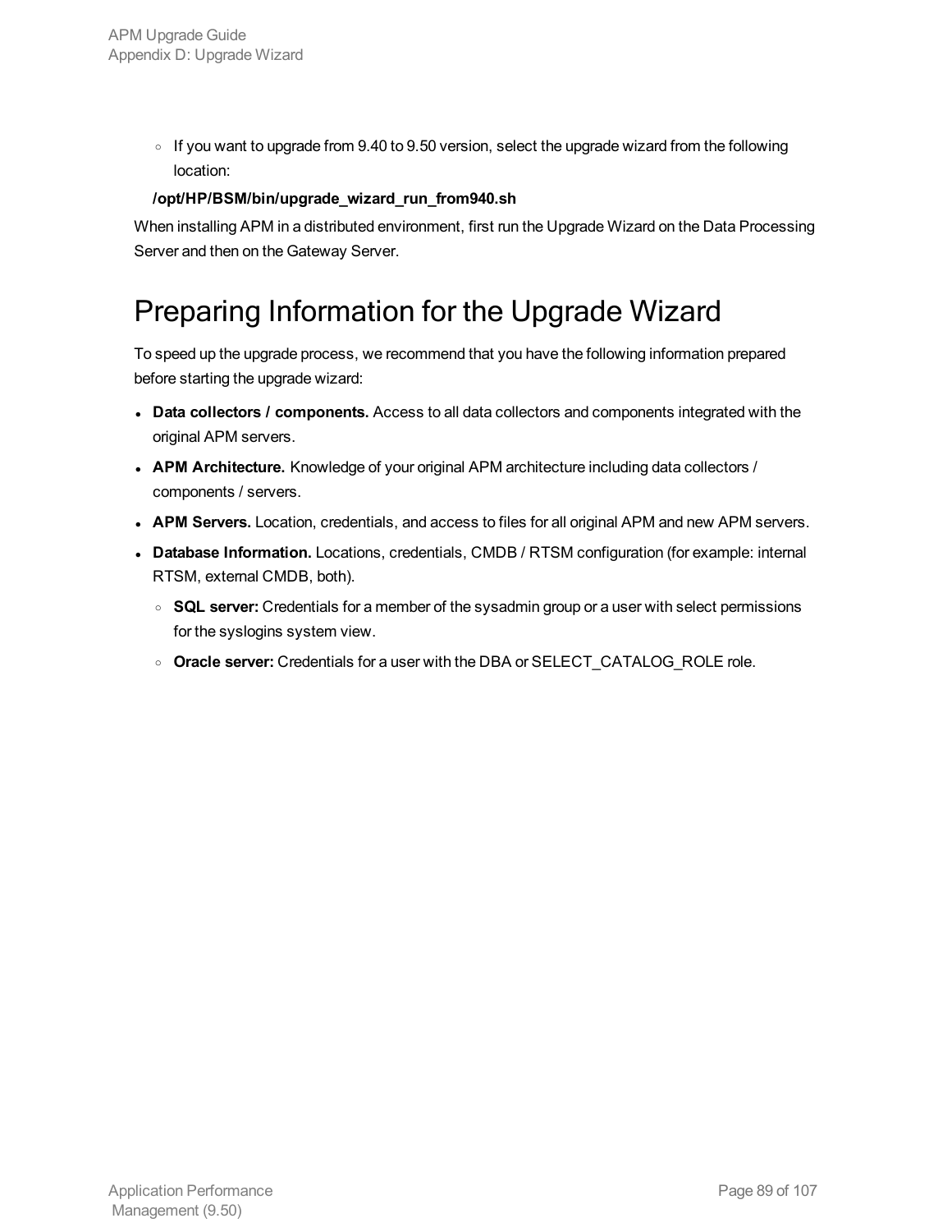- If you want to upgrade from 9.40 to 9.50 version, select the upgrade wizard from the following location:

  **/opt/HP/BSM/bin/upgrade_wizard_run_from940.sh**

When installing APM in a distributed environment, first run the Upgrade Wizard on the Data Processing Server and then on the Gateway Server.

# Preparing Information for the Upgrade Wizard

To speed up the upgrade process, we recommend that you have the following information prepared before starting the upgrade wizard:

- **Data collectors / components.** Access to all data collectors and components integrated with the original APM servers.
- **APM Architecture.** Knowledge of your original APM architecture including data collectors / components / servers.
- **APM Servers.** Location, credentials, and access to files for all original APM and new APM servers.
- **Database Information.** Locations, credentials, CMDB / RTSM configuration (for example: internal RTSM, external CMDB, both).
  - **SQL server:** Credentials for a member of the sysadmin group or a user with select permissions for the syslogins system view.
  - **Oracle server:** Credentials for a user with the DBA or SELECT_CATALOG_ROLE role.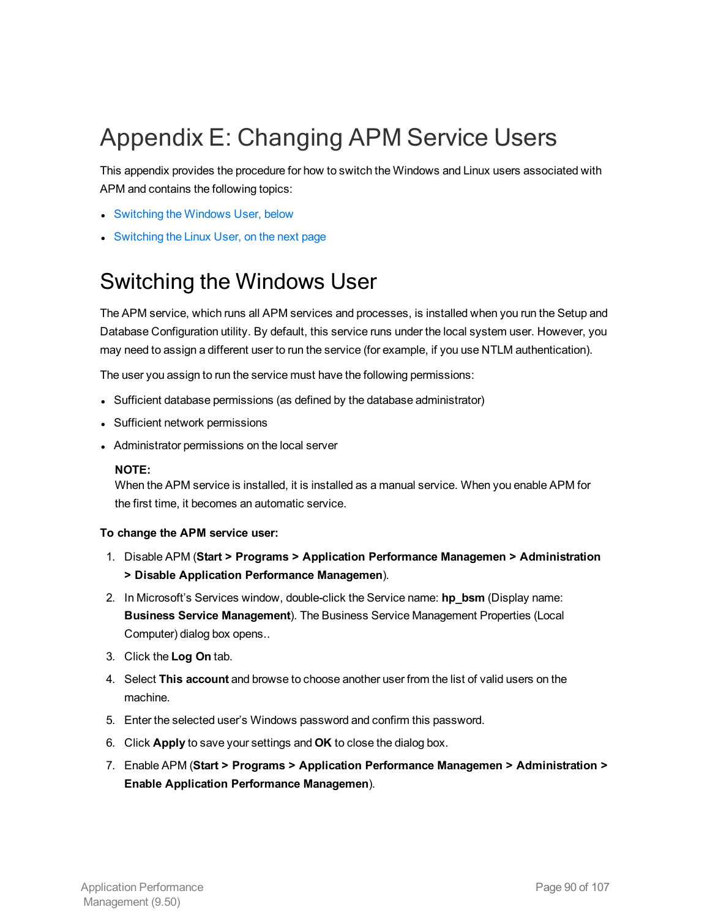# Appendix E: Changing APM Service Users

This appendix provides the procedure for how to switch the Windows and Linux users associated with APM and contains the following topics:

- Switching the Windows User, below
- Switching the Linux User, on the next page

## Switching the Windows User

The APM service, which runs all APM services and processes, is installed when you run the Setup and Database Configuration utility. By default, this service runs under the local system user. However, you may need to assign a different user to run the service (for example, if you use NTLM authentication).

The user you assign to run the service must have the following permissions:

- Sufficient database permissions (as defined by the database administrator)
- Sufficient network permissions
- Administrator permissions on the local server

**NOTE:**
When the APM service is installed, it is installed as a manual service. When you enable APM for the first time, it becomes an automatic service.

**To change the APM service user:**

1. Disable APM (**Start > Programs > Application Performance Managemen > Administration > Disable Application Performance Managemen**).
2. In Microsoft's Services window, double-click the Service name: **hp_bsm** (Display name: **Business Service Management**). The Business Service Management Properties (Local Computer) dialog box opens..
3. Click the **Log On** tab.
4. Select **This account** and browse to choose another user from the list of valid users on the machine.
5. Enter the selected user's Windows password and confirm this password.
6. Click **Apply** to save your settings and **OK** to close the dialog box.
7. Enable APM (**Start > Programs > Application Performance Managemen > Administration > Enable Application Performance Managemen**).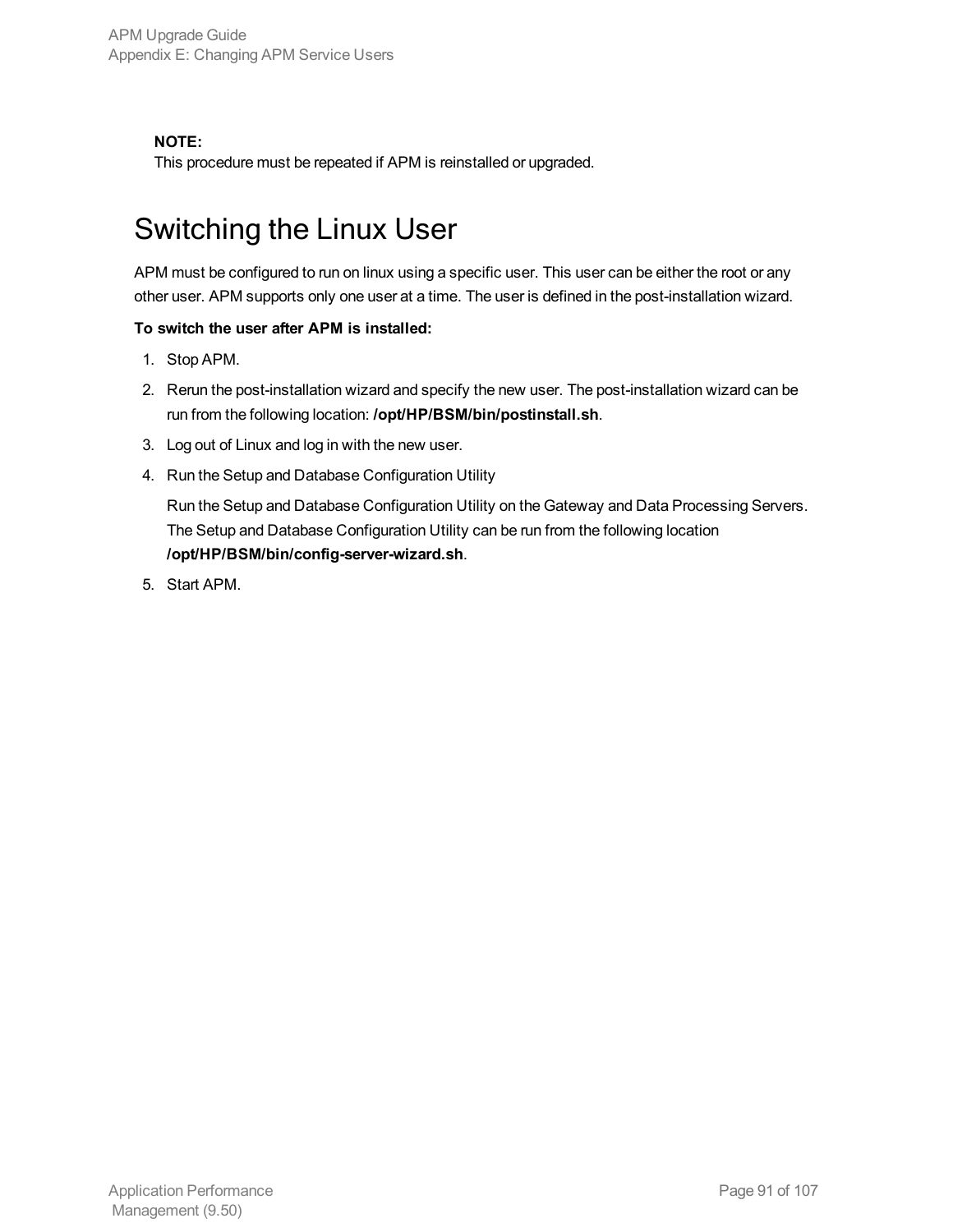**NOTE:**
This procedure must be repeated if APM is reinstalled or upgraded.

# Switching the Linux User

APM must be configured to run on linux using a specific user. This user can be either the root or any other user. APM supports only one user at a time. The user is defined in the post-installation wizard.

**To switch the user after APM is installed:**

1. Stop APM.
2. Rerun the post-installation wizard and specify the new user. The post-installation wizard can be run from the following location: **/opt/HP/BSM/bin/postinstall.sh**.
3. Log out of Linux and log in with the new user.
4. Run the Setup and Database Configuration Utility

   Run the Setup and Database Configuration Utility on the Gateway and Data Processing Servers. The Setup and Database Configuration Utility can be run from the following location **/opt/HP/BSM/bin/config-server-wizard.sh**.
5. Start APM.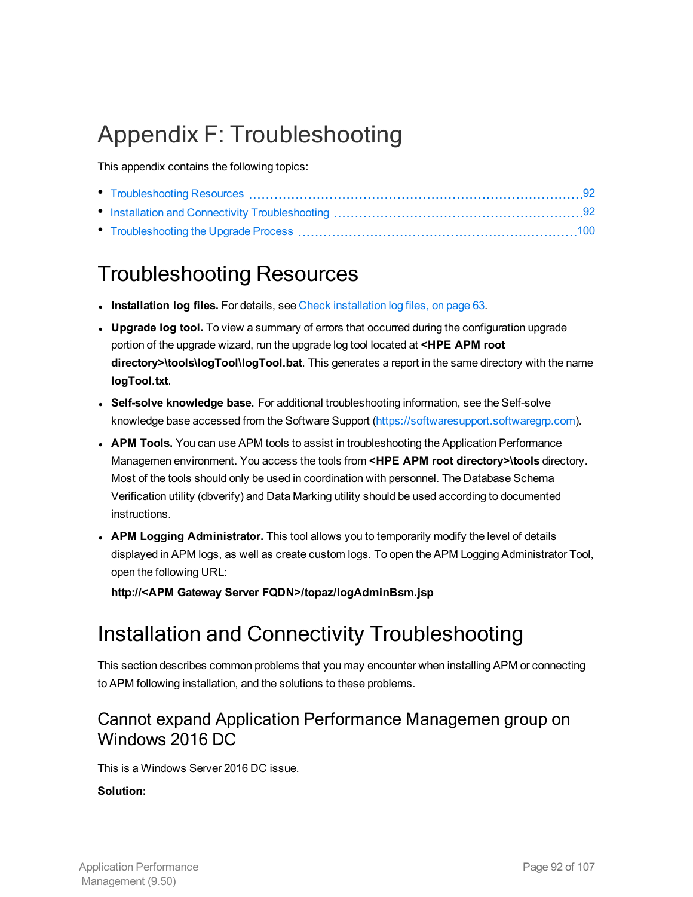# Appendix F: Troubleshooting

This appendix contains the following topics:

- Troubleshooting Resources 92
- Installation and Connectivity Troubleshooting 92
- Troubleshooting the Upgrade Process 100

## Troubleshooting Resources

- **Installation log files.** For details, see Check installation log files, on page 63.
- **Upgrade log tool.** To view a summary of errors that occurred during the configuration upgrade portion of the upgrade wizard, run the upgrade log tool located at **<HPE APM root directory>\tools\logTool\logTool.bat**. This generates a report in the same directory with the name **logTool.txt**.
- **Self-solve knowledge base.** For additional troubleshooting information, see the Self-solve knowledge base accessed from the Software Support (https://softwaresupport.softwaregrp.com).
- **APM Tools.** You can use APM tools to assist in troubleshooting the Application Performance Managemen environment. You access the tools from **<HPE APM root directory>\tools** directory. Most of the tools should only be used in coordination with personnel. The Database Schema Verification utility (dbverify) and Data Marking utility should be used according to documented instructions.
- **APM Logging Administrator.** This tool allows you to temporarily modify the level of details displayed in APM logs, as well as create custom logs. To open the APM Logging Administrator Tool, open the following URL:

  **http://<APM Gateway Server FQDN>/topaz/logAdminBsm.jsp**

## Installation and Connectivity Troubleshooting

This section describes common problems that you may encounter when installing APM or connecting to APM following installation, and the solutions to these problems.

### Cannot expand Application Performance Managemen group on Windows 2016 DC

This is a Windows Server 2016 DC issue.

**Solution:**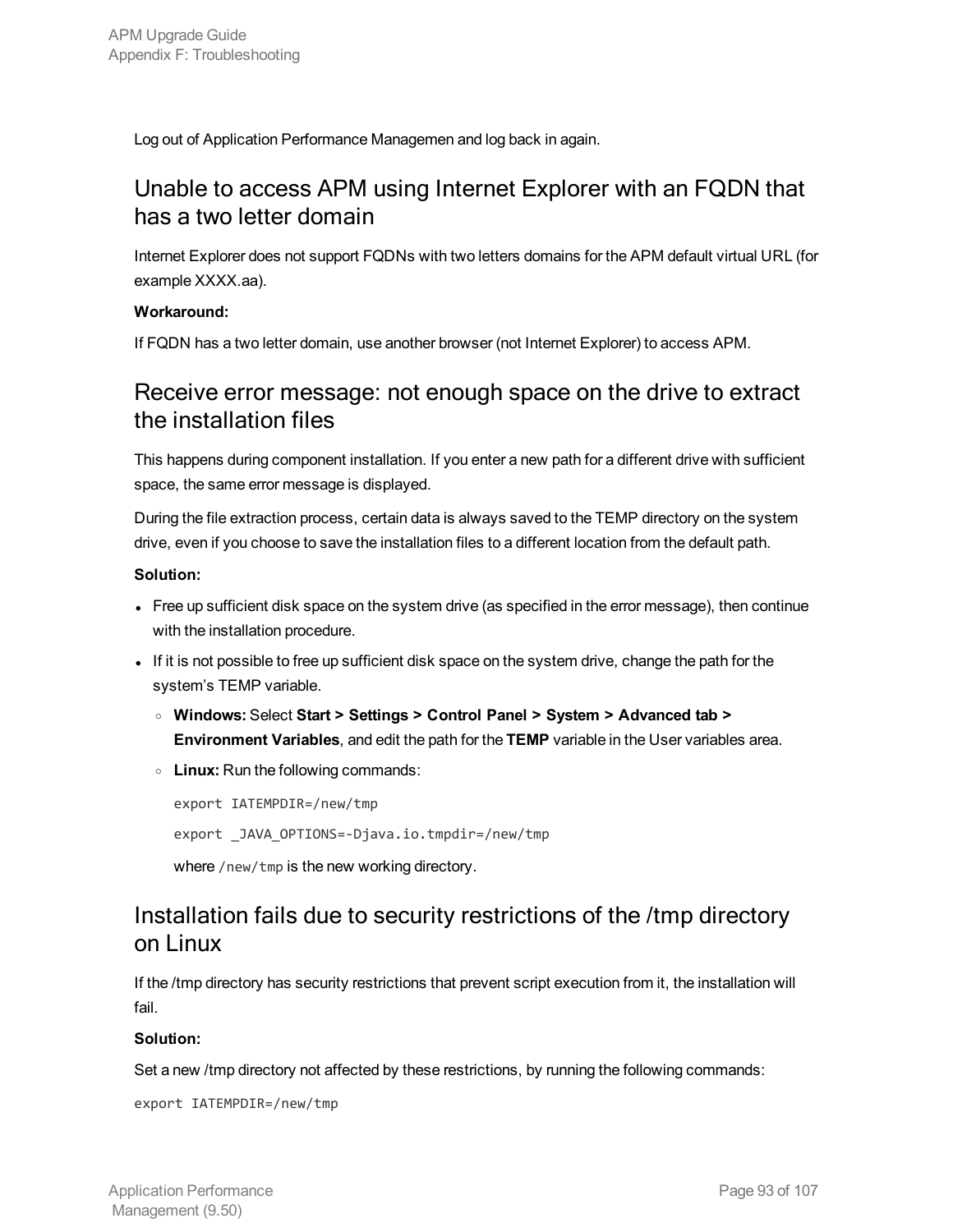Log out of Application Performance Managemen and log back in again.

## Unable to access APM using Internet Explorer with an FQDN that has a two letter domain

Internet Explorer does not support FQDNs with two letters domains for the APM default virtual URL (for example XXXX.aa).

**Workaround:**

If FQDN has a two letter domain, use another browser (not Internet Explorer) to access APM.

## Receive error message: not enough space on the drive to extract the installation files

This happens during component installation. If you enter a new path for a different drive with sufficient space, the same error message is displayed.

During the file extraction process, certain data is always saved to the TEMP directory on the system drive, even if you choose to save the installation files to a different location from the default path.

**Solution:**

- Free up sufficient disk space on the system drive (as specified in the error message), then continue with the installation procedure.
- If it is not possible to free up sufficient disk space on the system drive, change the path for the system's TEMP variable.
  - **Windows:** Select **Start > Settings > Control Panel > System > Advanced tab > Environment Variables**, and edit the path for the **TEMP** variable in the User variables area.
  - **Linux:** Run the following commands:

    ```
    export IATEMPDIR=/new/tmp
    export _JAVA_OPTIONS=-Djava.io.tmpdir=/new/tmp
    ```

    where `/new/tmp` is the new working directory.

## Installation fails due to security restrictions of the /tmp directory on Linux

If the /tmp directory has security restrictions that prevent script execution from it, the installation will fail.

**Solution:**

Set a new /tmp directory not affected by these restrictions, by running the following commands:

```
export IATEMPDIR=/new/tmp
```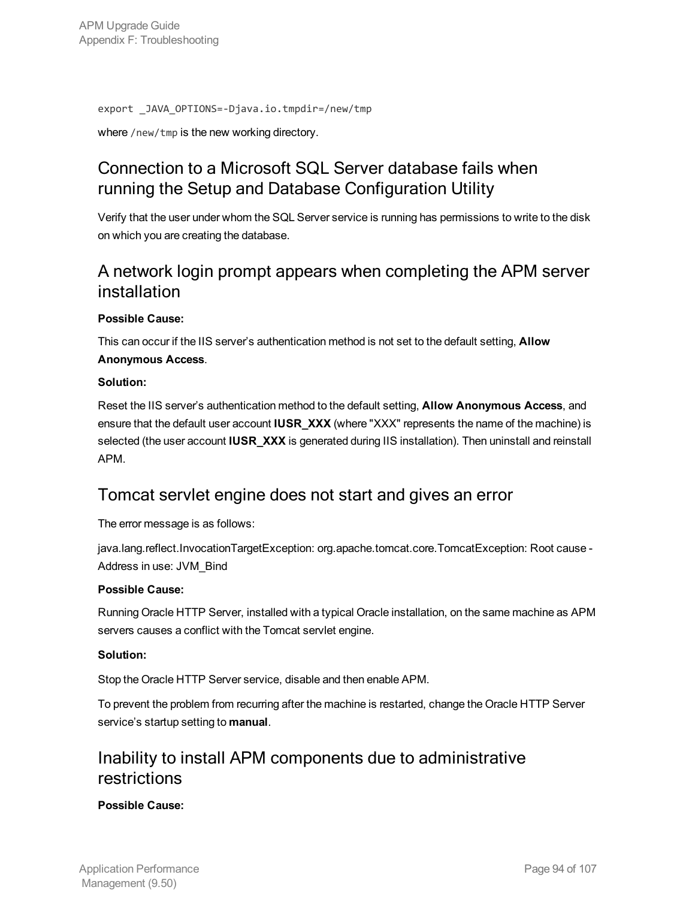```
export _JAVA_OPTIONS=-Djava.io.tmpdir=/new/tmp
```

where `/new/tmp` is the new working directory.

## Connection to a Microsoft SQL Server database fails when running the Setup and Database Configuration Utility

Verify that the user under whom the SQL Server service is running has permissions to write to the disk on which you are creating the database.

## A network login prompt appears when completing the APM server installation

**Possible Cause:**

This can occur if the IIS server's authentication method is not set to the default setting, **Allow Anonymous Access**.

**Solution:**

Reset the IIS server's authentication method to the default setting, **Allow Anonymous Access**, and ensure that the default user account **IUSR_XXX** (where "XXX" represents the name of the machine) is selected (the user account **IUSR_XXX** is generated during IIS installation). Then uninstall and reinstall APM.

## Tomcat servlet engine does not start and gives an error

The error message is as follows:

java.lang.reflect.InvocationTargetException: org.apache.tomcat.core.TomcatException: Root cause - Address in use: JVM_Bind

**Possible Cause:**

Running Oracle HTTP Server, installed with a typical Oracle installation, on the same machine as APM servers causes a conflict with the Tomcat servlet engine.

**Solution:**

Stop the Oracle HTTP Server service, disable and then enable APM.

To prevent the problem from recurring after the machine is restarted, change the Oracle HTTP Server service's startup setting to **manual**.

## Inability to install APM components due to administrative restrictions

**Possible Cause:**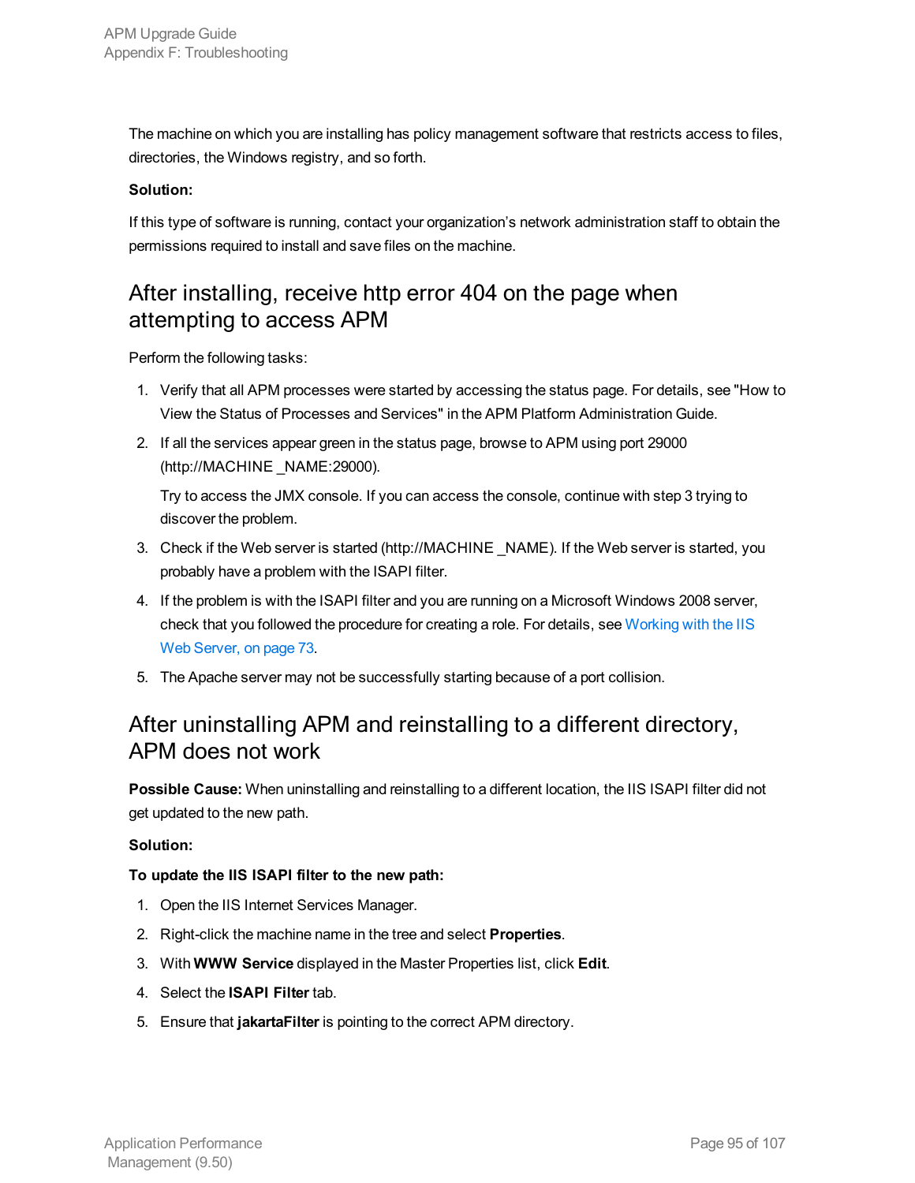The machine on which you are installing has policy management software that restricts access to files, directories, the Windows registry, and so forth.

**Solution:**

If this type of software is running, contact your organization's network administration staff to obtain the permissions required to install and save files on the machine.

## After installing, receive http error 404 on the page when attempting to access APM

Perform the following tasks:

1. Verify that all APM processes were started by accessing the status page. For details, see "How to View the Status of Processes and Services" in the APM Platform Administration Guide.
2. If all the services appear green in the status page, browse to APM using port 29000 (http://MACHINE _NAME:29000).

   Try to access the JMX console. If you can access the console, continue with step 3 trying to discover the problem.
3. Check if the Web server is started (http://MACHINE _NAME). If the Web server is started, you probably have a problem with the ISAPI filter.
4. If the problem is with the ISAPI filter and you are running on a Microsoft Windows 2008 server, check that you followed the procedure for creating a role. For details, see Working with the IIS Web Server, on page 73.
5. The Apache server may not be successfully starting because of a port collision.

## After uninstalling APM and reinstalling to a different directory, APM does not work

**Possible Cause:** When uninstalling and reinstalling to a different location, the IIS ISAPI filter did not get updated to the new path.

**Solution:**

**To update the IIS ISAPI filter to the new path:**

1. Open the IIS Internet Services Manager.
2. Right-click the machine name in the tree and select **Properties**.
3. With **WWW Service** displayed in the Master Properties list, click **Edit**.
4. Select the **ISAPI Filter** tab.
5. Ensure that **jakartaFilter** is pointing to the correct APM directory.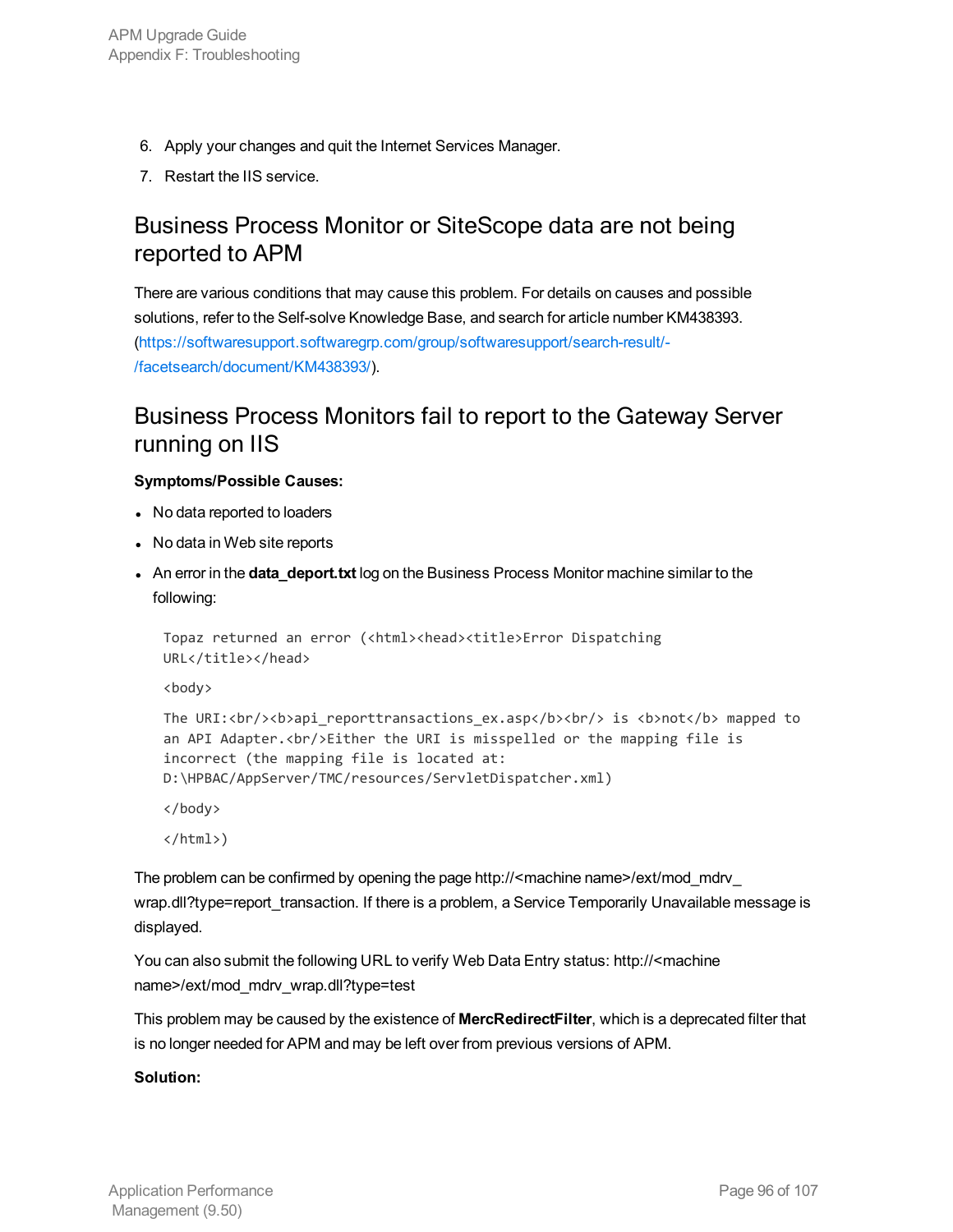6. Apply your changes and quit the Internet Services Manager.
7. Restart the IIS service.

## Business Process Monitor or SiteScope data are not being reported to APM

There are various conditions that may cause this problem. For details on causes and possible solutions, refer to the Self-solve Knowledge Base, and search for article number KM438393. (https://softwaresupport.softwaregrp.com/group/softwaresupport/search-result/-/facetsearch/document/KM438393/).

## Business Process Monitors fail to report to the Gateway Server running on IIS

**Symptoms/Possible Causes:**

- No data reported to loaders
- No data in Web site reports
- An error in the **data_deport.txt** log on the Business Process Monitor machine similar to the following:

```
Topaz returned an error (<html><head><title>Error Dispatching
URL</title></head>

<body>

The URI:<br/><b>api_reporttransactions_ex.asp</b><br/> is <b>not</b> mapped to
an API Adapter.<br/>Either the URI is misspelled or the mapping file is
incorrect (the mapping file is located at:
D:\HPBAC/AppServer/TMC/resources/ServletDispatcher.xml)

</body>

</html>)
```

The problem can be confirmed by opening the page http://<machine name>/ext/mod_mdrv_wrap.dll?type=report_transaction. If there is a problem, a Service Temporarily Unavailable message is displayed.

You can also submit the following URL to verify Web Data Entry status: http://<machine name>/ext/mod_mdrv_wrap.dll?type=test

This problem may be caused by the existence of **MercRedirectFilter**, which is a deprecated filter that is no longer needed for APM and may be left over from previous versions of APM.

**Solution:**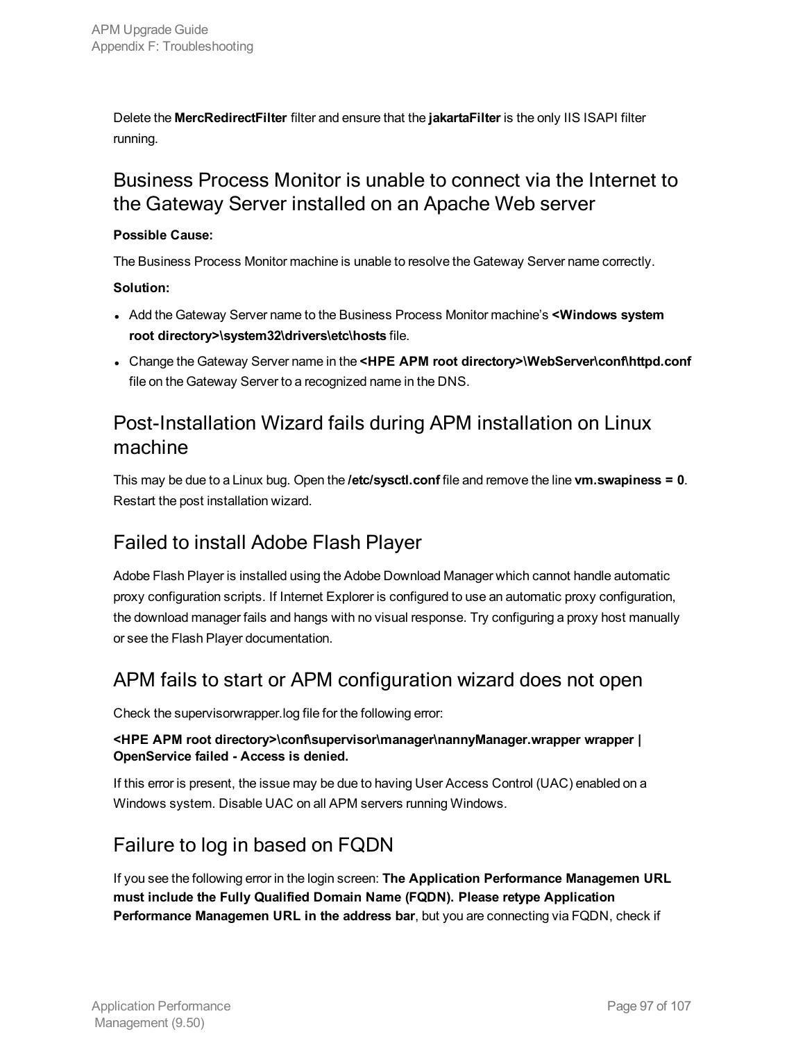Delete the **MercRedirectFilter** filter and ensure that the **jakartaFilter** is the only IIS ISAPI filter running.

## Business Process Monitor is unable to connect via the Internet to the Gateway Server installed on an Apache Web server

**Possible Cause:**

The Business Process Monitor machine is unable to resolve the Gateway Server name correctly.

**Solution:**

- Add the Gateway Server name to the Business Process Monitor machine's **<Windows system root directory>\system32\drivers\etc\hosts** file.
- Change the Gateway Server name in the **<HPE APM root directory>\WebServer\conf\httpd.conf** file on the Gateway Server to a recognized name in the DNS.

## Post-Installation Wizard fails during APM installation on Linux machine

This may be due to a Linux bug. Open the **/etc/sysctl.conf** file and remove the line **vm.swapiness = 0**. Restart the post installation wizard.

## Failed to install Adobe Flash Player

Adobe Flash Player is installed using the Adobe Download Manager which cannot handle automatic proxy configuration scripts. If Internet Explorer is configured to use an automatic proxy configuration, the download manager fails and hangs with no visual response. Try configuring a proxy host manually or see the Flash Player documentation.

## APM fails to start or APM configuration wizard does not open

Check the supervisorwrapper.log file for the following error:

**<HPE APM root directory>\conf\supervisor\manager\nannyManager.wrapper wrapper | OpenService failed - Access is denied.**

If this error is present, the issue may be due to having User Access Control (UAC) enabled on a Windows system. Disable UAC on all APM servers running Windows.

## Failure to log in based on FQDN

If you see the following error in the login screen: **The Application Performance Managemen URL must include the Fully Qualified Domain Name (FQDN). Please retype Application Performance Managemen URL in the address bar**, but you are connecting via FQDN, check if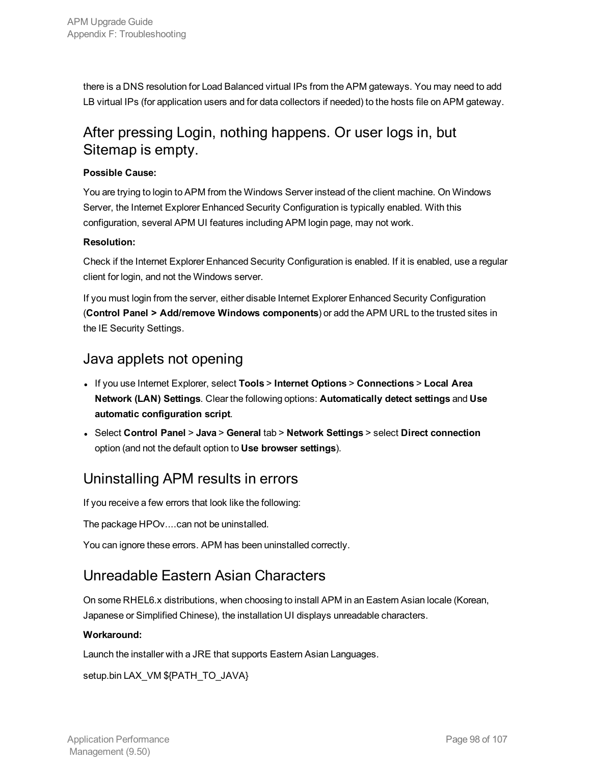there is a DNS resolution for Load Balanced virtual IPs from the APM gateways. You may need to add LB virtual IPs (for application users and for data collectors if needed) to the hosts file on APM gateway.

## After pressing Login, nothing happens. Or user logs in, but Sitemap is empty.

**Possible Cause:**

You are trying to login to APM from the Windows Server instead of the client machine. On Windows Server, the Internet Explorer Enhanced Security Configuration is typically enabled. With this configuration, several APM UI features including APM login page, may not work.

**Resolution:**

Check if the Internet Explorer Enhanced Security Configuration is enabled. If it is enabled, use a regular client for login, and not the Windows server.

If you must login from the server, either disable Internet Explorer Enhanced Security Configuration (**Control Panel > Add/remove Windows components**) or add the APM URL to the trusted sites in the IE Security Settings.

## Java applets not opening

- If you use Internet Explorer, select **Tools** > **Internet Options** > **Connections** > **Local Area Network (LAN) Settings**. Clear the following options: **Automatically detect settings** and **Use automatic configuration script**.
- Select **Control Panel** > **Java** > **General** tab > **Network Settings** > select **Direct connection** option (and not the default option to **Use browser settings**).

## Uninstalling APM results in errors

If you receive a few errors that look like the following:

The package HPOv....can not be uninstalled.

You can ignore these errors. APM has been uninstalled correctly.

## Unreadable Eastern Asian Characters

On some RHEL6.x distributions, when choosing to install APM in an Eastern Asian locale (Korean, Japanese or Simplified Chinese), the installation UI displays unreadable characters.

**Workaround:**

Launch the installer with a JRE that supports Eastern Asian Languages.

setup.bin LAX_VM ${PATH_TO_JAVA}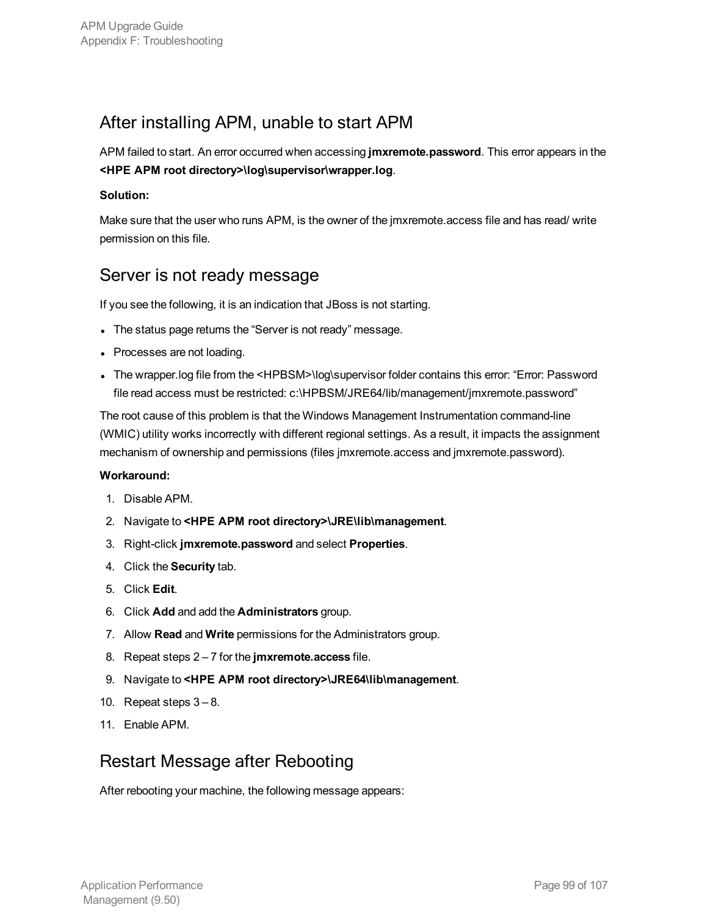## After installing APM, unable to start APM

APM failed to start. An error occurred when accessing **jmxremote.password**. This error appears in the **<HPE APM root directory>\log\supervisor\wrapper.log**.

**Solution:**

Make sure that the user who runs APM, is the owner of the jmxremote.access file and has read/ write permission on this file.

## Server is not ready message

If you see the following, it is an indication that JBoss is not starting.

- The status page returns the "Server is not ready" message.
- Processes are not loading.
- The wrapper.log file from the <HPBSM>\log\supervisor folder contains this error: "Error: Password file read access must be restricted: c:\HPBSM/JRE64/lib/management/jmxremote.password"

The root cause of this problem is that the Windows Management Instrumentation command-line (WMIC) utility works incorrectly with different regional settings. As a result, it impacts the assignment mechanism of ownership and permissions (files jmxremote.access and jmxremote.password).

**Workaround:**

1. Disable APM.
2. Navigate to **<HPE APM root directory>\JRE\lib\management**.
3. Right-click **jmxremote.password** and select **Properties**.
4. Click the **Security** tab.
5. Click **Edit**.
6. Click **Add** and add the **Administrators** group.
7. Allow **Read** and **Write** permissions for the Administrators group.
8. Repeat steps 2 – 7 for the **jmxremote.access** file.
9. Navigate to **<HPE APM root directory>\JRE64\lib\management**.
10. Repeat steps 3 – 8.
11. Enable APM.

## Restart Message after Rebooting

After rebooting your machine, the following message appears: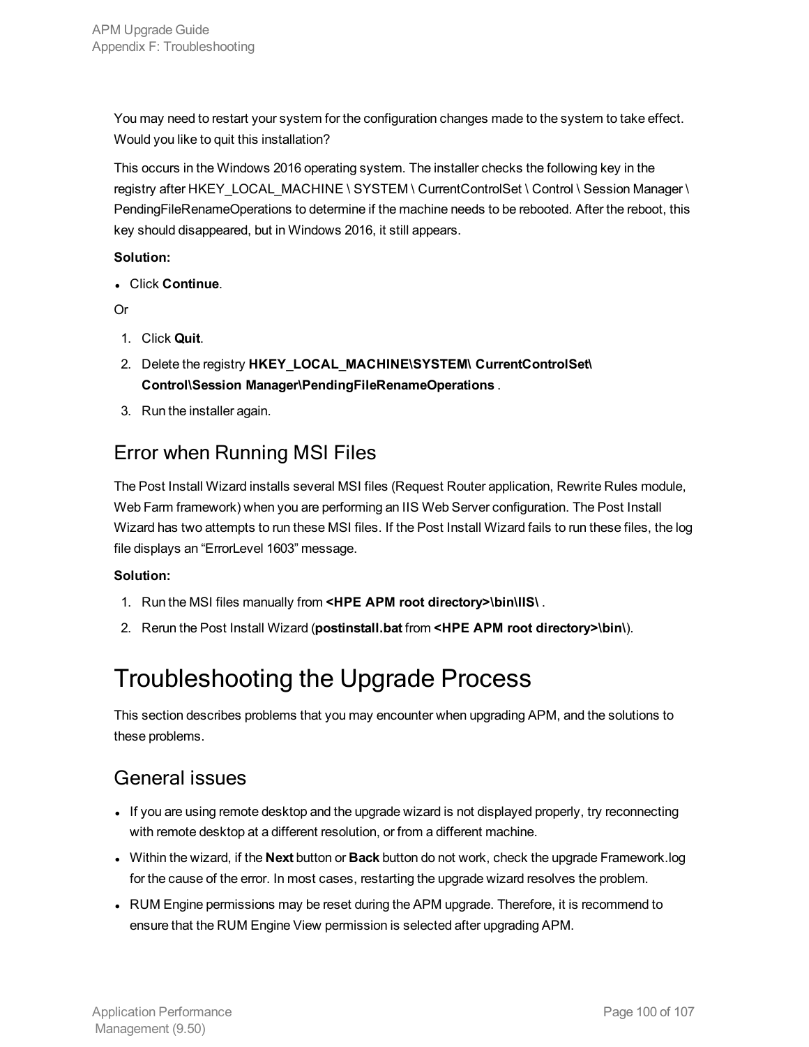You may need to restart your system for the configuration changes made to the system to take effect. Would you like to quit this installation?

This occurs in the Windows 2016 operating system. The installer checks the following key in the registry after HKEY_LOCAL_MACHINE \ SYSTEM \ CurrentControlSet \ Control \ Session Manager \ PendingFileRenameOperations to determine if the machine needs to be rebooted. After the reboot, this key should disappeared, but in Windows 2016, it still appears.

**Solution:**

- Click **Continue**.

Or

1. Click **Quit**.
2. Delete the registry **HKEY_LOCAL_MACHINE\SYSTEM\ CurrentControlSet\ Control\Session Manager\PendingFileRenameOperations** .
3. Run the installer again.

## Error when Running MSI Files

The Post Install Wizard installs several MSI files (Request Router application, Rewrite Rules module, Web Farm framework) when you are performing an IIS Web Server configuration. The Post Install Wizard has two attempts to run these MSI files. If the Post Install Wizard fails to run these files, the log file displays an “ErrorLevel 1603” message.

**Solution:**

1. Run the MSI files manually from **<HPE APM root directory>\bin\IIS\** .
2. Rerun the Post Install Wizard (**postinstall.bat** from **<HPE APM root directory>\bin\**).

# Troubleshooting the Upgrade Process

This section describes problems that you may encounter when upgrading APM, and the solutions to these problems.

## General issues

- If you are using remote desktop and the upgrade wizard is not displayed properly, try reconnecting with remote desktop at a different resolution, or from a different machine.
- Within the wizard, if the **Next** button or **Back** button do not work, check the upgrade Framework.log for the cause of the error. In most cases, restarting the upgrade wizard resolves the problem.
- RUM Engine permissions may be reset during the APM upgrade. Therefore, it is recommend to ensure that the RUM Engine View permission is selected after upgrading APM.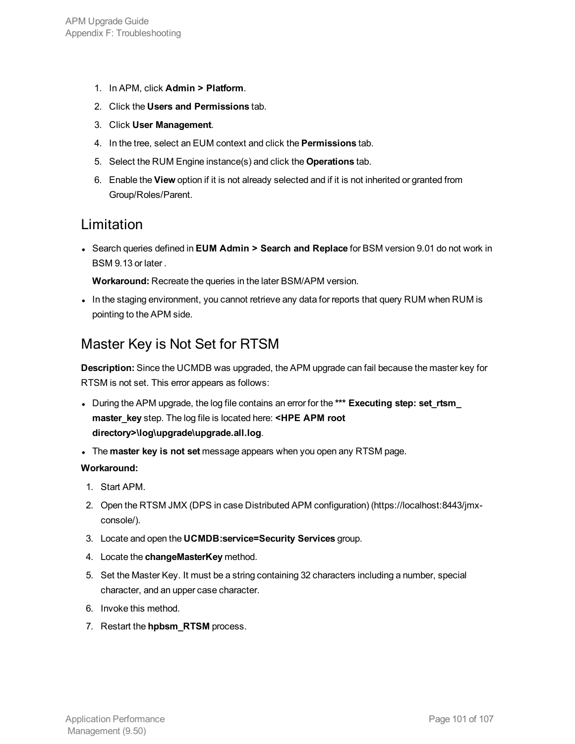1. In APM, click **Admin > Platform**.
2. Click the **Users and Permissions** tab.
3. Click **User Management**.
4. In the tree, select an EUM context and click the **Permissions** tab.
5. Select the RUM Engine instance(s) and click the **Operations** tab.
6. Enable the **View** option if it is not already selected and if it is not inherited or granted from Group/Roles/Parent.

## Limitation

- Search queries defined in **EUM Admin > Search and Replace** for BSM version 9.01 do not work in BSM 9.13 or later .

  **Workaround:** Recreate the queries in the later BSM/APM version.

- In the staging environment, you cannot retrieve any data for reports that query RUM when RUM is pointing to the APM side.

## Master Key is Not Set for RTSM

**Description:** Since the UCMDB was upgraded, the APM upgrade can fail because the master key for RTSM is not set. This error appears as follows:

- During the APM upgrade, the log file contains an error for the **\*\*\* Executing step: set_rtsm_master_key** step. The log file is located here: **<HPE APM root directory>\log\upgrade\upgrade.all.log**.
- The **master key is not set** message appears when you open any RTSM page.

**Workaround:**

1. Start APM.
2. Open the RTSM JMX (DPS in case Distributed APM configuration) (https://localhost:8443/jmx-console/).
3. Locate and open the **UCMDB:service=Security Services** group.
4. Locate the **changeMasterKey** method.
5. Set the Master Key. It must be a string containing 32 characters including a number, special character, and an upper case character.
6. Invoke this method.
7. Restart the **hpbsm_RTSM** process.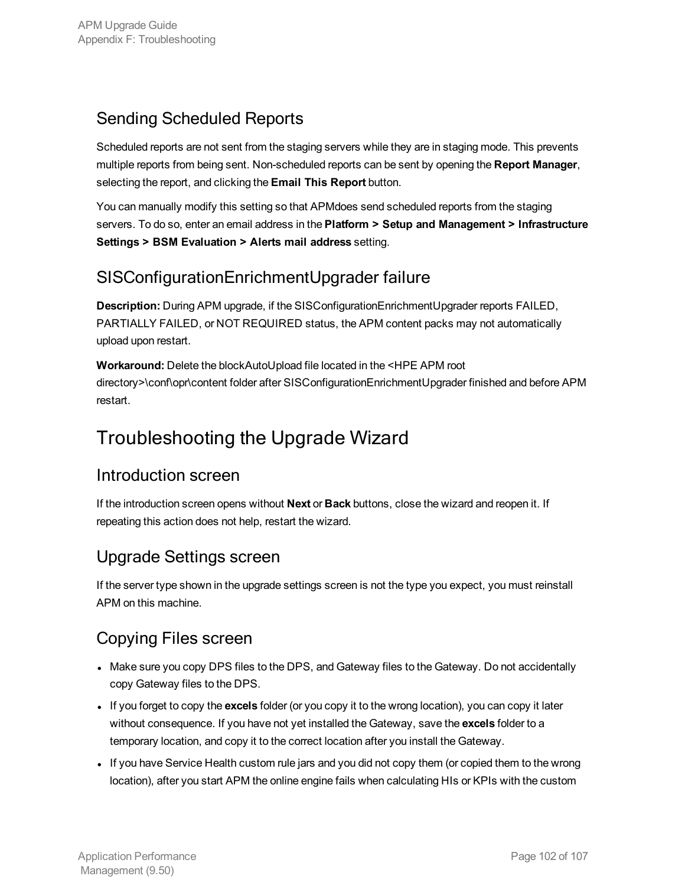## Sending Scheduled Reports

Scheduled reports are not sent from the staging servers while they are in staging mode. This prevents multiple reports from being sent. Non-scheduled reports can be sent by opening the **Report Manager**, selecting the report, and clicking the **Email This Report** button.

You can manually modify this setting so that APMdoes send scheduled reports from the staging servers. To do so, enter an email address in the **Platform > Setup and Management > Infrastructure Settings > BSM Evaluation > Alerts mail address** setting.

## SISConfigurationEnrichmentUpgrader failure

**Description:** During APM upgrade, if the SISConfigurationEnrichmentUpgrader reports FAILED, PARTIALLY FAILED, or NOT REQUIRED status, the APM content packs may not automatically upload upon restart.

**Workaround:** Delete the blockAutoUpload file located in the <HPE APM root directory>\conf\opr\content folder after SISConfigurationEnrichmentUpgrader finished and before APM restart.

# Troubleshooting the Upgrade Wizard

## Introduction screen

If the introduction screen opens without **Next** or **Back** buttons, close the wizard and reopen it. If repeating this action does not help, restart the wizard.

## Upgrade Settings screen

If the server type shown in the upgrade settings screen is not the type you expect, you must reinstall APM on this machine.

## Copying Files screen

- Make sure you copy DPS files to the DPS, and Gateway files to the Gateway. Do not accidentally copy Gateway files to the DPS.
- If you forget to copy the **excels** folder (or you copy it to the wrong location), you can copy it later without consequence. If you have not yet installed the Gateway, save the **excels** folder to a temporary location, and copy it to the correct location after you install the Gateway.
- If you have Service Health custom rule jars and you did not copy them (or copied them to the wrong location), after you start APM the online engine fails when calculating HIs or KPIs with the custom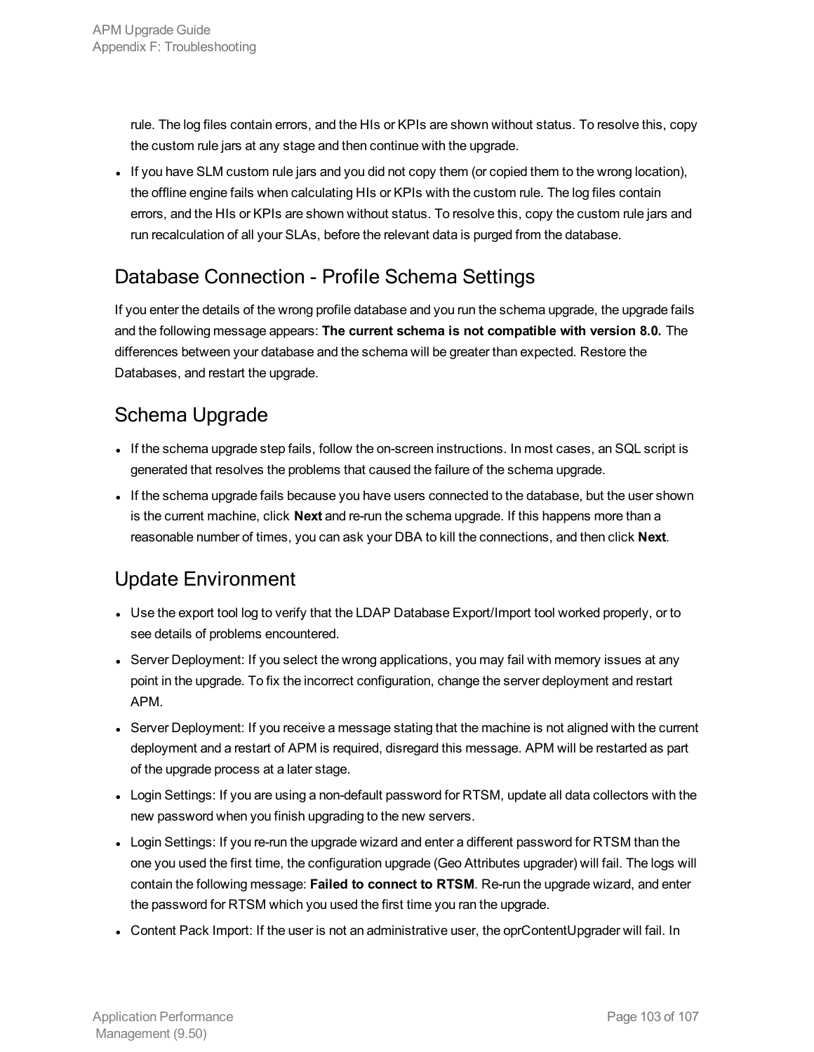rule. The log files contain errors, and the HIs or KPIs are shown without status. To resolve this, copy the custom rule jars at any stage and then continue with the upgrade.

- If you have SLM custom rule jars and you did not copy them (or copied them to the wrong location), the offline engine fails when calculating HIs or KPIs with the custom rule. The log files contain errors, and the HIs or KPIs are shown without status. To resolve this, copy the custom rule jars and run recalculation of all your SLAs, before the relevant data is purged from the database.

## Database Connection - Profile Schema Settings

If you enter the details of the wrong profile database and you run the schema upgrade, the upgrade fails and the following message appears: **The current schema is not compatible with version 8.0.** The differences between your database and the schema will be greater than expected. Restore the Databases, and restart the upgrade.

## Schema Upgrade

- If the schema upgrade step fails, follow the on-screen instructions. In most cases, an SQL script is generated that resolves the problems that caused the failure of the schema upgrade.
- If the schema upgrade fails because you have users connected to the database, but the user shown is the current machine, click **Next** and re-run the schema upgrade. If this happens more than a reasonable number of times, you can ask your DBA to kill the connections, and then click **Next**.

## Update Environment

- Use the export tool log to verify that the LDAP Database Export/Import tool worked properly, or to see details of problems encountered.
- Server Deployment: If you select the wrong applications, you may fail with memory issues at any point in the upgrade. To fix the incorrect configuration, change the server deployment and restart APM.
- Server Deployment: If you receive a message stating that the machine is not aligned with the current deployment and a restart of APM is required, disregard this message. APM will be restarted as part of the upgrade process at a later stage.
- Login Settings: If you are using a non-default password for RTSM, update all data collectors with the new password when you finish upgrading to the new servers.
- Login Settings: If you re-run the upgrade wizard and enter a different password for RTSM than the one you used the first time, the configuration upgrade (Geo Attributes upgrader) will fail. The logs will contain the following message: **Failed to connect to RTSM**. Re-run the upgrade wizard, and enter the password for RTSM which you used the first time you ran the upgrade.
- Content Pack Import: If the user is not an administrative user, the oprContentUpgrader will fail. In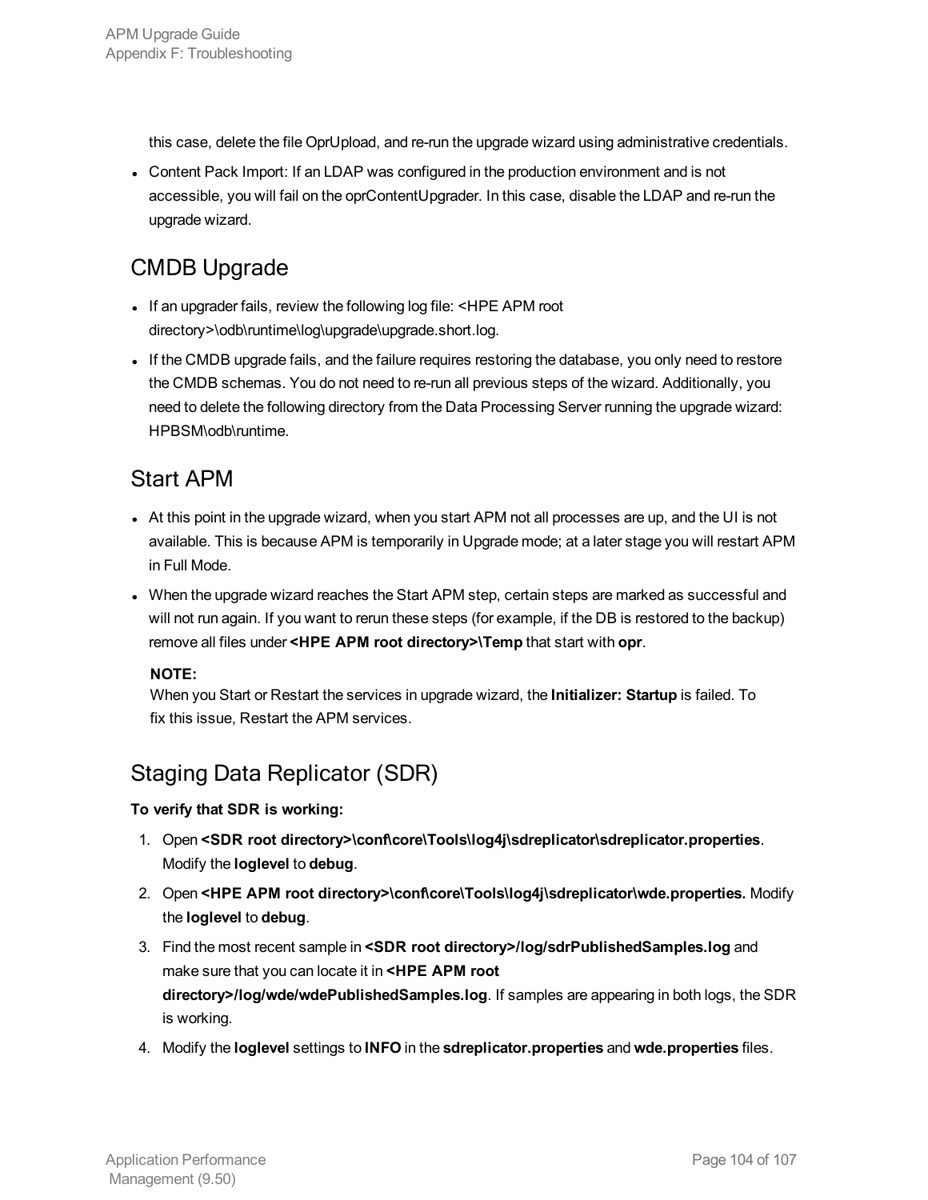this case, delete the file OprUpload, and re-run the upgrade wizard using administrative credentials.

- Content Pack Import: If an LDAP was configured in the production environment and is not accessible, you will fail on the oprContentUpgrader. In this case, disable the LDAP and re-run the upgrade wizard.

## CMDB Upgrade

- If an upgrader fails, review the following log file: <HPE APM root directory>\odb\runtime\log\upgrade\upgrade.short.log.
- If the CMDB upgrade fails, and the failure requires restoring the database, you only need to restore the CMDB schemas. You do not need to re-run all previous steps of the wizard. Additionally, you need to delete the following directory from the Data Processing Server running the upgrade wizard: HPBSM\odb\runtime.

## Start APM

- At this point in the upgrade wizard, when you start APM not all processes are up, and the UI is not available. This is because APM is temporarily in Upgrade mode; at a later stage you will restart APM in Full Mode.
- When the upgrade wizard reaches the Start APM step, certain steps are marked as successful and will not run again. If you want to rerun these steps (for example, if the DB is restored to the backup) remove all files under **<HPE APM root directory>\Temp** that start with **opr**.

  **NOTE:**
  When you Start or Restart the services in upgrade wizard, the **Initializer: Startup** is failed. To fix this issue, Restart the APM services.

## Staging Data Replicator (SDR)

**To verify that SDR is working:**

1. Open **<SDR root directory>\conf\core\Tools\log4j\sdreplicator\sdreplicator.properties**. Modify the **loglevel** to **debug**.
2. Open **<HPE APM root directory>\conf\core\Tools\log4j\sdreplicator\wde.properties.** Modify the **loglevel** to **debug**.
3. Find the most recent sample in **<SDR root directory>/log/sdrPublishedSamples.log** and make sure that you can locate it in **<HPE APM root directory>/log/wde/wdePublishedSamples.log**. If samples are appearing in both logs, the SDR is working.
4. Modify the **loglevel** settings to **INFO** in the **sdreplicator.properties** and **wde.properties** files.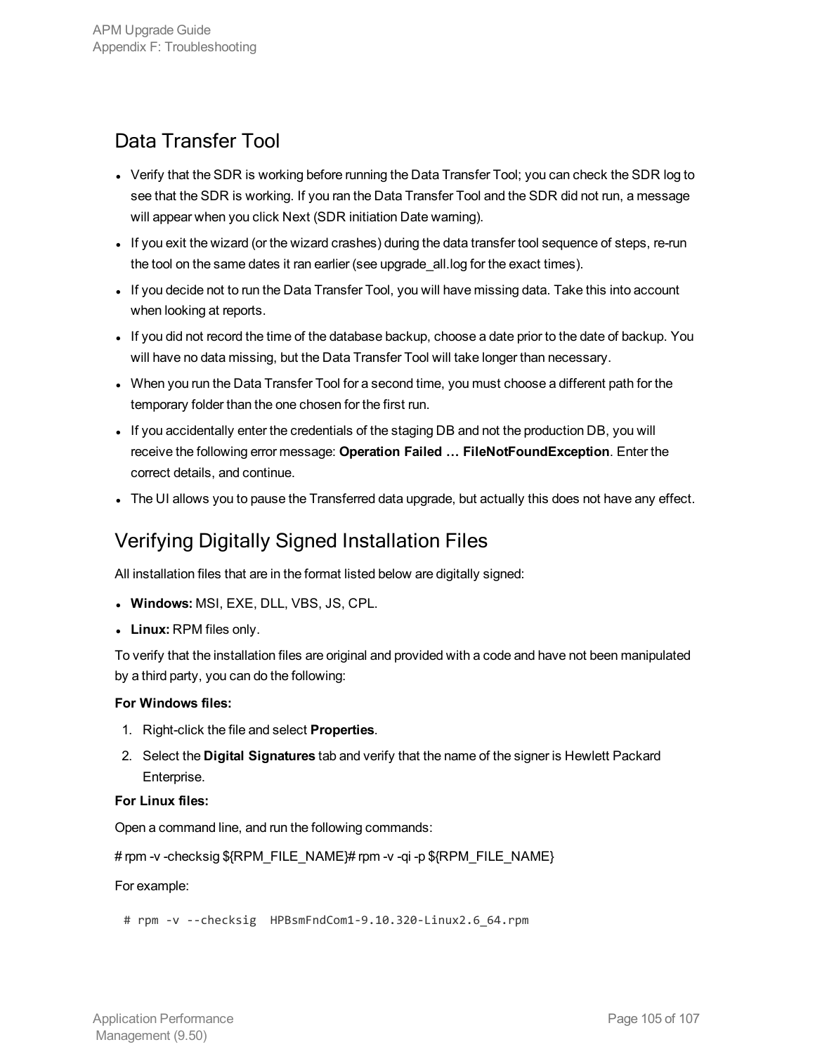## Data Transfer Tool

- Verify that the SDR is working before running the Data Transfer Tool; you can check the SDR log to see that the SDR is working. If you ran the Data Transfer Tool and the SDR did not run, a message will appear when you click Next (SDR initiation Date warning).
- If you exit the wizard (or the wizard crashes) during the data transfer tool sequence of steps, re-run the tool on the same dates it ran earlier (see upgrade_all.log for the exact times).
- If you decide not to run the Data Transfer Tool, you will have missing data. Take this into account when looking at reports.
- If you did not record the time of the database backup, choose a date prior to the date of backup. You will have no data missing, but the Data Transfer Tool will take longer than necessary.
- When you run the Data Transfer Tool for a second time, you must choose a different path for the temporary folder than the one chosen for the first run.
- If you accidentally enter the credentials of the staging DB and not the production DB, you will receive the following error message: **Operation Failed … FileNotFoundException**. Enter the correct details, and continue.
- The UI allows you to pause the Transferred data upgrade, but actually this does not have any effect.

## Verifying Digitally Signed Installation Files

All installation files that are in the format listed below are digitally signed:

- **Windows:** MSI, EXE, DLL, VBS, JS, CPL.
- **Linux:** RPM files only.

To verify that the installation files are original and provided with a code and have not been manipulated by a third party, you can do the following:

**For Windows files:**

1. Right-click the file and select **Properties**.
2. Select the **Digital Signatures** tab and verify that the name of the signer is Hewlett Packard Enterprise.

**For Linux files:**

Open a command line, and run the following commands:

# rpm -v -checksig ${RPM_FILE_NAME}# rpm -v -qi -p ${RPM_FILE_NAME}

For example:

```
# rpm -v --checksig  HPBsmFndCom1-9.10.320-Linux2.6_64.rpm
```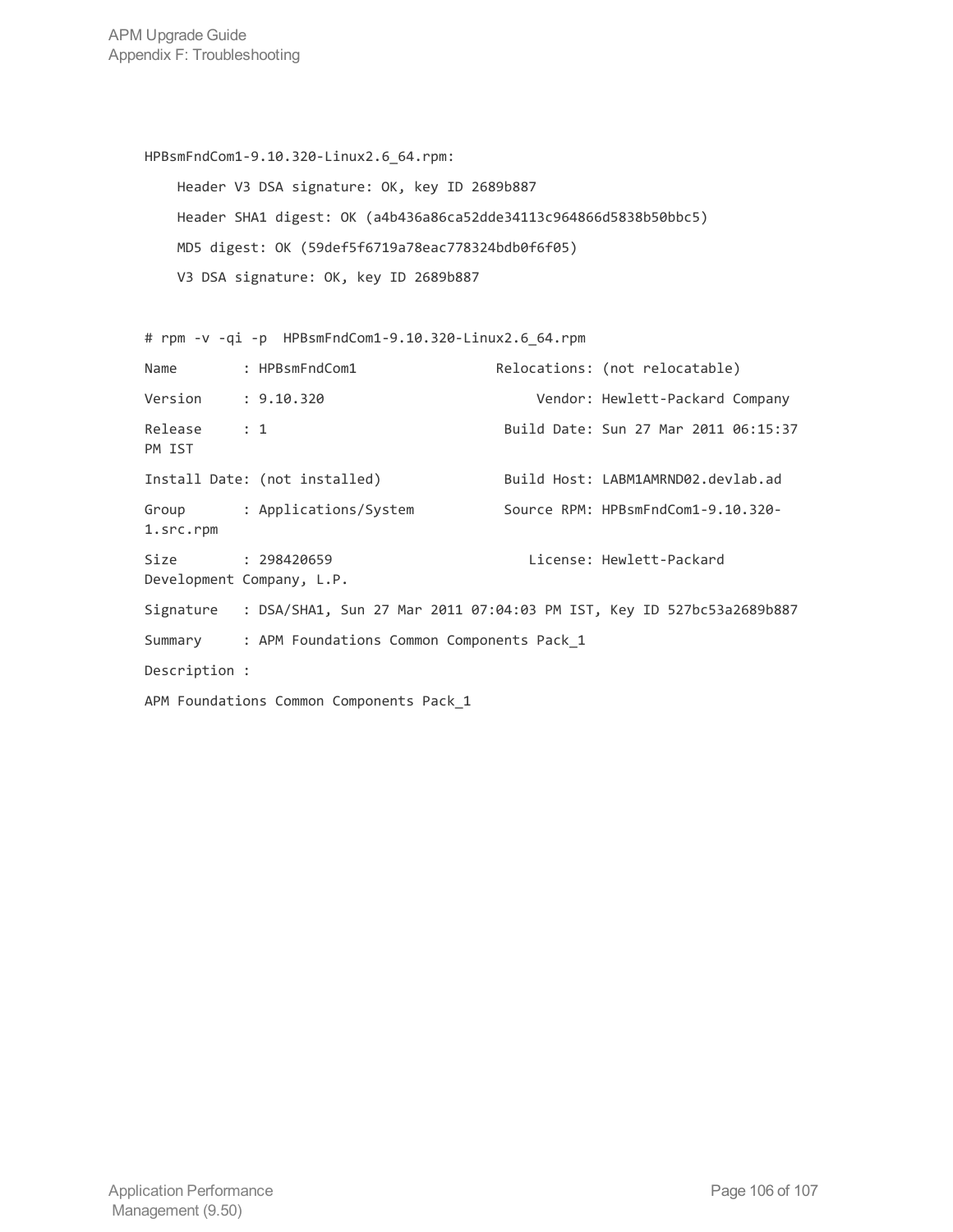```
HPBsmFndCom1-9.10.320-Linux2.6_64.rpm:
    Header V3 DSA signature: OK, key ID 2689b887
    Header SHA1 digest: OK (a4b436a86ca52dde34113c964866d5838b50bbc5)
    MD5 digest: OK (59def5f6719a78eac778324bdb0f6f05)
    V3 DSA signature: OK, key ID 2689b887

# rpm -v -qi -p  HPBsmFndCom1-9.10.320-Linux2.6_64.rpm
Name        : HPBsmFndCom1                 Relocations: (not relocatable)
Version     : 9.10.320                          Vendor: Hewlett-Packard Company
Release     : 1                             Build Date: Sun 27 Mar 2011 06:15:37
PM IST
Install Date: (not installed)               Build Host: LABM1AMRND02.devlab.ad
Group       : Applications/System           Source RPM: HPBsmFndCom1-9.10.320-
1.src.rpm
Size        : 298420659                        License: Hewlett-Packard
Development Company, L.P.
Signature   : DSA/SHA1, Sun 27 Mar 2011 07:04:03 PM IST, Key ID 527bc53a2689b887
Summary     : APM Foundations Common Components Pack_1
Description :
APM Foundations Common Components Pack_1
```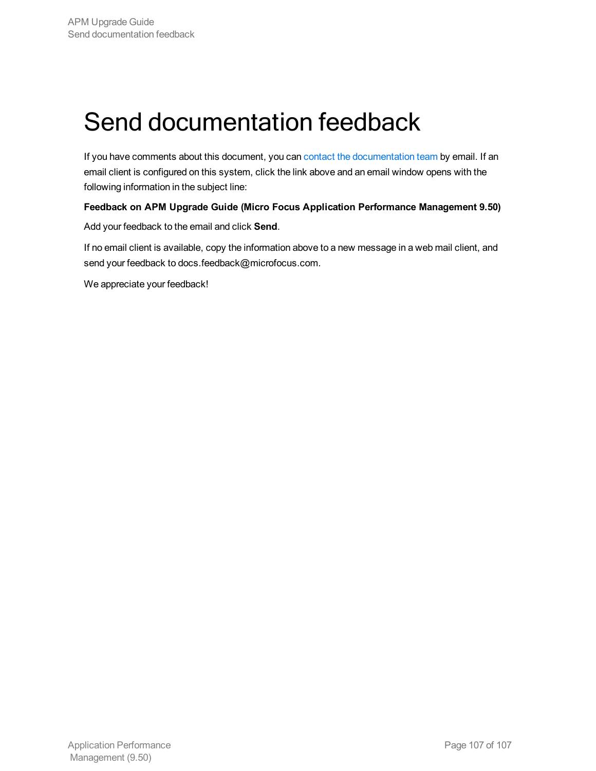# Send documentation feedback

If you have comments about this document, you can contact the documentation team by email. If an email client is configured on this system, click the link above and an email window opens with the following information in the subject line:

**Feedback on APM Upgrade Guide (Micro Focus Application Performance Management 9.50)**

Add your feedback to the email and click **Send**.

If no email client is available, copy the information above to a new message in a web mail client, and send your feedback to docs.feedback@microfocus.com.

We appreciate your feedback!